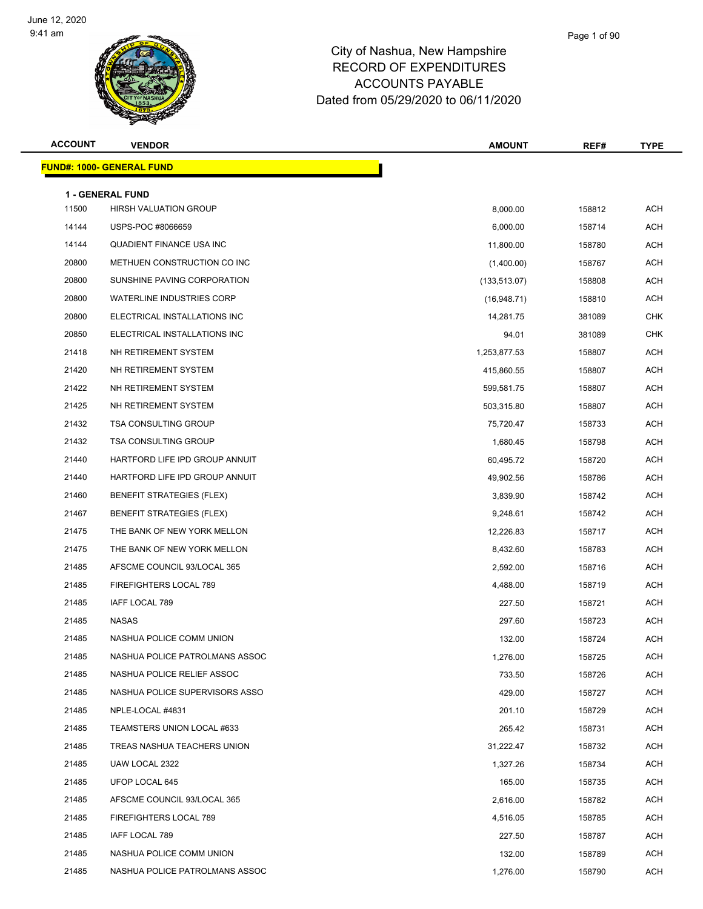# City of Nashua, New Hampshire
## RECORD OF EXPENDITURES
## ACCOUNTS PAYABLE
## Dated from 05/29/2020 to 06/11/2020

June 12, 2020
9:41 am

**FUND#: 1000- GENERAL FUND**

**1 - GENERAL FUND**

| ACCOUNT | VENDOR | AMOUNT | REF# | TYPE |
|---|---|---|---|---|
| 11500 | HIRSH VALUATION GROUP | 8,000.00 | 158812 | ACH |
| 14144 | USPS-POC #8066659 | 6,000.00 | 158714 | ACH |
| 14144 | QUADIENT FINANCE USA INC | 11,800.00 | 158780 | ACH |
| 20800 | METHUEN CONSTRUCTION CO INC | (1,400.00) | 158767 | ACH |
| 20800 | SUNSHINE PAVING CORPORATION | (133,513.07) | 158808 | ACH |
| 20800 | WATERLINE INDUSTRIES CORP | (16,948.71) | 158810 | ACH |
| 20800 | ELECTRICAL INSTALLATIONS INC | 14,281.75 | 381089 | CHK |
| 20850 | ELECTRICAL INSTALLATIONS INC | 94.01 | 381089 | CHK |
| 21418 | NH RETIREMENT SYSTEM | 1,253,877.53 | 158807 | ACH |
| 21420 | NH RETIREMENT SYSTEM | 415,860.55 | 158807 | ACH |
| 21422 | NH RETIREMENT SYSTEM | 599,581.75 | 158807 | ACH |
| 21425 | NH RETIREMENT SYSTEM | 503,315.80 | 158807 | ACH |
| 21432 | TSA CONSULTING GROUP | 75,720.47 | 158733 | ACH |
| 21432 | TSA CONSULTING GROUP | 1,680.45 | 158798 | ACH |
| 21440 | HARTFORD LIFE IPD GROUP ANNUIT | 60,495.72 | 158720 | ACH |
| 21440 | HARTFORD LIFE IPD GROUP ANNUIT | 49,902.56 | 158786 | ACH |
| 21460 | BENEFIT STRATEGIES (FLEX) | 3,839.90 | 158742 | ACH |
| 21467 | BENEFIT STRATEGIES (FLEX) | 9,248.61 | 158742 | ACH |
| 21475 | THE BANK OF NEW YORK MELLON | 12,226.83 | 158717 | ACH |
| 21475 | THE BANK OF NEW YORK MELLON | 8,432.60 | 158783 | ACH |
| 21485 | AFSCME COUNCIL 93/LOCAL 365 | 2,592.00 | 158716 | ACH |
| 21485 | FIREFIGHTERS LOCAL 789 | 4,488.00 | 158719 | ACH |
| 21485 | IAFF LOCAL 789 | 227.50 | 158721 | ACH |
| 21485 | NASAS | 297.60 | 158723 | ACH |
| 21485 | NASHUA POLICE COMM UNION | 132.00 | 158724 | ACH |
| 21485 | NASHUA POLICE PATROLMANS ASSOC | 1,276.00 | 158725 | ACH |
| 21485 | NASHUA POLICE RELIEF ASSOC | 733.50 | 158726 | ACH |
| 21485 | NASHUA POLICE SUPERVISORS ASSO | 429.00 | 158727 | ACH |
| 21485 | NPLE-LOCAL #4831 | 201.10 | 158729 | ACH |
| 21485 | TEAMSTERS UNION LOCAL #633 | 265.42 | 158731 | ACH |
| 21485 | TREAS NASHUA TEACHERS UNION | 31,222.47 | 158732 | ACH |
| 21485 | UAW LOCAL 2322 | 1,327.26 | 158734 | ACH |
| 21485 | UFOP LOCAL 645 | 165.00 | 158735 | ACH |
| 21485 | AFSCME COUNCIL 93/LOCAL 365 | 2,616.00 | 158782 | ACH |
| 21485 | FIREFIGHTERS LOCAL 789 | 4,516.05 | 158785 | ACH |
| 21485 | IAFF LOCAL 789 | 227.50 | 158787 | ACH |
| 21485 | NASHUA POLICE COMM UNION | 132.00 | 158789 | ACH |
| 21485 | NASHUA POLICE PATROLMANS ASSOC | 1,276.00 | 158790 | ACH |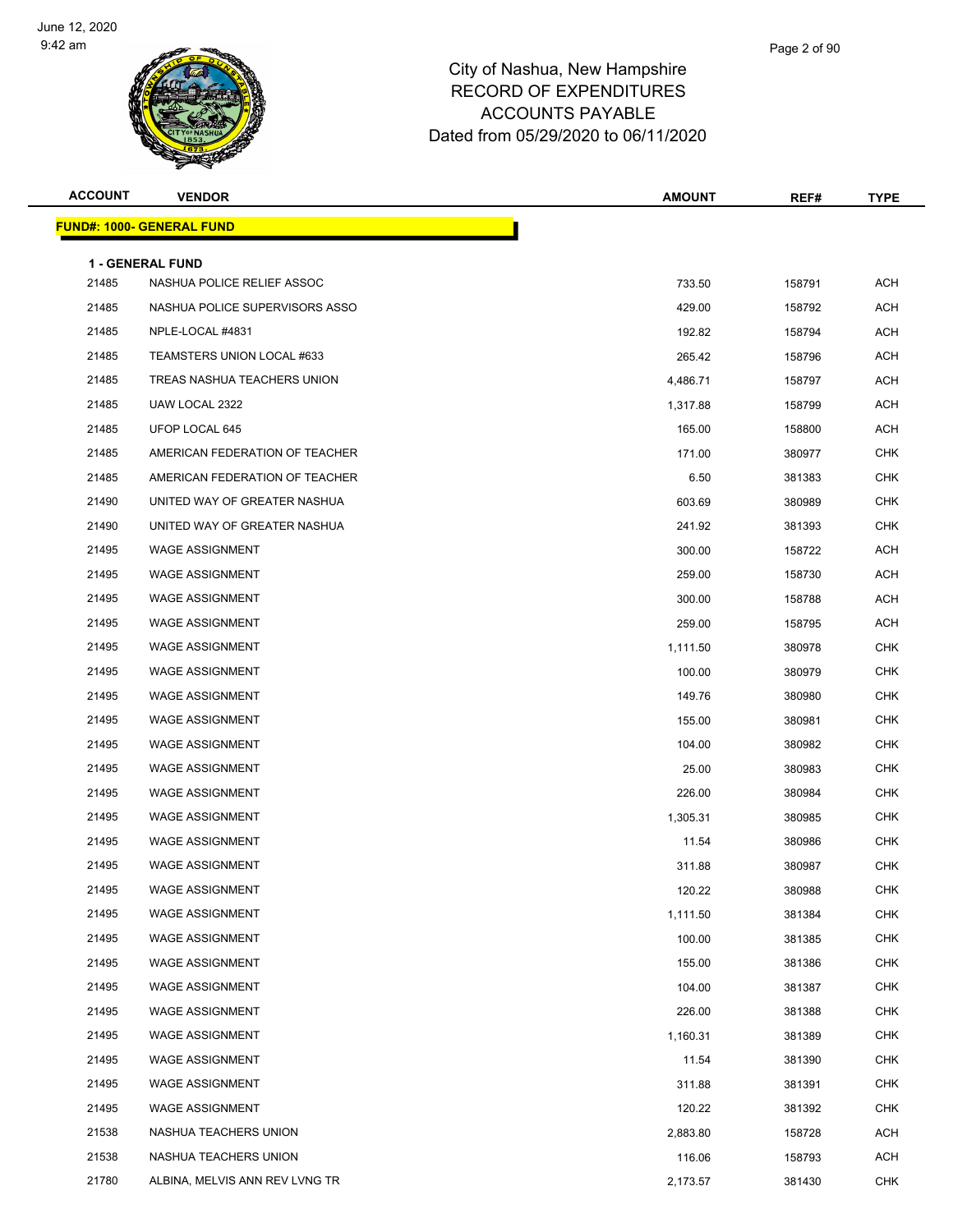June 12, 2020
9:42 am

# City of Nashua, New Hampshire
## RECORD OF EXPENDITURES
## ACCOUNTS PAYABLE
## Dated from 05/29/2020 to 06/11/2020

| ACCOUNT | VENDOR | AMOUNT | REF# | TYPE |
|---|---|---|---|---|
| **FUND#: 1000- GENERAL FUND** | | | | |
| **1 - GENERAL FUND** | | | | |
| 21485 | NASHUA POLICE RELIEF ASSOC | 733.50 | 158791 | ACH |
| 21485 | NASHUA POLICE SUPERVISORS ASSO | 429.00 | 158792 | ACH |
| 21485 | NPLE-LOCAL #4831 | 192.82 | 158794 | ACH |
| 21485 | TEAMSTERS UNION LOCAL #633 | 265.42 | 158796 | ACH |
| 21485 | TREAS NASHUA TEACHERS UNION | 4,486.71 | 158797 | ACH |
| 21485 | UAW LOCAL 2322 | 1,317.88 | 158799 | ACH |
| 21485 | UFOP LOCAL 645 | 165.00 | 158800 | ACH |
| 21485 | AMERICAN FEDERATION OF TEACHER | 171.00 | 380977 | CHK |
| 21485 | AMERICAN FEDERATION OF TEACHER | 6.50 | 381383 | CHK |
| 21490 | UNITED WAY OF GREATER NASHUA | 603.69 | 380989 | CHK |
| 21490 | UNITED WAY OF GREATER NASHUA | 241.92 | 381393 | CHK |
| 21495 | WAGE ASSIGNMENT | 300.00 | 158722 | ACH |
| 21495 | WAGE ASSIGNMENT | 259.00 | 158730 | ACH |
| 21495 | WAGE ASSIGNMENT | 300.00 | 158788 | ACH |
| 21495 | WAGE ASSIGNMENT | 259.00 | 158795 | ACH |
| 21495 | WAGE ASSIGNMENT | 1,111.50 | 380978 | CHK |
| 21495 | WAGE ASSIGNMENT | 100.00 | 380979 | CHK |
| 21495 | WAGE ASSIGNMENT | 149.76 | 380980 | CHK |
| 21495 | WAGE ASSIGNMENT | 155.00 | 380981 | CHK |
| 21495 | WAGE ASSIGNMENT | 104.00 | 380982 | CHK |
| 21495 | WAGE ASSIGNMENT | 25.00 | 380983 | CHK |
| 21495 | WAGE ASSIGNMENT | 226.00 | 380984 | CHK |
| 21495 | WAGE ASSIGNMENT | 1,305.31 | 380985 | CHK |
| 21495 | WAGE ASSIGNMENT | 11.54 | 380986 | CHK |
| 21495 | WAGE ASSIGNMENT | 311.88 | 380987 | CHK |
| 21495 | WAGE ASSIGNMENT | 120.22 | 380988 | CHK |
| 21495 | WAGE ASSIGNMENT | 1,111.50 | 381384 | CHK |
| 21495 | WAGE ASSIGNMENT | 100.00 | 381385 | CHK |
| 21495 | WAGE ASSIGNMENT | 155.00 | 381386 | CHK |
| 21495 | WAGE ASSIGNMENT | 104.00 | 381387 | CHK |
| 21495 | WAGE ASSIGNMENT | 226.00 | 381388 | CHK |
| 21495 | WAGE ASSIGNMENT | 1,160.31 | 381389 | CHK |
| 21495 | WAGE ASSIGNMENT | 11.54 | 381390 | CHK |
| 21495 | WAGE ASSIGNMENT | 311.88 | 381391 | CHK |
| 21495 | WAGE ASSIGNMENT | 120.22 | 381392 | CHK |
| 21538 | NASHUA TEACHERS UNION | 2,883.80 | 158728 | ACH |
| 21538 | NASHUA TEACHERS UNION | 116.06 | 158793 | ACH |
| 21780 | ALBINA, MELVIS ANN REV LVNG TR | 2,173.57 | 381430 | CHK |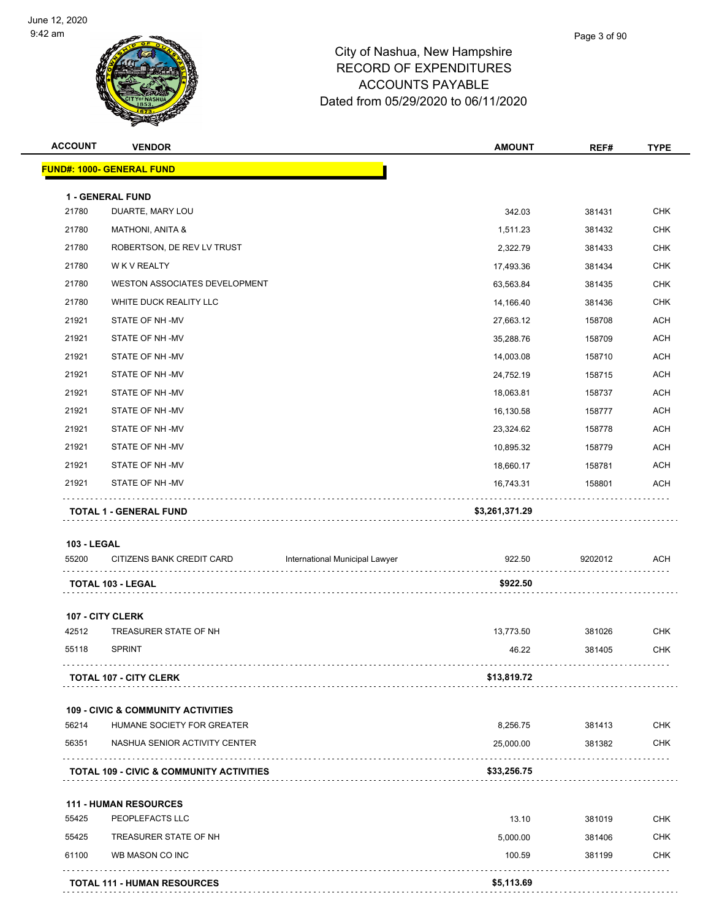# City of Nashua, New Hampshire
## RECORD OF EXPENDITURES
## ACCOUNTS PAYABLE
## Dated from 05/29/2020 to 06/11/2020

| ACCOUNT | VENDOR | | AMOUNT | REF# | TYPE |
|---|---|---|---|---|---|
| **FUND#: 1000- GENERAL FUND** | | | | | |
| **1 - GENERAL FUND** | | | | | |
| 21780 | DUARTE, MARY LOU | | 342.03 | 381431 | CHK |
| 21780 | MATHONI, ANITA & | | 1,511.23 | 381432 | CHK |
| 21780 | ROBERTSON, DE REV LV TRUST | | 2,322.79 | 381433 | CHK |
| 21780 | W K V REALTY | | 17,493.36 | 381434 | CHK |
| 21780 | WESTON ASSOCIATES DEVELOPMENT | | 63,563.84 | 381435 | CHK |
| 21780 | WHITE DUCK REALITY LLC | | 14,166.40 | 381436 | CHK |
| 21921 | STATE OF NH -MV | | 27,663.12 | 158708 | ACH |
| 21921 | STATE OF NH -MV | | 35,288.76 | 158709 | ACH |
| 21921 | STATE OF NH -MV | | 14,003.08 | 158710 | ACH |
| 21921 | STATE OF NH -MV | | 24,752.19 | 158715 | ACH |
| 21921 | STATE OF NH -MV | | 18,063.81 | 158737 | ACH |
| 21921 | STATE OF NH -MV | | 16,130.58 | 158777 | ACH |
| 21921 | STATE OF NH -MV | | 23,324.62 | 158778 | ACH |
| 21921 | STATE OF NH -MV | | 10,895.32 | 158779 | ACH |
| 21921 | STATE OF NH -MV | | 18,660.17 | 158781 | ACH |
| 21921 | STATE OF NH -MV | | 16,743.31 | 158801 | ACH |
| **TOTAL 1 - GENERAL FUND** | | | **$3,261,371.29** | | |
| **103 - LEGAL** | | | | | |
| 55200 | CITIZENS BANK CREDIT CARD | International Municipal Lawyer | 922.50 | 9202012 | ACH |
| **TOTAL 103 - LEGAL** | | | **$922.50** | | |
| **107 - CITY CLERK** | | | | | |
| 42512 | TREASURER STATE OF NH | | 13,773.50 | 381026 | CHK |
| 55118 | SPRINT | | 46.22 | 381405 | CHK |
| **TOTAL 107 - CITY CLERK** | | | **$13,819.72** | | |
| **109 - CIVIC & COMMUNITY ACTIVITIES** | | | | | |
| 56214 | HUMANE SOCIETY FOR GREATER | | 8,256.75 | 381413 | CHK |
| 56351 | NASHUA SENIOR ACTIVITY CENTER | | 25,000.00 | 381382 | CHK |
| **TOTAL 109 - CIVIC & COMMUNITY ACTIVITIES** | | | **$33,256.75** | | |
| **111 - HUMAN RESOURCES** | | | | | |
| 55425 | PEOPLEFACTS LLC | | 13.10 | 381019 | CHK |
| 55425 | TREASURER STATE OF NH | | 5,000.00 | 381406 | CHK |
| 61100 | WB MASON CO INC | | 100.59 | 381199 | CHK |
| **TOTAL 111 - HUMAN RESOURCES** | | | **$5,113.69** | | |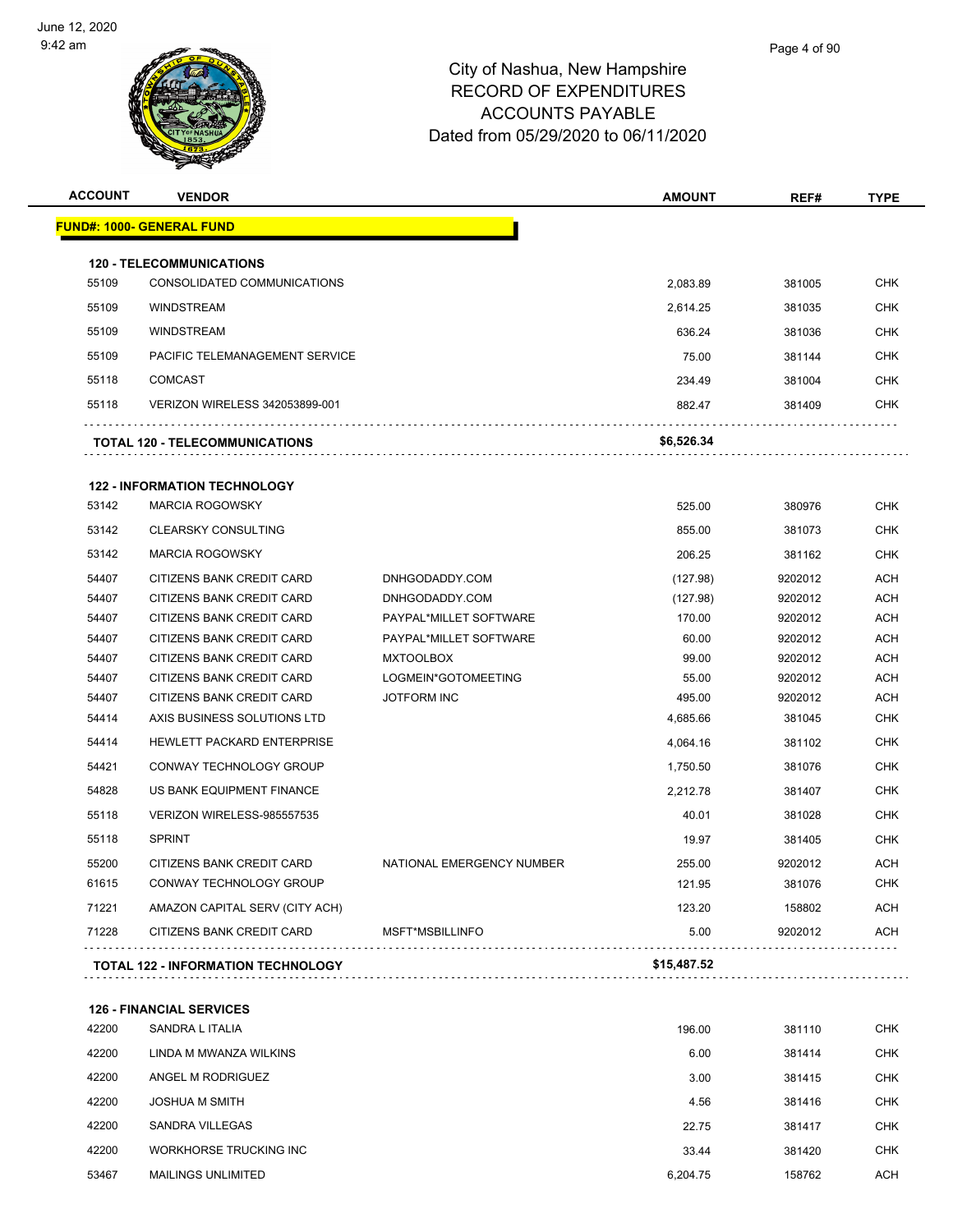# City of Nashua, New Hampshire
## RECORD OF EXPENDITURES
## ACCOUNTS PAYABLE
## Dated from 05/29/2020 to 06/11/2020

| ACCOUNT | VENDOR | | AMOUNT | REF# | TYPE |
|---|---|---|---|---|---|
| **FUND#: 1000- GENERAL FUND** | | | | | |
| **120 - TELECOMMUNICATIONS** | | | | | |
| 55109 | CONSOLIDATED COMMUNICATIONS | | 2,083.89 | 381005 | CHK |
| 55109 | WINDSTREAM | | 2,614.25 | 381035 | CHK |
| 55109 | WINDSTREAM | | 636.24 | 381036 | CHK |
| 55109 | PACIFIC TELEMANAGEMENT SERVICE | | 75.00 | 381144 | CHK |
| 55118 | COMCAST | | 234.49 | 381004 | CHK |
| 55118 | VERIZON WIRELESS 342053899-001 | | 882.47 | 381409 | CHK |
| **TOTAL 120 - TELECOMMUNICATIONS** | | | **$6,526.34** | | |
| **122 - INFORMATION TECHNOLOGY** | | | | | |
| 53142 | MARCIA ROGOWSKY | | 525.00 | 380976 | CHK |
| 53142 | CLEARSKY CONSULTING | | 855.00 | 381073 | CHK |
| 53142 | MARCIA ROGOWSKY | | 206.25 | 381162 | CHK |
| 54407 | CITIZENS BANK CREDIT CARD | DNHGODADDY.COM | (127.98) | 9202012 | ACH |
| 54407 | CITIZENS BANK CREDIT CARD | DNHGODADDY.COM | (127.98) | 9202012 | ACH |
| 54407 | CITIZENS BANK CREDIT CARD | PAYPAL*MILLET SOFTWARE | 170.00 | 9202012 | ACH |
| 54407 | CITIZENS BANK CREDIT CARD | PAYPAL*MILLET SOFTWARE | 60.00 | 9202012 | ACH |
| 54407 | CITIZENS BANK CREDIT CARD | MXTOOLBOX | 99.00 | 9202012 | ACH |
| 54407 | CITIZENS BANK CREDIT CARD | LOGMEIN*GOTOMEETING | 55.00 | 9202012 | ACH |
| 54407 | CITIZENS BANK CREDIT CARD | JOTFORM INC | 495.00 | 9202012 | ACH |
| 54414 | AXIS BUSINESS SOLUTIONS LTD | | 4,685.66 | 381045 | CHK |
| 54414 | HEWLETT PACKARD ENTERPRISE | | 4,064.16 | 381102 | CHK |
| 54421 | CONWAY TECHNOLOGY GROUP | | 1,750.50 | 381076 | CHK |
| 54828 | US BANK EQUIPMENT FINANCE | | 2,212.78 | 381407 | CHK |
| 55118 | VERIZON WIRELESS-985557535 | | 40.01 | 381028 | CHK |
| 55118 | SPRINT | | 19.97 | 381405 | CHK |
| 55200 | CITIZENS BANK CREDIT CARD | NATIONAL EMERGENCY NUMBER | 255.00 | 9202012 | ACH |
| 61615 | CONWAY TECHNOLOGY GROUP | | 121.95 | 381076 | CHK |
| 71221 | AMAZON CAPITAL SERV (CITY ACH) | | 123.20 | 158802 | ACH |
| 71228 | CITIZENS BANK CREDIT CARD | MSFT*MSBILLINFO | 5.00 | 9202012 | ACH |
| **TOTAL 122 - INFORMATION TECHNOLOGY** | | | **$15,487.52** | | |
| **126 - FINANCIAL SERVICES** | | | | | |
| 42200 | SANDRA L ITALIA | | 196.00 | 381110 | CHK |
| 42200 | LINDA M MWANZA WILKINS | | 6.00 | 381414 | CHK |
| 42200 | ANGEL M RODRIGUEZ | | 3.00 | 381415 | CHK |
| 42200 | JOSHUA M SMITH | | 4.56 | 381416 | CHK |
| 42200 | SANDRA VILLEGAS | | 22.75 | 381417 | CHK |
| 42200 | WORKHORSE TRUCKING INC | | 33.44 | 381420 | CHK |
| 53467 | MAILINGS UNLIMITED | | 6,204.75 | 158762 | ACH |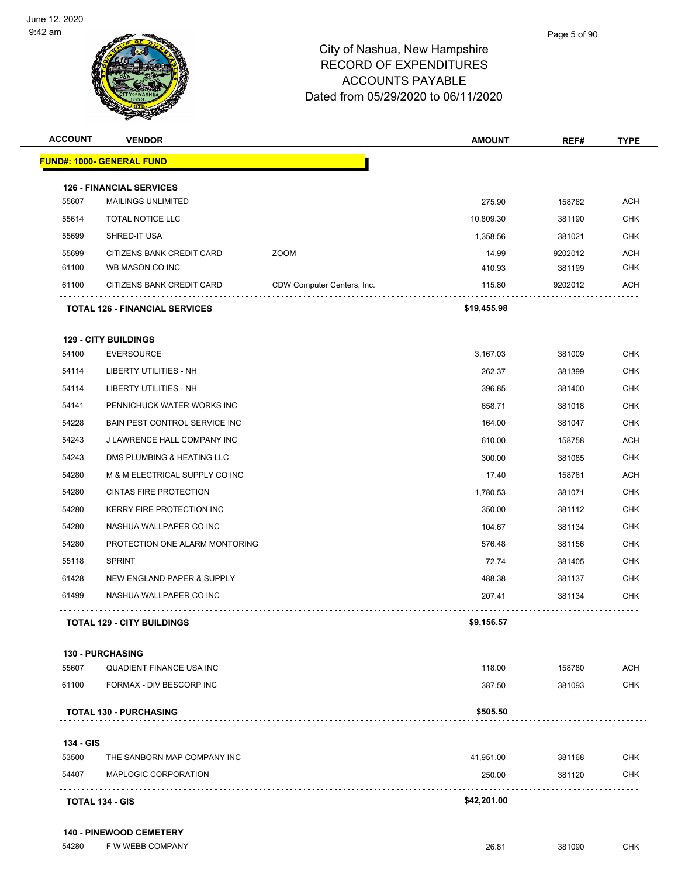City of Nashua, New Hampshire
RECORD OF EXPENDITURES
ACCOUNTS PAYABLE
Dated from 05/29/2020 to 06/11/2020

| ACCOUNT | VENDOR | | AMOUNT | REF# | TYPE |
|---|---|---|---|---|---|
| **FUND#: 1000- GENERAL FUND** | | | | | |
| **126 - FINANCIAL SERVICES** | | | | | |
| 55607 | MAILINGS UNLIMITED | | 275.90 | 158762 | ACH |
| 55614 | TOTAL NOTICE LLC | | 10,809.30 | 381190 | CHK |
| 55699 | SHRED-IT USA | | 1,358.56 | 381021 | CHK |
| 55699 | CITIZENS BANK CREDIT CARD | ZOOM | 14.99 | 9202012 | ACH |
| 61100 | WB MASON CO INC | | 410.93 | 381199 | CHK |
| 61100 | CITIZENS BANK CREDIT CARD | CDW Computer Centers, Inc. | 115.80 | 9202012 | ACH |
| **TOTAL 126 - FINANCIAL SERVICES** | | | **$19,455.98** | | |
| **129 - CITY BUILDINGS** | | | | | |
| 54100 | EVERSOURCE | | 3,167.03 | 381009 | CHK |
| 54114 | LIBERTY UTILITIES - NH | | 262.37 | 381399 | CHK |
| 54114 | LIBERTY UTILITIES - NH | | 396.85 | 381400 | CHK |
| 54141 | PENNICHUCK WATER WORKS INC | | 658.71 | 381018 | CHK |
| 54228 | BAIN PEST CONTROL SERVICE INC | | 164.00 | 381047 | CHK |
| 54243 | J LAWRENCE HALL COMPANY INC | | 610.00 | 158758 | ACH |
| 54243 | DMS PLUMBING & HEATING LLC | | 300.00 | 381085 | CHK |
| 54280 | M & M ELECTRICAL SUPPLY CO INC | | 17.40 | 158761 | ACH |
| 54280 | CINTAS FIRE PROTECTION | | 1,780.53 | 381071 | CHK |
| 54280 | KERRY FIRE PROTECTION INC | | 350.00 | 381112 | CHK |
| 54280 | NASHUA WALLPAPER CO INC | | 104.67 | 381134 | CHK |
| 54280 | PROTECTION ONE ALARM MONTORING | | 576.48 | 381156 | CHK |
| 55118 | SPRINT | | 72.74 | 381405 | CHK |
| 61428 | NEW ENGLAND PAPER & SUPPLY | | 488.38 | 381137 | CHK |
| 61499 | NASHUA WALLPAPER CO INC | | 207.41 | 381134 | CHK |
| **TOTAL 129 - CITY BUILDINGS** | | | **$9,156.57** | | |
| **130 - PURCHASING** | | | | | |
| 55607 | QUADIENT FINANCE USA INC | | 118.00 | 158780 | ACH |
| 61100 | FORMAX - DIV BESCORP INC | | 387.50 | 381093 | CHK |
| **TOTAL 130 - PURCHASING** | | | **$505.50** | | |
| **134 - GIS** | | | | | |
| 53500 | THE SANBORN MAP COMPANY INC | | 41,951.00 | 381168 | CHK |
| 54407 | MAPLOGIC CORPORATION | | 250.00 | 381120 | CHK |
| **TOTAL 134 - GIS** | | | **$42,201.00** | | |
| **140 - PINEWOOD CEMETERY** | | | | | |
| 54280 | F W WEBB COMPANY | | 26.81 | 381090 | CHK |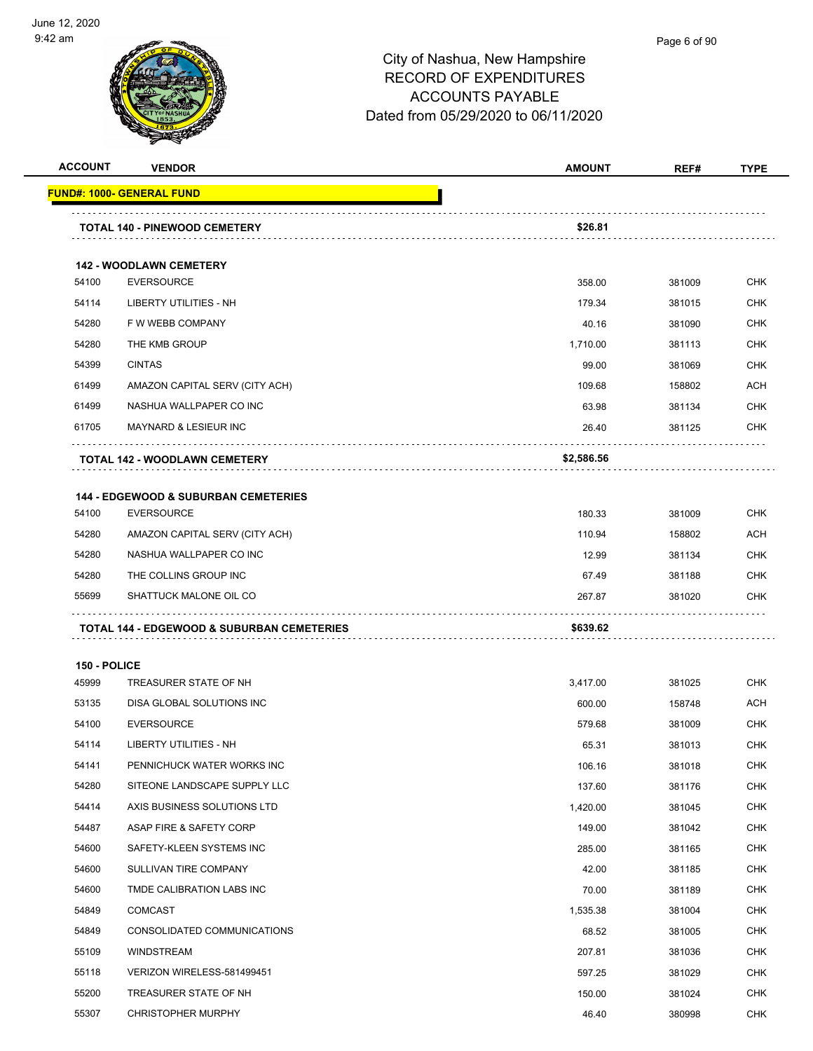# City of Nashua, New Hampshire
# RECORD OF EXPENDITURES
# ACCOUNTS PAYABLE
# Dated from 05/29/2020 to 06/11/2020

| ACCOUNT | VENDOR | AMOUNT | REF# | TYPE |
|---|---|---|---|---|
| **FUND#: 1000- GENERAL FUND** | | | | |
| | **TOTAL 140 - PINEWOOD CEMETERY** | **$26.81** | | |
| **142 - WOODLAWN CEMETERY** | | | | |
| 54100 | EVERSOURCE | 358.00 | 381009 | CHK |
| 54114 | LIBERTY UTILITIES - NH | 179.34 | 381015 | CHK |
| 54280 | F W WEBB COMPANY | 40.16 | 381090 | CHK |
| 54280 | THE KMB GROUP | 1,710.00 | 381113 | CHK |
| 54399 | CINTAS | 99.00 | 381069 | CHK |
| 61499 | AMAZON CAPITAL SERV (CITY ACH) | 109.68 | 158802 | ACH |
| 61499 | NASHUA WALLPAPER CO INC | 63.98 | 381134 | CHK |
| 61705 | MAYNARD & LESIEUR INC | 26.40 | 381125 | CHK |
| | **TOTAL 142 - WOODLAWN CEMETERY** | **$2,586.56** | | |
| **144 - EDGEWOOD & SUBURBAN CEMETERIES** | | | | |
| 54100 | EVERSOURCE | 180.33 | 381009 | CHK |
| 54280 | AMAZON CAPITAL SERV (CITY ACH) | 110.94 | 158802 | ACH |
| 54280 | NASHUA WALLPAPER CO INC | 12.99 | 381134 | CHK |
| 54280 | THE COLLINS GROUP INC | 67.49 | 381188 | CHK |
| 55699 | SHATTUCK MALONE OIL CO | 267.87 | 381020 | CHK |
| | **TOTAL 144 - EDGEWOOD & SUBURBAN CEMETERIES** | **$639.62** | | |
| **150 - POLICE** | | | | |
| 45999 | TREASURER STATE OF NH | 3,417.00 | 381025 | CHK |
| 53135 | DISA GLOBAL SOLUTIONS INC | 600.00 | 158748 | ACH |
| 54100 | EVERSOURCE | 579.68 | 381009 | CHK |
| 54114 | LIBERTY UTILITIES - NH | 65.31 | 381013 | CHK |
| 54141 | PENNICHUCK WATER WORKS INC | 106.16 | 381018 | CHK |
| 54280 | SITEONE LANDSCAPE SUPPLY LLC | 137.60 | 381176 | CHK |
| 54414 | AXIS BUSINESS SOLUTIONS LTD | 1,420.00 | 381045 | CHK |
| 54487 | ASAP FIRE & SAFETY CORP | 149.00 | 381042 | CHK |
| 54600 | SAFETY-KLEEN SYSTEMS INC | 285.00 | 381165 | CHK |
| 54600 | SULLIVAN TIRE COMPANY | 42.00 | 381185 | CHK |
| 54600 | TMDE CALIBRATION LABS INC | 70.00 | 381189 | CHK |
| 54849 | COMCAST | 1,535.38 | 381004 | CHK |
| 54849 | CONSOLIDATED COMMUNICATIONS | 68.52 | 381005 | CHK |
| 55109 | WINDSTREAM | 207.81 | 381036 | CHK |
| 55118 | VERIZON WIRELESS-581499451 | 597.25 | 381029 | CHK |
| 55200 | TREASURER STATE OF NH | 150.00 | 381024 | CHK |
| 55307 | CHRISTOPHER MURPHY | 46.40 | 380998 | CHK |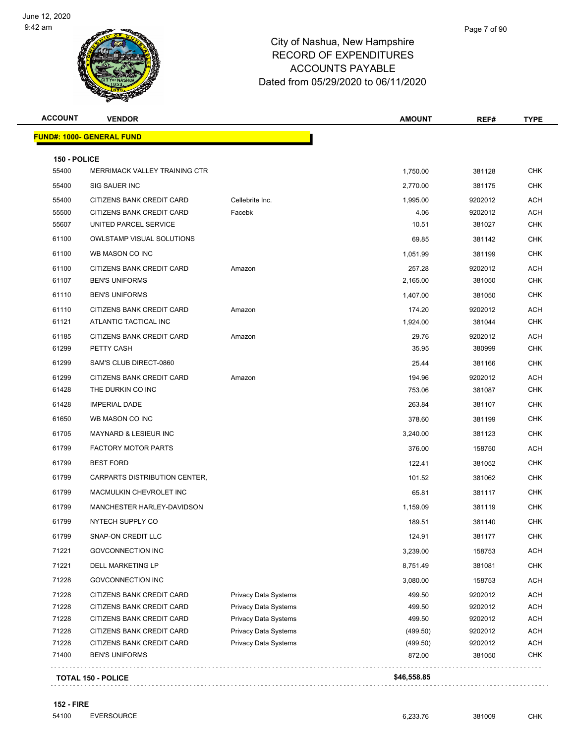City of Nashua, New Hampshire
RECORD OF EXPENDITURES
ACCOUNTS PAYABLE
Dated from 05/29/2020 to 06/11/2020

| ACCOUNT | VENDOR | | AMOUNT | REF# | TYPE |
|---|---|---|---|---|---|
| **FUND#: 1000- GENERAL FUND** | | | | | |
| **150 - POLICE** | | | | | |
| 55400 | MERRIMACK VALLEY TRAINING CTR | | 1,750.00 | 381128 | CHK |
| 55400 | SIG SAUER INC | | 2,770.00 | 381175 | CHK |
| 55400 | CITIZENS BANK CREDIT CARD | Cellebrite Inc. | 1,995.00 | 9202012 | ACH |
| 55500 | CITIZENS BANK CREDIT CARD | Facebk | 4.06 | 9202012 | ACH |
| 55607 | UNITED PARCEL SERVICE | | 10.51 | 381027 | CHK |
| 61100 | OWLSTAMP VISUAL SOLUTIONS | | 69.85 | 381142 | CHK |
| 61100 | WB MASON CO INC | | 1,051.99 | 381199 | CHK |
| 61100 | CITIZENS BANK CREDIT CARD | Amazon | 257.28 | 9202012 | ACH |
| 61107 | BEN'S UNIFORMS | | 2,165.00 | 381050 | CHK |
| 61110 | BEN'S UNIFORMS | | 1,407.00 | 381050 | CHK |
| 61110 | CITIZENS BANK CREDIT CARD | Amazon | 174.20 | 9202012 | ACH |
| 61121 | ATLANTIC TACTICAL INC | | 1,924.00 | 381044 | CHK |
| 61185 | CITIZENS BANK CREDIT CARD | Amazon | 29.76 | 9202012 | ACH |
| 61299 | PETTY CASH | | 35.95 | 380999 | CHK |
| 61299 | SAM'S CLUB DIRECT-0860 | | 25.44 | 381166 | CHK |
| 61299 | CITIZENS BANK CREDIT CARD | Amazon | 194.96 | 9202012 | ACH |
| 61428 | THE DURKIN CO INC | | 753.06 | 381087 | CHK |
| 61428 | IMPERIAL DADE | | 263.84 | 381107 | CHK |
| 61650 | WB MASON CO INC | | 378.60 | 381199 | CHK |
| 61705 | MAYNARD & LESIEUR INC | | 3,240.00 | 381123 | CHK |
| 61799 | FACTORY MOTOR PARTS | | 376.00 | 158750 | ACH |
| 61799 | BEST FORD | | 122.41 | 381052 | CHK |
| 61799 | CARPARTS DISTRIBUTION CENTER, | | 101.52 | 381062 | CHK |
| 61799 | MACMULKIN CHEVROLET INC | | 65.81 | 381117 | CHK |
| 61799 | MANCHESTER HARLEY-DAVIDSON | | 1,159.09 | 381119 | CHK |
| 61799 | NYTECH SUPPLY CO | | 189.51 | 381140 | CHK |
| 61799 | SNAP-ON CREDIT LLC | | 124.91 | 381177 | CHK |
| 71221 | GOVCONNECTION INC | | 3,239.00 | 158753 | ACH |
| 71221 | DELL MARKETING LP | | 8,751.49 | 381081 | CHK |
| 71228 | GOVCONNECTION INC | | 3,080.00 | 158753 | ACH |
| 71228 | CITIZENS BANK CREDIT CARD | Privacy Data Systems | 499.50 | 9202012 | ACH |
| 71228 | CITIZENS BANK CREDIT CARD | Privacy Data Systems | 499.50 | 9202012 | ACH |
| 71228 | CITIZENS BANK CREDIT CARD | Privacy Data Systems | 499.50 | 9202012 | ACH |
| 71228 | CITIZENS BANK CREDIT CARD | Privacy Data Systems | (499.50) | 9202012 | ACH |
| 71228 | CITIZENS BANK CREDIT CARD | Privacy Data Systems | (499.50) | 9202012 | ACH |
| 71400 | BEN'S UNIFORMS | | 872.00 | 381050 | CHK |
| **TOTAL 150 - POLICE** | | | **$46,558.85** | | |
| **152 - FIRE** | | | | | |
| 54100 | EVERSOURCE | | 6,233.76 | 381009 | CHK |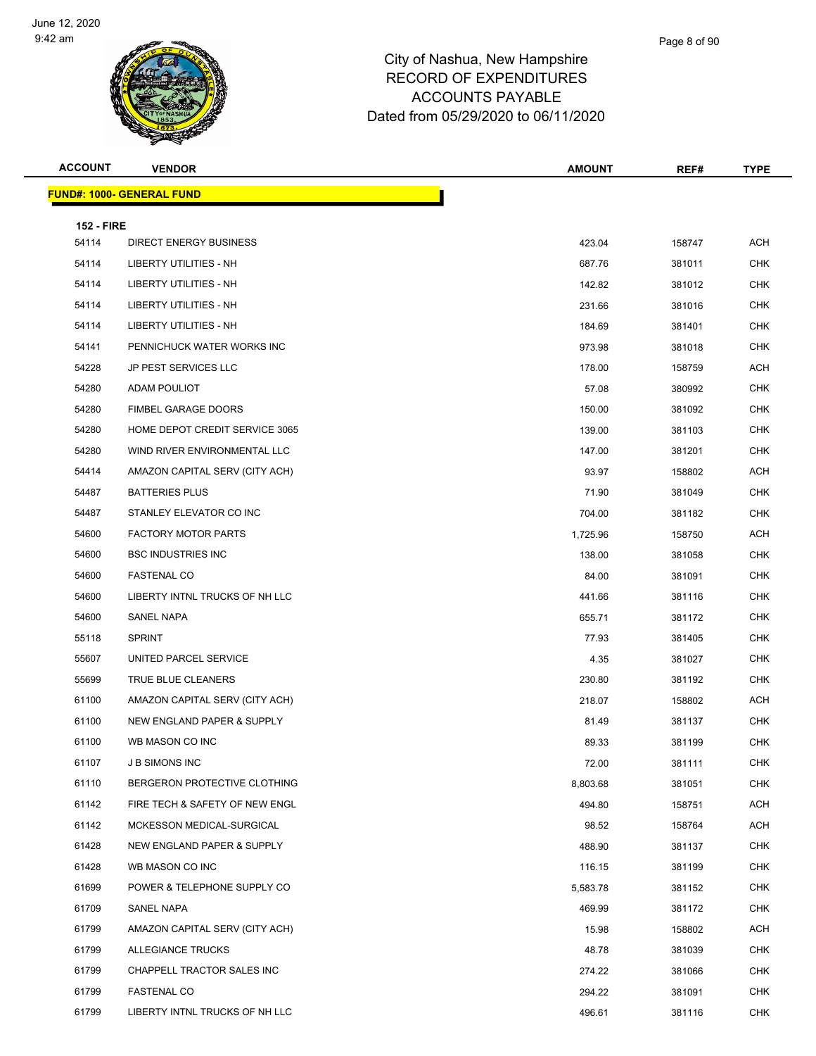City of Nashua, New Hampshire
RECORD OF EXPENDITURES
ACCOUNTS PAYABLE
Dated from 05/29/2020 to 06/11/2020

June 12, 2020
9:42 am

| ACCOUNT | VENDOR | AMOUNT | REF# | TYPE |
|---|---|---|---|---|
| **FUND#: 1000- GENERAL FUND** | | | | |
| **152 - FIRE** | | | | |
| 54114 | DIRECT ENERGY BUSINESS | 423.04 | 158747 | ACH |
| 54114 | LIBERTY UTILITIES - NH | 687.76 | 381011 | CHK |
| 54114 | LIBERTY UTILITIES - NH | 142.82 | 381012 | CHK |
| 54114 | LIBERTY UTILITIES - NH | 231.66 | 381016 | CHK |
| 54114 | LIBERTY UTILITIES - NH | 184.69 | 381401 | CHK |
| 54141 | PENNICHUCK WATER WORKS INC | 973.98 | 381018 | CHK |
| 54228 | JP PEST SERVICES LLC | 178.00 | 158759 | ACH |
| 54280 | ADAM POULIOT | 57.08 | 380992 | CHK |
| 54280 | FIMBEL GARAGE DOORS | 150.00 | 381092 | CHK |
| 54280 | HOME DEPOT CREDIT SERVICE 3065 | 139.00 | 381103 | CHK |
| 54280 | WIND RIVER ENVIRONMENTAL LLC | 147.00 | 381201 | CHK |
| 54414 | AMAZON CAPITAL SERV (CITY ACH) | 93.97 | 158802 | ACH |
| 54487 | BATTERIES PLUS | 71.90 | 381049 | CHK |
| 54487 | STANLEY ELEVATOR CO INC | 704.00 | 381182 | CHK |
| 54600 | FACTORY MOTOR PARTS | 1,725.96 | 158750 | ACH |
| 54600 | BSC INDUSTRIES INC | 138.00 | 381058 | CHK |
| 54600 | FASTENAL CO | 84.00 | 381091 | CHK |
| 54600 | LIBERTY INTNL TRUCKS OF NH LLC | 441.66 | 381116 | CHK |
| 54600 | SANEL NAPA | 655.71 | 381172 | CHK |
| 55118 | SPRINT | 77.93 | 381405 | CHK |
| 55607 | UNITED PARCEL SERVICE | 4.35 | 381027 | CHK |
| 55699 | TRUE BLUE CLEANERS | 230.80 | 381192 | CHK |
| 61100 | AMAZON CAPITAL SERV (CITY ACH) | 218.07 | 158802 | ACH |
| 61100 | NEW ENGLAND PAPER & SUPPLY | 81.49 | 381137 | CHK |
| 61100 | WB MASON CO INC | 89.33 | 381199 | CHK |
| 61107 | J B SIMONS INC | 72.00 | 381111 | CHK |
| 61110 | BERGERON PROTECTIVE CLOTHING | 8,803.68 | 381051 | CHK |
| 61142 | FIRE TECH & SAFETY OF NEW ENGL | 494.80 | 158751 | ACH |
| 61142 | MCKESSON MEDICAL-SURGICAL | 98.52 | 158764 | ACH |
| 61428 | NEW ENGLAND PAPER & SUPPLY | 488.90 | 381137 | CHK |
| 61428 | WB MASON CO INC | 116.15 | 381199 | CHK |
| 61699 | POWER & TELEPHONE SUPPLY CO | 5,583.78 | 381152 | CHK |
| 61709 | SANEL NAPA | 469.99 | 381172 | CHK |
| 61799 | AMAZON CAPITAL SERV (CITY ACH) | 15.98 | 158802 | ACH |
| 61799 | ALLEGIANCE TRUCKS | 48.78 | 381039 | CHK |
| 61799 | CHAPPELL TRACTOR SALES INC | 274.22 | 381066 | CHK |
| 61799 | FASTENAL CO | 294.22 | 381091 | CHK |
| 61799 | LIBERTY INTNL TRUCKS OF NH LLC | 496.61 | 381116 | CHK |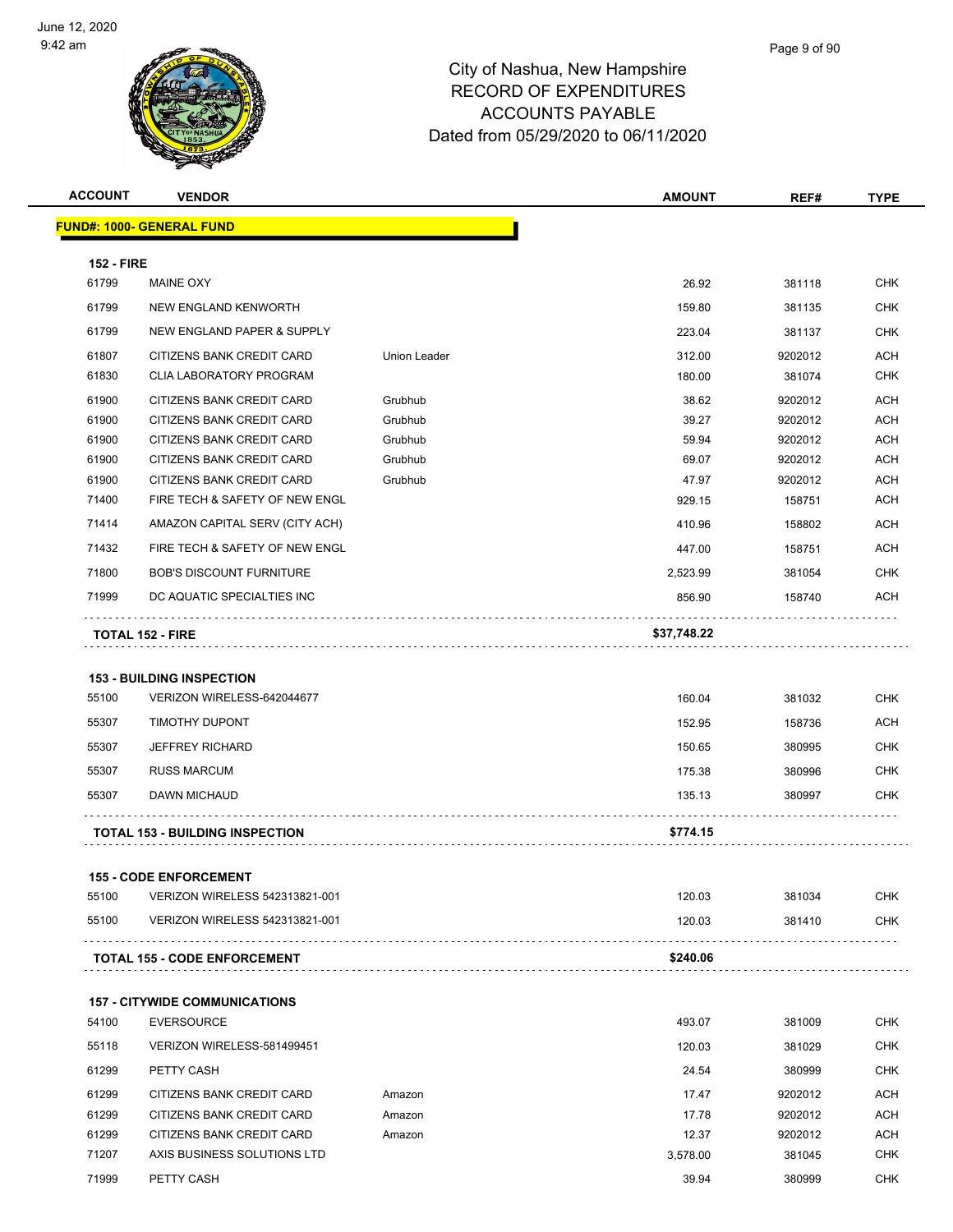# City of Nashua, New Hampshire
## RECORD OF EXPENDITURES
## ACCOUNTS PAYABLE
## Dated from 05/29/2020 to 06/11/2020

| ACCOUNT | VENDOR | | AMOUNT | REF# | TYPE |
|---|---|---|---|---|---|
| **FUND#: 1000- GENERAL FUND** | | | | | |
| **152 - FIRE** | | | | | |
| 61799 | MAINE OXY | | 26.92 | 381118 | CHK |
| 61799 | NEW ENGLAND KENWORTH | | 159.80 | 381135 | CHK |
| 61799 | NEW ENGLAND PAPER & SUPPLY | | 223.04 | 381137 | CHK |
| 61807 | CITIZENS BANK CREDIT CARD | Union Leader | 312.00 | 9202012 | ACH |
| 61830 | CLIA LABORATORY PROGRAM | | 180.00 | 381074 | CHK |
| 61900 | CITIZENS BANK CREDIT CARD | Grubhub | 38.62 | 9202012 | ACH |
| 61900 | CITIZENS BANK CREDIT CARD | Grubhub | 39.27 | 9202012 | ACH |
| 61900 | CITIZENS BANK CREDIT CARD | Grubhub | 59.94 | 9202012 | ACH |
| 61900 | CITIZENS BANK CREDIT CARD | Grubhub | 69.07 | 9202012 | ACH |
| 61900 | CITIZENS BANK CREDIT CARD | Grubhub | 47.97 | 9202012 | ACH |
| 71400 | FIRE TECH & SAFETY OF NEW ENGL | | 929.15 | 158751 | ACH |
| 71414 | AMAZON CAPITAL SERV (CITY ACH) | | 410.96 | 158802 | ACH |
| 71432 | FIRE TECH & SAFETY OF NEW ENGL | | 447.00 | 158751 | ACH |
| 71800 | BOB'S DISCOUNT FURNITURE | | 2,523.99 | 381054 | CHK |
| 71999 | DC AQUATIC SPECIALTIES INC | | 856.90 | 158740 | ACH |
| **TOTAL 152 - FIRE** | | | **$37,748.22** | | |
| **153 - BUILDING INSPECTION** | | | | | |
| 55100 | VERIZON WIRELESS-642044677 | | 160.04 | 381032 | CHK |
| 55307 | TIMOTHY DUPONT | | 152.95 | 158736 | ACH |
| 55307 | JEFFREY RICHARD | | 150.65 | 380995 | CHK |
| 55307 | RUSS MARCUM | | 175.38 | 380996 | CHK |
| 55307 | DAWN MICHAUD | | 135.13 | 380997 | CHK |
| **TOTAL 153 - BUILDING INSPECTION** | | | **$774.15** | | |
| **155 - CODE ENFORCEMENT** | | | | | |
| 55100 | VERIZON WIRELESS 542313821-001 | | 120.03 | 381034 | CHK |
| 55100 | VERIZON WIRELESS 542313821-001 | | 120.03 | 381410 | CHK |
| **TOTAL 155 - CODE ENFORCEMENT** | | | **$240.06** | | |
| **157 - CITYWIDE COMMUNICATIONS** | | | | | |
| 54100 | EVERSOURCE | | 493.07 | 381009 | CHK |
| 55118 | VERIZON WIRELESS-581499451 | | 120.03 | 381029 | CHK |
| 61299 | PETTY CASH | | 24.54 | 380999 | CHK |
| 61299 | CITIZENS BANK CREDIT CARD | Amazon | 17.47 | 9202012 | ACH |
| 61299 | CITIZENS BANK CREDIT CARD | Amazon | 17.78 | 9202012 | ACH |
| 61299 | CITIZENS BANK CREDIT CARD | Amazon | 12.37 | 9202012 | ACH |
| 71207 | AXIS BUSINESS SOLUTIONS LTD | | 3,578.00 | 381045 | CHK |
| 71999 | PETTY CASH | | 39.94 | 380999 | CHK |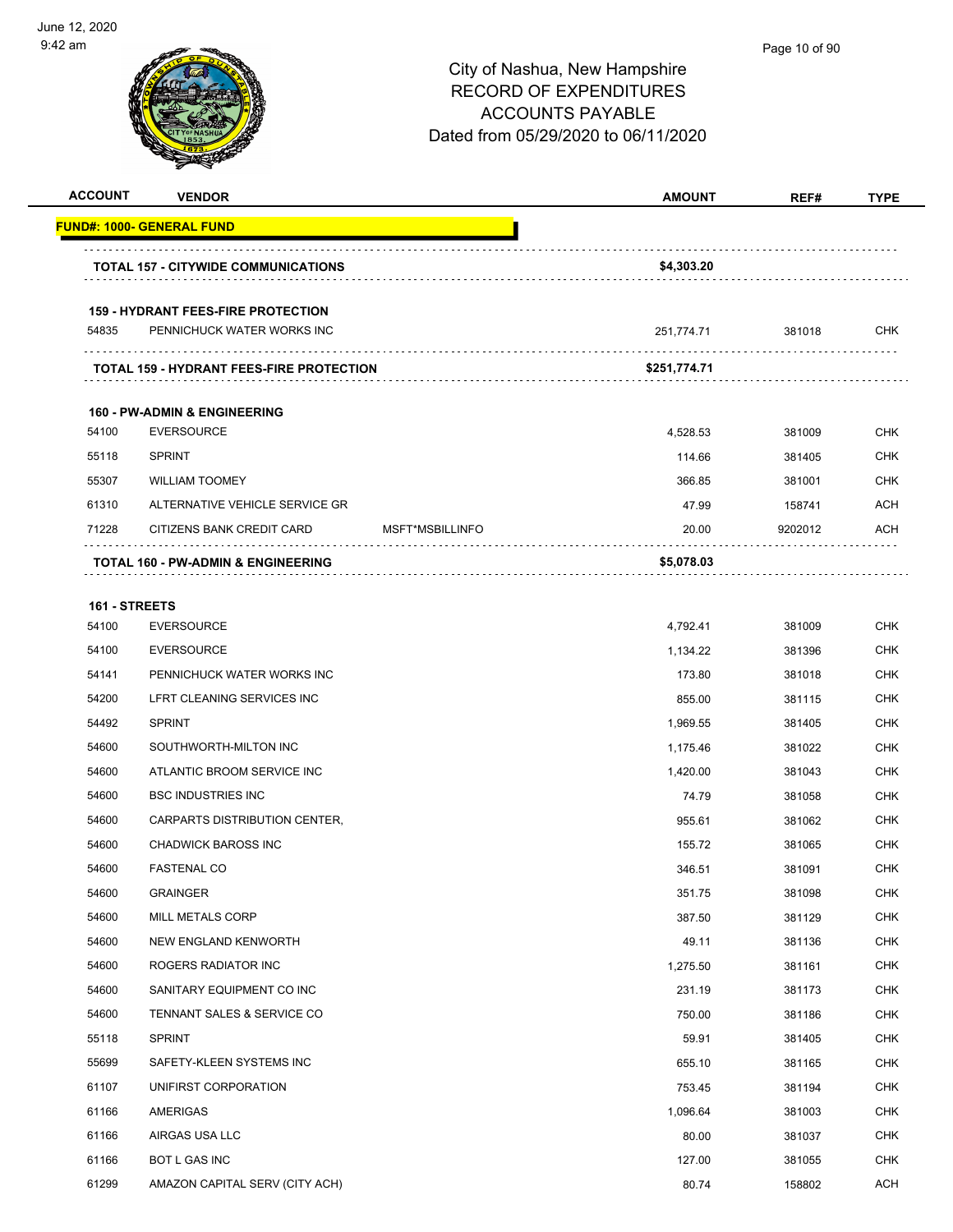City of Nashua, New Hampshire
RECORD OF EXPENDITURES
ACCOUNTS PAYABLE
Dated from 05/29/2020 to 06/11/2020

| ACCOUNT | VENDOR | | AMOUNT | REF# | TYPE |
|---|---|---|---|---|---|
| **FUND#: 1000- GENERAL FUND** | | | | | |
| **TOTAL 157 - CITYWIDE COMMUNICATIONS** | | | **$4,303.20** | | |
| **159 - HYDRANT FEES-FIRE PROTECTION** | | | | | |
| 54835 | PENNICHUCK WATER WORKS INC | | 251,774.71 | 381018 | CHK |
| **TOTAL 159 - HYDRANT FEES-FIRE PROTECTION** | | | **$251,774.71** | | |
| **160 - PW-ADMIN & ENGINEERING** | | | | | |
| 54100 | EVERSOURCE | | 4,528.53 | 381009 | CHK |
| 55118 | SPRINT | | 114.66 | 381405 | CHK |
| 55307 | WILLIAM TOOMEY | | 366.85 | 381001 | CHK |
| 61310 | ALTERNATIVE VEHICLE SERVICE GR | | 47.99 | 158741 | ACH |
| 71228 | CITIZENS BANK CREDIT CARD | MSFT*MSBILLINFO | 20.00 | 9202012 | ACH |
| **TOTAL 160 - PW-ADMIN & ENGINEERING** | | | **$5,078.03** | | |
| **161 - STREETS** | | | | | |
| 54100 | EVERSOURCE | | 4,792.41 | 381009 | CHK |
| 54100 | EVERSOURCE | | 1,134.22 | 381396 | CHK |
| 54141 | PENNICHUCK WATER WORKS INC | | 173.80 | 381018 | CHK |
| 54200 | LFRT CLEANING SERVICES INC | | 855.00 | 381115 | CHK |
| 54492 | SPRINT | | 1,969.55 | 381405 | CHK |
| 54600 | SOUTHWORTH-MILTON INC | | 1,175.46 | 381022 | CHK |
| 54600 | ATLANTIC BROOM SERVICE INC | | 1,420.00 | 381043 | CHK |
| 54600 | BSC INDUSTRIES INC | | 74.79 | 381058 | CHK |
| 54600 | CARPARTS DISTRIBUTION CENTER, | | 955.61 | 381062 | CHK |
| 54600 | CHADWICK BAROSS INC | | 155.72 | 381065 | CHK |
| 54600 | FASTENAL CO | | 346.51 | 381091 | CHK |
| 54600 | GRAINGER | | 351.75 | 381098 | CHK |
| 54600 | MILL METALS CORP | | 387.50 | 381129 | CHK |
| 54600 | NEW ENGLAND KENWORTH | | 49.11 | 381136 | CHK |
| 54600 | ROGERS RADIATOR INC | | 1,275.50 | 381161 | CHK |
| 54600 | SANITARY EQUIPMENT CO INC | | 231.19 | 381173 | CHK |
| 54600 | TENNANT SALES & SERVICE CO | | 750.00 | 381186 | CHK |
| 55118 | SPRINT | | 59.91 | 381405 | CHK |
| 55699 | SAFETY-KLEEN SYSTEMS INC | | 655.10 | 381165 | CHK |
| 61107 | UNIFIRST CORPORATION | | 753.45 | 381194 | CHK |
| 61166 | AMERIGAS | | 1,096.64 | 381003 | CHK |
| 61166 | AIRGAS USA LLC | | 80.00 | 381037 | CHK |
| 61166 | BOT L GAS INC | | 127.00 | 381055 | CHK |
| 61299 | AMAZON CAPITAL SERV (CITY ACH) | | 80.74 | 158802 | ACH |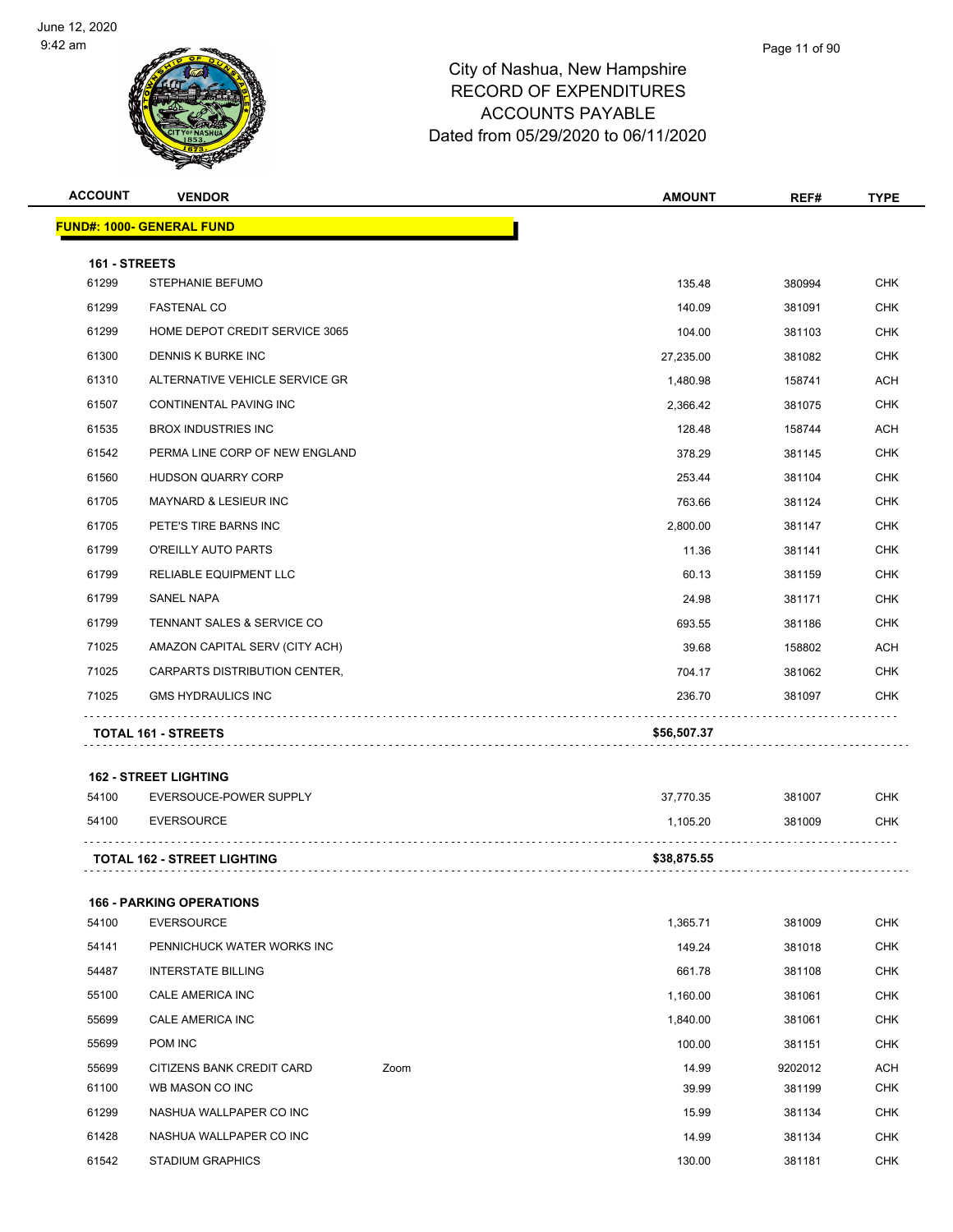# City of Nashua, New Hampshire
## RECORD OF EXPENDITURES
## ACCOUNTS PAYABLE
## Dated from 05/29/2020 to 06/11/2020

June 12, 2020
9:42 am

| ACCOUNT | VENDOR | | AMOUNT | REF# | TYPE |
|---|---|---|---|---|---|
| **FUND#: 1000- GENERAL FUND** | | | | | |
| **161 - STREETS** | | | | | |
| 61299 | STEPHANIE BEFUMO | | 135.48 | 380994 | CHK |
| 61299 | FASTENAL CO | | 140.09 | 381091 | CHK |
| 61299 | HOME DEPOT CREDIT SERVICE 3065 | | 104.00 | 381103 | CHK |
| 61300 | DENNIS K BURKE INC | | 27,235.00 | 381082 | CHK |
| 61310 | ALTERNATIVE VEHICLE SERVICE GR | | 1,480.98 | 158741 | ACH |
| 61507 | CONTINENTAL PAVING INC | | 2,366.42 | 381075 | CHK |
| 61535 | BROX INDUSTRIES INC | | 128.48 | 158744 | ACH |
| 61542 | PERMA LINE CORP OF NEW ENGLAND | | 378.29 | 381145 | CHK |
| 61560 | HUDSON QUARRY CORP | | 253.44 | 381104 | CHK |
| 61705 | MAYNARD & LESIEUR INC | | 763.66 | 381124 | CHK |
| 61705 | PETE'S TIRE BARNS INC | | 2,800.00 | 381147 | CHK |
| 61799 | O'REILLY AUTO PARTS | | 11.36 | 381141 | CHK |
| 61799 | RELIABLE EQUIPMENT LLC | | 60.13 | 381159 | CHK |
| 61799 | SANEL NAPA | | 24.98 | 381171 | CHK |
| 61799 | TENNANT SALES & SERVICE CO | | 693.55 | 381186 | CHK |
| 71025 | AMAZON CAPITAL SERV (CITY ACH) | | 39.68 | 158802 | ACH |
| 71025 | CARPARTS DISTRIBUTION CENTER, | | 704.17 | 381062 | CHK |
| 71025 | GMS HYDRAULICS INC | | 236.70 | 381097 | CHK |
| **TOTAL 161 - STREETS** | | | **$56,507.37** | | |
| **162 - STREET LIGHTING** | | | | | |
| 54100 | EVERSOUCE-POWER SUPPLY | | 37,770.35 | 381007 | CHK |
| 54100 | EVERSOURCE | | 1,105.20 | 381009 | CHK |
| **TOTAL 162 - STREET LIGHTING** | | | **$38,875.55** | | |
| **166 - PARKING OPERATIONS** | | | | | |
| 54100 | EVERSOURCE | | 1,365.71 | 381009 | CHK |
| 54141 | PENNICHUCK WATER WORKS INC | | 149.24 | 381018 | CHK |
| 54487 | INTERSTATE BILLING | | 661.78 | 381108 | CHK |
| 55100 | CALE AMERICA INC | | 1,160.00 | 381061 | CHK |
| 55699 | CALE AMERICA INC | | 1,840.00 | 381061 | CHK |
| 55699 | POM INC | | 100.00 | 381151 | CHK |
| 55699 | CITIZENS BANK CREDIT CARD | Zoom | 14.99 | 9202012 | ACH |
| 61100 | WB MASON CO INC | | 39.99 | 381199 | CHK |
| 61299 | NASHUA WALLPAPER CO INC | | 15.99 | 381134 | CHK |
| 61428 | NASHUA WALLPAPER CO INC | | 14.99 | 381134 | CHK |
| 61542 | STADIUM GRAPHICS | | 130.00 | 381181 | CHK |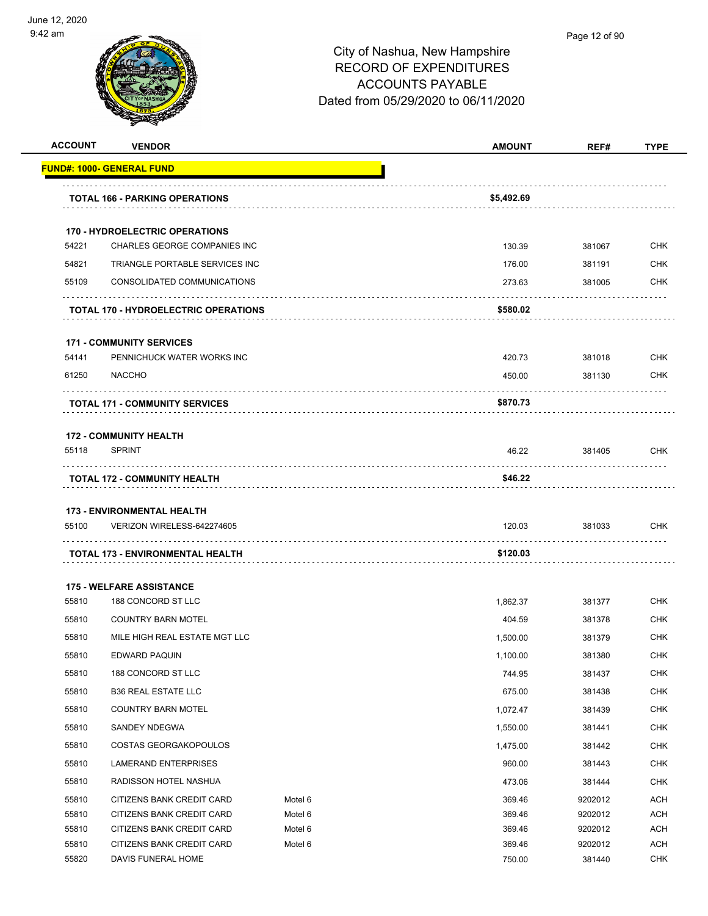City of Nashua, New Hampshire
RECORD OF EXPENDITURES
ACCOUNTS PAYABLE
Dated from 05/29/2020 to 06/11/2020

| ACCOUNT | VENDOR | | AMOUNT | REF# | TYPE |
|---|---|---|---|---|---|
| **FUND#: 1000- GENERAL FUND** | | | | | |
| | **TOTAL 166 - PARKING OPERATIONS** | | **$5,492.69** | | |
| | **170 - HYDROELECTRIC OPERATIONS** | | | | |
| 54221 | CHARLES GEORGE COMPANIES INC | | 130.39 | 381067 | CHK |
| 54821 | TRIANGLE PORTABLE SERVICES INC | | 176.00 | 381191 | CHK |
| 55109 | CONSOLIDATED COMMUNICATIONS | | 273.63 | 381005 | CHK |
| | **TOTAL 170 - HYDROELECTRIC OPERATIONS** | | **$580.02** | | |
| | **171 - COMMUNITY SERVICES** | | | | |
| 54141 | PENNICHUCK WATER WORKS INC | | 420.73 | 381018 | CHK |
| 61250 | NACCHO | | 450.00 | 381130 | CHK |
| | **TOTAL 171 - COMMUNITY SERVICES** | | **$870.73** | | |
| | **172 - COMMUNITY HEALTH** | | | | |
| 55118 | SPRINT | | 46.22 | 381405 | CHK |
| | **TOTAL 172 - COMMUNITY HEALTH** | | **$46.22** | | |
| | **173 - ENVIRONMENTAL HEALTH** | | | | |
| 55100 | VERIZON WIRELESS-642274605 | | 120.03 | 381033 | CHK |
| | **TOTAL 173 - ENVIRONMENTAL HEALTH** | | **$120.03** | | |
| | **175 - WELFARE ASSISTANCE** | | | | |
| 55810 | 188 CONCORD ST LLC | | 1,862.37 | 381377 | CHK |
| 55810 | COUNTRY BARN MOTEL | | 404.59 | 381378 | CHK |
| 55810 | MILE HIGH REAL ESTATE MGT LLC | | 1,500.00 | 381379 | CHK |
| 55810 | EDWARD PAQUIN | | 1,100.00 | 381380 | CHK |
| 55810 | 188 CONCORD ST LLC | | 744.95 | 381437 | CHK |
| 55810 | B36 REAL ESTATE LLC | | 675.00 | 381438 | CHK |
| 55810 | COUNTRY BARN MOTEL | | 1,072.47 | 381439 | CHK |
| 55810 | SANDEY NDEGWA | | 1,550.00 | 381441 | CHK |
| 55810 | COSTAS GEORGAKOPOULOS | | 1,475.00 | 381442 | CHK |
| 55810 | LAMERAND ENTERPRISES | | 960.00 | 381443 | CHK |
| 55810 | RADISSON HOTEL NASHUA | | 473.06 | 381444 | CHK |
| 55810 | CITIZENS BANK CREDIT CARD | Motel 6 | 369.46 | 9202012 | ACH |
| 55810 | CITIZENS BANK CREDIT CARD | Motel 6 | 369.46 | 9202012 | ACH |
| 55810 | CITIZENS BANK CREDIT CARD | Motel 6 | 369.46 | 9202012 | ACH |
| 55810 | CITIZENS BANK CREDIT CARD | Motel 6 | 369.46 | 9202012 | ACH |
| 55820 | DAVIS FUNERAL HOME | | 750.00 | 381440 | CHK |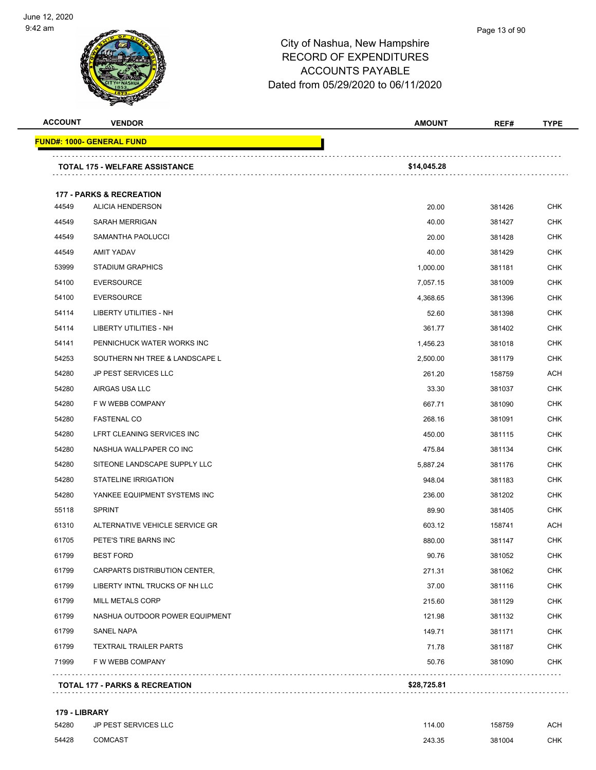City of Nashua, New Hampshire
RECORD OF EXPENDITURES
ACCOUNTS PAYABLE
Dated from 05/29/2020 to 06/11/2020

| ACCOUNT | VENDOR | AMOUNT | REF# | TYPE |
|---|---|---|---|---|
| **FUND#: 1000- GENERAL FUND** | | | | |
| | **TOTAL 175 - WELFARE ASSISTANCE** | **$14,045.28** | | |
| **177 - PARKS & RECREATION** | | | | |
| 44549 | ALICIA HENDERSON | 20.00 | 381426 | CHK |
| 44549 | SARAH MERRIGAN | 40.00 | 381427 | CHK |
| 44549 | SAMANTHA PAOLUCCI | 20.00 | 381428 | CHK |
| 44549 | AMIT YADAV | 40.00 | 381429 | CHK |
| 53999 | STADIUM GRAPHICS | 1,000.00 | 381181 | CHK |
| 54100 | EVERSOURCE | 7,057.15 | 381009 | CHK |
| 54100 | EVERSOURCE | 4,368.65 | 381396 | CHK |
| 54114 | LIBERTY UTILITIES - NH | 52.60 | 381398 | CHK |
| 54114 | LIBERTY UTILITIES - NH | 361.77 | 381402 | CHK |
| 54141 | PENNICHUCK WATER WORKS INC | 1,456.23 | 381018 | CHK |
| 54253 | SOUTHERN NH TREE & LANDSCAPE L | 2,500.00 | 381179 | CHK |
| 54280 | JP PEST SERVICES LLC | 261.20 | 158759 | ACH |
| 54280 | AIRGAS USA LLC | 33.30 | 381037 | CHK |
| 54280 | F W WEBB COMPANY | 667.71 | 381090 | CHK |
| 54280 | FASTENAL CO | 268.16 | 381091 | CHK |
| 54280 | LFRT CLEANING SERVICES INC | 450.00 | 381115 | CHK |
| 54280 | NASHUA WALLPAPER CO INC | 475.84 | 381134 | CHK |
| 54280 | SITEONE LANDSCAPE SUPPLY LLC | 5,887.24 | 381176 | CHK |
| 54280 | STATELINE IRRIGATION | 948.04 | 381183 | CHK |
| 54280 | YANKEE EQUIPMENT SYSTEMS INC | 236.00 | 381202 | CHK |
| 55118 | SPRINT | 89.90 | 381405 | CHK |
| 61310 | ALTERNATIVE VEHICLE SERVICE GR | 603.12 | 158741 | ACH |
| 61705 | PETE'S TIRE BARNS INC | 880.00 | 381147 | CHK |
| 61799 | BEST FORD | 90.76 | 381052 | CHK |
| 61799 | CARPARTS DISTRIBUTION CENTER, | 271.31 | 381062 | CHK |
| 61799 | LIBERTY INTNL TRUCKS OF NH LLC | 37.00 | 381116 | CHK |
| 61799 | MILL METALS CORP | 215.60 | 381129 | CHK |
| 61799 | NASHUA OUTDOOR POWER EQUIPMENT | 121.98 | 381132 | CHK |
| 61799 | SANEL NAPA | 149.71 | 381171 | CHK |
| 61799 | TEXTRAIL TRAILER PARTS | 71.78 | 381187 | CHK |
| 71999 | F W WEBB COMPANY | 50.76 | 381090 | CHK |
| | **TOTAL 177 - PARKS & RECREATION** | **$28,725.81** | | |
| **179 - LIBRARY** | | | | |
| 54280 | JP PEST SERVICES LLC | 114.00 | 158759 | ACH |
| 54428 | COMCAST | 243.35 | 381004 | CHK |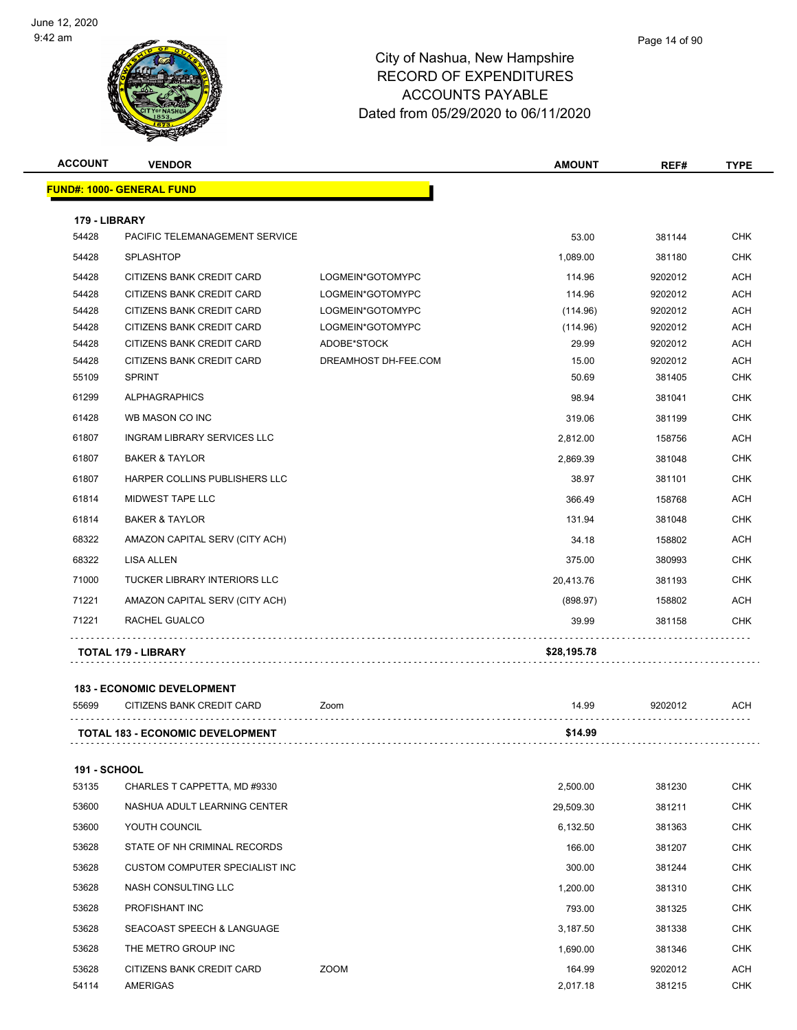# City of Nashua, New Hampshire
# RECORD OF EXPENDITURES
# ACCOUNTS PAYABLE
# Dated from 05/29/2020 to 06/11/2020

| ACCOUNT | VENDOR | | AMOUNT | REF# | TYPE |
|---|---|---|---|---|---|
| **FUND#: 1000- GENERAL FUND** | | | | | |
| **179 - LIBRARY** | | | | | |
| 54428 | PACIFIC TELEMANAGEMENT SERVICE | | 53.00 | 381144 | CHK |
| 54428 | SPLASHTOP | | 1,089.00 | 381180 | CHK |
| 54428 | CITIZENS BANK CREDIT CARD | LOGMEIN*GOTOMYPC | 114.96 | 9202012 | ACH |
| 54428 | CITIZENS BANK CREDIT CARD | LOGMEIN*GOTOMYPC | 114.96 | 9202012 | ACH |
| 54428 | CITIZENS BANK CREDIT CARD | LOGMEIN*GOTOMYPC | (114.96) | 9202012 | ACH |
| 54428 | CITIZENS BANK CREDIT CARD | LOGMEIN*GOTOMYPC | (114.96) | 9202012 | ACH |
| 54428 | CITIZENS BANK CREDIT CARD | ADOBE*STOCK | 29.99 | 9202012 | ACH |
| 54428 | CITIZENS BANK CREDIT CARD | DREAMHOST DH-FEE.COM | 15.00 | 9202012 | ACH |
| 55109 | SPRINT | | 50.69 | 381405 | CHK |
| 61299 | ALPHAGRAPHICS | | 98.94 | 381041 | CHK |
| 61428 | WB MASON CO INC | | 319.06 | 381199 | CHK |
| 61807 | INGRAM LIBRARY SERVICES LLC | | 2,812.00 | 158756 | ACH |
| 61807 | BAKER & TAYLOR | | 2,869.39 | 381048 | CHK |
| 61807 | HARPER COLLINS PUBLISHERS LLC | | 38.97 | 381101 | CHK |
| 61814 | MIDWEST TAPE LLC | | 366.49 | 158768 | ACH |
| 61814 | BAKER & TAYLOR | | 131.94 | 381048 | CHK |
| 68322 | AMAZON CAPITAL SERV (CITY ACH) | | 34.18 | 158802 | ACH |
| 68322 | LISA ALLEN | | 375.00 | 380993 | CHK |
| 71000 | TUCKER LIBRARY INTERIORS LLC | | 20,413.76 | 381193 | CHK |
| 71221 | AMAZON CAPITAL SERV (CITY ACH) | | (898.97) | 158802 | ACH |
| 71221 | RACHEL GUALCO | | 39.99 | 381158 | CHK |
| **TOTAL 179 - LIBRARY** | | | **$28,195.78** | | |
| **183 - ECONOMIC DEVELOPMENT** | | | | | |
| 55699 | CITIZENS BANK CREDIT CARD | Zoom | 14.99 | 9202012 | ACH |
| **TOTAL 183 - ECONOMIC DEVELOPMENT** | | | **$14.99** | | |
| **191 - SCHOOL** | | | | | |
| 53135 | CHARLES T CAPPETTA, MD #9330 | | 2,500.00 | 381230 | CHK |
| 53600 | NASHUA ADULT LEARNING CENTER | | 29,509.30 | 381211 | CHK |
| 53600 | YOUTH COUNCIL | | 6,132.50 | 381363 | CHK |
| 53628 | STATE OF NH CRIMINAL RECORDS | | 166.00 | 381207 | CHK |
| 53628 | CUSTOM COMPUTER SPECIALIST INC | | 300.00 | 381244 | CHK |
| 53628 | NASH CONSULTING LLC | | 1,200.00 | 381310 | CHK |
| 53628 | PROFISHANT INC | | 793.00 | 381325 | CHK |
| 53628 | SEACOAST SPEECH & LANGUAGE | | 3,187.50 | 381338 | CHK |
| 53628 | THE METRO GROUP INC | | 1,690.00 | 381346 | CHK |
| 53628 | CITIZENS BANK CREDIT CARD | ZOOM | 164.99 | 9202012 | ACH |
| 54114 | AMERIGAS | | 2,017.18 | 381215 | CHK |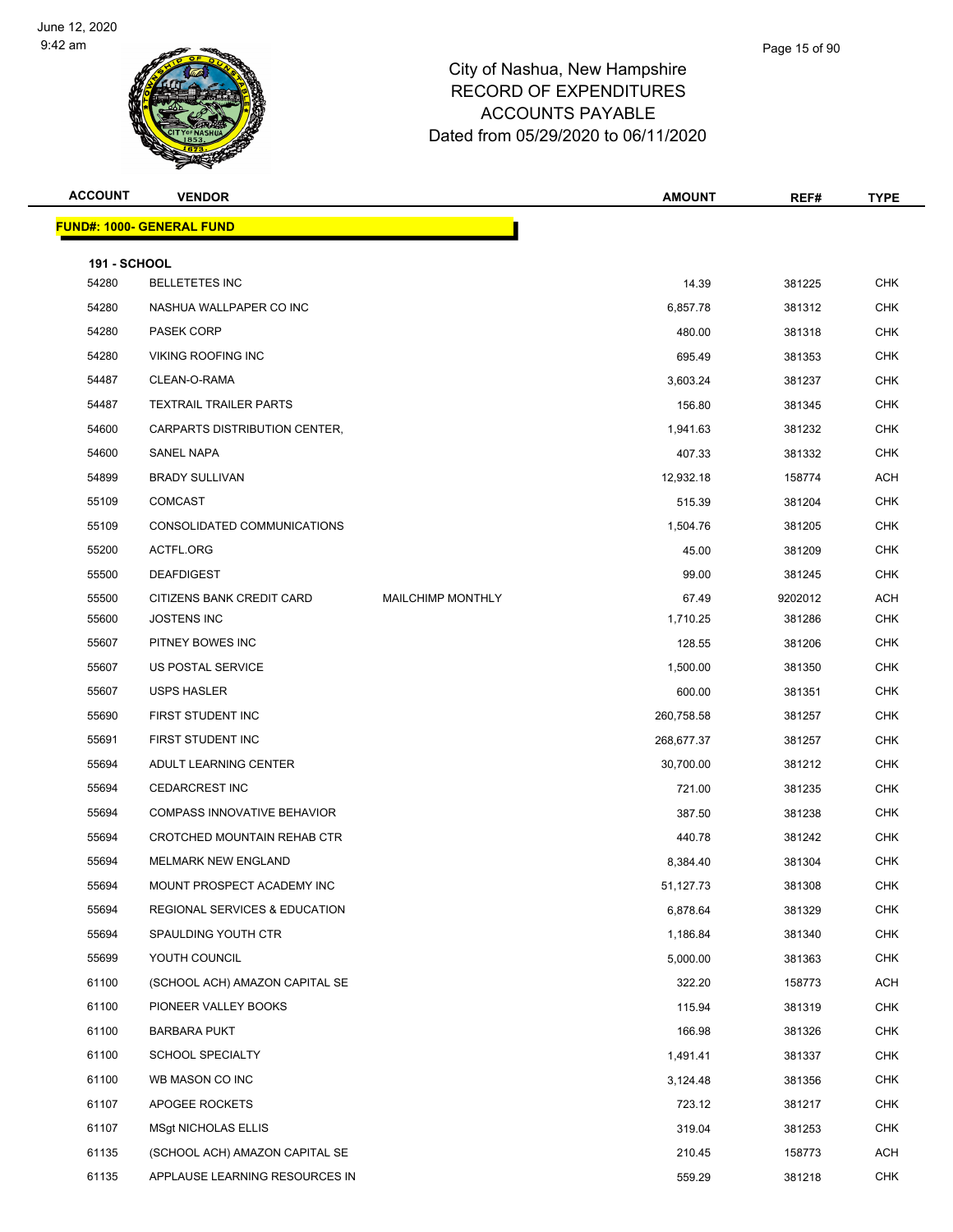June 12, 2020
9:42 am

# City of Nashua, New Hampshire
## RECORD OF EXPENDITURES
## ACCOUNTS PAYABLE
## Dated from 05/29/2020 to 06/11/2020

| ACCOUNT | VENDOR | | AMOUNT | REF# | TYPE |
|---|---|---|---|---|---|
| **FUND#: 1000- GENERAL FUND** | | | | | |
| **191 - SCHOOL** | | | | | |
| 54280 | BELLETETES INC | | 14.39 | 381225 | CHK |
| 54280 | NASHUA WALLPAPER CO INC | | 6,857.78 | 381312 | CHK |
| 54280 | PASEK CORP | | 480.00 | 381318 | CHK |
| 54280 | VIKING ROOFING INC | | 695.49 | 381353 | CHK |
| 54487 | CLEAN-O-RAMA | | 3,603.24 | 381237 | CHK |
| 54487 | TEXTRAIL TRAILER PARTS | | 156.80 | 381345 | CHK |
| 54600 | CARPARTS DISTRIBUTION CENTER, | | 1,941.63 | 381232 | CHK |
| 54600 | SANEL NAPA | | 407.33 | 381332 | CHK |
| 54899 | BRADY SULLIVAN | | 12,932.18 | 158774 | ACH |
| 55109 | COMCAST | | 515.39 | 381204 | CHK |
| 55109 | CONSOLIDATED COMMUNICATIONS | | 1,504.76 | 381205 | CHK |
| 55200 | ACTFL.ORG | | 45.00 | 381209 | CHK |
| 55500 | DEAFDIGEST | | 99.00 | 381245 | CHK |
| 55500 | CITIZENS BANK CREDIT CARD | MAILCHIMP MONTHLY | 67.49 | 9202012 | ACH |
| 55600 | JOSTENS INC | | 1,710.25 | 381286 | CHK |
| 55607 | PITNEY BOWES INC | | 128.55 | 381206 | CHK |
| 55607 | US POSTAL SERVICE | | 1,500.00 | 381350 | CHK |
| 55607 | USPS HASLER | | 600.00 | 381351 | CHK |
| 55690 | FIRST STUDENT INC | | 260,758.58 | 381257 | CHK |
| 55691 | FIRST STUDENT INC | | 268,677.37 | 381257 | CHK |
| 55694 | ADULT LEARNING CENTER | | 30,700.00 | 381212 | CHK |
| 55694 | CEDARCREST INC | | 721.00 | 381235 | CHK |
| 55694 | COMPASS INNOVATIVE BEHAVIOR | | 387.50 | 381238 | CHK |
| 55694 | CROTCHED MOUNTAIN REHAB CTR | | 440.78 | 381242 | CHK |
| 55694 | MELMARK NEW ENGLAND | | 8,384.40 | 381304 | CHK |
| 55694 | MOUNT PROSPECT ACADEMY INC | | 51,127.73 | 381308 | CHK |
| 55694 | REGIONAL SERVICES & EDUCATION | | 6,878.64 | 381329 | CHK |
| 55694 | SPAULDING YOUTH CTR | | 1,186.84 | 381340 | CHK |
| 55699 | YOUTH COUNCIL | | 5,000.00 | 381363 | CHK |
| 61100 | (SCHOOL ACH) AMAZON CAPITAL SE | | 322.20 | 158773 | ACH |
| 61100 | PIONEER VALLEY BOOKS | | 115.94 | 381319 | CHK |
| 61100 | BARBARA PUKT | | 166.98 | 381326 | CHK |
| 61100 | SCHOOL SPECIALTY | | 1,491.41 | 381337 | CHK |
| 61100 | WB MASON CO INC | | 3,124.48 | 381356 | CHK |
| 61107 | APOGEE ROCKETS | | 723.12 | 381217 | CHK |
| 61107 | MSgt NICHOLAS ELLIS | | 319.04 | 381253 | CHK |
| 61135 | (SCHOOL ACH) AMAZON CAPITAL SE | | 210.45 | 158773 | ACH |
| 61135 | APPLAUSE LEARNING RESOURCES IN | | 559.29 | 381218 | CHK |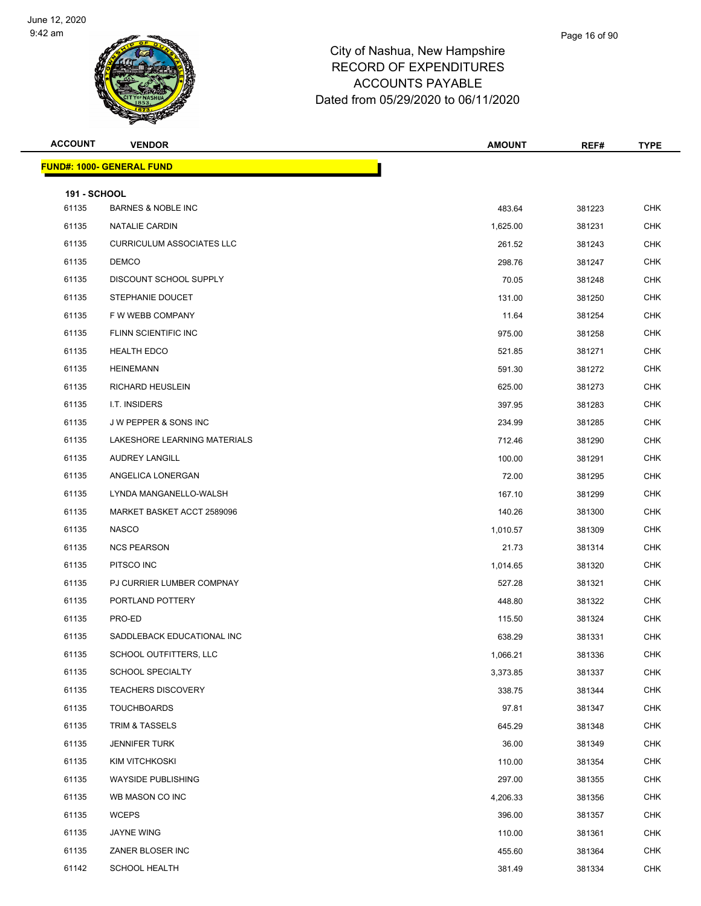# City of Nashua, New Hampshire
## RECORD OF EXPENDITURES
## ACCOUNTS PAYABLE
## Dated from 05/29/2020 to 06/11/2020

| ACCOUNT | VENDOR | AMOUNT | REF# | TYPE |
|---|---|---|---|---|
| **FUND#: 1000- GENERAL FUND** | | | | |
| **191 - SCHOOL** | | | | |
| 61135 | BARNES & NOBLE INC | 483.64 | 381223 | CHK |
| 61135 | NATALIE CARDIN | 1,625.00 | 381231 | CHK |
| 61135 | CURRICULUM ASSOCIATES LLC | 261.52 | 381243 | CHK |
| 61135 | DEMCO | 298.76 | 381247 | CHK |
| 61135 | DISCOUNT SCHOOL SUPPLY | 70.05 | 381248 | CHK |
| 61135 | STEPHANIE DOUCET | 131.00 | 381250 | CHK |
| 61135 | F W WEBB COMPANY | 11.64 | 381254 | CHK |
| 61135 | FLINN SCIENTIFIC INC | 975.00 | 381258 | CHK |
| 61135 | HEALTH EDCO | 521.85 | 381271 | CHK |
| 61135 | HEINEMANN | 591.30 | 381272 | CHK |
| 61135 | RICHARD HEUSLEIN | 625.00 | 381273 | CHK |
| 61135 | I.T. INSIDERS | 397.95 | 381283 | CHK |
| 61135 | J W PEPPER & SONS INC | 234.99 | 381285 | CHK |
| 61135 | LAKESHORE LEARNING MATERIALS | 712.46 | 381290 | CHK |
| 61135 | AUDREY LANGILL | 100.00 | 381291 | CHK |
| 61135 | ANGELICA LONERGAN | 72.00 | 381295 | CHK |
| 61135 | LYNDA MANGANELLO-WALSH | 167.10 | 381299 | CHK |
| 61135 | MARKET BASKET ACCT 2589096 | 140.26 | 381300 | CHK |
| 61135 | NASCO | 1,010.57 | 381309 | CHK |
| 61135 | NCS PEARSON | 21.73 | 381314 | CHK |
| 61135 | PITSCO INC | 1,014.65 | 381320 | CHK |
| 61135 | PJ CURRIER LUMBER COMPNAY | 527.28 | 381321 | CHK |
| 61135 | PORTLAND POTTERY | 448.80 | 381322 | CHK |
| 61135 | PRO-ED | 115.50 | 381324 | CHK |
| 61135 | SADDLEBACK EDUCATIONAL INC | 638.29 | 381331 | CHK |
| 61135 | SCHOOL OUTFITTERS, LLC | 1,066.21 | 381336 | CHK |
| 61135 | SCHOOL SPECIALTY | 3,373.85 | 381337 | CHK |
| 61135 | TEACHERS DISCOVERY | 338.75 | 381344 | CHK |
| 61135 | TOUCHBOARDS | 97.81 | 381347 | CHK |
| 61135 | TRIM & TASSELS | 645.29 | 381348 | CHK |
| 61135 | JENNIFER TURK | 36.00 | 381349 | CHK |
| 61135 | KIM VITCHKOSKI | 110.00 | 381354 | CHK |
| 61135 | WAYSIDE PUBLISHING | 297.00 | 381355 | CHK |
| 61135 | WB MASON CO INC | 4,206.33 | 381356 | CHK |
| 61135 | WCEPS | 396.00 | 381357 | CHK |
| 61135 | JAYNE WING | 110.00 | 381361 | CHK |
| 61135 | ZANER BLOSER INC | 455.60 | 381364 | CHK |
| 61142 | SCHOOL HEALTH | 381.49 | 381334 | CHK |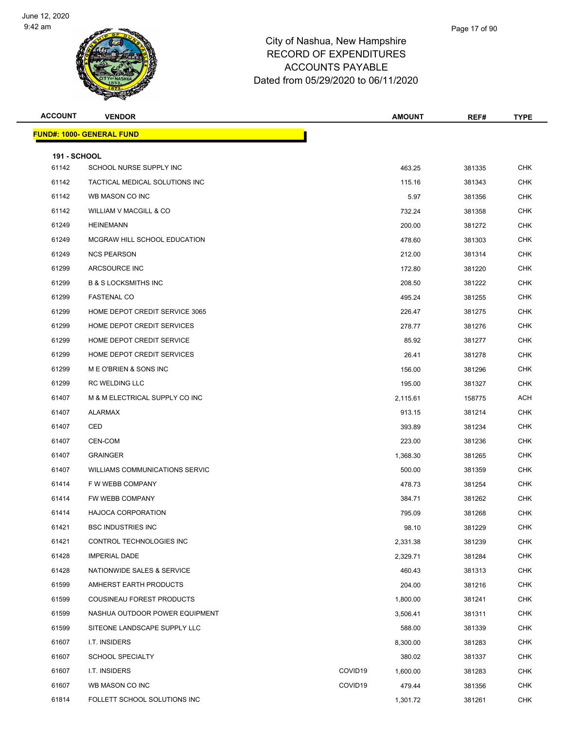City of Nashua, New Hampshire
RECORD OF EXPENDITURES
ACCOUNTS PAYABLE
Dated from 05/29/2020 to 06/11/2020

| ACCOUNT | VENDOR | | AMOUNT | REF# | TYPE |
|---|---|---|---|---|---|
| **FUND#: 1000- GENERAL FUND** | | | | | |
| **191 - SCHOOL** | | | | | |
| 61142 | SCHOOL NURSE SUPPLY INC | | 463.25 | 381335 | CHK |
| 61142 | TACTICAL MEDICAL SOLUTIONS INC | | 115.16 | 381343 | CHK |
| 61142 | WB MASON CO INC | | 5.97 | 381356 | CHK |
| 61142 | WILLIAM V MACGILL & CO | | 732.24 | 381358 | CHK |
| 61249 | HEINEMANN | | 200.00 | 381272 | CHK |
| 61249 | MCGRAW HILL SCHOOL EDUCATION | | 478.60 | 381303 | CHK |
| 61249 | NCS PEARSON | | 212.00 | 381314 | CHK |
| 61299 | ARCSOURCE INC | | 172.80 | 381220 | CHK |
| 61299 | B & S LOCKSMITHS INC | | 208.50 | 381222 | CHK |
| 61299 | FASTENAL CO | | 495.24 | 381255 | CHK |
| 61299 | HOME DEPOT CREDIT SERVICE 3065 | | 226.47 | 381275 | CHK |
| 61299 | HOME DEPOT CREDIT SERVICES | | 278.77 | 381276 | CHK |
| 61299 | HOME DEPOT CREDIT SERVICE | | 85.92 | 381277 | CHK |
| 61299 | HOME DEPOT CREDIT SERVICES | | 26.41 | 381278 | CHK |
| 61299 | M E O'BRIEN & SONS INC | | 156.00 | 381296 | CHK |
| 61299 | RC WELDING LLC | | 195.00 | 381327 | CHK |
| 61407 | M & M ELECTRICAL SUPPLY CO INC | | 2,115.61 | 158775 | ACH |
| 61407 | ALARMAX | | 913.15 | 381214 | CHK |
| 61407 | CED | | 393.89 | 381234 | CHK |
| 61407 | CEN-COM | | 223.00 | 381236 | CHK |
| 61407 | GRAINGER | | 1,368.30 | 381265 | CHK |
| 61407 | WILLIAMS COMMUNICATIONS SERVIC | | 500.00 | 381359 | CHK |
| 61414 | F W WEBB COMPANY | | 478.73 | 381254 | CHK |
| 61414 | FW WEBB COMPANY | | 384.71 | 381262 | CHK |
| 61414 | HAJOCA CORPORATION | | 795.09 | 381268 | CHK |
| 61421 | BSC INDUSTRIES INC | | 98.10 | 381229 | CHK |
| 61421 | CONTROL TECHNOLOGIES INC | | 2,331.38 | 381239 | CHK |
| 61428 | IMPERIAL DADE | | 2,329.71 | 381284 | CHK |
| 61428 | NATIONWIDE SALES & SERVICE | | 460.43 | 381313 | CHK |
| 61599 | AMHERST EARTH PRODUCTS | | 204.00 | 381216 | CHK |
| 61599 | COUSINEAU FOREST PRODUCTS | | 1,800.00 | 381241 | CHK |
| 61599 | NASHUA OUTDOOR POWER EQUIPMENT | | 3,506.41 | 381311 | CHK |
| 61599 | SITEONE LANDSCAPE SUPPLY LLC | | 588.00 | 381339 | CHK |
| 61607 | I.T. INSIDERS | | 8,300.00 | 381283 | CHK |
| 61607 | SCHOOL SPECIALTY | | 380.02 | 381337 | CHK |
| 61607 | I.T. INSIDERS | COVID19 | 1,600.00 | 381283 | CHK |
| 61607 | WB MASON CO INC | COVID19 | 479.44 | 381356 | CHK |
| 61814 | FOLLETT SCHOOL SOLUTIONS INC | | 1,301.72 | 381261 | CHK |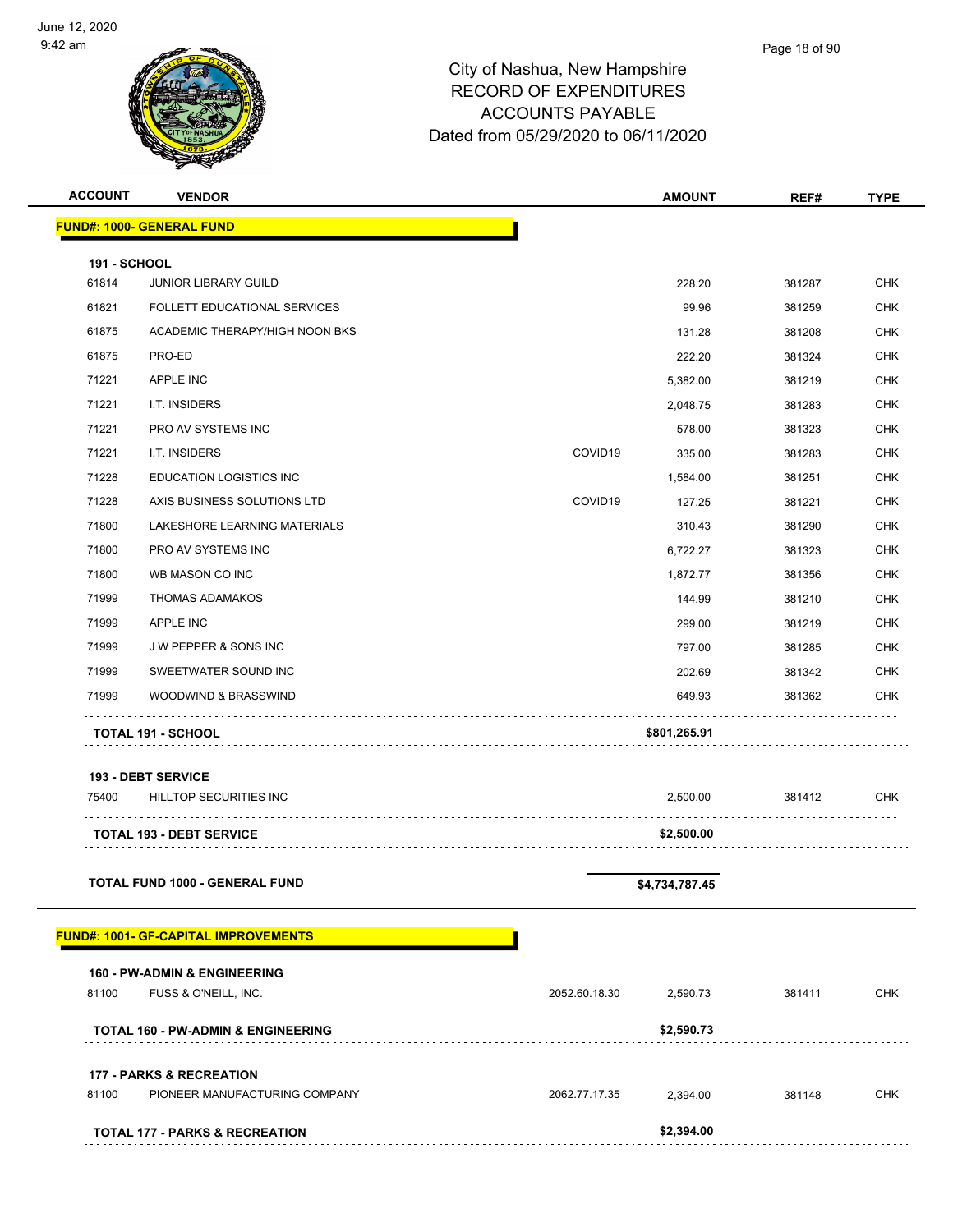City of Nashua, New Hampshire
RECORD OF EXPENDITURES
ACCOUNTS PAYABLE
Dated from 05/29/2020 to 06/11/2020

| ACCOUNT | VENDOR | | AMOUNT | REF# | TYPE |
|---|---|---|---|---|---|
| **FUND#: 1000- GENERAL FUND** | | | | | |
| **191 - SCHOOL** | | | | | |
| 61814 | JUNIOR LIBRARY GUILD | | 228.20 | 381287 | CHK |
| 61821 | FOLLETT EDUCATIONAL SERVICES | | 99.96 | 381259 | CHK |
| 61875 | ACADEMIC THERAPY/HIGH NOON BKS | | 131.28 | 381208 | CHK |
| 61875 | PRO-ED | | 222.20 | 381324 | CHK |
| 71221 | APPLE INC | | 5,382.00 | 381219 | CHK |
| 71221 | I.T. INSIDERS | | 2,048.75 | 381283 | CHK |
| 71221 | PRO AV SYSTEMS INC | | 578.00 | 381323 | CHK |
| 71221 | I.T. INSIDERS | COVID19 | 335.00 | 381283 | CHK |
| 71228 | EDUCATION LOGISTICS INC | | 1,584.00 | 381251 | CHK |
| 71228 | AXIS BUSINESS SOLUTIONS LTD | COVID19 | 127.25 | 381221 | CHK |
| 71800 | LAKESHORE LEARNING MATERIALS | | 310.43 | 381290 | CHK |
| 71800 | PRO AV SYSTEMS INC | | 6,722.27 | 381323 | CHK |
| 71800 | WB MASON CO INC | | 1,872.77 | 381356 | CHK |
| 71999 | THOMAS ADAMAKOS | | 144.99 | 381210 | CHK |
| 71999 | APPLE INC | | 299.00 | 381219 | CHK |
| 71999 | J W PEPPER & SONS INC | | 797.00 | 381285 | CHK |
| 71999 | SWEETWATER SOUND INC | | 202.69 | 381342 | CHK |
| 71999 | WOODWIND & BRASSWIND | | 649.93 | 381362 | CHK |
| **TOTAL 191 - SCHOOL** | | | **$801,265.91** | | |
| **193 - DEBT SERVICE** | | | | | |
| 75400 | HILLTOP SECURITIES INC | | 2,500.00 | 381412 | CHK |
| **TOTAL 193 - DEBT SERVICE** | | | **$2,500.00** | | |
| **TOTAL FUND 1000 - GENERAL FUND** | | | **$4,734,787.45** | | |
| **FUND#: 1001- GF-CAPITAL IMPROVEMENTS** | | | | | |
| **160 - PW-ADMIN & ENGINEERING** | | | | | |
| 81100 | FUSS & O'NEILL, INC. | 2052.60.18.30 | 2,590.73 | 381411 | CHK |
| **TOTAL 160 - PW-ADMIN & ENGINEERING** | | | **$2,590.73** | | |
| **177 - PARKS & RECREATION** | | | | | |
| 81100 | PIONEER MANUFACTURING COMPANY | 2062.77.17.35 | 2,394.00 | 381148 | CHK |
| **TOTAL 177 - PARKS & RECREATION** | | | **$2,394.00** | | |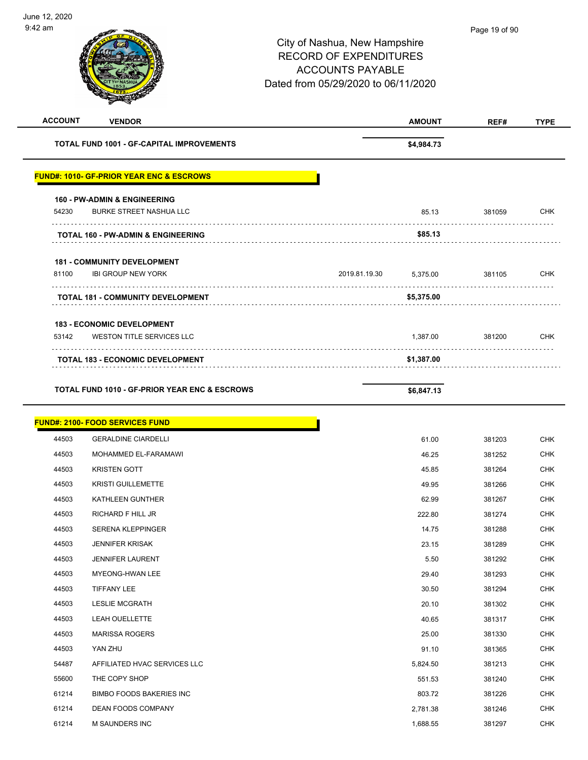City of Nashua, New Hampshire
RECORD OF EXPENDITURES
ACCOUNTS PAYABLE
Dated from 05/29/2020 to 06/11/2020

| ACCOUNT | VENDOR | | AMOUNT | REF# | TYPE |
|---|---|---|---|---|---|
| | **TOTAL FUND 1001 - GF-CAPITAL IMPROVEMENTS** | | **$4,984.73** | | |
| | **FUND#: 1010- GF-PRIOR YEAR ENC & ESCROWS** | | | | |
| | **160 - PW-ADMIN & ENGINEERING** | | | | |
| 54230 | BURKE STREET NASHUA LLC | | 85.13 | 381059 | CHK |
| | **TOTAL 160 - PW-ADMIN & ENGINEERING** | | **$85.13** | | |
| | **181 - COMMUNITY DEVELOPMENT** | | | | |
| 81100 | IBI GROUP NEW YORK | 2019.81.19.30 | 5,375.00 | 381105 | CHK |
| | **TOTAL 181 - COMMUNITY DEVELOPMENT** | | **$5,375.00** | | |
| | **183 - ECONOMIC DEVELOPMENT** | | | | |
| 53142 | WESTON TITLE SERVICES LLC | | 1,387.00 | 381200 | CHK |
| | **TOTAL 183 - ECONOMIC DEVELOPMENT** | | **$1,387.00** | | |
| | **TOTAL FUND 1010 - GF-PRIOR YEAR ENC & ESCROWS** | | **$6,847.13** | | |
| | **FUND#: 2100- FOOD SERVICES FUND** | | | | |
| 44503 | GERALDINE CIARDELLI | | 61.00 | 381203 | CHK |
| 44503 | MOHAMMED EL-FARAMAWI | | 46.25 | 381252 | CHK |
| 44503 | KRISTEN GOTT | | 45.85 | 381264 | CHK |
| 44503 | KRISTI GUILLEMETTE | | 49.95 | 381266 | CHK |
| 44503 | KATHLEEN GUNTHER | | 62.99 | 381267 | CHK |
| 44503 | RICHARD F HILL JR | | 222.80 | 381274 | CHK |
| 44503 | SERENA KLEPPINGER | | 14.75 | 381288 | CHK |
| 44503 | JENNIFER KRISAK | | 23.15 | 381289 | CHK |
| 44503 | JENNIFER LAURENT | | 5.50 | 381292 | CHK |
| 44503 | MYEONG-HWAN LEE | | 29.40 | 381293 | CHK |
| 44503 | TIFFANY LEE | | 30.50 | 381294 | CHK |
| 44503 | LESLIE MCGRATH | | 20.10 | 381302 | CHK |
| 44503 | LEAH OUELLETTE | | 40.65 | 381317 | CHK |
| 44503 | MARISSA ROGERS | | 25.00 | 381330 | CHK |
| 44503 | YAN ZHU | | 91.10 | 381365 | CHK |
| 54487 | AFFILIATED HVAC SERVICES LLC | | 5,824.50 | 381213 | CHK |
| 55600 | THE COPY SHOP | | 551.53 | 381240 | CHK |
| 61214 | BIMBO FOODS BAKERIES INC | | 803.72 | 381226 | CHK |
| 61214 | DEAN FOODS COMPANY | | 2,781.38 | 381246 | CHK |
| 61214 | M SAUNDERS INC | | 1,688.55 | 381297 | CHK |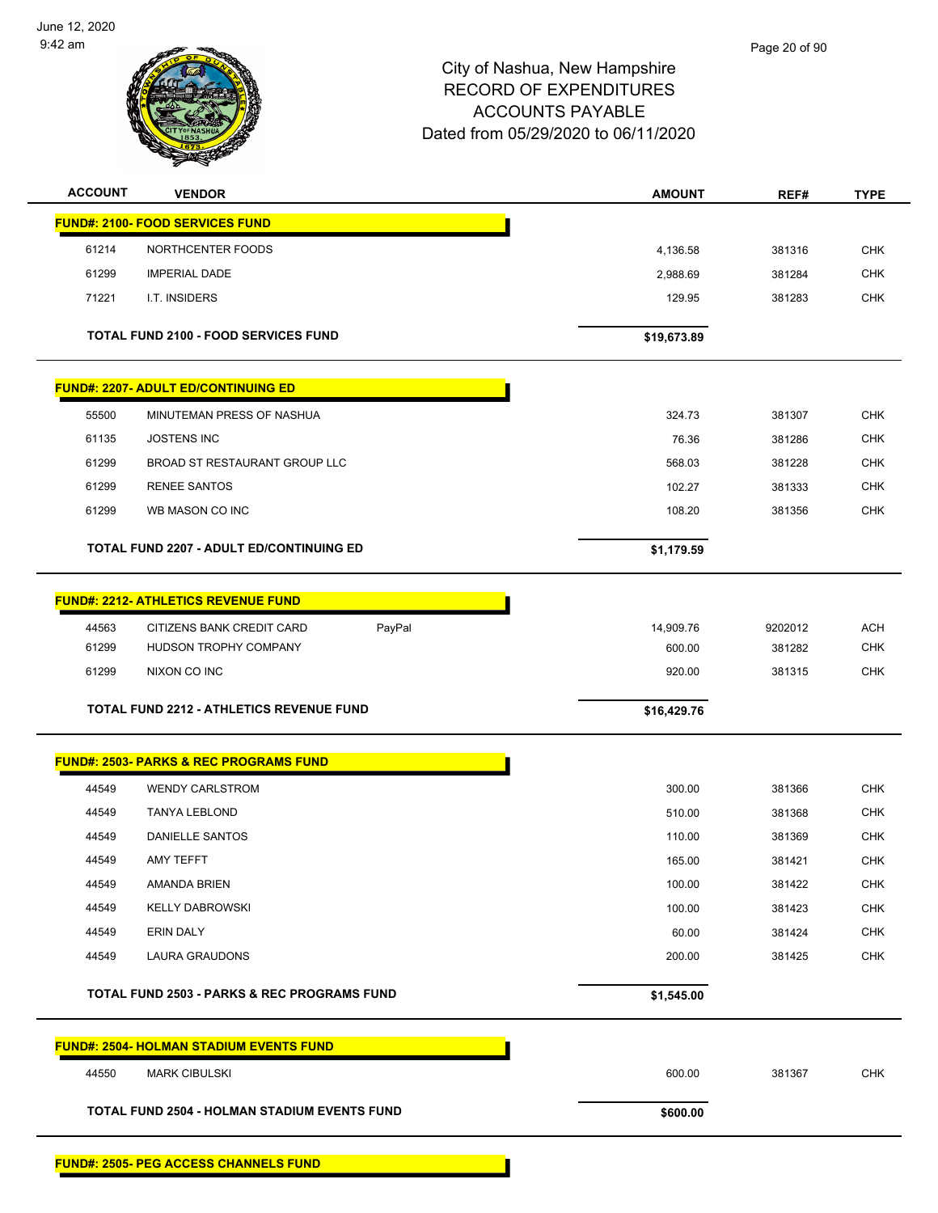# City of Nashua, New Hampshire
## RECORD OF EXPENDITURES
## ACCOUNTS PAYABLE
## Dated from 05/29/2020 to 06/11/2020

| ACCOUNT | VENDOR | | AMOUNT | REF# | TYPE |
|---|---|---|---|---|---|
| **FUND#: 2100- FOOD SERVICES FUND** | | | | | |
| 61214 | NORTHCENTER FOODS | | 4,136.58 | 381316 | CHK |
| 61299 | IMPERIAL DADE | | 2,988.69 | 381284 | CHK |
| 71221 | I.T. INSIDERS | | 129.95 | 381283 | CHK |
| | **TOTAL FUND 2100 - FOOD SERVICES FUND** | | **$19,673.89** | | |
| **FUND#: 2207- ADULT ED/CONTINUING ED** | | | | | |
| 55500 | MINUTEMAN PRESS OF NASHUA | | 324.73 | 381307 | CHK |
| 61135 | JOSTENS INC | | 76.36 | 381286 | CHK |
| 61299 | BROAD ST RESTAURANT GROUP LLC | | 568.03 | 381228 | CHK |
| 61299 | RENEE SANTOS | | 102.27 | 381333 | CHK |
| 61299 | WB MASON CO INC | | 108.20 | 381356 | CHK |
| | **TOTAL FUND 2207 - ADULT ED/CONTINUING ED** | | **$1,179.59** | | |
| **FUND#: 2212- ATHLETICS REVENUE FUND** | | | | | |
| 44563 | CITIZENS BANK CREDIT CARD | PayPal | 14,909.76 | 9202012 | ACH |
| 61299 | HUDSON TROPHY COMPANY | | 600.00 | 381282 | CHK |
| 61299 | NIXON CO INC | | 920.00 | 381315 | CHK |
| | **TOTAL FUND 2212 - ATHLETICS REVENUE FUND** | | **$16,429.76** | | |
| **FUND#: 2503- PARKS & REC PROGRAMS FUND** | | | | | |
| 44549 | WENDY CARLSTROM | | 300.00 | 381366 | CHK |
| 44549 | TANYA LEBLOND | | 510.00 | 381368 | CHK |
| 44549 | DANIELLE SANTOS | | 110.00 | 381369 | CHK |
| 44549 | AMY TEFFT | | 165.00 | 381421 | CHK |
| 44549 | AMANDA BRIEN | | 100.00 | 381422 | CHK |
| 44549 | KELLY DABROWSKI | | 100.00 | 381423 | CHK |
| 44549 | ERIN DALY | | 60.00 | 381424 | CHK |
| 44549 | LAURA GRAUDONS | | 200.00 | 381425 | CHK |
| | **TOTAL FUND 2503 - PARKS & REC PROGRAMS FUND** | | **$1,545.00** | | |
| **FUND#: 2504- HOLMAN STADIUM EVENTS FUND** | | | | | |
| 44550 | MARK CIBULSKI | | 600.00 | 381367 | CHK |
| | **TOTAL FUND 2504 - HOLMAN STADIUM EVENTS FUND** | | **$600.00** | | |
| **FUND#: 2505- PEG ACCESS CHANNELS FUND** | | | | | |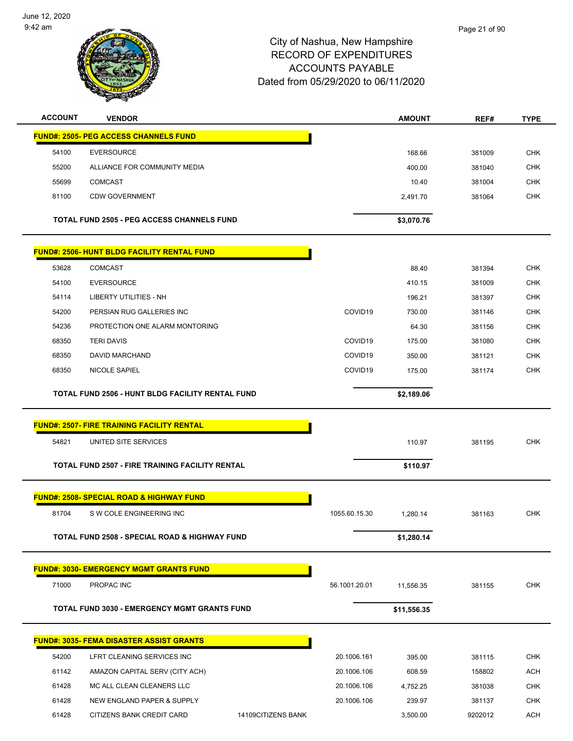City of Nashua, New Hampshire
RECORD OF EXPENDITURES
ACCOUNTS PAYABLE
Dated from 05/29/2020 to 06/11/2020

| ACCOUNT | VENDOR | | | AMOUNT | REF# | TYPE |
|---|---|---|---|---|---|---|
| **FUND#: 2505- PEG ACCESS CHANNELS FUND** | | | | | | |
| 54100 | EVERSOURCE | | | 168.66 | 381009 | CHK |
| 55200 | ALLIANCE FOR COMMUNITY MEDIA | | | 400.00 | 381040 | CHK |
| 55699 | COMCAST | | | 10.40 | 381004 | CHK |
| 81100 | CDW GOVERNMENT | | | 2,491.70 | 381064 | CHK |
| | **TOTAL FUND 2505 - PEG ACCESS CHANNELS FUND** | | | **$3,070.76** | | |
| **FUND#: 2506- HUNT BLDG FACILITY RENTAL FUND** | | | | | | |
| 53628 | COMCAST | | | 88.40 | 381394 | CHK |
| 54100 | EVERSOURCE | | | 410.15 | 381009 | CHK |
| 54114 | LIBERTY UTILITIES - NH | | | 196.21 | 381397 | CHK |
| 54200 | PERSIAN RUG GALLERIES INC | | COVID19 | 730.00 | 381146 | CHK |
| 54236 | PROTECTION ONE ALARM MONTORING | | | 64.30 | 381156 | CHK |
| 68350 | TERI DAVIS | | COVID19 | 175.00 | 381080 | CHK |
| 68350 | DAVID MARCHAND | | COVID19 | 350.00 | 381121 | CHK |
| 68350 | NICOLE SAPIEL | | COVID19 | 175.00 | 381174 | CHK |
| | **TOTAL FUND 2506 - HUNT BLDG FACILITY RENTAL FUND** | | | **$2,189.06** | | |
| **FUND#: 2507- FIRE TRAINING FACILITY RENTAL** | | | | | | |
| 54821 | UNITED SITE SERVICES | | | 110.97 | 381195 | CHK |
| | **TOTAL FUND 2507 - FIRE TRAINING FACILITY RENTAL** | | | **$110.97** | | |
| **FUND#: 2508- SPECIAL ROAD & HIGHWAY FUND** | | | | | | |
| 81704 | S W COLE ENGINEERING INC | | 1055.60.15.30 | 1,280.14 | 381163 | CHK |
| | **TOTAL FUND 2508 - SPECIAL ROAD & HIGHWAY FUND** | | | **$1,280.14** | | |
| **FUND#: 3030- EMERGENCY MGMT GRANTS FUND** | | | | | | |
| 71000 | PROPAC INC | | 56.1001.20.01 | 11,556.35 | 381155 | CHK |
| | **TOTAL FUND 3030 - EMERGENCY MGMT GRANTS FUND** | | | **$11,556.35** | | |
| **FUND#: 3035- FEMA DISASTER ASSIST GRANTS** | | | | | | |
| 54200 | LFRT CLEANING SERVICES INC | | 20.1006.161 | 395.00 | 381115 | CHK |
| 61142 | AMAZON CAPITAL SERV (CITY ACH) | | 20.1006.106 | 608.59 | 158802 | ACH |
| 61428 | MC ALL CLEAN CLEANERS LLC | | 20.1006.106 | 4,752.25 | 381038 | CHK |
| 61428 | NEW ENGLAND PAPER & SUPPLY | | 20.1006.106 | 239.97 | 381137 | CHK |
| 61428 | CITIZENS BANK CREDIT CARD | 14109CITIZENS BANK | | 3,500.00 | 9202012 | ACH |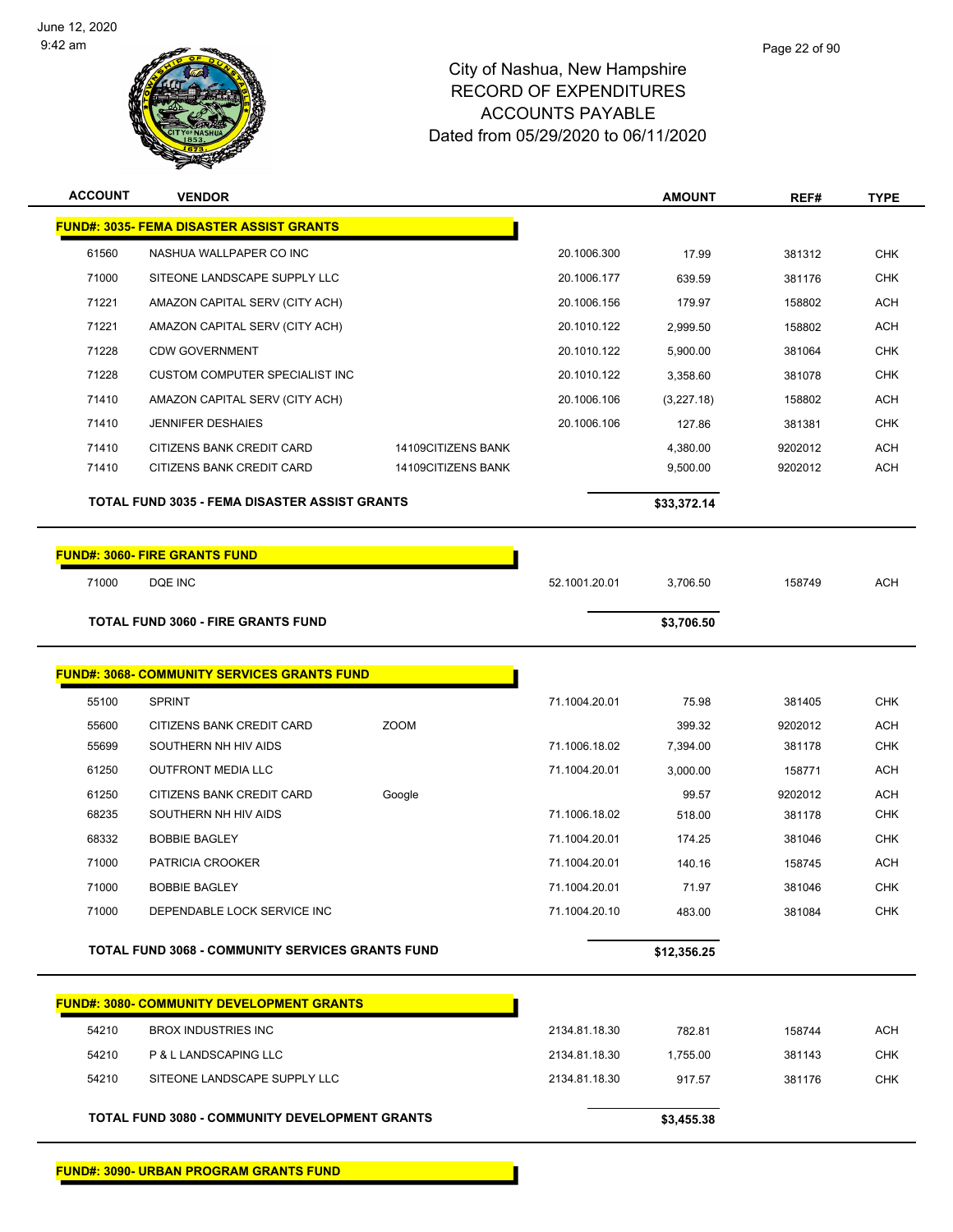# City of Nashua, New Hampshire
## RECORD OF EXPENDITURES
## ACCOUNTS PAYABLE
## Dated from 05/29/2020 to 06/11/2020

| ACCOUNT | VENDOR | | | AMOUNT | REF# | TYPE |
|---|---|---|---|---|---|---|
| **FUND#: 3035- FEMA DISASTER ASSIST GRANTS** | | | | | | |
| 61560 | NASHUA WALLPAPER CO INC | | 20.1006.300 | 17.99 | 381312 | CHK |
| 71000 | SITEONE LANDSCAPE SUPPLY LLC | | 20.1006.177 | 639.59 | 381176 | CHK |
| 71221 | AMAZON CAPITAL SERV (CITY ACH) | | 20.1006.156 | 179.97 | 158802 | ACH |
| 71221 | AMAZON CAPITAL SERV (CITY ACH) | | 20.1010.122 | 2,999.50 | 158802 | ACH |
| 71228 | CDW GOVERNMENT | | 20.1010.122 | 5,900.00 | 381064 | CHK |
| 71228 | CUSTOM COMPUTER SPECIALIST INC | | 20.1010.122 | 3,358.60 | 381078 | CHK |
| 71410 | AMAZON CAPITAL SERV (CITY ACH) | | 20.1006.106 | (3,227.18) | 158802 | ACH |
| 71410 | JENNIFER DESHAIES | | 20.1006.106 | 127.86 | 381381 | CHK |
| 71410 | CITIZENS BANK CREDIT CARD | 14109CITIZENS BANK | | 4,380.00 | 9202012 | ACH |
| 71410 | CITIZENS BANK CREDIT CARD | 14109CITIZENS BANK | | 9,500.00 | 9202012 | ACH |
| **TOTAL FUND 3035 - FEMA DISASTER ASSIST GRANTS** | | | | **$33,372.14** | | |
| **FUND#: 3060- FIRE GRANTS FUND** | | | | | | |
| 71000 | DQE INC | | 52.1001.20.01 | 3,706.50 | 158749 | ACH |
| **TOTAL FUND 3060 - FIRE GRANTS FUND** | | | | **$3,706.50** | | |
| **FUND#: 3068- COMMUNITY SERVICES GRANTS FUND** | | | | | | |
| 55100 | SPRINT | | 71.1004.20.01 | 75.98 | 381405 | CHK |
| 55600 | CITIZENS BANK CREDIT CARD | ZOOM | | 399.32 | 9202012 | ACH |
| 55699 | SOUTHERN NH HIV AIDS | | 71.1006.18.02 | 7,394.00 | 381178 | CHK |
| 61250 | OUTFRONT MEDIA LLC | | 71.1004.20.01 | 3,000.00 | 158771 | ACH |
| 61250 | CITIZENS BANK CREDIT CARD | Google | | 99.57 | 9202012 | ACH |
| 68235 | SOUTHERN NH HIV AIDS | | 71.1006.18.02 | 518.00 | 381178 | CHK |
| 68332 | BOBBIE BAGLEY | | 71.1004.20.01 | 174.25 | 381046 | CHK |
| 71000 | PATRICIA CROOKER | | 71.1004.20.01 | 140.16 | 158745 | ACH |
| 71000 | BOBBIE BAGLEY | | 71.1004.20.01 | 71.97 | 381046 | CHK |
| 71000 | DEPENDABLE LOCK SERVICE INC | | 71.1004.20.10 | 483.00 | 381084 | CHK |
| **TOTAL FUND 3068 - COMMUNITY SERVICES GRANTS FUND** | | | | **$12,356.25** | | |
| **FUND#: 3080- COMMUNITY DEVELOPMENT GRANTS** | | | | | | |
| 54210 | BROX INDUSTRIES INC | | 2134.81.18.30 | 782.81 | 158744 | ACH |
| 54210 | P & L LANDSCAPING LLC | | 2134.81.18.30 | 1,755.00 | 381143 | CHK |
| 54210 | SITEONE LANDSCAPE SUPPLY LLC | | 2134.81.18.30 | 917.57 | 381176 | CHK |
| **TOTAL FUND 3080 - COMMUNITY DEVELOPMENT GRANTS** | | | | **$3,455.38** | | |
| **FUND#: 3090- URBAN PROGRAM GRANTS FUND** | | | | | | |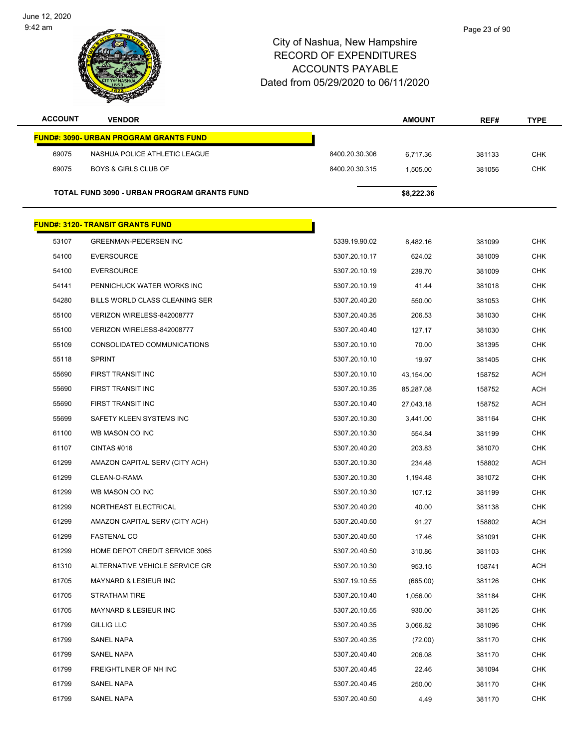# City of Nashua, New Hampshire
## RECORD OF EXPENDITURES
## ACCOUNTS PAYABLE
### Dated from 05/29/2020 to 06/11/2020

| ACCOUNT | VENDOR | | AMOUNT | REF# | TYPE |
|---|---|---|---|---|---|
| **FUND#: 3090- URBAN PROGRAM GRANTS FUND** | | | | | |
| 69075 | NASHUA POLICE ATHLETIC LEAGUE | 8400.20.30.306 | 6,717.36 | 381133 | CHK |
| 69075 | BOYS & GIRLS CLUB OF | 8400.20.30.315 | 1,505.00 | 381056 | CHK |
| **TOTAL FUND 3090 - URBAN PROGRAM GRANTS FUND** | | | **$8,222.36** | | |
| **FUND#: 3120- TRANSIT GRANTS FUND** | | | | | |
| 53107 | GREENMAN-PEDERSEN INC | 5339.19.90.02 | 8,482.16 | 381099 | CHK |
| 54100 | EVERSOURCE | 5307.20.10.17 | 624.02 | 381009 | CHK |
| 54100 | EVERSOURCE | 5307.20.10.19 | 239.70 | 381009 | CHK |
| 54141 | PENNICHUCK WATER WORKS INC | 5307.20.10.19 | 41.44 | 381018 | CHK |
| 54280 | BILLS WORLD CLASS CLEANING SER | 5307.20.40.20 | 550.00 | 381053 | CHK |
| 55100 | VERIZON WIRELESS-842008777 | 5307.20.40.35 | 206.53 | 381030 | CHK |
| 55100 | VERIZON WIRELESS-842008777 | 5307.20.40.40 | 127.17 | 381030 | CHK |
| 55109 | CONSOLIDATED COMMUNICATIONS | 5307.20.10.10 | 70.00 | 381395 | CHK |
| 55118 | SPRINT | 5307.20.10.10 | 19.97 | 381405 | CHK |
| 55690 | FIRST TRANSIT INC | 5307.20.10.10 | 43,154.00 | 158752 | ACH |
| 55690 | FIRST TRANSIT INC | 5307.20.10.35 | 85,287.08 | 158752 | ACH |
| 55690 | FIRST TRANSIT INC | 5307.20.10.40 | 27,043.18 | 158752 | ACH |
| 55699 | SAFETY KLEEN SYSTEMS INC | 5307.20.10.30 | 3,441.00 | 381164 | CHK |
| 61100 | WB MASON CO INC | 5307.20.10.30 | 554.84 | 381199 | CHK |
| 61107 | CINTAS #016 | 5307.20.40.20 | 203.83 | 381070 | CHK |
| 61299 | AMAZON CAPITAL SERV (CITY ACH) | 5307.20.10.30 | 234.48 | 158802 | ACH |
| 61299 | CLEAN-O-RAMA | 5307.20.10.30 | 1,194.48 | 381072 | CHK |
| 61299 | WB MASON CO INC | 5307.20.10.30 | 107.12 | 381199 | CHK |
| 61299 | NORTHEAST ELECTRICAL | 5307.20.40.20 | 40.00 | 381138 | CHK |
| 61299 | AMAZON CAPITAL SERV (CITY ACH) | 5307.20.40.50 | 91.27 | 158802 | ACH |
| 61299 | FASTENAL CO | 5307.20.40.50 | 17.46 | 381091 | CHK |
| 61299 | HOME DEPOT CREDIT SERVICE 3065 | 5307.20.40.50 | 310.86 | 381103 | CHK |
| 61310 | ALTERNATIVE VEHICLE SERVICE GR | 5307.20.10.30 | 953.15 | 158741 | ACH |
| 61705 | MAYNARD & LESIEUR INC | 5307.19.10.55 | (665.00) | 381126 | CHK |
| 61705 | STRATHAM TIRE | 5307.20.10.40 | 1,056.00 | 381184 | CHK |
| 61705 | MAYNARD & LESIEUR INC | 5307.20.10.55 | 930.00 | 381126 | CHK |
| 61799 | GILLIG LLC | 5307.20.40.35 | 3,066.82 | 381096 | CHK |
| 61799 | SANEL NAPA | 5307.20.40.35 | (72.00) | 381170 | CHK |
| 61799 | SANEL NAPA | 5307.20.40.40 | 206.08 | 381170 | CHK |
| 61799 | FREIGHTLINER OF NH INC | 5307.20.40.45 | 22.46 | 381094 | CHK |
| 61799 | SANEL NAPA | 5307.20.40.45 | 250.00 | 381170 | CHK |
| 61799 | SANEL NAPA | 5307.20.40.50 | 4.49 | 381170 | CHK |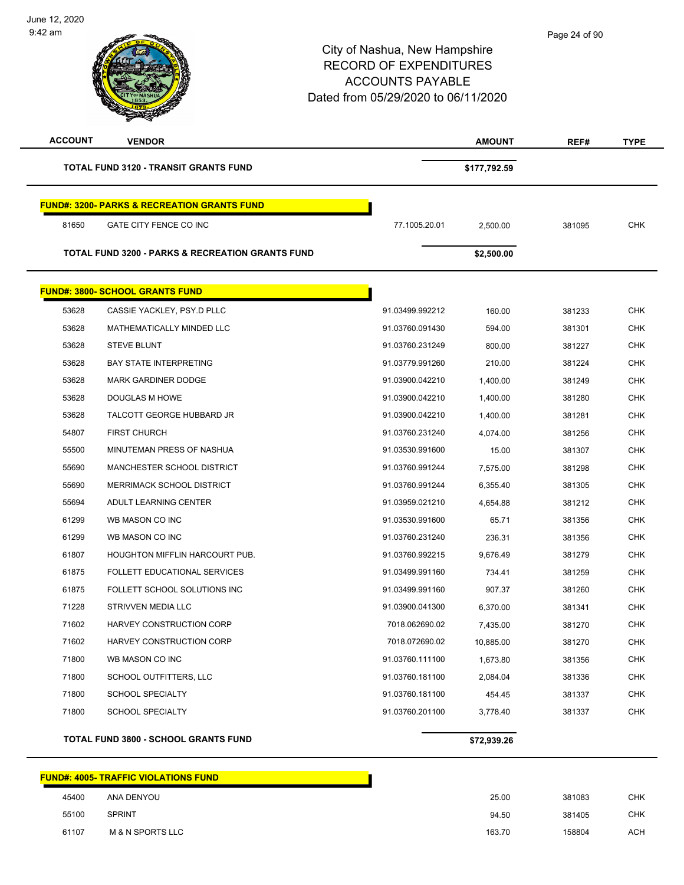# City of Nashua, New Hampshire
## RECORD OF EXPENDITURES
## ACCOUNTS PAYABLE
## Dated from 05/29/2020 to 06/11/2020

| ACCOUNT | VENDOR | | AMOUNT | REF# | TYPE |
|---|---|---|---|---|---|
| | **TOTAL FUND 3120 - TRANSIT GRANTS FUND** | | **$177,792.59** | | |

**FUND#: 3200- PARKS & RECREATION GRANTS FUND**

| ACCOUNT | VENDOR | | AMOUNT | REF# | TYPE |
|---|---|---|---|---|---|
| 81650 | GATE CITY FENCE CO INC | 77.1005.20.01 | 2,500.00 | 381095 | CHK |
| | **TOTAL FUND 3200 - PARKS & RECREATION GRANTS FUND** | | **$2,500.00** | | |

**FUND#: 3800- SCHOOL GRANTS FUND**

| ACCOUNT | VENDOR | | AMOUNT | REF# | TYPE |
|---|---|---|---|---|---|
| 53628 | CASSIE YACKLEY, PSY.D PLLC | 91.03499.992212 | 160.00 | 381233 | CHK |
| 53628 | MATHEMATICALLY MINDED LLC | 91.03760.091430 | 594.00 | 381301 | CHK |
| 53628 | STEVE BLUNT | 91.03760.231249 | 800.00 | 381227 | CHK |
| 53628 | BAY STATE INTERPRETING | 91.03779.991260 | 210.00 | 381224 | CHK |
| 53628 | MARK GARDINER DODGE | 91.03900.042210 | 1,400.00 | 381249 | CHK |
| 53628 | DOUGLAS M HOWE | 91.03900.042210 | 1,400.00 | 381280 | CHK |
| 53628 | TALCOTT GEORGE HUBBARD JR | 91.03900.042210 | 1,400.00 | 381281 | CHK |
| 54807 | FIRST CHURCH | 91.03760.231240 | 4,074.00 | 381256 | CHK |
| 55500 | MINUTEMAN PRESS OF NASHUA | 91.03530.991600 | 15.00 | 381307 | CHK |
| 55690 | MANCHESTER SCHOOL DISTRICT | 91.03760.991244 | 7,575.00 | 381298 | CHK |
| 55690 | MERRIMACK SCHOOL DISTRICT | 91.03760.991244 | 6,355.40 | 381305 | CHK |
| 55694 | ADULT LEARNING CENTER | 91.03959.021210 | 4,654.88 | 381212 | CHK |
| 61299 | WB MASON CO INC | 91.03530.991600 | 65.71 | 381356 | CHK |
| 61299 | WB MASON CO INC | 91.03760.231240 | 236.31 | 381356 | CHK |
| 61807 | HOUGHTON MIFFLIN HARCOURT PUB. | 91.03760.992215 | 9,676.49 | 381279 | CHK |
| 61875 | FOLLETT EDUCATIONAL SERVICES | 91.03499.991160 | 734.41 | 381259 | CHK |
| 61875 | FOLLETT SCHOOL SOLUTIONS INC | 91.03499.991160 | 907.37 | 381260 | CHK |
| 71228 | STRIVVEN MEDIA LLC | 91.03900.041300 | 6,370.00 | 381341 | CHK |
| 71602 | HARVEY CONSTRUCTION CORP | 7018.062690.02 | 7,435.00 | 381270 | CHK |
| 71602 | HARVEY CONSTRUCTION CORP | 7018.072690.02 | 10,885.00 | 381270 | CHK |
| 71800 | WB MASON CO INC | 91.03760.111100 | 1,673.80 | 381356 | CHK |
| 71800 | SCHOOL OUTFITTERS, LLC | 91.03760.181100 | 2,084.04 | 381336 | CHK |
| 71800 | SCHOOL SPECIALTY | 91.03760.181100 | 454.45 | 381337 | CHK |
| 71800 | SCHOOL SPECIALTY | 91.03760.201100 | 3,778.40 | 381337 | CHK |
| | **TOTAL FUND 3800 - SCHOOL GRANTS FUND** | | **$72,939.26** | | |

**FUND#: 4005- TRAFFIC VIOLATIONS FUND**

| ACCOUNT | VENDOR | | AMOUNT | REF# | TYPE |
|---|---|---|---|---|---|
| 45400 | ANA DENYOU | | 25.00 | 381083 | CHK |
| 55100 | SPRINT | | 94.50 | 381405 | CHK |
| 61107 | M & N SPORTS LLC | | 163.70 | 158804 | ACH |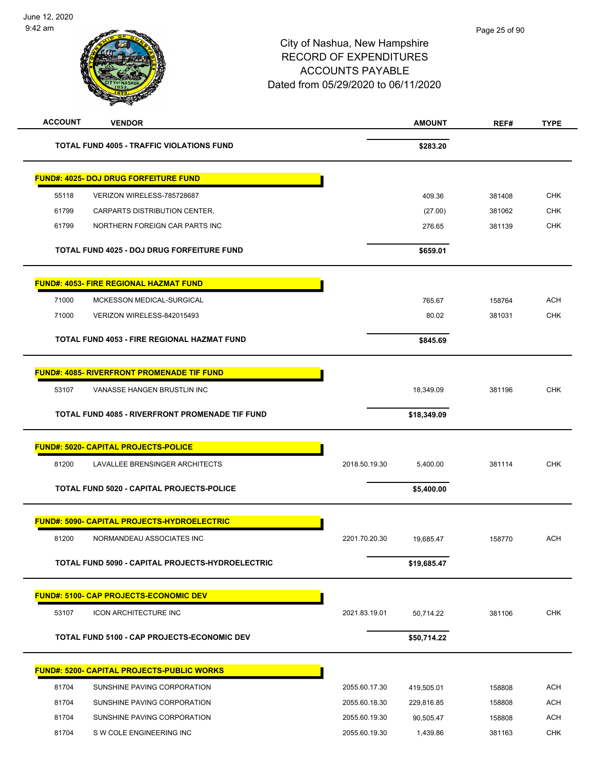City of Nashua, New Hampshire
RECORD OF EXPENDITURES
ACCOUNTS PAYABLE
Dated from 05/29/2020 to 06/11/2020

| ACCOUNT | VENDOR | | AMOUNT | REF# | TYPE |
|---|---|---|---|---|---|
| | **TOTAL FUND 4005 - TRAFFIC VIOLATIONS FUND** | | **$283.20** | | |
| **FUND#: 4025- DOJ DRUG FORFEITURE FUND** | | | | | |
| 55118 | VERIZON WIRELESS-785728687 | | 409.36 | 381408 | CHK |
| 61799 | CARPARTS DISTRIBUTION CENTER, | | (27.00) | 381062 | CHK |
| 61799 | NORTHERN FOREIGN CAR PARTS INC | | 276.65 | 381139 | CHK |
| | **TOTAL FUND 4025 - DOJ DRUG FORFEITURE FUND** | | **$659.01** | | |
| **FUND#: 4053- FIRE REGIONAL HAZMAT FUND** | | | | | |
| 71000 | MCKESSON MEDICAL-SURGICAL | | 765.67 | 158764 | ACH |
| 71000 | VERIZON WIRELESS-842015493 | | 80.02 | 381031 | CHK |
| | **TOTAL FUND 4053 - FIRE REGIONAL HAZMAT FUND** | | **$845.69** | | |
| **FUND#: 4085- RIVERFRONT PROMENADE TIF FUND** | | | | | |
| 53107 | VANASSE HANGEN BRUSTLIN INC | | 18,349.09 | 381196 | CHK |
| | **TOTAL FUND 4085 - RIVERFRONT PROMENADE TIF FUND** | | **$18,349.09** | | |
| **FUND#: 5020- CAPITAL PROJECTS-POLICE** | | | | | |
| 81200 | LAVALLEE BRENSINGER ARCHITECTS | 2018.50.19.30 | 5,400.00 | 381114 | CHK |
| | **TOTAL FUND 5020 - CAPITAL PROJECTS-POLICE** | | **$5,400.00** | | |
| **FUND#: 5090- CAPITAL PROJECTS-HYDROELECTRIC** | | | | | |
| 81200 | NORMANDEAU ASSOCIATES INC | 2201.70.20.30 | 19,685.47 | 158770 | ACH |
| | **TOTAL FUND 5090 - CAPITAL PROJECTS-HYDROELECTRIC** | | **$19,685.47** | | |
| **FUND#: 5100- CAP PROJECTS-ECONOMIC DEV** | | | | | |
| 53107 | ICON ARCHITECTURE INC | 2021.83.19.01 | 50,714.22 | 381106 | CHK |
| | **TOTAL FUND 5100 - CAP PROJECTS-ECONOMIC DEV** | | **$50,714.22** | | |
| **FUND#: 5200- CAPITAL PROJECTS-PUBLIC WORKS** | | | | | |
| 81704 | SUNSHINE PAVING CORPORATION | 2055.60.17.30 | 419,505.01 | 158808 | ACH |
| 81704 | SUNSHINE PAVING CORPORATION | 2055.60.18.30 | 229,816.85 | 158808 | ACH |
| 81704 | SUNSHINE PAVING CORPORATION | 2055.60.19.30 | 90,505.47 | 158808 | ACH |
| 81704 | S W COLE ENGINEERING INC | 2055.60.19.30 | 1,439.86 | 381163 | CHK |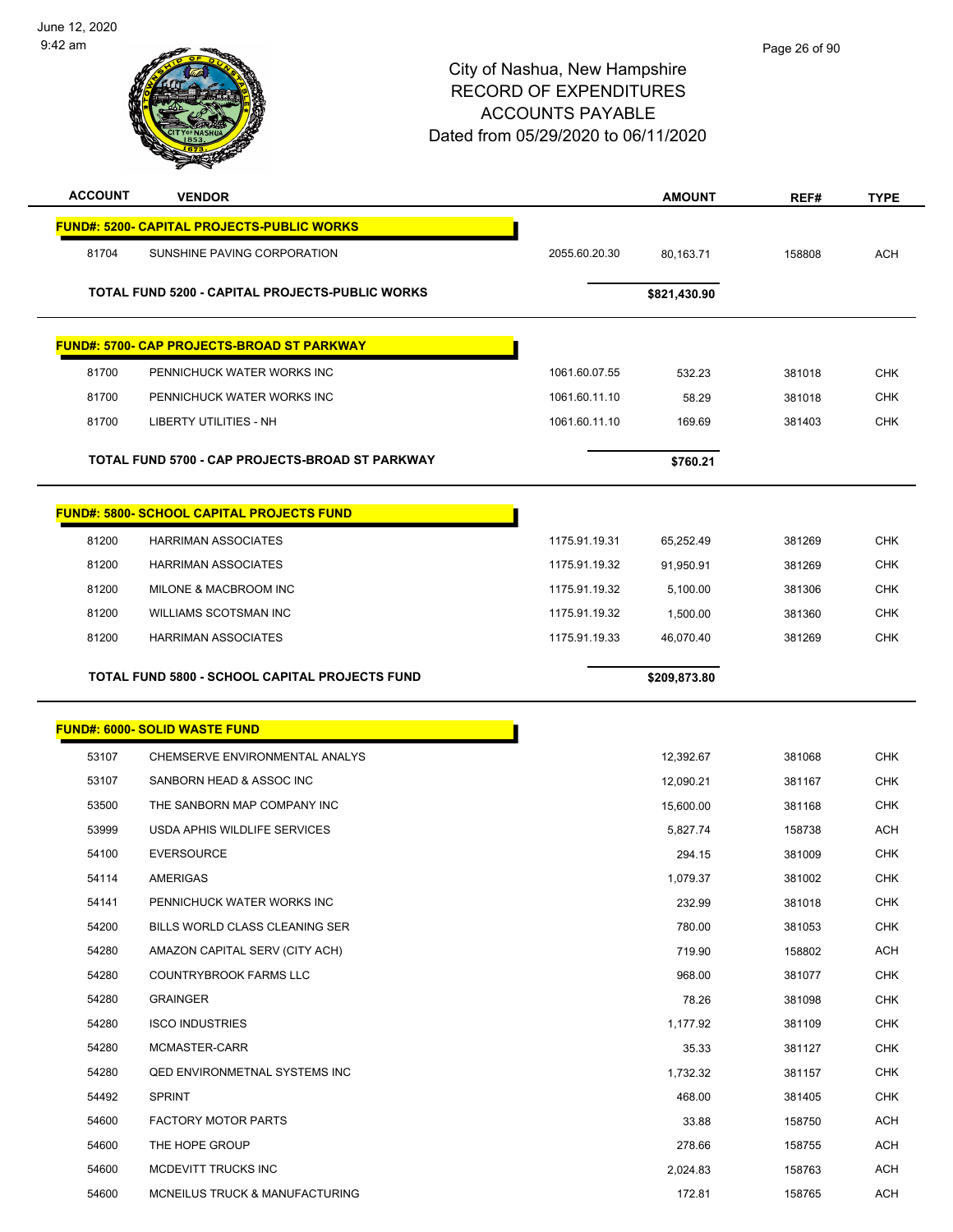City of Nashua, New Hampshire
RECORD OF EXPENDITURES
ACCOUNTS PAYABLE
Dated from 05/29/2020 to 06/11/2020

| ACCOUNT | VENDOR | | AMOUNT | REF# | TYPE |
|---|---|---|---|---|---|
| **FUND#: 5200- CAPITAL PROJECTS-PUBLIC WORKS** | | | | | |
| 81704 | SUNSHINE PAVING CORPORATION | 2055.60.20.30 | 80,163.71 | 158808 | ACH |
| | **TOTAL FUND 5200 - CAPITAL PROJECTS-PUBLIC WORKS** | | **$821,430.90** | | |
| **FUND#: 5700- CAP PROJECTS-BROAD ST PARKWAY** | | | | | |
| 81700 | PENNICHUCK WATER WORKS INC | 1061.60.07.55 | 532.23 | 381018 | CHK |
| 81700 | PENNICHUCK WATER WORKS INC | 1061.60.11.10 | 58.29 | 381018 | CHK |
| 81700 | LIBERTY UTILITIES - NH | 1061.60.11.10 | 169.69 | 381403 | CHK |
| | **TOTAL FUND 5700 - CAP PROJECTS-BROAD ST PARKWAY** | | **$760.21** | | |
| **FUND#: 5800- SCHOOL CAPITAL PROJECTS FUND** | | | | | |
| 81200 | HARRIMAN ASSOCIATES | 1175.91.19.31 | 65,252.49 | 381269 | CHK |
| 81200 | HARRIMAN ASSOCIATES | 1175.91.19.32 | 91,950.91 | 381269 | CHK |
| 81200 | MILONE & MACBROOM INC | 1175.91.19.32 | 5,100.00 | 381306 | CHK |
| 81200 | WILLIAMS SCOTSMAN INC | 1175.91.19.32 | 1,500.00 | 381360 | CHK |
| 81200 | HARRIMAN ASSOCIATES | 1175.91.19.33 | 46,070.40 | 381269 | CHK |
| | **TOTAL FUND 5800 - SCHOOL CAPITAL PROJECTS FUND** | | **$209,873.80** | | |
| **FUND#: 6000- SOLID WASTE FUND** | | | | | |
| 53107 | CHEMSERVE ENVIRONMENTAL ANALYS | | 12,392.67 | 381068 | CHK |
| 53107 | SANBORN HEAD & ASSOC INC | | 12,090.21 | 381167 | CHK |
| 53500 | THE SANBORN MAP COMPANY INC | | 15,600.00 | 381168 | CHK |
| 53999 | USDA APHIS WILDLIFE SERVICES | | 5,827.74 | 158738 | ACH |
| 54100 | EVERSOURCE | | 294.15 | 381009 | CHK |
| 54114 | AMERIGAS | | 1,079.37 | 381002 | CHK |
| 54141 | PENNICHUCK WATER WORKS INC | | 232.99 | 381018 | CHK |
| 54200 | BILLS WORLD CLASS CLEANING SER | | 780.00 | 381053 | CHK |
| 54280 | AMAZON CAPITAL SERV (CITY ACH) | | 719.90 | 158802 | ACH |
| 54280 | COUNTRYBROOK FARMS LLC | | 968.00 | 381077 | CHK |
| 54280 | GRAINGER | | 78.26 | 381098 | CHK |
| 54280 | ISCO INDUSTRIES | | 1,177.92 | 381109 | CHK |
| 54280 | MCMASTER-CARR | | 35.33 | 381127 | CHK |
| 54280 | QED ENVIRONMETNAL SYSTEMS INC | | 1,732.32 | 381157 | CHK |
| 54492 | SPRINT | | 468.00 | 381405 | CHK |
| 54600 | FACTORY MOTOR PARTS | | 33.88 | 158750 | ACH |
| 54600 | THE HOPE GROUP | | 278.66 | 158755 | ACH |
| 54600 | MCDEVITT TRUCKS INC | | 2,024.83 | 158763 | ACH |
| 54600 | MCNEILUS TRUCK & MANUFACTURING | | 172.81 | 158765 | ACH |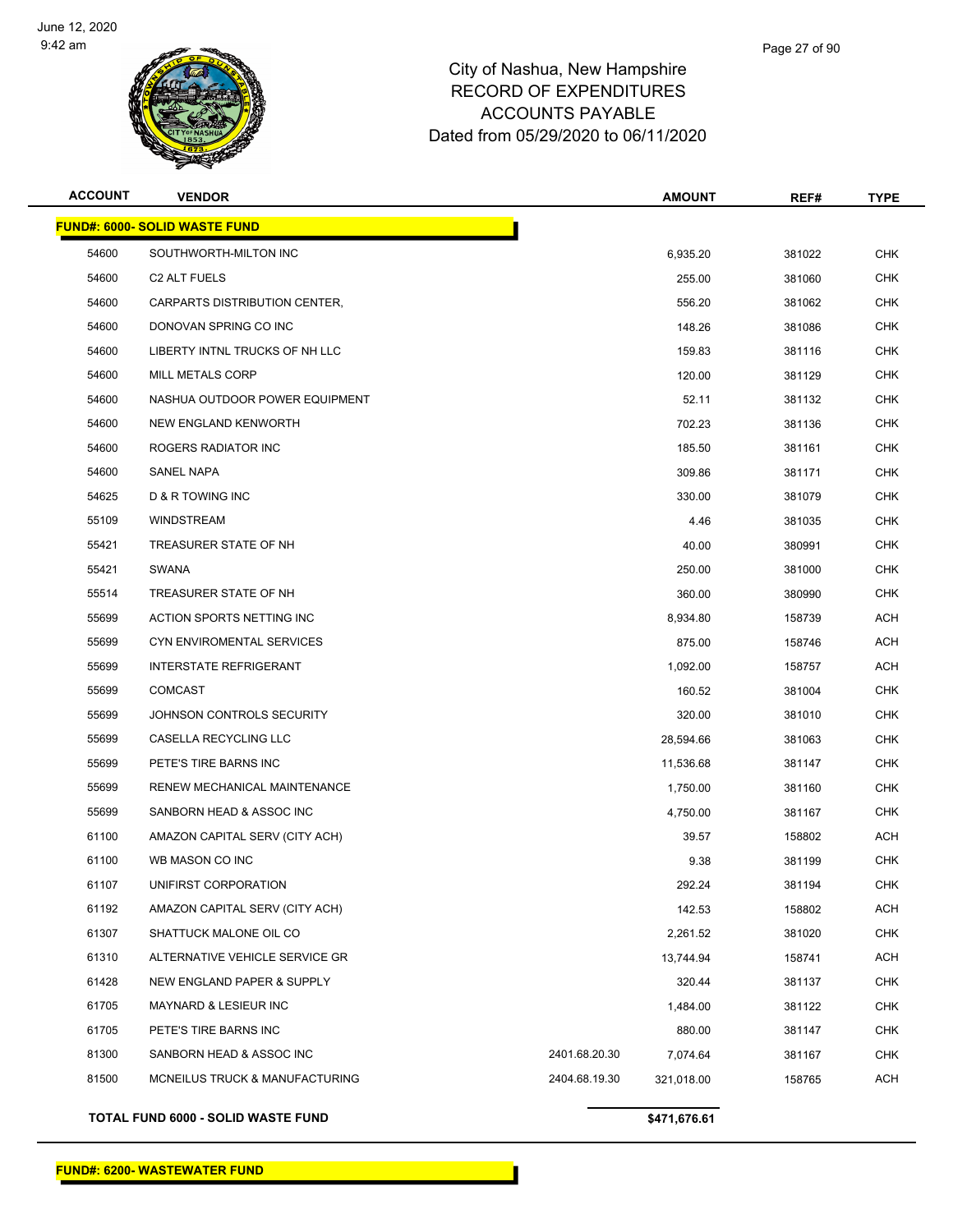# City of Nashua, New Hampshire
## RECORD OF EXPENDITURES
## ACCOUNTS PAYABLE
## Dated from 05/29/2020 to 06/11/2020

| ACCOUNT | VENDOR | | AMOUNT | REF# | TYPE |
|---|---|---|---|---|---|
| **FUND#: 6000- SOLID WASTE FUND** | | | | | |
| 54600 | SOUTHWORTH-MILTON INC | | 6,935.20 | 381022 | CHK |
| 54600 | C2 ALT FUELS | | 255.00 | 381060 | CHK |
| 54600 | CARPARTS DISTRIBUTION CENTER, | | 556.20 | 381062 | CHK |
| 54600 | DONOVAN SPRING CO INC | | 148.26 | 381086 | CHK |
| 54600 | LIBERTY INTNL TRUCKS OF NH LLC | | 159.83 | 381116 | CHK |
| 54600 | MILL METALS CORP | | 120.00 | 381129 | CHK |
| 54600 | NASHUA OUTDOOR POWER EQUIPMENT | | 52.11 | 381132 | CHK |
| 54600 | NEW ENGLAND KENWORTH | | 702.23 | 381136 | CHK |
| 54600 | ROGERS RADIATOR INC | | 185.50 | 381161 | CHK |
| 54600 | SANEL NAPA | | 309.86 | 381171 | CHK |
| 54625 | D & R TOWING INC | | 330.00 | 381079 | CHK |
| 55109 | WINDSTREAM | | 4.46 | 381035 | CHK |
| 55421 | TREASURER STATE OF NH | | 40.00 | 380991 | CHK |
| 55421 | SWANA | | 250.00 | 381000 | CHK |
| 55514 | TREASURER STATE OF NH | | 360.00 | 380990 | CHK |
| 55699 | ACTION SPORTS NETTING INC | | 8,934.80 | 158739 | ACH |
| 55699 | CYN ENVIROMENTAL SERVICES | | 875.00 | 158746 | ACH |
| 55699 | INTERSTATE REFRIGERANT | | 1,092.00 | 158757 | ACH |
| 55699 | COMCAST | | 160.52 | 381004 | CHK |
| 55699 | JOHNSON CONTROLS SECURITY | | 320.00 | 381010 | CHK |
| 55699 | CASELLA RECYCLING LLC | | 28,594.66 | 381063 | CHK |
| 55699 | PETE'S TIRE BARNS INC | | 11,536.68 | 381147 | CHK |
| 55699 | RENEW MECHANICAL MAINTENANCE | | 1,750.00 | 381160 | CHK |
| 55699 | SANBORN HEAD & ASSOC INC | | 4,750.00 | 381167 | CHK |
| 61100 | AMAZON CAPITAL SERV (CITY ACH) | | 39.57 | 158802 | ACH |
| 61100 | WB MASON CO INC | | 9.38 | 381199 | CHK |
| 61107 | UNIFIRST CORPORATION | | 292.24 | 381194 | CHK |
| 61192 | AMAZON CAPITAL SERV (CITY ACH) | | 142.53 | 158802 | ACH |
| 61307 | SHATTUCK MALONE OIL CO | | 2,261.52 | 381020 | CHK |
| 61310 | ALTERNATIVE VEHICLE SERVICE GR | | 13,744.94 | 158741 | ACH |
| 61428 | NEW ENGLAND PAPER & SUPPLY | | 320.44 | 381137 | CHK |
| 61705 | MAYNARD & LESIEUR INC | | 1,484.00 | 381122 | CHK |
| 61705 | PETE'S TIRE BARNS INC | | 880.00 | 381147 | CHK |
| 81300 | SANBORN HEAD & ASSOC INC | 2401.68.20.30 | 7,074.64 | 381167 | CHK |
| 81500 | MCNEILUS TRUCK & MANUFACTURING | 2404.68.19.30 | 321,018.00 | 158765 | ACH |
| **TOTAL FUND 6000 - SOLID WASTE FUND** | | | **$471,676.61** | | |

**FUND#: 6200- WASTEWATER FUND**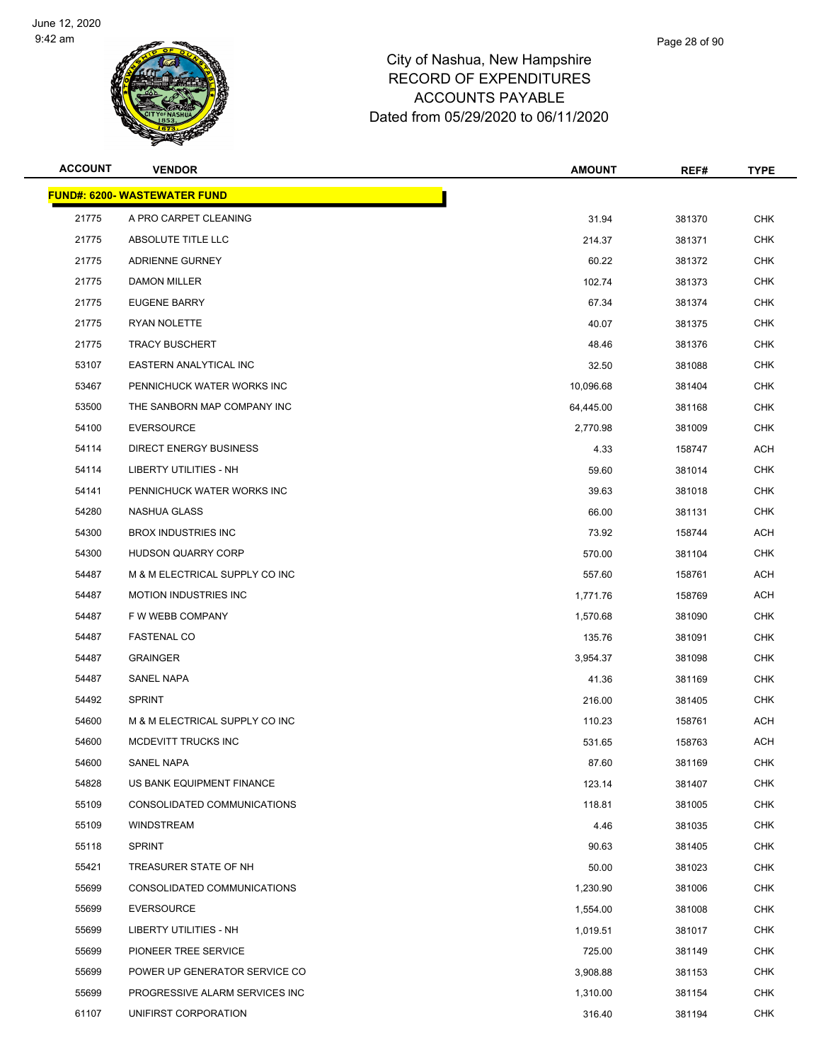# City of Nashua, New Hampshire
## RECORD OF EXPENDITURES
## ACCOUNTS PAYABLE
### Dated from 05/29/2020 to 06/11/2020

| ACCOUNT | VENDOR | AMOUNT | REF# | TYPE |
|---|---|---|---|---|
| **FUND#: 6200- WASTEWATER FUND** | | | | |
| 21775 | A PRO CARPET CLEANING | 31.94 | 381370 | CHK |
| 21775 | ABSOLUTE TITLE LLC | 214.37 | 381371 | CHK |
| 21775 | ADRIENNE GURNEY | 60.22 | 381372 | CHK |
| 21775 | DAMON MILLER | 102.74 | 381373 | CHK |
| 21775 | EUGENE BARRY | 67.34 | 381374 | CHK |
| 21775 | RYAN NOLETTE | 40.07 | 381375 | CHK |
| 21775 | TRACY BUSCHERT | 48.46 | 381376 | CHK |
| 53107 | EASTERN ANALYTICAL INC | 32.50 | 381088 | CHK |
| 53467 | PENNICHUCK WATER WORKS INC | 10,096.68 | 381404 | CHK |
| 53500 | THE SANBORN MAP COMPANY INC | 64,445.00 | 381168 | CHK |
| 54100 | EVERSOURCE | 2,770.98 | 381009 | CHK |
| 54114 | DIRECT ENERGY BUSINESS | 4.33 | 158747 | ACH |
| 54114 | LIBERTY UTILITIES - NH | 59.60 | 381014 | CHK |
| 54141 | PENNICHUCK WATER WORKS INC | 39.63 | 381018 | CHK |
| 54280 | NASHUA GLASS | 66.00 | 381131 | CHK |
| 54300 | BROX INDUSTRIES INC | 73.92 | 158744 | ACH |
| 54300 | HUDSON QUARRY CORP | 570.00 | 381104 | CHK |
| 54487 | M & M ELECTRICAL SUPPLY CO INC | 557.60 | 158761 | ACH |
| 54487 | MOTION INDUSTRIES INC | 1,771.76 | 158769 | ACH |
| 54487 | F W WEBB COMPANY | 1,570.68 | 381090 | CHK |
| 54487 | FASTENAL CO | 135.76 | 381091 | CHK |
| 54487 | GRAINGER | 3,954.37 | 381098 | CHK |
| 54487 | SANEL NAPA | 41.36 | 381169 | CHK |
| 54492 | SPRINT | 216.00 | 381405 | CHK |
| 54600 | M & M ELECTRICAL SUPPLY CO INC | 110.23 | 158761 | ACH |
| 54600 | MCDEVITT TRUCKS INC | 531.65 | 158763 | ACH |
| 54600 | SANEL NAPA | 87.60 | 381169 | CHK |
| 54828 | US BANK EQUIPMENT FINANCE | 123.14 | 381407 | CHK |
| 55109 | CONSOLIDATED COMMUNICATIONS | 118.81 | 381005 | CHK |
| 55109 | WINDSTREAM | 4.46 | 381035 | CHK |
| 55118 | SPRINT | 90.63 | 381405 | CHK |
| 55421 | TREASURER STATE OF NH | 50.00 | 381023 | CHK |
| 55699 | CONSOLIDATED COMMUNICATIONS | 1,230.90 | 381006 | CHK |
| 55699 | EVERSOURCE | 1,554.00 | 381008 | CHK |
| 55699 | LIBERTY UTILITIES - NH | 1,019.51 | 381017 | CHK |
| 55699 | PIONEER TREE SERVICE | 725.00 | 381149 | CHK |
| 55699 | POWER UP GENERATOR SERVICE CO | 3,908.88 | 381153 | CHK |
| 55699 | PROGRESSIVE ALARM SERVICES INC | 1,310.00 | 381154 | CHK |
| 61107 | UNIFIRST CORPORATION | 316.40 | 381194 | CHK |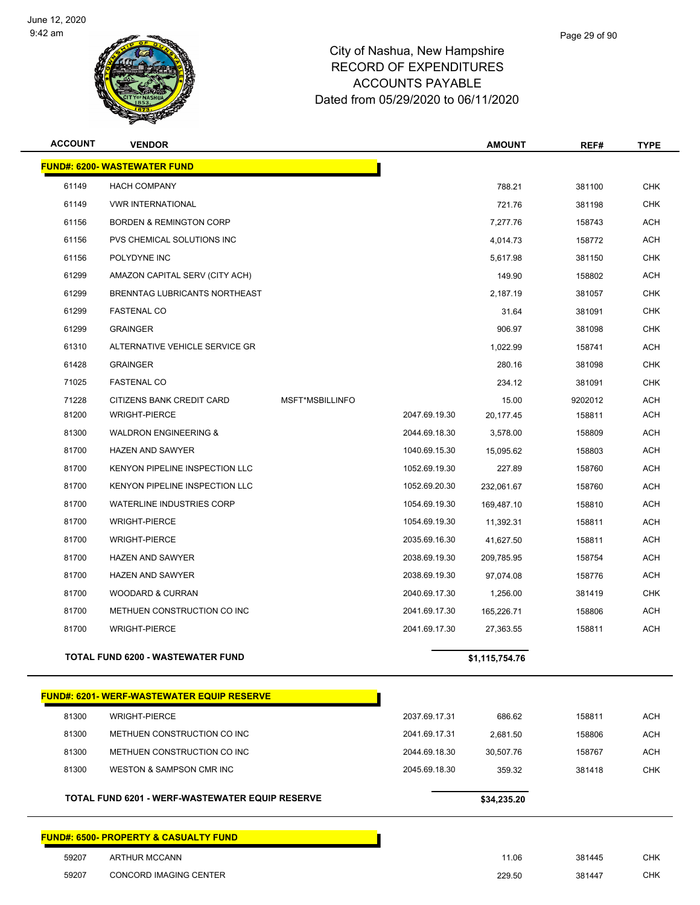City of Nashua, New Hampshire
RECORD OF EXPENDITURES
ACCOUNTS PAYABLE
Dated from 05/29/2020 to 06/11/2020

| ACCOUNT | VENDOR | | | AMOUNT | REF# | TYPE |
|---|---|---|---|---|---|---|
| **FUND#: 6200- WASTEWATER FUND** | | | | | | |
| 61149 | HACH COMPANY | | | 788.21 | 381100 | CHK |
| 61149 | VWR INTERNATIONAL | | | 721.76 | 381198 | CHK |
| 61156 | BORDEN & REMINGTON CORP | | | 7,277.76 | 158743 | ACH |
| 61156 | PVS CHEMICAL SOLUTIONS INC | | | 4,014.73 | 158772 | ACH |
| 61156 | POLYDYNE INC | | | 5,617.98 | 381150 | CHK |
| 61299 | AMAZON CAPITAL SERV (CITY ACH) | | | 149.90 | 158802 | ACH |
| 61299 | BRENNTAG LUBRICANTS NORTHEAST | | | 2,187.19 | 381057 | CHK |
| 61299 | FASTENAL CO | | | 31.64 | 381091 | CHK |
| 61299 | GRAINGER | | | 906.97 | 381098 | CHK |
| 61310 | ALTERNATIVE VEHICLE SERVICE GR | | | 1,022.99 | 158741 | ACH |
| 61428 | GRAINGER | | | 280.16 | 381098 | CHK |
| 71025 | FASTENAL CO | | | 234.12 | 381091 | CHK |
| 71228 | CITIZENS BANK CREDIT CARD | MSFT*MSBILLINFO | | 15.00 | 9202012 | ACH |
| 81200 | WRIGHT-PIERCE | | 2047.69.19.30 | 20,177.45 | 158811 | ACH |
| 81300 | WALDRON ENGINEERING & | | 2044.69.18.30 | 3,578.00 | 158809 | ACH |
| 81700 | HAZEN AND SAWYER | | 1040.69.15.30 | 15,095.62 | 158803 | ACH |
| 81700 | KENYON PIPELINE INSPECTION LLC | | 1052.69.19.30 | 227.89 | 158760 | ACH |
| 81700 | KENYON PIPELINE INSPECTION LLC | | 1052.69.20.30 | 232,061.67 | 158760 | ACH |
| 81700 | WATERLINE INDUSTRIES CORP | | 1054.69.19.30 | 169,487.10 | 158810 | ACH |
| 81700 | WRIGHT-PIERCE | | 1054.69.19.30 | 11,392.31 | 158811 | ACH |
| 81700 | WRIGHT-PIERCE | | 2035.69.16.30 | 41,627.50 | 158811 | ACH |
| 81700 | HAZEN AND SAWYER | | 2038.69.19.30 | 209,785.95 | 158754 | ACH |
| 81700 | HAZEN AND SAWYER | | 2038.69.19.30 | 97,074.08 | 158776 | ACH |
| 81700 | WOODARD & CURRAN | | 2040.69.17.30 | 1,256.00 | 381419 | CHK |
| 81700 | METHUEN CONSTRUCTION CO INC | | 2041.69.17.30 | 165,226.71 | 158806 | ACH |
| 81700 | WRIGHT-PIERCE | | 2041.69.17.30 | 27,363.55 | 158811 | ACH |
| **TOTAL FUND 6200 - WASTEWATER FUND** | | | | **$1,115,754.76** | | |
| **FUND#: 6201- WERF-WASTEWATER EQUIP RESERVE** | | | | | | |
| 81300 | WRIGHT-PIERCE | | 2037.69.17.31 | 686.62 | 158811 | ACH |
| 81300 | METHUEN CONSTRUCTION CO INC | | 2041.69.17.31 | 2,681.50 | 158806 | ACH |
| 81300 | METHUEN CONSTRUCTION CO INC | | 2044.69.18.30 | 30,507.76 | 158767 | ACH |
| 81300 | WESTON & SAMPSON CMR INC | | 2045.69.18.30 | 359.32 | 381418 | CHK |
| **TOTAL FUND 6201 - WERF-WASTEWATER EQUIP RESERVE** | | | | **$34,235.20** | | |
| **FUND#: 6500- PROPERTY & CASUALTY FUND** | | | | | | |
| 59207 | ARTHUR MCCANN | | | 11.06 | 381445 | CHK |
| 59207 | CONCORD IMAGING CENTER | | | 229.50 | 381447 | CHK |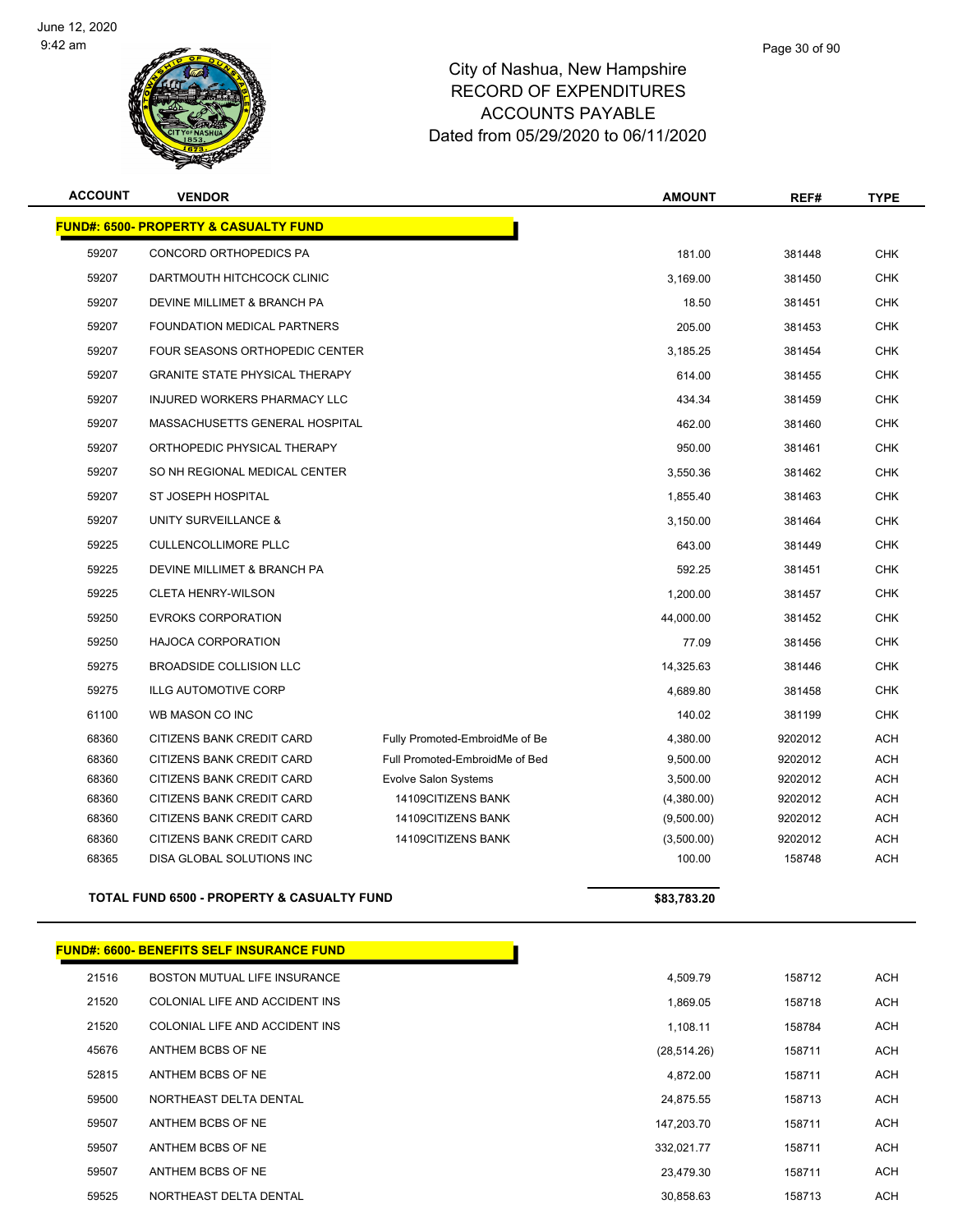# City of Nashua, New Hampshire
# RECORD OF EXPENDITURES
# ACCOUNTS PAYABLE
# Dated from 05/29/2020 to 06/11/2020

| ACCOUNT | VENDOR | | AMOUNT | REF# | TYPE |
|---|---|---|---|---|---|
| **FUND#: 6500- PROPERTY & CASUALTY FUND** | | | | | |
| 59207 | CONCORD ORTHOPEDICS PA | | 181.00 | 381448 | CHK |
| 59207 | DARTMOUTH HITCHCOCK CLINIC | | 3,169.00 | 381450 | CHK |
| 59207 | DEVINE MILLIMET & BRANCH PA | | 18.50 | 381451 | CHK |
| 59207 | FOUNDATION MEDICAL PARTNERS | | 205.00 | 381453 | CHK |
| 59207 | FOUR SEASONS ORTHOPEDIC CENTER | | 3,185.25 | 381454 | CHK |
| 59207 | GRANITE STATE PHYSICAL THERAPY | | 614.00 | 381455 | CHK |
| 59207 | INJURED WORKERS PHARMACY LLC | | 434.34 | 381459 | CHK |
| 59207 | MASSACHUSETTS GENERAL HOSPITAL | | 462.00 | 381460 | CHK |
| 59207 | ORTHOPEDIC PHYSICAL THERAPY | | 950.00 | 381461 | CHK |
| 59207 | SO NH REGIONAL MEDICAL CENTER | | 3,550.36 | 381462 | CHK |
| 59207 | ST JOSEPH HOSPITAL | | 1,855.40 | 381463 | CHK |
| 59207 | UNITY SURVEILLANCE & | | 3,150.00 | 381464 | CHK |
| 59225 | CULLENCOLLIMORE PLLC | | 643.00 | 381449 | CHK |
| 59225 | DEVINE MILLIMET & BRANCH PA | | 592.25 | 381451 | CHK |
| 59225 | CLETA HENRY-WILSON | | 1,200.00 | 381457 | CHK |
| 59250 | EVROKS CORPORATION | | 44,000.00 | 381452 | CHK |
| 59250 | HAJOCA CORPORATION | | 77.09 | 381456 | CHK |
| 59275 | BROADSIDE COLLISION LLC | | 14,325.63 | 381446 | CHK |
| 59275 | ILLG AUTOMOTIVE CORP | | 4,689.80 | 381458 | CHK |
| 61100 | WB MASON CO INC | | 140.02 | 381199 | CHK |
| 68360 | CITIZENS BANK CREDIT CARD | Fully Promoted-EmbroidMe of Be | 4,380.00 | 9202012 | ACH |
| 68360 | CITIZENS BANK CREDIT CARD | Full Promoted-EmbroidMe of Bed | 9,500.00 | 9202012 | ACH |
| 68360 | CITIZENS BANK CREDIT CARD | Evolve Salon Systems | 3,500.00 | 9202012 | ACH |
| 68360 | CITIZENS BANK CREDIT CARD | 14109CITIZENS BANK | (4,380.00) | 9202012 | ACH |
| 68360 | CITIZENS BANK CREDIT CARD | 14109CITIZENS BANK | (9,500.00) | 9202012 | ACH |
| 68360 | CITIZENS BANK CREDIT CARD | 14109CITIZENS BANK | (3,500.00) | 9202012 | ACH |
| 68365 | DISA GLOBAL SOLUTIONS INC | | 100.00 | 158748 | ACH |
| **TOTAL FUND 6500 - PROPERTY & CASUALTY FUND** | | | **$83,783.20** | | |

| ACCOUNT | VENDOR | AMOUNT | REF# | TYPE |
|---|---|---|---|---|
| **FUND#: 6600- BENEFITS SELF INSURANCE FUND** | | | | |
| 21516 | BOSTON MUTUAL LIFE INSURANCE | 4,509.79 | 158712 | ACH |
| 21520 | COLONIAL LIFE AND ACCIDENT INS | 1,869.05 | 158718 | ACH |
| 21520 | COLONIAL LIFE AND ACCIDENT INS | 1,108.11 | 158784 | ACH |
| 45676 | ANTHEM BCBS OF NE | (28,514.26) | 158711 | ACH |
| 52815 | ANTHEM BCBS OF NE | 4,872.00 | 158711 | ACH |
| 59500 | NORTHEAST DELTA DENTAL | 24,875.55 | 158713 | ACH |
| 59507 | ANTHEM BCBS OF NE | 147,203.70 | 158711 | ACH |
| 59507 | ANTHEM BCBS OF NE | 332,021.77 | 158711 | ACH |
| 59507 | ANTHEM BCBS OF NE | 23,479.30 | 158711 | ACH |
| 59525 | NORTHEAST DELTA DENTAL | 30,858.63 | 158713 | ACH |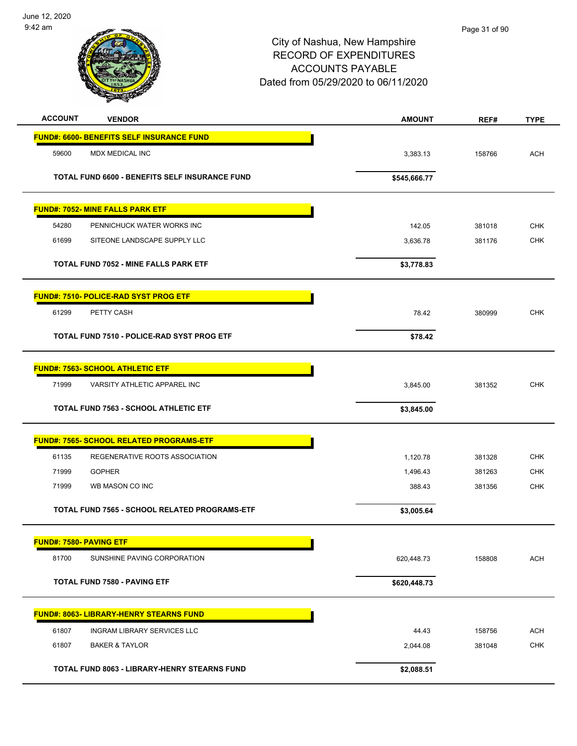City of Nashua, New Hampshire
RECORD OF EXPENDITURES
ACCOUNTS PAYABLE
Dated from 05/29/2020 to 06/11/2020

| ACCOUNT | VENDOR | AMOUNT | REF# | TYPE |
|---|---|---|---|---|
| **FUND#: 6600- BENEFITS SELF INSURANCE FUND** | | | | |
| 59600 | MDX MEDICAL INC | 3,383.13 | 158766 | ACH |
| | **TOTAL FUND 6600 - BENEFITS SELF INSURANCE FUND** | **$545,666.77** | | |
| **FUND#: 7052- MINE FALLS PARK ETF** | | | | |
| 54280 | PENNICHUCK WATER WORKS INC | 142.05 | 381018 | CHK |
| 61699 | SITEONE LANDSCAPE SUPPLY LLC | 3,636.78 | 381176 | CHK |
| | **TOTAL FUND 7052 - MINE FALLS PARK ETF** | **$3,778.83** | | |
| **FUND#: 7510- POLICE-RAD SYST PROG ETF** | | | | |
| 61299 | PETTY CASH | 78.42 | 380999 | CHK |
| | **TOTAL FUND 7510 - POLICE-RAD SYST PROG ETF** | **$78.42** | | |
| **FUND#: 7563- SCHOOL ATHLETIC ETF** | | | | |
| 71999 | VARSITY ATHLETIC APPAREL INC | 3,845.00 | 381352 | CHK |
| | **TOTAL FUND 7563 - SCHOOL ATHLETIC ETF** | **$3,845.00** | | |
| **FUND#: 7565- SCHOOL RELATED PROGRAMS-ETF** | | | | |
| 61135 | REGENERATIVE ROOTS ASSOCIATION | 1,120.78 | 381328 | CHK |
| 71999 | GOPHER | 1,496.43 | 381263 | CHK |
| 71999 | WB MASON CO INC | 388.43 | 381356 | CHK |
| | **TOTAL FUND 7565 - SCHOOL RELATED PROGRAMS-ETF** | **$3,005.64** | | |
| **FUND#: 7580- PAVING ETF** | | | | |
| 81700 | SUNSHINE PAVING CORPORATION | 620,448.73 | 158808 | ACH |
| | **TOTAL FUND 7580 - PAVING ETF** | **$620,448.73** | | |
| **FUND#: 8063- LIBRARY-HENRY STEARNS FUND** | | | | |
| 61807 | INGRAM LIBRARY SERVICES LLC | 44.43 | 158756 | ACH |
| 61807 | BAKER & TAYLOR | 2,044.08 | 381048 | CHK |
| | **TOTAL FUND 8063 - LIBRARY-HENRY STEARNS FUND** | **$2,088.51** | | |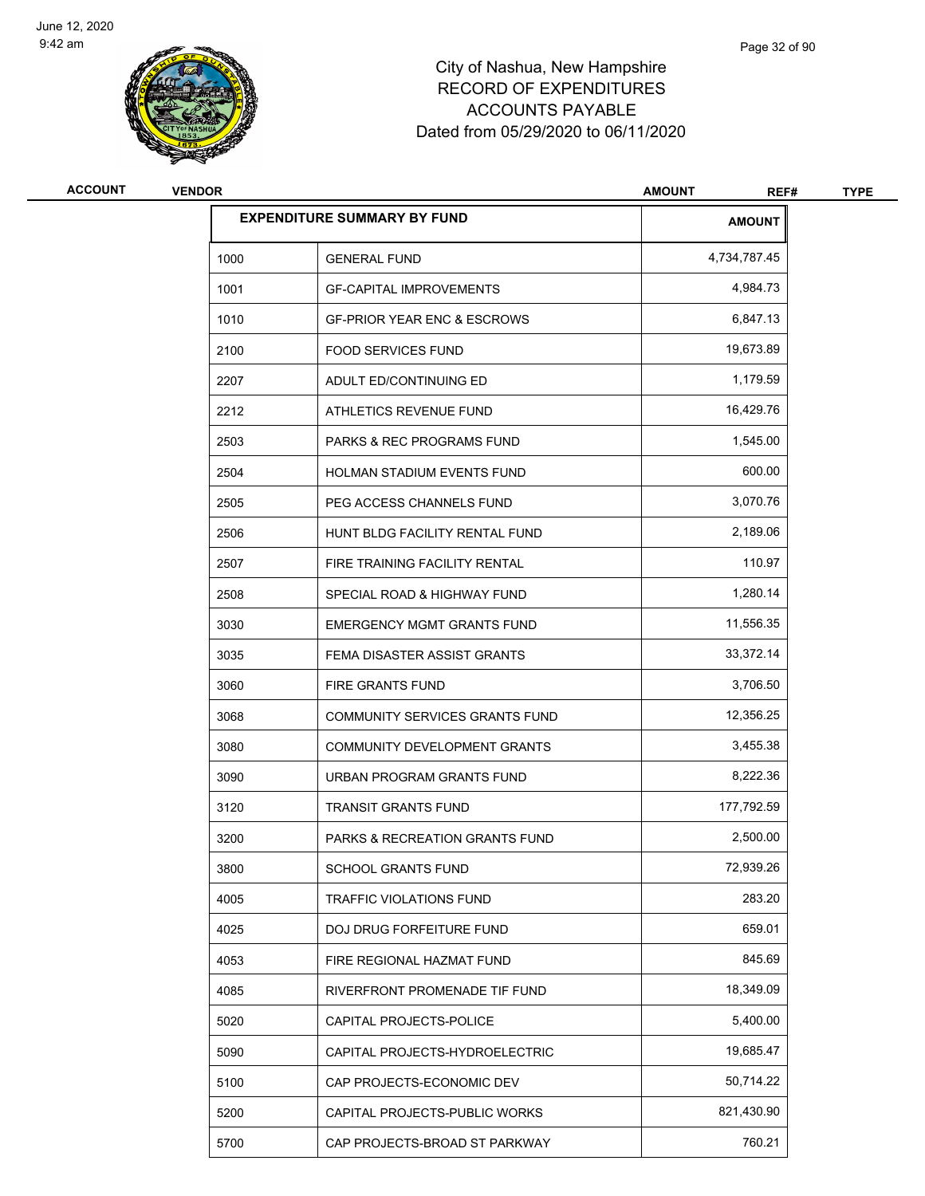# City of Nashua, New Hampshire
## RECORD OF EXPENDITURES
## ACCOUNTS PAYABLE
### Dated from 05/29/2020 to 06/11/2020

| ACCOUNT | VENDOR | AMOUNT | REF# | TYPE |
|---|---|---|---|---|

| EXPENDITURE SUMMARY BY FUND | | AMOUNT |
|---|---|---|
| 1000 | GENERAL FUND | 4,734,787.45 |
| 1001 | GF-CAPITAL IMPROVEMENTS | 4,984.73 |
| 1010 | GF-PRIOR YEAR ENC & ESCROWS | 6,847.13 |
| 2100 | FOOD SERVICES FUND | 19,673.89 |
| 2207 | ADULT ED/CONTINUING ED | 1,179.59 |
| 2212 | ATHLETICS REVENUE FUND | 16,429.76 |
| 2503 | PARKS & REC PROGRAMS FUND | 1,545.00 |
| 2504 | HOLMAN STADIUM EVENTS FUND | 600.00 |
| 2505 | PEG ACCESS CHANNELS FUND | 3,070.76 |
| 2506 | HUNT BLDG FACILITY RENTAL FUND | 2,189.06 |
| 2507 | FIRE TRAINING FACILITY RENTAL | 110.97 |
| 2508 | SPECIAL ROAD & HIGHWAY FUND | 1,280.14 |
| 3030 | EMERGENCY MGMT GRANTS FUND | 11,556.35 |
| 3035 | FEMA DISASTER ASSIST GRANTS | 33,372.14 |
| 3060 | FIRE GRANTS FUND | 3,706.50 |
| 3068 | COMMUNITY SERVICES GRANTS FUND | 12,356.25 |
| 3080 | COMMUNITY DEVELOPMENT GRANTS | 3,455.38 |
| 3090 | URBAN PROGRAM GRANTS FUND | 8,222.36 |
| 3120 | TRANSIT GRANTS FUND | 177,792.59 |
| 3200 | PARKS & RECREATION GRANTS FUND | 2,500.00 |
| 3800 | SCHOOL GRANTS FUND | 72,939.26 |
| 4005 | TRAFFIC VIOLATIONS FUND | 283.20 |
| 4025 | DOJ DRUG FORFEITURE FUND | 659.01 |
| 4053 | FIRE REGIONAL HAZMAT FUND | 845.69 |
| 4085 | RIVERFRONT PROMENADE TIF FUND | 18,349.09 |
| 5020 | CAPITAL PROJECTS-POLICE | 5,400.00 |
| 5090 | CAPITAL PROJECTS-HYDROELECTRIC | 19,685.47 |
| 5100 | CAP PROJECTS-ECONOMIC DEV | 50,714.22 |
| 5200 | CAPITAL PROJECTS-PUBLIC WORKS | 821,430.90 |
| 5700 | CAP PROJECTS-BROAD ST PARKWAY | 760.21 |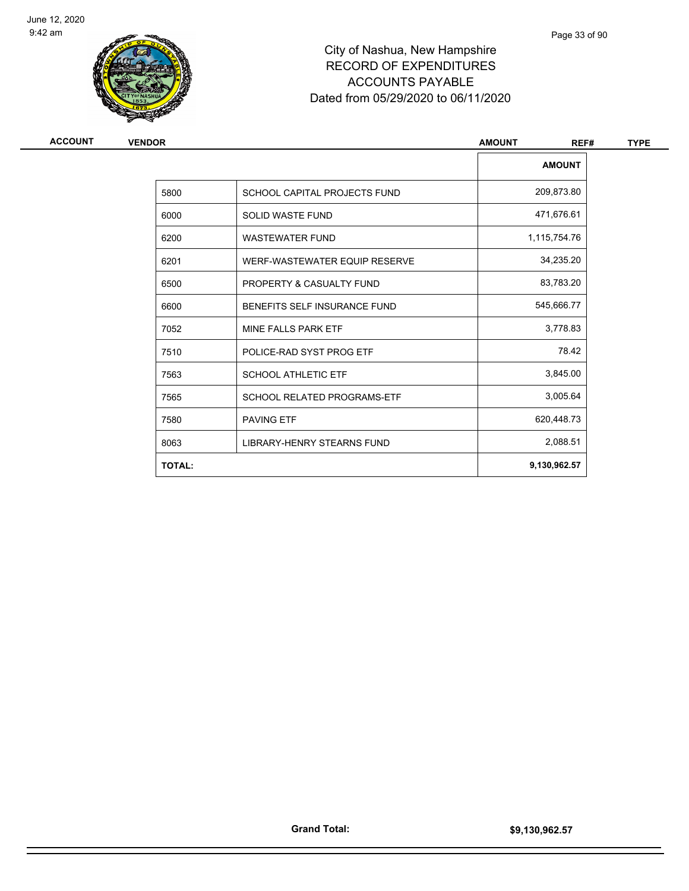# City of Nashua, New Hampshire
# RECORD OF EXPENDITURES
# ACCOUNTS PAYABLE
# Dated from 05/29/2020 to 06/11/2020

| ACCOUNT | VENDOR | AMOUNT | REF# | TYPE |
|---|---|---|---|---|

| | | AMOUNT |
|---|---|---|
| 5800 | SCHOOL CAPITAL PROJECTS FUND | 209,873.80 |
| 6000 | SOLID WASTE FUND | 471,676.61 |
| 6200 | WASTEWATER FUND | 1,115,754.76 |
| 6201 | WERF-WASTEWATER EQUIP RESERVE | 34,235.20 |
| 6500 | PROPERTY & CASUALTY FUND | 83,783.20 |
| 6600 | BENEFITS SELF INSURANCE FUND | 545,666.77 |
| 7052 | MINE FALLS PARK ETF | 3,778.83 |
| 7510 | POLICE-RAD SYST PROG ETF | 78.42 |
| 7563 | SCHOOL ATHLETIC ETF | 3,845.00 |
| 7565 | SCHOOL RELATED PROGRAMS-ETF | 3,005.64 |
| 7580 | PAVING ETF | 620,448.73 |
| 8063 | LIBRARY-HENRY STEARNS FUND | 2,088.51 |
| **TOTAL:** | | **9,130,962.57** |

**Grand Total:** **$9,130,962.57**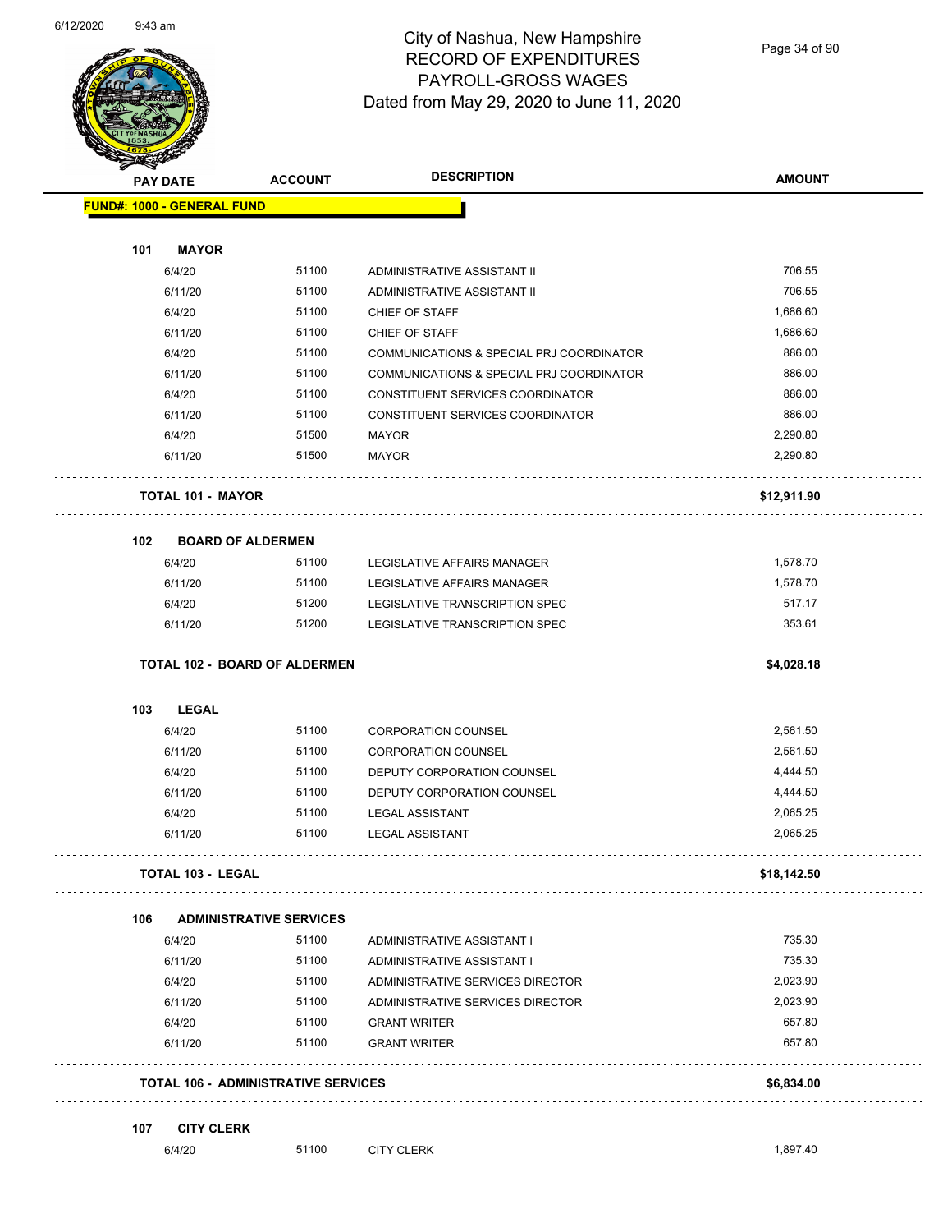# City of Nashua, New Hampshire
## RECORD OF EXPENDITURES
## PAYROLL-GROSS WAGES
Dated from May 29, 2020 to June 11, 2020

| PAY DATE | ACCOUNT | DESCRIPTION | AMOUNT |
|---|---|---|---|
| **FUND#: 1000 - GENERAL FUND** | | | |
| **101 MAYOR** | | | |
| 6/4/20 | 51100 | ADMINISTRATIVE ASSISTANT II | 706.55 |
| 6/11/20 | 51100 | ADMINISTRATIVE ASSISTANT II | 706.55 |
| 6/4/20 | 51100 | CHIEF OF STAFF | 1,686.60 |
| 6/11/20 | 51100 | CHIEF OF STAFF | 1,686.60 |
| 6/4/20 | 51100 | COMMUNICATIONS & SPECIAL PRJ COORDINATOR | 886.00 |
| 6/11/20 | 51100 | COMMUNICATIONS & SPECIAL PRJ COORDINATOR | 886.00 |
| 6/4/20 | 51100 | CONSTITUENT SERVICES COORDINATOR | 886.00 |
| 6/11/20 | 51100 | CONSTITUENT SERVICES COORDINATOR | 886.00 |
| 6/4/20 | 51500 | MAYOR | 2,290.80 |
| 6/11/20 | 51500 | MAYOR | 2,290.80 |
| **TOTAL 101 - MAYOR** | | | **$12,911.90** |
| **102 BOARD OF ALDERMEN** | | | |
| 6/4/20 | 51100 | LEGISLATIVE AFFAIRS MANAGER | 1,578.70 |
| 6/11/20 | 51100 | LEGISLATIVE AFFAIRS MANAGER | 1,578.70 |
| 6/4/20 | 51200 | LEGISLATIVE TRANSCRIPTION SPEC | 517.17 |
| 6/11/20 | 51200 | LEGISLATIVE TRANSCRIPTION SPEC | 353.61 |
| **TOTAL 102 - BOARD OF ALDERMEN** | | | **$4,028.18** |
| **103 LEGAL** | | | |
| 6/4/20 | 51100 | CORPORATION COUNSEL | 2,561.50 |
| 6/11/20 | 51100 | CORPORATION COUNSEL | 2,561.50 |
| 6/4/20 | 51100 | DEPUTY CORPORATION COUNSEL | 4,444.50 |
| 6/11/20 | 51100 | DEPUTY CORPORATION COUNSEL | 4,444.50 |
| 6/4/20 | 51100 | LEGAL ASSISTANT | 2,065.25 |
| 6/11/20 | 51100 | LEGAL ASSISTANT | 2,065.25 |
| **TOTAL 103 - LEGAL** | | | **$18,142.50** |
| **106 ADMINISTRATIVE SERVICES** | | | |
| 6/4/20 | 51100 | ADMINISTRATIVE ASSISTANT I | 735.30 |
| 6/11/20 | 51100 | ADMINISTRATIVE ASSISTANT I | 735.30 |
| 6/4/20 | 51100 | ADMINISTRATIVE SERVICES DIRECTOR | 2,023.90 |
| 6/11/20 | 51100 | ADMINISTRATIVE SERVICES DIRECTOR | 2,023.90 |
| 6/4/20 | 51100 | GRANT WRITER | 657.80 |
| 6/11/20 | 51100 | GRANT WRITER | 657.80 |
| **TOTAL 106 - ADMINISTRATIVE SERVICES** | | | **$6,834.00** |
| **107 CITY CLERK** | | | |
| 6/4/20 | 51100 | CITY CLERK | 1,897.40 |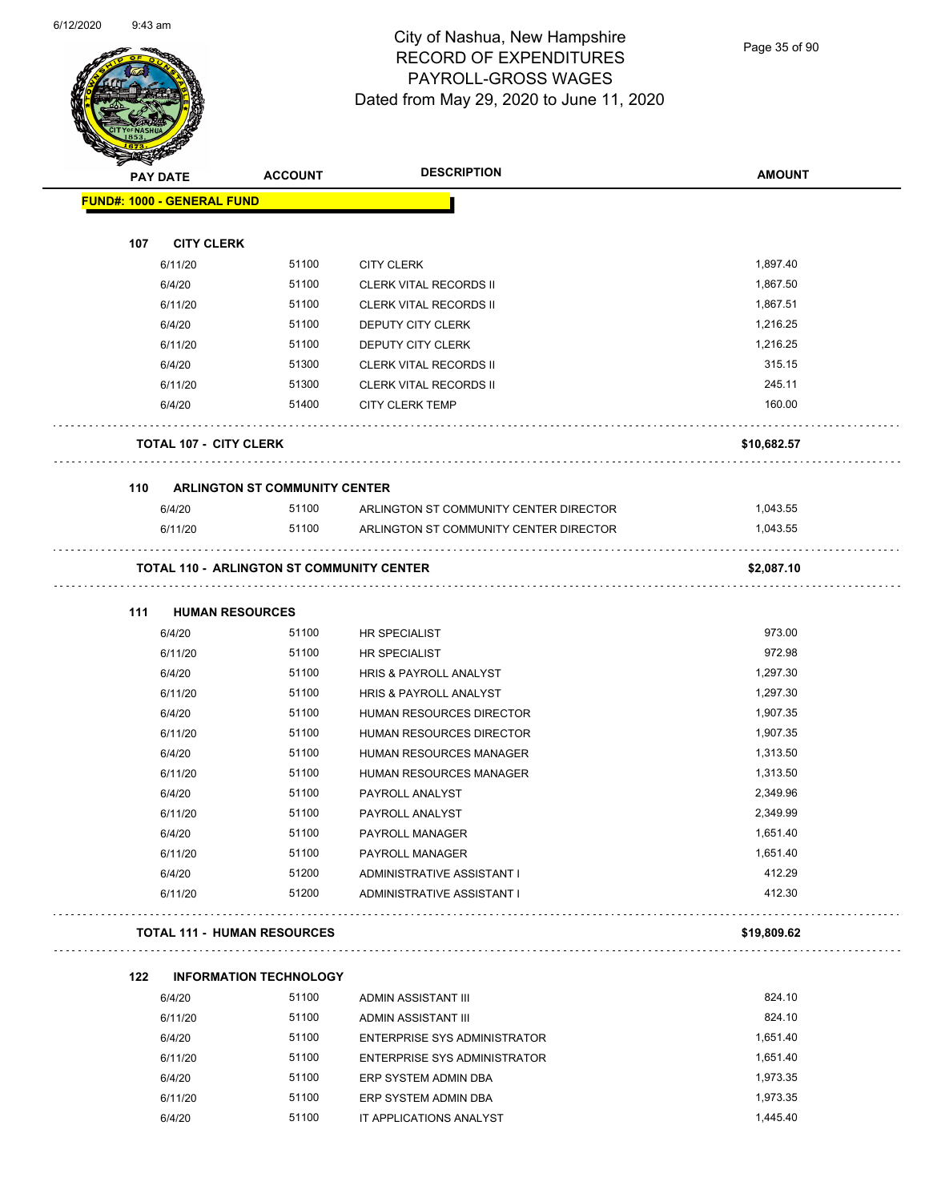# City of Nashua, New Hampshire
## RECORD OF EXPENDITURES
## PAYROLL-GROSS WAGES
## Dated from May 29, 2020 to June 11, 2020

| PAY DATE | ACCOUNT | DESCRIPTION | AMOUNT |
|---|---|---|---|
| **FUND#: 1000 - GENERAL FUND** | | | |
| **107 CITY CLERK** | | | |
| 6/11/20 | 51100 | CITY CLERK | 1,897.40 |
| 6/4/20 | 51100 | CLERK VITAL RECORDS II | 1,867.50 |
| 6/11/20 | 51100 | CLERK VITAL RECORDS II | 1,867.51 |
| 6/4/20 | 51100 | DEPUTY CITY CLERK | 1,216.25 |
| 6/11/20 | 51100 | DEPUTY CITY CLERK | 1,216.25 |
| 6/4/20 | 51300 | CLERK VITAL RECORDS II | 315.15 |
| 6/11/20 | 51300 | CLERK VITAL RECORDS II | 245.11 |
| 6/4/20 | 51400 | CITY CLERK TEMP | 160.00 |
| **TOTAL 107 - CITY CLERK** | | | **$10,682.57** |
| **110 ARLINGTON ST COMMUNITY CENTER** | | | |
| 6/4/20 | 51100 | ARLINGTON ST COMMUNITY CENTER DIRECTOR | 1,043.55 |
| 6/11/20 | 51100 | ARLINGTON ST COMMUNITY CENTER DIRECTOR | 1,043.55 |
| **TOTAL 110 - ARLINGTON ST COMMUNITY CENTER** | | | **$2,087.10** |
| **111 HUMAN RESOURCES** | | | |
| 6/4/20 | 51100 | HR SPECIALIST | 973.00 |
| 6/11/20 | 51100 | HR SPECIALIST | 972.98 |
| 6/4/20 | 51100 | HRIS & PAYROLL ANALYST | 1,297.30 |
| 6/11/20 | 51100 | HRIS & PAYROLL ANALYST | 1,297.30 |
| 6/4/20 | 51100 | HUMAN RESOURCES DIRECTOR | 1,907.35 |
| 6/11/20 | 51100 | HUMAN RESOURCES DIRECTOR | 1,907.35 |
| 6/4/20 | 51100 | HUMAN RESOURCES MANAGER | 1,313.50 |
| 6/11/20 | 51100 | HUMAN RESOURCES MANAGER | 1,313.50 |
| 6/4/20 | 51100 | PAYROLL ANALYST | 2,349.96 |
| 6/11/20 | 51100 | PAYROLL ANALYST | 2,349.99 |
| 6/4/20 | 51100 | PAYROLL MANAGER | 1,651.40 |
| 6/11/20 | 51100 | PAYROLL MANAGER | 1,651.40 |
| 6/4/20 | 51200 | ADMINISTRATIVE ASSISTANT I | 412.29 |
| 6/11/20 | 51200 | ADMINISTRATIVE ASSISTANT I | 412.30 |
| **TOTAL 111 - HUMAN RESOURCES** | | | **$19,809.62** |
| **122 INFORMATION TECHNOLOGY** | | | |
| 6/4/20 | 51100 | ADMIN ASSISTANT III | 824.10 |
| 6/11/20 | 51100 | ADMIN ASSISTANT III | 824.10 |
| 6/4/20 | 51100 | ENTERPRISE SYS ADMINISTRATOR | 1,651.40 |
| 6/11/20 | 51100 | ENTERPRISE SYS ADMINISTRATOR | 1,651.40 |
| 6/4/20 | 51100 | ERP SYSTEM ADMIN DBA | 1,973.35 |
| 6/11/20 | 51100 | ERP SYSTEM ADMIN DBA | 1,973.35 |
| 6/4/20 | 51100 | IT APPLICATIONS ANALYST | 1,445.40 |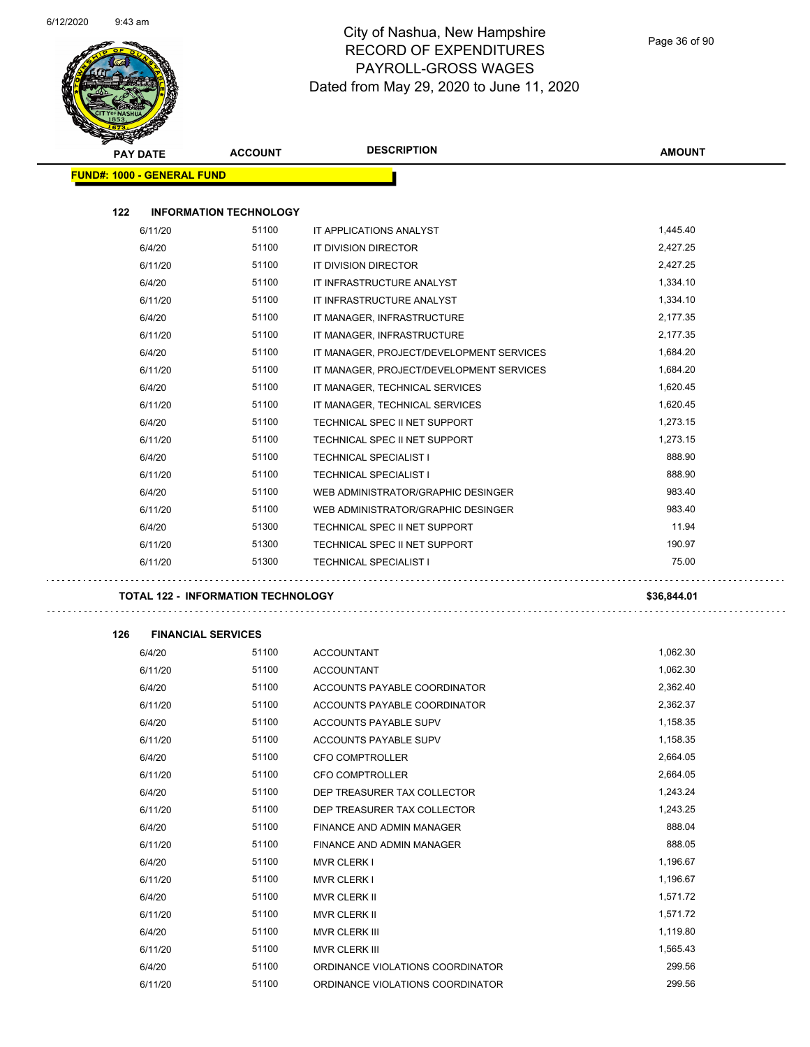# City of Nashua, New Hampshire
## RECORD OF EXPENDITURES
## PAYROLL-GROSS WAGES
### Dated from May 29, 2020 to June 11, 2020

| PAY DATE | ACCOUNT | DESCRIPTION | AMOUNT |
|---|---|---|---|
| **FUND#: 1000 - GENERAL FUND** | | | |
| **122 INFORMATION TECHNOLOGY** | | | |
| 6/11/20 | 51100 | IT APPLICATIONS ANALYST | 1,445.40 |
| 6/4/20 | 51100 | IT DIVISION DIRECTOR | 2,427.25 |
| 6/11/20 | 51100 | IT DIVISION DIRECTOR | 2,427.25 |
| 6/4/20 | 51100 | IT INFRASTRUCTURE ANALYST | 1,334.10 |
| 6/11/20 | 51100 | IT INFRASTRUCTURE ANALYST | 1,334.10 |
| 6/4/20 | 51100 | IT MANAGER, INFRASTRUCTURE | 2,177.35 |
| 6/11/20 | 51100 | IT MANAGER, INFRASTRUCTURE | 2,177.35 |
| 6/4/20 | 51100 | IT MANAGER, PROJECT/DEVELOPMENT SERVICES | 1,684.20 |
| 6/11/20 | 51100 | IT MANAGER, PROJECT/DEVELOPMENT SERVICES | 1,684.20 |
| 6/4/20 | 51100 | IT MANAGER, TECHNICAL SERVICES | 1,620.45 |
| 6/11/20 | 51100 | IT MANAGER, TECHNICAL SERVICES | 1,620.45 |
| 6/4/20 | 51100 | TECHNICAL SPEC II NET SUPPORT | 1,273.15 |
| 6/11/20 | 51100 | TECHNICAL SPEC II NET SUPPORT | 1,273.15 |
| 6/4/20 | 51100 | TECHNICAL SPECIALIST I | 888.90 |
| 6/11/20 | 51100 | TECHNICAL SPECIALIST I | 888.90 |
| 6/4/20 | 51100 | WEB ADMINISTRATOR/GRAPHIC DESINGER | 983.40 |
| 6/11/20 | 51100 | WEB ADMINISTRATOR/GRAPHIC DESINGER | 983.40 |
| 6/4/20 | 51300 | TECHNICAL SPEC II NET SUPPORT | 11.94 |
| 6/11/20 | 51300 | TECHNICAL SPEC II NET SUPPORT | 190.97 |
| 6/11/20 | 51300 | TECHNICAL SPECIALIST I | 75.00 |
| **TOTAL 122 - INFORMATION TECHNOLOGY** | | | **$36,844.01** |
| **126 FINANCIAL SERVICES** | | | |
| 6/4/20 | 51100 | ACCOUNTANT | 1,062.30 |
| 6/11/20 | 51100 | ACCOUNTANT | 1,062.30 |
| 6/4/20 | 51100 | ACCOUNTS PAYABLE COORDINATOR | 2,362.40 |
| 6/11/20 | 51100 | ACCOUNTS PAYABLE COORDINATOR | 2,362.37 |
| 6/4/20 | 51100 | ACCOUNTS PAYABLE SUPV | 1,158.35 |
| 6/11/20 | 51100 | ACCOUNTS PAYABLE SUPV | 1,158.35 |
| 6/4/20 | 51100 | CFO COMPTROLLER | 2,664.05 |
| 6/11/20 | 51100 | CFO COMPTROLLER | 2,664.05 |
| 6/4/20 | 51100 | DEP TREASURER TAX COLLECTOR | 1,243.24 |
| 6/11/20 | 51100 | DEP TREASURER TAX COLLECTOR | 1,243.25 |
| 6/4/20 | 51100 | FINANCE AND ADMIN MANAGER | 888.04 |
| 6/11/20 | 51100 | FINANCE AND ADMIN MANAGER | 888.05 |
| 6/4/20 | 51100 | MVR CLERK I | 1,196.67 |
| 6/11/20 | 51100 | MVR CLERK I | 1,196.67 |
| 6/4/20 | 51100 | MVR CLERK II | 1,571.72 |
| 6/11/20 | 51100 | MVR CLERK II | 1,571.72 |
| 6/4/20 | 51100 | MVR CLERK III | 1,119.80 |
| 6/11/20 | 51100 | MVR CLERK III | 1,565.43 |
| 6/4/20 | 51100 | ORDINANCE VIOLATIONS COORDINATOR | 299.56 |
| 6/11/20 | 51100 | ORDINANCE VIOLATIONS COORDINATOR | 299.56 |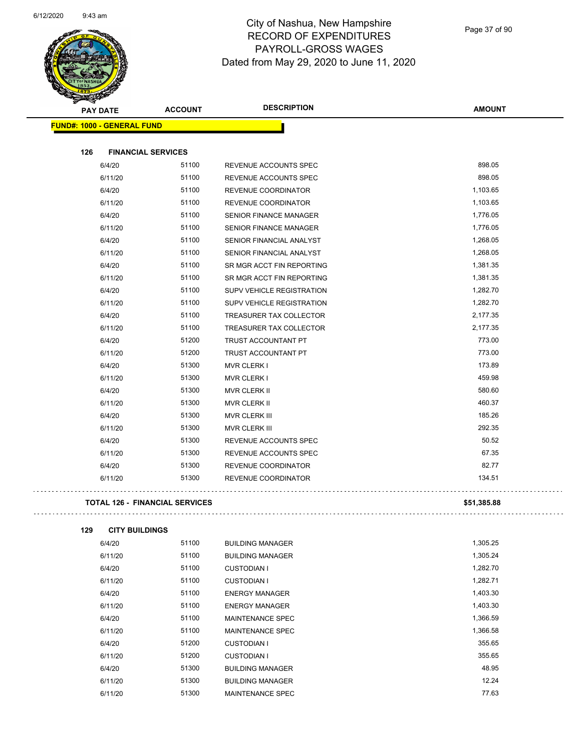# City of Nashua, New Hampshire
# RECORD OF EXPENDITURES
# PAYROLL-GROSS WAGES
# Dated from May 29, 2020 to June 11, 2020

| PAY DATE | ACCOUNT | DESCRIPTION | AMOUNT |
|---|---|---|---|

**FUND#: 1000 - GENERAL FUND**

**126 FINANCIAL SERVICES**

| PAY DATE | ACCOUNT | DESCRIPTION | AMOUNT |
|---|---|---|---|
| 6/4/20 | 51100 | REVENUE ACCOUNTS SPEC | 898.05 |
| 6/11/20 | 51100 | REVENUE ACCOUNTS SPEC | 898.05 |
| 6/4/20 | 51100 | REVENUE COORDINATOR | 1,103.65 |
| 6/11/20 | 51100 | REVENUE COORDINATOR | 1,103.65 |
| 6/4/20 | 51100 | SENIOR FINANCE MANAGER | 1,776.05 |
| 6/11/20 | 51100 | SENIOR FINANCE MANAGER | 1,776.05 |
| 6/4/20 | 51100 | SENIOR FINANCIAL ANALYST | 1,268.05 |
| 6/11/20 | 51100 | SENIOR FINANCIAL ANALYST | 1,268.05 |
| 6/4/20 | 51100 | SR MGR ACCT FIN REPORTING | 1,381.35 |
| 6/11/20 | 51100 | SR MGR ACCT FIN REPORTING | 1,381.35 |
| 6/4/20 | 51100 | SUPV VEHICLE REGISTRATION | 1,282.70 |
| 6/11/20 | 51100 | SUPV VEHICLE REGISTRATION | 1,282.70 |
| 6/4/20 | 51100 | TREASURER TAX COLLECTOR | 2,177.35 |
| 6/11/20 | 51100 | TREASURER TAX COLLECTOR | 2,177.35 |
| 6/4/20 | 51200 | TRUST ACCOUNTANT PT | 773.00 |
| 6/11/20 | 51200 | TRUST ACCOUNTANT PT | 773.00 |
| 6/4/20 | 51300 | MVR CLERK I | 173.89 |
| 6/11/20 | 51300 | MVR CLERK I | 459.98 |
| 6/4/20 | 51300 | MVR CLERK II | 580.60 |
| 6/11/20 | 51300 | MVR CLERK II | 460.37 |
| 6/4/20 | 51300 | MVR CLERK III | 185.26 |
| 6/11/20 | 51300 | MVR CLERK III | 292.35 |
| 6/4/20 | 51300 | REVENUE ACCOUNTS SPEC | 50.52 |
| 6/11/20 | 51300 | REVENUE ACCOUNTS SPEC | 67.35 |
| 6/4/20 | 51300 | REVENUE COORDINATOR | 82.77 |
| 6/11/20 | 51300 | REVENUE COORDINATOR | 134.51 |

**TOTAL 126 - FINANCIAL SERVICES** **$51,385.88**

**129 CITY BUILDINGS**

| PAY DATE | ACCOUNT | DESCRIPTION | AMOUNT |
|---|---|---|---|
| 6/4/20 | 51100 | BUILDING MANAGER | 1,305.25 |
| 6/11/20 | 51100 | BUILDING MANAGER | 1,305.24 |
| 6/4/20 | 51100 | CUSTODIAN I | 1,282.70 |
| 6/11/20 | 51100 | CUSTODIAN I | 1,282.71 |
| 6/4/20 | 51100 | ENERGY MANAGER | 1,403.30 |
| 6/11/20 | 51100 | ENERGY MANAGER | 1,403.30 |
| 6/4/20 | 51100 | MAINTENANCE SPEC | 1,366.59 |
| 6/11/20 | 51100 | MAINTENANCE SPEC | 1,366.58 |
| 6/4/20 | 51200 | CUSTODIAN I | 355.65 |
| 6/11/20 | 51200 | CUSTODIAN I | 355.65 |
| 6/4/20 | 51300 | BUILDING MANAGER | 48.95 |
| 6/11/20 | 51300 | BUILDING MANAGER | 12.24 |
| 6/11/20 | 51300 | MAINTENANCE SPEC | 77.63 |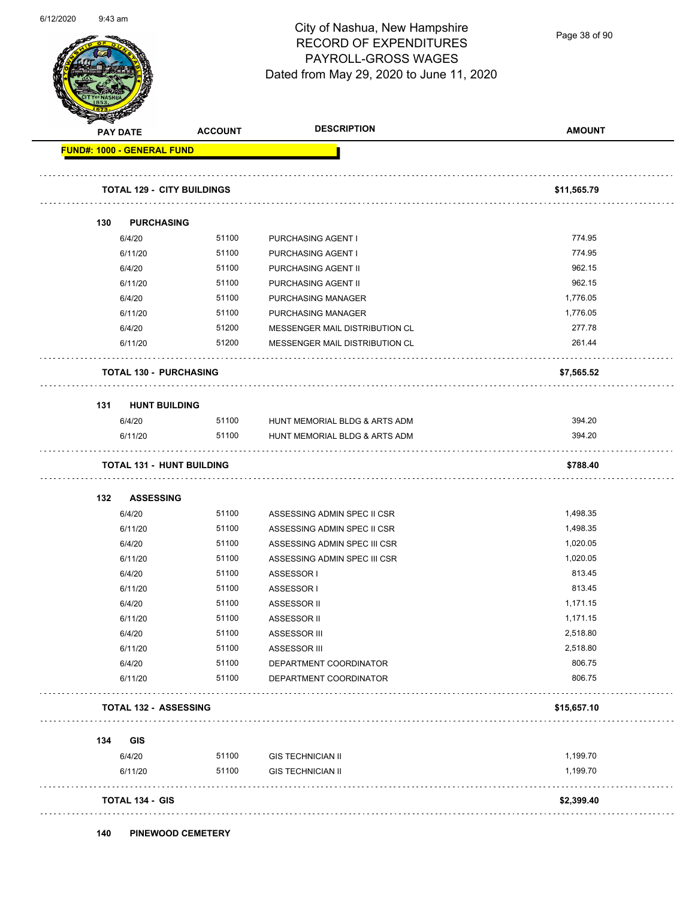# City of Nashua, New Hampshire
## RECORD OF EXPENDITURES
## PAYROLL-GROSS WAGES
## Dated from May 29, 2020 to June 11, 2020

| PAY DATE | ACCOUNT | DESCRIPTION | AMOUNT |
|---|---|---|---|
| **FUND#: 1000 - GENERAL FUND** | | | |
| **TOTAL 129 - CITY BUILDINGS** | | | **$11,565.79** |
| **130 PURCHASING** | | | |
| 6/4/20 | 51100 | PURCHASING AGENT I | 774.95 |
| 6/11/20 | 51100 | PURCHASING AGENT I | 774.95 |
| 6/4/20 | 51100 | PURCHASING AGENT II | 962.15 |
| 6/11/20 | 51100 | PURCHASING AGENT II | 962.15 |
| 6/4/20 | 51100 | PURCHASING MANAGER | 1,776.05 |
| 6/11/20 | 51100 | PURCHASING MANAGER | 1,776.05 |
| 6/4/20 | 51200 | MESSENGER MAIL DISTRIBUTION CL | 277.78 |
| 6/11/20 | 51200 | MESSENGER MAIL DISTRIBUTION CL | 261.44 |
| **TOTAL 130 - PURCHASING** | | | **$7,565.52** |
| **131 HUNT BUILDING** | | | |
| 6/4/20 | 51100 | HUNT MEMORIAL BLDG & ARTS ADM | 394.20 |
| 6/11/20 | 51100 | HUNT MEMORIAL BLDG & ARTS ADM | 394.20 |
| **TOTAL 131 - HUNT BUILDING** | | | **$788.40** |
| **132 ASSESSING** | | | |
| 6/4/20 | 51100 | ASSESSING ADMIN SPEC II CSR | 1,498.35 |
| 6/11/20 | 51100 | ASSESSING ADMIN SPEC II CSR | 1,498.35 |
| 6/4/20 | 51100 | ASSESSING ADMIN SPEC III CSR | 1,020.05 |
| 6/11/20 | 51100 | ASSESSING ADMIN SPEC III CSR | 1,020.05 |
| 6/4/20 | 51100 | ASSESSOR I | 813.45 |
| 6/11/20 | 51100 | ASSESSOR I | 813.45 |
| 6/4/20 | 51100 | ASSESSOR II | 1,171.15 |
| 6/11/20 | 51100 | ASSESSOR II | 1,171.15 |
| 6/4/20 | 51100 | ASSESSOR III | 2,518.80 |
| 6/11/20 | 51100 | ASSESSOR III | 2,518.80 |
| 6/4/20 | 51100 | DEPARTMENT COORDINATOR | 806.75 |
| 6/11/20 | 51100 | DEPARTMENT COORDINATOR | 806.75 |
| **TOTAL 132 - ASSESSING** | | | **$15,657.10** |
| **134 GIS** | | | |
| 6/4/20 | 51100 | GIS TECHNICIAN II | 1,199.70 |
| 6/11/20 | 51100 | GIS TECHNICIAN II | 1,199.70 |
| **TOTAL 134 - GIS** | | | **$2,399.40** |
| **140 PINEWOOD CEMETERY** | | | |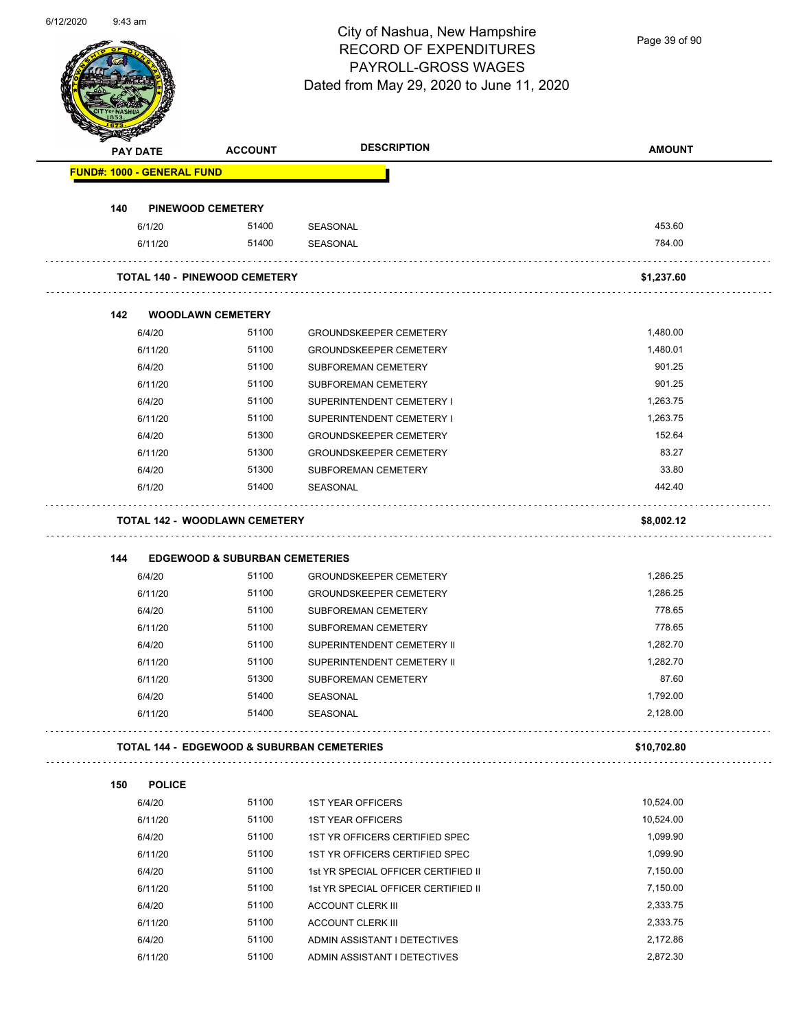# City of Nashua, New Hampshire
## RECORD OF EXPENDITURES
## PAYROLL-GROSS WAGES
## Dated from May 29, 2020 to June 11, 2020

| PAY DATE | ACCOUNT | DESCRIPTION | AMOUNT |
|---|---|---|---|
| **FUND#: 1000 - GENERAL FUND** | | | |
| **140 PINEWOOD CEMETERY** | | | |
| 6/1/20 | 51400 | SEASONAL | 453.60 |
| 6/11/20 | 51400 | SEASONAL | 784.00 |
| **TOTAL 140 - PINEWOOD CEMETERY** | | | **$1,237.60** |
| **142 WOODLAWN CEMETERY** | | | |
| 6/4/20 | 51100 | GROUNDSKEEPER CEMETERY | 1,480.00 |
| 6/11/20 | 51100 | GROUNDSKEEPER CEMETERY | 1,480.01 |
| 6/4/20 | 51100 | SUBFOREMAN CEMETERY | 901.25 |
| 6/11/20 | 51100 | SUBFOREMAN CEMETERY | 901.25 |
| 6/4/20 | 51100 | SUPERINTENDENT CEMETERY I | 1,263.75 |
| 6/11/20 | 51100 | SUPERINTENDENT CEMETERY I | 1,263.75 |
| 6/4/20 | 51300 | GROUNDSKEEPER CEMETERY | 152.64 |
| 6/11/20 | 51300 | GROUNDSKEEPER CEMETERY | 83.27 |
| 6/4/20 | 51300 | SUBFOREMAN CEMETERY | 33.80 |
| 6/1/20 | 51400 | SEASONAL | 442.40 |
| **TOTAL 142 - WOODLAWN CEMETERY** | | | **$8,002.12** |
| **144 EDGEWOOD & SUBURBAN CEMETERIES** | | | |
| 6/4/20 | 51100 | GROUNDSKEEPER CEMETERY | 1,286.25 |
| 6/11/20 | 51100 | GROUNDSKEEPER CEMETERY | 1,286.25 |
| 6/4/20 | 51100 | SUBFOREMAN CEMETERY | 778.65 |
| 6/11/20 | 51100 | SUBFOREMAN CEMETERY | 778.65 |
| 6/4/20 | 51100 | SUPERINTENDENT CEMETERY II | 1,282.70 |
| 6/11/20 | 51100 | SUPERINTENDENT CEMETERY II | 1,282.70 |
| 6/11/20 | 51300 | SUBFOREMAN CEMETERY | 87.60 |
| 6/4/20 | 51400 | SEASONAL | 1,792.00 |
| 6/11/20 | 51400 | SEASONAL | 2,128.00 |
| **TOTAL 144 - EDGEWOOD & SUBURBAN CEMETERIES** | | | **$10,702.80** |
| **150 POLICE** | | | |
| 6/4/20 | 51100 | 1ST YEAR OFFICERS | 10,524.00 |
| 6/11/20 | 51100 | 1ST YEAR OFFICERS | 10,524.00 |
| 6/4/20 | 51100 | 1ST YR OFFICERS CERTIFIED SPEC | 1,099.90 |
| 6/11/20 | 51100 | 1ST YR OFFICERS CERTIFIED SPEC | 1,099.90 |
| 6/4/20 | 51100 | 1st YR SPECIAL OFFICER CERTIFIED II | 7,150.00 |
| 6/11/20 | 51100 | 1st YR SPECIAL OFFICER CERTIFIED II | 7,150.00 |
| 6/4/20 | 51100 | ACCOUNT CLERK III | 2,333.75 |
| 6/11/20 | 51100 | ACCOUNT CLERK III | 2,333.75 |
| 6/4/20 | 51100 | ADMIN ASSISTANT I DETECTIVES | 2,172.86 |
| 6/11/20 | 51100 | ADMIN ASSISTANT I DETECTIVES | 2,872.30 |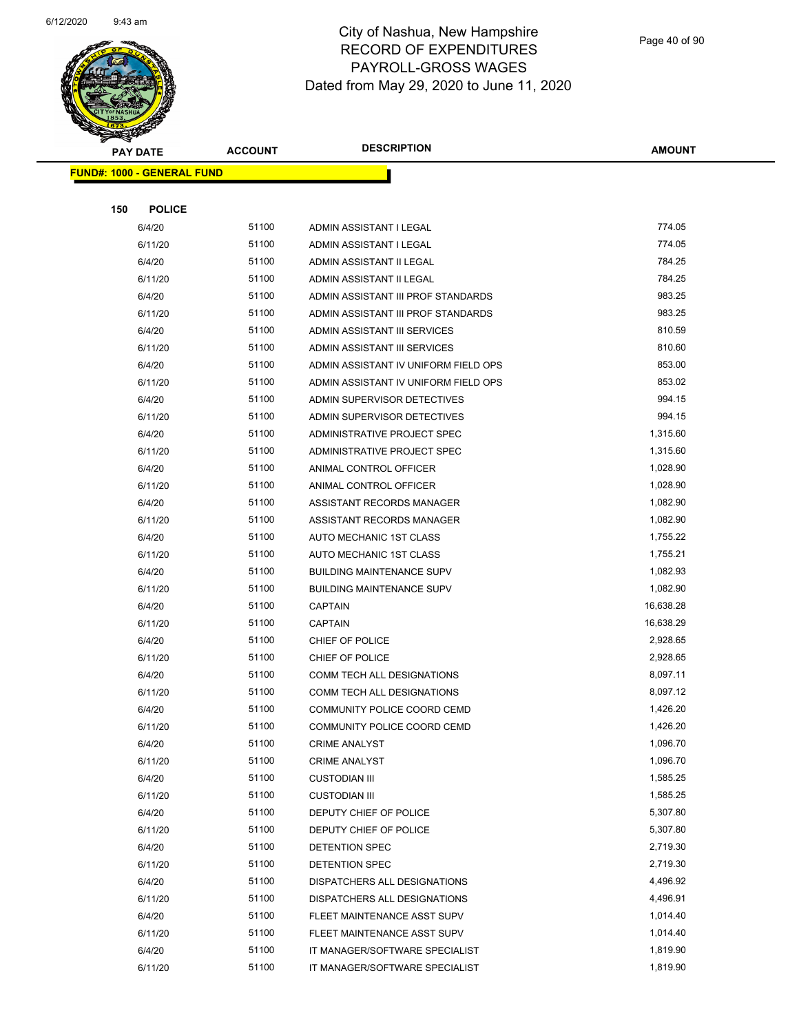City of Nashua, New Hampshire
RECORD OF EXPENDITURES
PAYROLL-GROSS WAGES
Dated from May 29, 2020 to June 11, 2020

| PAY DATE | ACCOUNT | DESCRIPTION | AMOUNT |
|---|---|---|---|

**FUND#: 1000 - GENERAL FUND**

**150 POLICE**

| PAY DATE | ACCOUNT | DESCRIPTION | AMOUNT |
|---|---|---|---|
| 6/4/20 | 51100 | ADMIN ASSISTANT I LEGAL | 774.05 |
| 6/11/20 | 51100 | ADMIN ASSISTANT I LEGAL | 774.05 |
| 6/4/20 | 51100 | ADMIN ASSISTANT II LEGAL | 784.25 |
| 6/11/20 | 51100 | ADMIN ASSISTANT II LEGAL | 784.25 |
| 6/4/20 | 51100 | ADMIN ASSISTANT III PROF STANDARDS | 983.25 |
| 6/11/20 | 51100 | ADMIN ASSISTANT III PROF STANDARDS | 983.25 |
| 6/4/20 | 51100 | ADMIN ASSISTANT III SERVICES | 810.59 |
| 6/11/20 | 51100 | ADMIN ASSISTANT III SERVICES | 810.60 |
| 6/4/20 | 51100 | ADMIN ASSISTANT IV UNIFORM FIELD OPS | 853.00 |
| 6/11/20 | 51100 | ADMIN ASSISTANT IV UNIFORM FIELD OPS | 853.02 |
| 6/4/20 | 51100 | ADMIN SUPERVISOR DETECTIVES | 994.15 |
| 6/11/20 | 51100 | ADMIN SUPERVISOR DETECTIVES | 994.15 |
| 6/4/20 | 51100 | ADMINISTRATIVE PROJECT SPEC | 1,315.60 |
| 6/11/20 | 51100 | ADMINISTRATIVE PROJECT SPEC | 1,315.60 |
| 6/4/20 | 51100 | ANIMAL CONTROL OFFICER | 1,028.90 |
| 6/11/20 | 51100 | ANIMAL CONTROL OFFICER | 1,028.90 |
| 6/4/20 | 51100 | ASSISTANT RECORDS MANAGER | 1,082.90 |
| 6/11/20 | 51100 | ASSISTANT RECORDS MANAGER | 1,082.90 |
| 6/4/20 | 51100 | AUTO MECHANIC 1ST CLASS | 1,755.22 |
| 6/11/20 | 51100 | AUTO MECHANIC 1ST CLASS | 1,755.21 |
| 6/4/20 | 51100 | BUILDING MAINTENANCE SUPV | 1,082.93 |
| 6/11/20 | 51100 | BUILDING MAINTENANCE SUPV | 1,082.90 |
| 6/4/20 | 51100 | CAPTAIN | 16,638.28 |
| 6/11/20 | 51100 | CAPTAIN | 16,638.29 |
| 6/4/20 | 51100 | CHIEF OF POLICE | 2,928.65 |
| 6/11/20 | 51100 | CHIEF OF POLICE | 2,928.65 |
| 6/4/20 | 51100 | COMM TECH ALL DESIGNATIONS | 8,097.11 |
| 6/11/20 | 51100 | COMM TECH ALL DESIGNATIONS | 8,097.12 |
| 6/4/20 | 51100 | COMMUNITY POLICE COORD CEMD | 1,426.20 |
| 6/11/20 | 51100 | COMMUNITY POLICE COORD CEMD | 1,426.20 |
| 6/4/20 | 51100 | CRIME ANALYST | 1,096.70 |
| 6/11/20 | 51100 | CRIME ANALYST | 1,096.70 |
| 6/4/20 | 51100 | CUSTODIAN III | 1,585.25 |
| 6/11/20 | 51100 | CUSTODIAN III | 1,585.25 |
| 6/4/20 | 51100 | DEPUTY CHIEF OF POLICE | 5,307.80 |
| 6/11/20 | 51100 | DEPUTY CHIEF OF POLICE | 5,307.80 |
| 6/4/20 | 51100 | DETENTION SPEC | 2,719.30 |
| 6/11/20 | 51100 | DETENTION SPEC | 2,719.30 |
| 6/4/20 | 51100 | DISPATCHERS ALL DESIGNATIONS | 4,496.92 |
| 6/11/20 | 51100 | DISPATCHERS ALL DESIGNATIONS | 4,496.91 |
| 6/4/20 | 51100 | FLEET MAINTENANCE ASST SUPV | 1,014.40 |
| 6/11/20 | 51100 | FLEET MAINTENANCE ASST SUPV | 1,014.40 |
| 6/4/20 | 51100 | IT MANAGER/SOFTWARE SPECIALIST | 1,819.90 |
| 6/11/20 | 51100 | IT MANAGER/SOFTWARE SPECIALIST | 1,819.90 |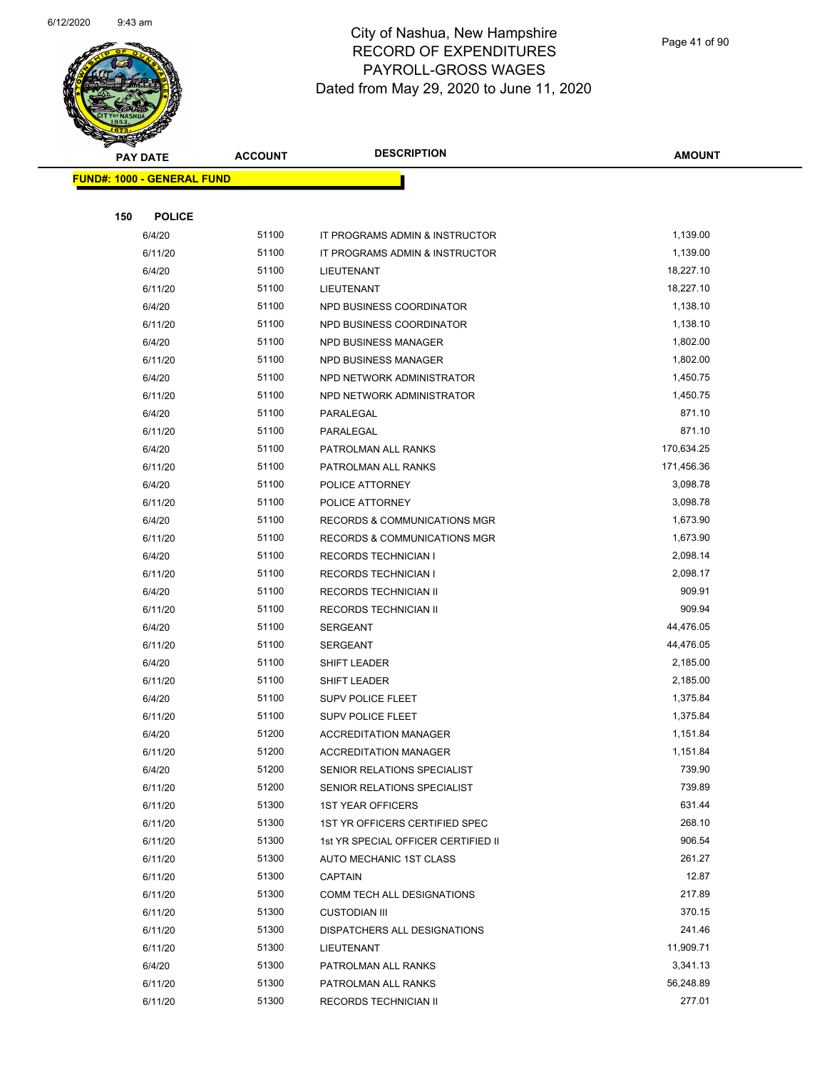# City of Nashua, New Hampshire
## RECORD OF EXPENDITURES
## PAYROLL-GROSS WAGES
## Dated from May 29, 2020 to June 11, 2020

| PAY DATE | ACCOUNT | DESCRIPTION | AMOUNT |
|---|---|---|---|
| **FUND#: 1000 - GENERAL FUND** | | | |
| **150 POLICE** | | | |
| 6/4/20 | 51100 | IT PROGRAMS ADMIN & INSTRUCTOR | 1,139.00 |
| 6/11/20 | 51100 | IT PROGRAMS ADMIN & INSTRUCTOR | 1,139.00 |
| 6/4/20 | 51100 | LIEUTENANT | 18,227.10 |
| 6/11/20 | 51100 | LIEUTENANT | 18,227.10 |
| 6/4/20 | 51100 | NPD BUSINESS COORDINATOR | 1,138.10 |
| 6/11/20 | 51100 | NPD BUSINESS COORDINATOR | 1,138.10 |
| 6/4/20 | 51100 | NPD BUSINESS MANAGER | 1,802.00 |
| 6/11/20 | 51100 | NPD BUSINESS MANAGER | 1,802.00 |
| 6/4/20 | 51100 | NPD NETWORK ADMINISTRATOR | 1,450.75 |
| 6/11/20 | 51100 | NPD NETWORK ADMINISTRATOR | 1,450.75 |
| 6/4/20 | 51100 | PARALEGAL | 871.10 |
| 6/11/20 | 51100 | PARALEGAL | 871.10 |
| 6/4/20 | 51100 | PATROLMAN ALL RANKS | 170,634.25 |
| 6/11/20 | 51100 | PATROLMAN ALL RANKS | 171,456.36 |
| 6/4/20 | 51100 | POLICE ATTORNEY | 3,098.78 |
| 6/11/20 | 51100 | POLICE ATTORNEY | 3,098.78 |
| 6/4/20 | 51100 | RECORDS & COMMUNICATIONS MGR | 1,673.90 |
| 6/11/20 | 51100 | RECORDS & COMMUNICATIONS MGR | 1,673.90 |
| 6/4/20 | 51100 | RECORDS TECHNICIAN I | 2,098.14 |
| 6/11/20 | 51100 | RECORDS TECHNICIAN I | 2,098.17 |
| 6/4/20 | 51100 | RECORDS TECHNICIAN II | 909.91 |
| 6/11/20 | 51100 | RECORDS TECHNICIAN II | 909.94 |
| 6/4/20 | 51100 | SERGEANT | 44,476.05 |
| 6/11/20 | 51100 | SERGEANT | 44,476.05 |
| 6/4/20 | 51100 | SHIFT LEADER | 2,185.00 |
| 6/11/20 | 51100 | SHIFT LEADER | 2,185.00 |
| 6/4/20 | 51100 | SUPV POLICE FLEET | 1,375.84 |
| 6/11/20 | 51100 | SUPV POLICE FLEET | 1,375.84 |
| 6/4/20 | 51200 | ACCREDITATION MANAGER | 1,151.84 |
| 6/11/20 | 51200 | ACCREDITATION MANAGER | 1,151.84 |
| 6/4/20 | 51200 | SENIOR RELATIONS SPECIALIST | 739.90 |
| 6/11/20 | 51200 | SENIOR RELATIONS SPECIALIST | 739.89 |
| 6/11/20 | 51300 | 1ST YEAR OFFICERS | 631.44 |
| 6/11/20 | 51300 | 1ST YR OFFICERS CERTIFIED SPEC | 268.10 |
| 6/11/20 | 51300 | 1st YR SPECIAL OFFICER CERTIFIED II | 906.54 |
| 6/11/20 | 51300 | AUTO MECHANIC 1ST CLASS | 261.27 |
| 6/11/20 | 51300 | CAPTAIN | 12.87 |
| 6/11/20 | 51300 | COMM TECH ALL DESIGNATIONS | 217.89 |
| 6/11/20 | 51300 | CUSTODIAN III | 370.15 |
| 6/11/20 | 51300 | DISPATCHERS ALL DESIGNATIONS | 241.46 |
| 6/11/20 | 51300 | LIEUTENANT | 11,909.71 |
| 6/4/20 | 51300 | PATROLMAN ALL RANKS | 3,341.13 |
| 6/11/20 | 51300 | PATROLMAN ALL RANKS | 56,248.89 |
| 6/11/20 | 51300 | RECORDS TECHNICIAN II | 277.01 |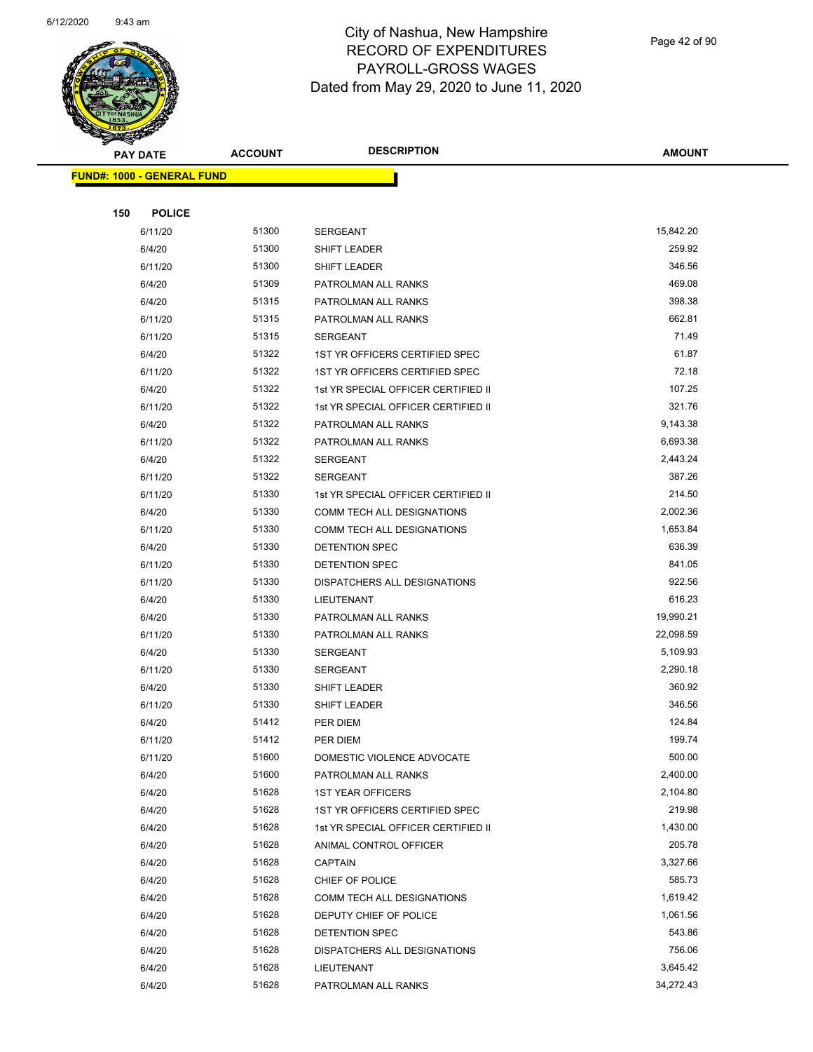# City of Nashua, New Hampshire
## RECORD OF EXPENDITURES
## PAYROLL-GROSS WAGES
## Dated from May 29, 2020 to June 11, 2020

| PAY DATE | ACCOUNT | DESCRIPTION | AMOUNT |
|---|---|---|---|

**FUND#: 1000 - GENERAL FUND**

**150 POLICE**

| PAY DATE | ACCOUNT | DESCRIPTION | AMOUNT |
|---|---|---|---|
| 6/11/20 | 51300 | SERGEANT | 15,842.20 |
| 6/4/20 | 51300 | SHIFT LEADER | 259.92 |
| 6/11/20 | 51300 | SHIFT LEADER | 346.56 |
| 6/4/20 | 51309 | PATROLMAN ALL RANKS | 469.08 |
| 6/4/20 | 51315 | PATROLMAN ALL RANKS | 398.38 |
| 6/11/20 | 51315 | PATROLMAN ALL RANKS | 662.81 |
| 6/11/20 | 51315 | SERGEANT | 71.49 |
| 6/4/20 | 51322 | 1ST YR OFFICERS CERTIFIED SPEC | 61.87 |
| 6/11/20 | 51322 | 1ST YR OFFICERS CERTIFIED SPEC | 72.18 |
| 6/4/20 | 51322 | 1st YR SPECIAL OFFICER CERTIFIED II | 107.25 |
| 6/11/20 | 51322 | 1st YR SPECIAL OFFICER CERTIFIED II | 321.76 |
| 6/4/20 | 51322 | PATROLMAN ALL RANKS | 9,143.38 |
| 6/11/20 | 51322 | PATROLMAN ALL RANKS | 6,693.38 |
| 6/4/20 | 51322 | SERGEANT | 2,443.24 |
| 6/11/20 | 51322 | SERGEANT | 387.26 |
| 6/11/20 | 51330 | 1st YR SPECIAL OFFICER CERTIFIED II | 214.50 |
| 6/4/20 | 51330 | COMM TECH ALL DESIGNATIONS | 2,002.36 |
| 6/11/20 | 51330 | COMM TECH ALL DESIGNATIONS | 1,653.84 |
| 6/4/20 | 51330 | DETENTION SPEC | 636.39 |
| 6/11/20 | 51330 | DETENTION SPEC | 841.05 |
| 6/11/20 | 51330 | DISPATCHERS ALL DESIGNATIONS | 922.56 |
| 6/4/20 | 51330 | LIEUTENANT | 616.23 |
| 6/4/20 | 51330 | PATROLMAN ALL RANKS | 19,990.21 |
| 6/11/20 | 51330 | PATROLMAN ALL RANKS | 22,098.59 |
| 6/4/20 | 51330 | SERGEANT | 5,109.93 |
| 6/11/20 | 51330 | SERGEANT | 2,290.18 |
| 6/4/20 | 51330 | SHIFT LEADER | 360.92 |
| 6/11/20 | 51330 | SHIFT LEADER | 346.56 |
| 6/4/20 | 51412 | PER DIEM | 124.84 |
| 6/11/20 | 51412 | PER DIEM | 199.74 |
| 6/11/20 | 51600 | DOMESTIC VIOLENCE ADVOCATE | 500.00 |
| 6/4/20 | 51600 | PATROLMAN ALL RANKS | 2,400.00 |
| 6/4/20 | 51628 | 1ST YEAR OFFICERS | 2,104.80 |
| 6/4/20 | 51628 | 1ST YR OFFICERS CERTIFIED SPEC | 219.98 |
| 6/4/20 | 51628 | 1st YR SPECIAL OFFICER CERTIFIED II | 1,430.00 |
| 6/4/20 | 51628 | ANIMAL CONTROL OFFICER | 205.78 |
| 6/4/20 | 51628 | CAPTAIN | 3,327.66 |
| 6/4/20 | 51628 | CHIEF OF POLICE | 585.73 |
| 6/4/20 | 51628 | COMM TECH ALL DESIGNATIONS | 1,619.42 |
| 6/4/20 | 51628 | DEPUTY CHIEF OF POLICE | 1,061.56 |
| 6/4/20 | 51628 | DETENTION SPEC | 543.86 |
| 6/4/20 | 51628 | DISPATCHERS ALL DESIGNATIONS | 756.06 |
| 6/4/20 | 51628 | LIEUTENANT | 3,645.42 |
| 6/4/20 | 51628 | PATROLMAN ALL RANKS | 34,272.43 |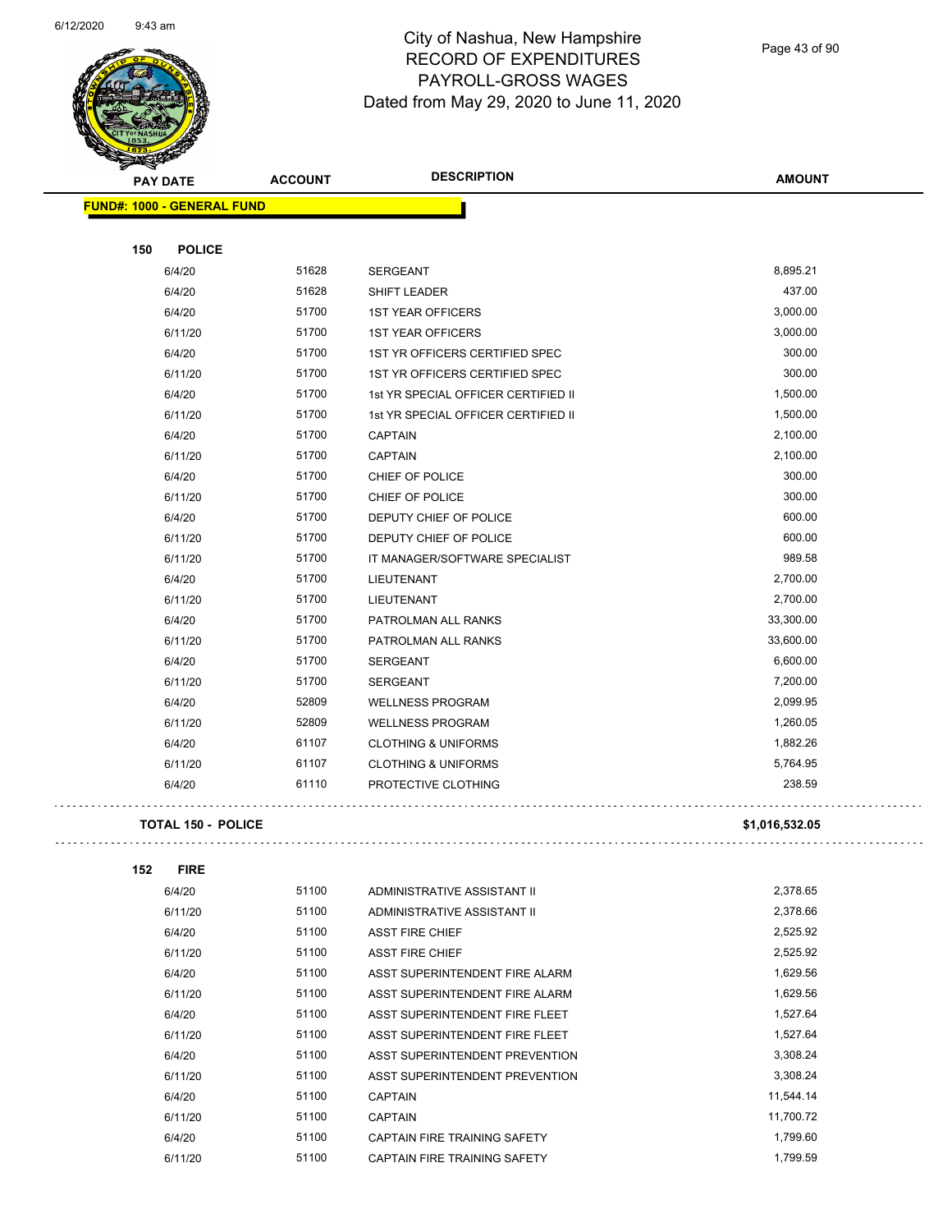# City of Nashua, New Hampshire
## RECORD OF EXPENDITURES
## PAYROLL-GROSS WAGES
## Dated from May 29, 2020 to June 11, 2020

| PAY DATE | ACCOUNT | DESCRIPTION | AMOUNT |
|---|---|---|---|
| **FUND#: 1000 - GENERAL FUND** | | | |
| **150 POLICE** | | | |
| 6/4/20 | 51628 | SERGEANT | 8,895.21 |
| 6/4/20 | 51628 | SHIFT LEADER | 437.00 |
| 6/4/20 | 51700 | 1ST YEAR OFFICERS | 3,000.00 |
| 6/11/20 | 51700 | 1ST YEAR OFFICERS | 3,000.00 |
| 6/4/20 | 51700 | 1ST YR OFFICERS CERTIFIED SPEC | 300.00 |
| 6/11/20 | 51700 | 1ST YR OFFICERS CERTIFIED SPEC | 300.00 |
| 6/4/20 | 51700 | 1st YR SPECIAL OFFICER CERTIFIED II | 1,500.00 |
| 6/11/20 | 51700 | 1st YR SPECIAL OFFICER CERTIFIED II | 1,500.00 |
| 6/4/20 | 51700 | CAPTAIN | 2,100.00 |
| 6/11/20 | 51700 | CAPTAIN | 2,100.00 |
| 6/4/20 | 51700 | CHIEF OF POLICE | 300.00 |
| 6/11/20 | 51700 | CHIEF OF POLICE | 300.00 |
| 6/4/20 | 51700 | DEPUTY CHIEF OF POLICE | 600.00 |
| 6/11/20 | 51700 | DEPUTY CHIEF OF POLICE | 600.00 |
| 6/11/20 | 51700 | IT MANAGER/SOFTWARE SPECIALIST | 989.58 |
| 6/4/20 | 51700 | LIEUTENANT | 2,700.00 |
| 6/11/20 | 51700 | LIEUTENANT | 2,700.00 |
| 6/4/20 | 51700 | PATROLMAN ALL RANKS | 33,300.00 |
| 6/11/20 | 51700 | PATROLMAN ALL RANKS | 33,600.00 |
| 6/4/20 | 51700 | SERGEANT | 6,600.00 |
| 6/11/20 | 51700 | SERGEANT | 7,200.00 |
| 6/4/20 | 52809 | WELLNESS PROGRAM | 2,099.95 |
| 6/11/20 | 52809 | WELLNESS PROGRAM | 1,260.05 |
| 6/4/20 | 61107 | CLOTHING & UNIFORMS | 1,882.26 |
| 6/11/20 | 61107 | CLOTHING & UNIFORMS | 5,764.95 |
| 6/4/20 | 61110 | PROTECTIVE CLOTHING | 238.59 |
| **TOTAL 150 - POLICE** | | | **$1,016,532.05** |
| **152 FIRE** | | | |
| 6/4/20 | 51100 | ADMINISTRATIVE ASSISTANT II | 2,378.65 |
| 6/11/20 | 51100 | ADMINISTRATIVE ASSISTANT II | 2,378.66 |
| 6/4/20 | 51100 | ASST FIRE CHIEF | 2,525.92 |
| 6/11/20 | 51100 | ASST FIRE CHIEF | 2,525.92 |
| 6/4/20 | 51100 | ASST SUPERINTENDENT FIRE ALARM | 1,629.56 |
| 6/11/20 | 51100 | ASST SUPERINTENDENT FIRE ALARM | 1,629.56 |
| 6/4/20 | 51100 | ASST SUPERINTENDENT FIRE FLEET | 1,527.64 |
| 6/11/20 | 51100 | ASST SUPERINTENDENT FIRE FLEET | 1,527.64 |
| 6/4/20 | 51100 | ASST SUPERINTENDENT PREVENTION | 3,308.24 |
| 6/11/20 | 51100 | ASST SUPERINTENDENT PREVENTION | 3,308.24 |
| 6/4/20 | 51100 | CAPTAIN | 11,544.14 |
| 6/11/20 | 51100 | CAPTAIN | 11,700.72 |
| 6/4/20 | 51100 | CAPTAIN FIRE TRAINING SAFETY | 1,799.60 |
| 6/11/20 | 51100 | CAPTAIN FIRE TRAINING SAFETY | 1,799.59 |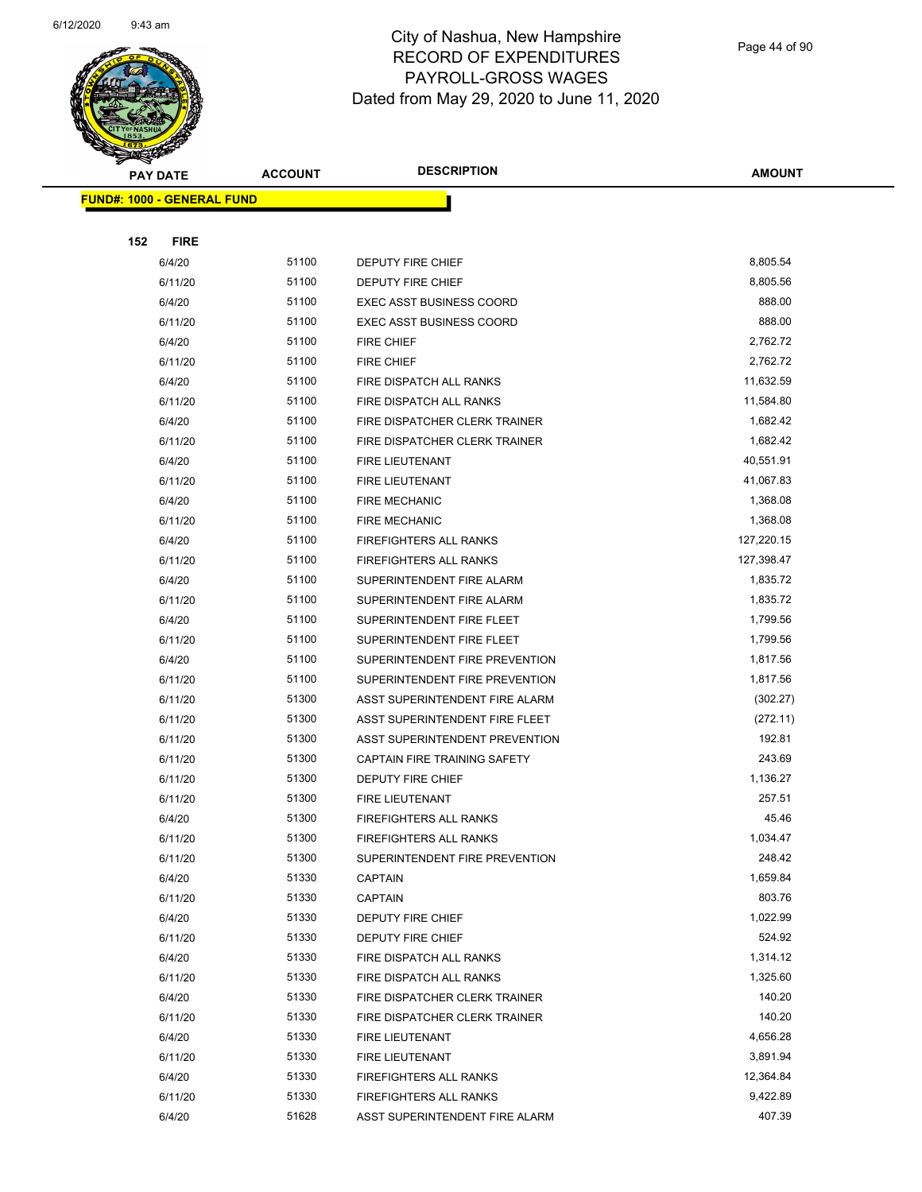# City of Nashua, New Hampshire
## RECORD OF EXPENDITURES
## PAYROLL-GROSS WAGES
## Dated from May 29, 2020 to June 11, 2020

| PAY DATE | ACCOUNT | DESCRIPTION | AMOUNT |
|---|---|---|---|
| **FUND#: 1000 - GENERAL FUND** | | | |
| **152 FIRE** | | | |
| 6/4/20 | 51100 | DEPUTY FIRE CHIEF | 8,805.54 |
| 6/11/20 | 51100 | DEPUTY FIRE CHIEF | 8,805.56 |
| 6/4/20 | 51100 | EXEC ASST BUSINESS COORD | 888.00 |
| 6/11/20 | 51100 | EXEC ASST BUSINESS COORD | 888.00 |
| 6/4/20 | 51100 | FIRE CHIEF | 2,762.72 |
| 6/11/20 | 51100 | FIRE CHIEF | 2,762.72 |
| 6/4/20 | 51100 | FIRE DISPATCH ALL RANKS | 11,632.59 |
| 6/11/20 | 51100 | FIRE DISPATCH ALL RANKS | 11,584.80 |
| 6/4/20 | 51100 | FIRE DISPATCHER CLERK TRAINER | 1,682.42 |
| 6/11/20 | 51100 | FIRE DISPATCHER CLERK TRAINER | 1,682.42 |
| 6/4/20 | 51100 | FIRE LIEUTENANT | 40,551.91 |
| 6/11/20 | 51100 | FIRE LIEUTENANT | 41,067.83 |
| 6/4/20 | 51100 | FIRE MECHANIC | 1,368.08 |
| 6/11/20 | 51100 | FIRE MECHANIC | 1,368.08 |
| 6/4/20 | 51100 | FIREFIGHTERS ALL RANKS | 127,220.15 |
| 6/11/20 | 51100 | FIREFIGHTERS ALL RANKS | 127,398.47 |
| 6/4/20 | 51100 | SUPERINTENDENT FIRE ALARM | 1,835.72 |
| 6/11/20 | 51100 | SUPERINTENDENT FIRE ALARM | 1,835.72 |
| 6/4/20 | 51100 | SUPERINTENDENT FIRE FLEET | 1,799.56 |
| 6/11/20 | 51100 | SUPERINTENDENT FIRE FLEET | 1,799.56 |
| 6/4/20 | 51100 | SUPERINTENDENT FIRE PREVENTION | 1,817.56 |
| 6/11/20 | 51100 | SUPERINTENDENT FIRE PREVENTION | 1,817.56 |
| 6/11/20 | 51300 | ASST SUPERINTENDENT FIRE ALARM | (302.27) |
| 6/11/20 | 51300 | ASST SUPERINTENDENT FIRE FLEET | (272.11) |
| 6/11/20 | 51300 | ASST SUPERINTENDENT PREVENTION | 192.81 |
| 6/11/20 | 51300 | CAPTAIN FIRE TRAINING SAFETY | 243.69 |
| 6/11/20 | 51300 | DEPUTY FIRE CHIEF | 1,136.27 |
| 6/11/20 | 51300 | FIRE LIEUTENANT | 257.51 |
| 6/4/20 | 51300 | FIREFIGHTERS ALL RANKS | 45.46 |
| 6/11/20 | 51300 | FIREFIGHTERS ALL RANKS | 1,034.47 |
| 6/11/20 | 51300 | SUPERINTENDENT FIRE PREVENTION | 248.42 |
| 6/4/20 | 51330 | CAPTAIN | 1,659.84 |
| 6/11/20 | 51330 | CAPTAIN | 803.76 |
| 6/4/20 | 51330 | DEPUTY FIRE CHIEF | 1,022.99 |
| 6/11/20 | 51330 | DEPUTY FIRE CHIEF | 524.92 |
| 6/4/20 | 51330 | FIRE DISPATCH ALL RANKS | 1,314.12 |
| 6/11/20 | 51330 | FIRE DISPATCH ALL RANKS | 1,325.60 |
| 6/4/20 | 51330 | FIRE DISPATCHER CLERK TRAINER | 140.20 |
| 6/11/20 | 51330 | FIRE DISPATCHER CLERK TRAINER | 140.20 |
| 6/4/20 | 51330 | FIRE LIEUTENANT | 4,656.28 |
| 6/11/20 | 51330 | FIRE LIEUTENANT | 3,891.94 |
| 6/4/20 | 51330 | FIREFIGHTERS ALL RANKS | 12,364.84 |
| 6/11/20 | 51330 | FIREFIGHTERS ALL RANKS | 9,422.89 |
| 6/4/20 | 51628 | ASST SUPERINTENDENT FIRE ALARM | 407.39 |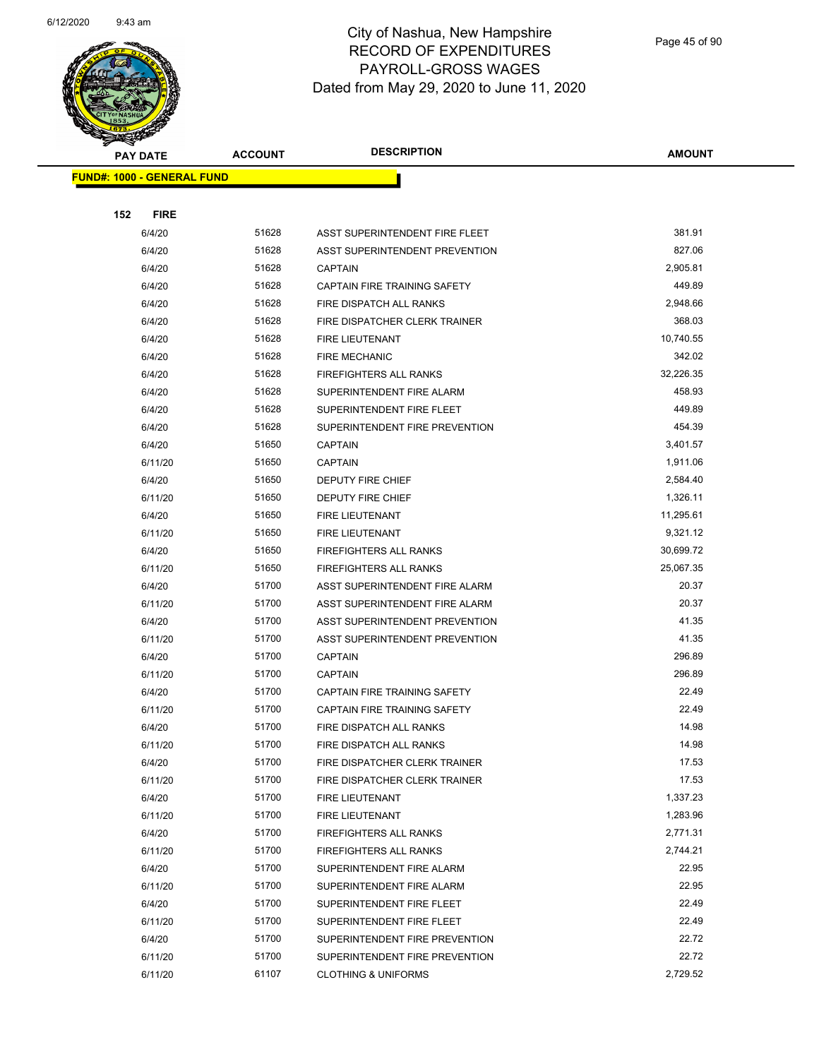# City of Nashua, New Hampshire
## RECORD OF EXPENDITURES
## PAYROLL-GROSS WAGES
## Dated from May 29, 2020 to June 11, 2020

| PAY DATE | ACCOUNT | DESCRIPTION | AMOUNT |
|---|---|---|---|
| **FUND#: 1000 - GENERAL FUND** | | | |
| **152 FIRE** | | | |
| 6/4/20 | 51628 | ASST SUPERINTENDENT FIRE FLEET | 381.91 |
| 6/4/20 | 51628 | ASST SUPERINTENDENT PREVENTION | 827.06 |
| 6/4/20 | 51628 | CAPTAIN | 2,905.81 |
| 6/4/20 | 51628 | CAPTAIN FIRE TRAINING SAFETY | 449.89 |
| 6/4/20 | 51628 | FIRE DISPATCH ALL RANKS | 2,948.66 |
| 6/4/20 | 51628 | FIRE DISPATCHER CLERK TRAINER | 368.03 |
| 6/4/20 | 51628 | FIRE LIEUTENANT | 10,740.55 |
| 6/4/20 | 51628 | FIRE MECHANIC | 342.02 |
| 6/4/20 | 51628 | FIREFIGHTERS ALL RANKS | 32,226.35 |
| 6/4/20 | 51628 | SUPERINTENDENT FIRE ALARM | 458.93 |
| 6/4/20 | 51628 | SUPERINTENDENT FIRE FLEET | 449.89 |
| 6/4/20 | 51628 | SUPERINTENDENT FIRE PREVENTION | 454.39 |
| 6/4/20 | 51650 | CAPTAIN | 3,401.57 |
| 6/11/20 | 51650 | CAPTAIN | 1,911.06 |
| 6/4/20 | 51650 | DEPUTY FIRE CHIEF | 2,584.40 |
| 6/11/20 | 51650 | DEPUTY FIRE CHIEF | 1,326.11 |
| 6/4/20 | 51650 | FIRE LIEUTENANT | 11,295.61 |
| 6/11/20 | 51650 | FIRE LIEUTENANT | 9,321.12 |
| 6/4/20 | 51650 | FIREFIGHTERS ALL RANKS | 30,699.72 |
| 6/11/20 | 51650 | FIREFIGHTERS ALL RANKS | 25,067.35 |
| 6/4/20 | 51700 | ASST SUPERINTENDENT FIRE ALARM | 20.37 |
| 6/11/20 | 51700 | ASST SUPERINTENDENT FIRE ALARM | 20.37 |
| 6/4/20 | 51700 | ASST SUPERINTENDENT PREVENTION | 41.35 |
| 6/11/20 | 51700 | ASST SUPERINTENDENT PREVENTION | 41.35 |
| 6/4/20 | 51700 | CAPTAIN | 296.89 |
| 6/11/20 | 51700 | CAPTAIN | 296.89 |
| 6/4/20 | 51700 | CAPTAIN FIRE TRAINING SAFETY | 22.49 |
| 6/11/20 | 51700 | CAPTAIN FIRE TRAINING SAFETY | 22.49 |
| 6/4/20 | 51700 | FIRE DISPATCH ALL RANKS | 14.98 |
| 6/11/20 | 51700 | FIRE DISPATCH ALL RANKS | 14.98 |
| 6/4/20 | 51700 | FIRE DISPATCHER CLERK TRAINER | 17.53 |
| 6/11/20 | 51700 | FIRE DISPATCHER CLERK TRAINER | 17.53 |
| 6/4/20 | 51700 | FIRE LIEUTENANT | 1,337.23 |
| 6/11/20 | 51700 | FIRE LIEUTENANT | 1,283.96 |
| 6/4/20 | 51700 | FIREFIGHTERS ALL RANKS | 2,771.31 |
| 6/11/20 | 51700 | FIREFIGHTERS ALL RANKS | 2,744.21 |
| 6/4/20 | 51700 | SUPERINTENDENT FIRE ALARM | 22.95 |
| 6/11/20 | 51700 | SUPERINTENDENT FIRE ALARM | 22.95 |
| 6/4/20 | 51700 | SUPERINTENDENT FIRE FLEET | 22.49 |
| 6/11/20 | 51700 | SUPERINTENDENT FIRE FLEET | 22.49 |
| 6/4/20 | 51700 | SUPERINTENDENT FIRE PREVENTION | 22.72 |
| 6/11/20 | 51700 | SUPERINTENDENT FIRE PREVENTION | 22.72 |
| 6/11/20 | 61107 | CLOTHING & UNIFORMS | 2,729.52 |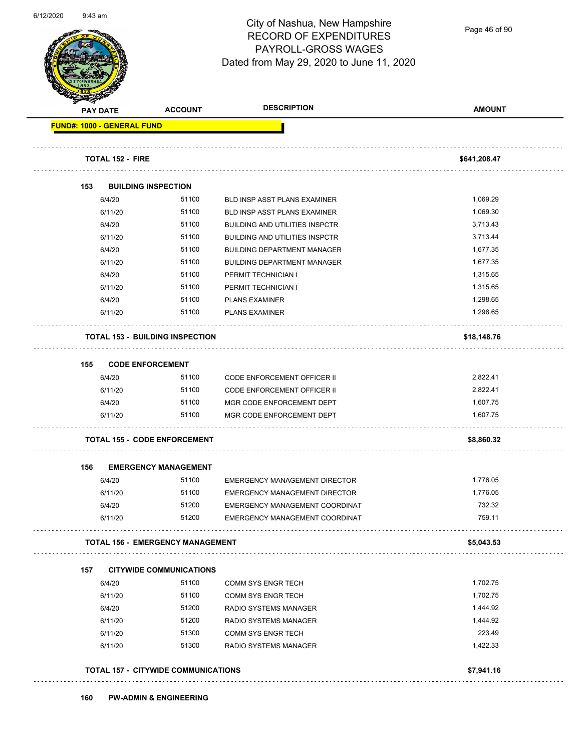# City of Nashua, New Hampshire
## RECORD OF EXPENDITURES
## PAYROLL-GROSS WAGES
### Dated from May 29, 2020 to June 11, 2020

| PAY DATE | ACCOUNT | DESCRIPTION | AMOUNT |
|---|---|---|---|
| **FUND#: 1000 - GENERAL FUND** | | | |
| **TOTAL 152 - FIRE** | | | **$641,208.47** |
| **153 BUILDING INSPECTION** | | | |
| 6/4/20 | 51100 | BLD INSP ASST PLANS EXAMINER | 1,069.29 |
| 6/11/20 | 51100 | BLD INSP ASST PLANS EXAMINER | 1,069.30 |
| 6/4/20 | 51100 | BUILDING AND UTILITIES INSPCTR | 3,713.43 |
| 6/11/20 | 51100 | BUILDING AND UTILITIES INSPCTR | 3,713.44 |
| 6/4/20 | 51100 | BUILDING DEPARTMENT MANAGER | 1,677.35 |
| 6/11/20 | 51100 | BUILDING DEPARTMENT MANAGER | 1,677.35 |
| 6/4/20 | 51100 | PERMIT TECHNICIAN I | 1,315.65 |
| 6/11/20 | 51100 | PERMIT TECHNICIAN I | 1,315.65 |
| 6/4/20 | 51100 | PLANS EXAMINER | 1,298.65 |
| 6/11/20 | 51100 | PLANS EXAMINER | 1,298.65 |
| **TOTAL 153 - BUILDING INSPECTION** | | | **$18,148.76** |
| **155 CODE ENFORCEMENT** | | | |
| 6/4/20 | 51100 | CODE ENFORCEMENT OFFICER II | 2,822.41 |
| 6/11/20 | 51100 | CODE ENFORCEMENT OFFICER II | 2,822.41 |
| 6/4/20 | 51100 | MGR CODE ENFORCEMENT DEPT | 1,607.75 |
| 6/11/20 | 51100 | MGR CODE ENFORCEMENT DEPT | 1,607.75 |
| **TOTAL 155 - CODE ENFORCEMENT** | | | **$8,860.32** |
| **156 EMERGENCY MANAGEMENT** | | | |
| 6/4/20 | 51100 | EMERGENCY MANAGEMENT DIRECTOR | 1,776.05 |
| 6/11/20 | 51100 | EMERGENCY MANAGEMENT DIRECTOR | 1,776.05 |
| 6/4/20 | 51200 | EMERGENCY MANAGEMENT COORDINAT | 732.32 |
| 6/11/20 | 51200 | EMERGENCY MANAGEMENT COORDINAT | 759.11 |
| **TOTAL 156 - EMERGENCY MANAGEMENT** | | | **$5,043.53** |
| **157 CITYWIDE COMMUNICATIONS** | | | |
| 6/4/20 | 51100 | COMM SYS ENGR TECH | 1,702.75 |
| 6/11/20 | 51100 | COMM SYS ENGR TECH | 1,702.75 |
| 6/4/20 | 51200 | RADIO SYSTEMS MANAGER | 1,444.92 |
| 6/11/20 | 51200 | RADIO SYSTEMS MANAGER | 1,444.92 |
| 6/11/20 | 51300 | COMM SYS ENGR TECH | 223.49 |
| 6/11/20 | 51300 | RADIO SYSTEMS MANAGER | 1,422.33 |
| **TOTAL 157 - CITYWIDE COMMUNICATIONS** | | | **$7,941.16** |
| **160 PW-ADMIN & ENGINEERING** | | | |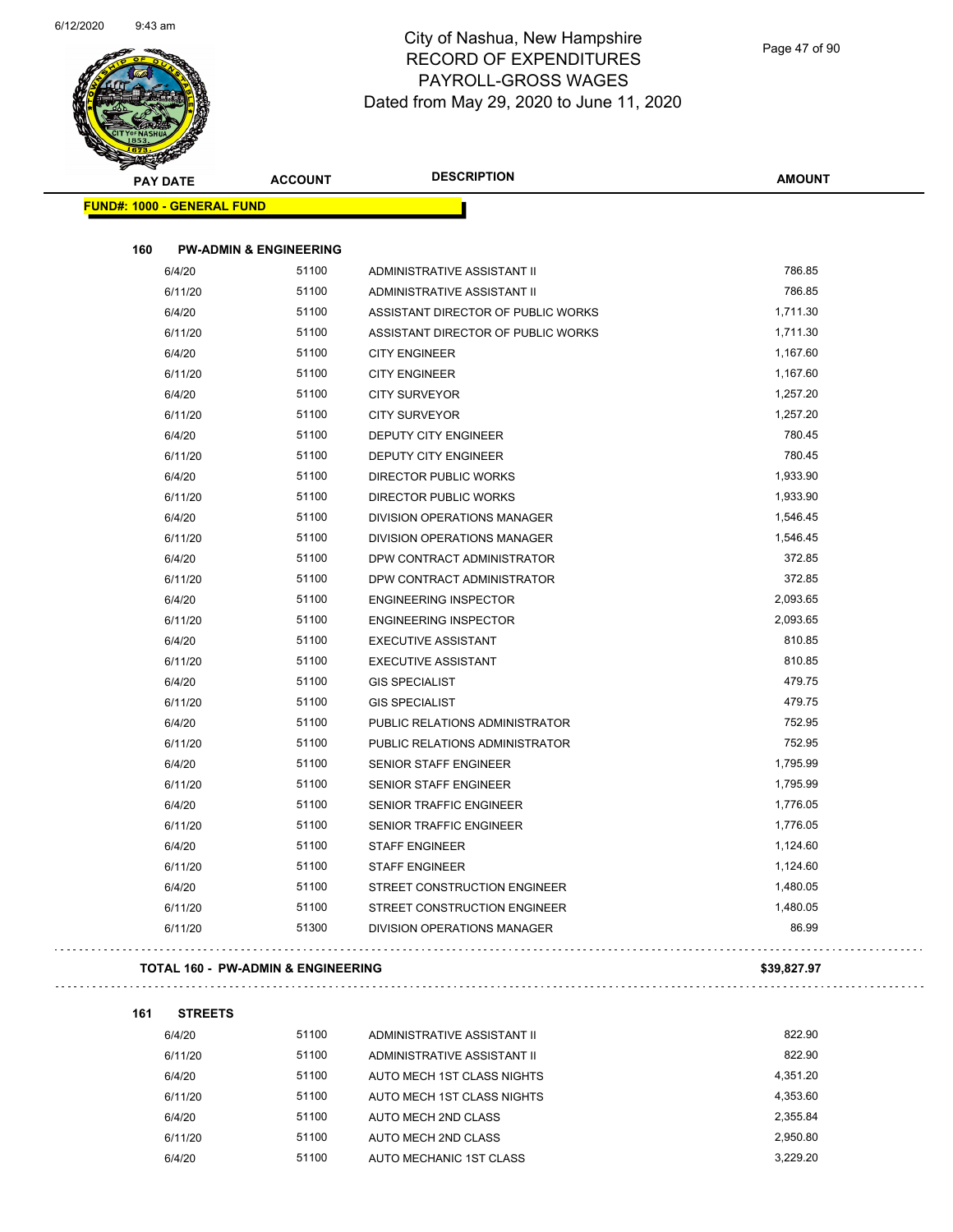# City of Nashua, New Hampshire
## RECORD OF EXPENDITURES
## PAYROLL-GROSS WAGES
## Dated from May 29, 2020 to June 11, 2020

**FUND#: 1000 - GENERAL FUND**

### 160 PW-ADMIN & ENGINEERING

| PAY DATE | ACCOUNT | DESCRIPTION | AMOUNT |
|---|---|---|---|
| 6/4/20 | 51100 | ADMINISTRATIVE ASSISTANT II | 786.85 |
| 6/11/20 | 51100 | ADMINISTRATIVE ASSISTANT II | 786.85 |
| 6/4/20 | 51100 | ASSISTANT DIRECTOR OF PUBLIC WORKS | 1,711.30 |
| 6/11/20 | 51100 | ASSISTANT DIRECTOR OF PUBLIC WORKS | 1,711.30 |
| 6/4/20 | 51100 | CITY ENGINEER | 1,167.60 |
| 6/11/20 | 51100 | CITY ENGINEER | 1,167.60 |
| 6/4/20 | 51100 | CITY SURVEYOR | 1,257.20 |
| 6/11/20 | 51100 | CITY SURVEYOR | 1,257.20 |
| 6/4/20 | 51100 | DEPUTY CITY ENGINEER | 780.45 |
| 6/11/20 | 51100 | DEPUTY CITY ENGINEER | 780.45 |
| 6/4/20 | 51100 | DIRECTOR PUBLIC WORKS | 1,933.90 |
| 6/11/20 | 51100 | DIRECTOR PUBLIC WORKS | 1,933.90 |
| 6/4/20 | 51100 | DIVISION OPERATIONS MANAGER | 1,546.45 |
| 6/11/20 | 51100 | DIVISION OPERATIONS MANAGER | 1,546.45 |
| 6/4/20 | 51100 | DPW CONTRACT ADMINISTRATOR | 372.85 |
| 6/11/20 | 51100 | DPW CONTRACT ADMINISTRATOR | 372.85 |
| 6/4/20 | 51100 | ENGINEERING INSPECTOR | 2,093.65 |
| 6/11/20 | 51100 | ENGINEERING INSPECTOR | 2,093.65 |
| 6/4/20 | 51100 | EXECUTIVE ASSISTANT | 810.85 |
| 6/11/20 | 51100 | EXECUTIVE ASSISTANT | 810.85 |
| 6/4/20 | 51100 | GIS SPECIALIST | 479.75 |
| 6/11/20 | 51100 | GIS SPECIALIST | 479.75 |
| 6/4/20 | 51100 | PUBLIC RELATIONS ADMINISTRATOR | 752.95 |
| 6/11/20 | 51100 | PUBLIC RELATIONS ADMINISTRATOR | 752.95 |
| 6/4/20 | 51100 | SENIOR STAFF ENGINEER | 1,795.99 |
| 6/11/20 | 51100 | SENIOR STAFF ENGINEER | 1,795.99 |
| 6/4/20 | 51100 | SENIOR TRAFFIC ENGINEER | 1,776.05 |
| 6/11/20 | 51100 | SENIOR TRAFFIC ENGINEER | 1,776.05 |
| 6/4/20 | 51100 | STAFF ENGINEER | 1,124.60 |
| 6/11/20 | 51100 | STAFF ENGINEER | 1,124.60 |
| 6/4/20 | 51100 | STREET CONSTRUCTION ENGINEER | 1,480.05 |
| 6/11/20 | 51100 | STREET CONSTRUCTION ENGINEER | 1,480.05 |
| 6/11/20 | 51300 | DIVISION OPERATIONS MANAGER | 86.99 |

**TOTAL 160 - PW-ADMIN & ENGINEERING** **$39,827.97**

### 161 STREETS

| PAY DATE | ACCOUNT | DESCRIPTION | AMOUNT |
|---|---|---|---|
| 6/4/20 | 51100 | ADMINISTRATIVE ASSISTANT II | 822.90 |
| 6/11/20 | 51100 | ADMINISTRATIVE ASSISTANT II | 822.90 |
| 6/4/20 | 51100 | AUTO MECH 1ST CLASS NIGHTS | 4,351.20 |
| 6/11/20 | 51100 | AUTO MECH 1ST CLASS NIGHTS | 4,353.60 |
| 6/4/20 | 51100 | AUTO MECH 2ND CLASS | 2,355.84 |
| 6/11/20 | 51100 | AUTO MECH 2ND CLASS | 2,950.80 |
| 6/4/20 | 51100 | AUTO MECHANIC 1ST CLASS | 3,229.20 |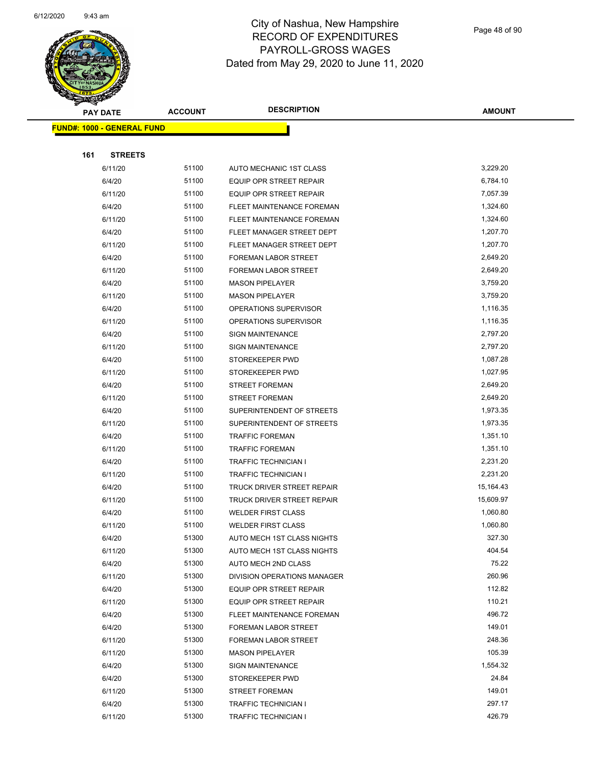# City of Nashua, New Hampshire
## RECORD OF EXPENDITURES
## PAYROLL-GROSS WAGES
### Dated from May 29, 2020 to June 11, 2020

| PAY DATE | ACCOUNT | DESCRIPTION | AMOUNT |
|---|---|---|---|

**FUND#: 1000 - GENERAL FUND**

**161 STREETS**

| PAY DATE | ACCOUNT | DESCRIPTION | AMOUNT |
|---|---|---|---|
| 6/11/20 | 51100 | AUTO MECHANIC 1ST CLASS | 3,229.20 |
| 6/4/20 | 51100 | EQUIP OPR STREET REPAIR | 6,784.10 |
| 6/11/20 | 51100 | EQUIP OPR STREET REPAIR | 7,057.39 |
| 6/4/20 | 51100 | FLEET MAINTENANCE FOREMAN | 1,324.60 |
| 6/11/20 | 51100 | FLEET MAINTENANCE FOREMAN | 1,324.60 |
| 6/4/20 | 51100 | FLEET MANAGER STREET DEPT | 1,207.70 |
| 6/11/20 | 51100 | FLEET MANAGER STREET DEPT | 1,207.70 |
| 6/4/20 | 51100 | FOREMAN LABOR STREET | 2,649.20 |
| 6/11/20 | 51100 | FOREMAN LABOR STREET | 2,649.20 |
| 6/4/20 | 51100 | MASON PIPELAYER | 3,759.20 |
| 6/11/20 | 51100 | MASON PIPELAYER | 3,759.20 |
| 6/4/20 | 51100 | OPERATIONS SUPERVISOR | 1,116.35 |
| 6/11/20 | 51100 | OPERATIONS SUPERVISOR | 1,116.35 |
| 6/4/20 | 51100 | SIGN MAINTENANCE | 2,797.20 |
| 6/11/20 | 51100 | SIGN MAINTENANCE | 2,797.20 |
| 6/4/20 | 51100 | STOREKEEPER PWD | 1,087.28 |
| 6/11/20 | 51100 | STOREKEEPER PWD | 1,027.95 |
| 6/4/20 | 51100 | STREET FOREMAN | 2,649.20 |
| 6/11/20 | 51100 | STREET FOREMAN | 2,649.20 |
| 6/4/20 | 51100 | SUPERINTENDENT OF STREETS | 1,973.35 |
| 6/11/20 | 51100 | SUPERINTENDENT OF STREETS | 1,973.35 |
| 6/4/20 | 51100 | TRAFFIC FOREMAN | 1,351.10 |
| 6/11/20 | 51100 | TRAFFIC FOREMAN | 1,351.10 |
| 6/4/20 | 51100 | TRAFFIC TECHNICIAN I | 2,231.20 |
| 6/11/20 | 51100 | TRAFFIC TECHNICIAN I | 2,231.20 |
| 6/4/20 | 51100 | TRUCK DRIVER STREET REPAIR | 15,164.43 |
| 6/11/20 | 51100 | TRUCK DRIVER STREET REPAIR | 15,609.97 |
| 6/4/20 | 51100 | WELDER FIRST CLASS | 1,060.80 |
| 6/11/20 | 51100 | WELDER FIRST CLASS | 1,060.80 |
| 6/4/20 | 51300 | AUTO MECH 1ST CLASS NIGHTS | 327.30 |
| 6/11/20 | 51300 | AUTO MECH 1ST CLASS NIGHTS | 404.54 |
| 6/4/20 | 51300 | AUTO MECH 2ND CLASS | 75.22 |
| 6/11/20 | 51300 | DIVISION OPERATIONS MANAGER | 260.96 |
| 6/4/20 | 51300 | EQUIP OPR STREET REPAIR | 112.82 |
| 6/11/20 | 51300 | EQUIP OPR STREET REPAIR | 110.21 |
| 6/4/20 | 51300 | FLEET MAINTENANCE FOREMAN | 496.72 |
| 6/4/20 | 51300 | FOREMAN LABOR STREET | 149.01 |
| 6/11/20 | 51300 | FOREMAN LABOR STREET | 248.36 |
| 6/11/20 | 51300 | MASON PIPELAYER | 105.39 |
| 6/4/20 | 51300 | SIGN MAINTENANCE | 1,554.32 |
| 6/4/20 | 51300 | STOREKEEPER PWD | 24.84 |
| 6/11/20 | 51300 | STREET FOREMAN | 149.01 |
| 6/4/20 | 51300 | TRAFFIC TECHNICIAN I | 297.17 |
| 6/11/20 | 51300 | TRAFFIC TECHNICIAN I | 426.79 |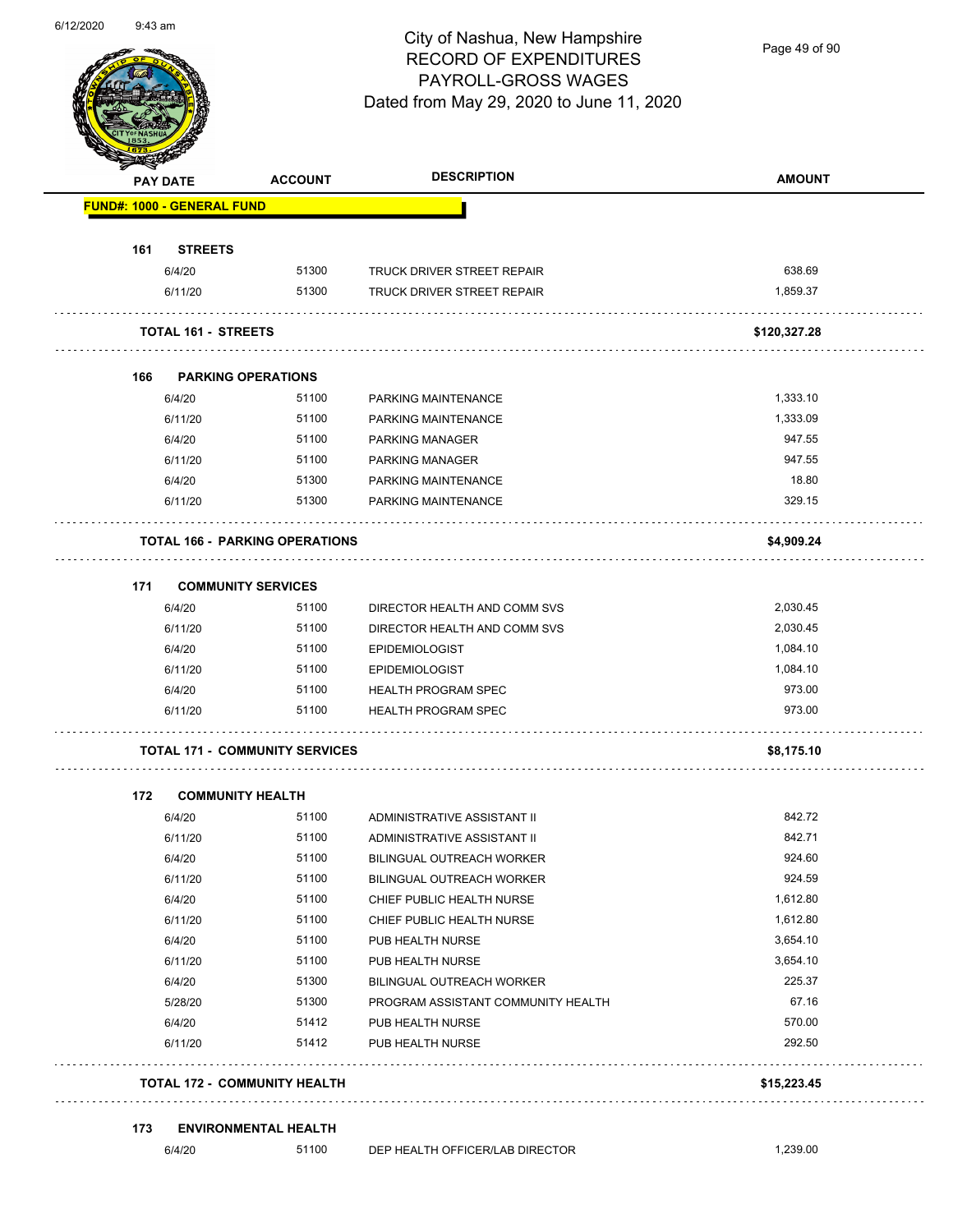# City of Nashua, New Hampshire
## RECORD OF EXPENDITURES
## PAYROLL-GROSS WAGES
### Dated from May 29, 2020 to June 11, 2020

| PAY DATE | ACCOUNT | DESCRIPTION | AMOUNT |
|---|---|---|---|
| **FUND#: 1000 - GENERAL FUND** | | | |
| **161 STREETS** | | | |
| 6/4/20 | 51300 | TRUCK DRIVER STREET REPAIR | 638.69 |
| 6/11/20 | 51300 | TRUCK DRIVER STREET REPAIR | 1,859.37 |
| **TOTAL 161 - STREETS** | | | **$120,327.28** |
| **166 PARKING OPERATIONS** | | | |
| 6/4/20 | 51100 | PARKING MAINTENANCE | 1,333.10 |
| 6/11/20 | 51100 | PARKING MAINTENANCE | 1,333.09 |
| 6/4/20 | 51100 | PARKING MANAGER | 947.55 |
| 6/11/20 | 51100 | PARKING MANAGER | 947.55 |
| 6/4/20 | 51300 | PARKING MAINTENANCE | 18.80 |
| 6/11/20 | 51300 | PARKING MAINTENANCE | 329.15 |
| **TOTAL 166 - PARKING OPERATIONS** | | | **$4,909.24** |
| **171 COMMUNITY SERVICES** | | | |
| 6/4/20 | 51100 | DIRECTOR HEALTH AND COMM SVS | 2,030.45 |
| 6/11/20 | 51100 | DIRECTOR HEALTH AND COMM SVS | 2,030.45 |
| 6/4/20 | 51100 | EPIDEMIOLOGIST | 1,084.10 |
| 6/11/20 | 51100 | EPIDEMIOLOGIST | 1,084.10 |
| 6/4/20 | 51100 | HEALTH PROGRAM SPEC | 973.00 |
| 6/11/20 | 51100 | HEALTH PROGRAM SPEC | 973.00 |
| **TOTAL 171 - COMMUNITY SERVICES** | | | **$8,175.10** |
| **172 COMMUNITY HEALTH** | | | |
| 6/4/20 | 51100 | ADMINISTRATIVE ASSISTANT II | 842.72 |
| 6/11/20 | 51100 | ADMINISTRATIVE ASSISTANT II | 842.71 |
| 6/4/20 | 51100 | BILINGUAL OUTREACH WORKER | 924.60 |
| 6/11/20 | 51100 | BILINGUAL OUTREACH WORKER | 924.59 |
| 6/4/20 | 51100 | CHIEF PUBLIC HEALTH NURSE | 1,612.80 |
| 6/11/20 | 51100 | CHIEF PUBLIC HEALTH NURSE | 1,612.80 |
| 6/4/20 | 51100 | PUB HEALTH NURSE | 3,654.10 |
| 6/11/20 | 51100 | PUB HEALTH NURSE | 3,654.10 |
| 6/4/20 | 51300 | BILINGUAL OUTREACH WORKER | 225.37 |
| 5/28/20 | 51300 | PROGRAM ASSISTANT COMMUNITY HEALTH | 67.16 |
| 6/4/20 | 51412 | PUB HEALTH NURSE | 570.00 |
| 6/11/20 | 51412 | PUB HEALTH NURSE | 292.50 |
| **TOTAL 172 - COMMUNITY HEALTH** | | | **$15,223.45** |
| **173 ENVIRONMENTAL HEALTH** | | | |
| 6/4/20 | 51100 | DEP HEALTH OFFICER/LAB DIRECTOR | 1,239.00 |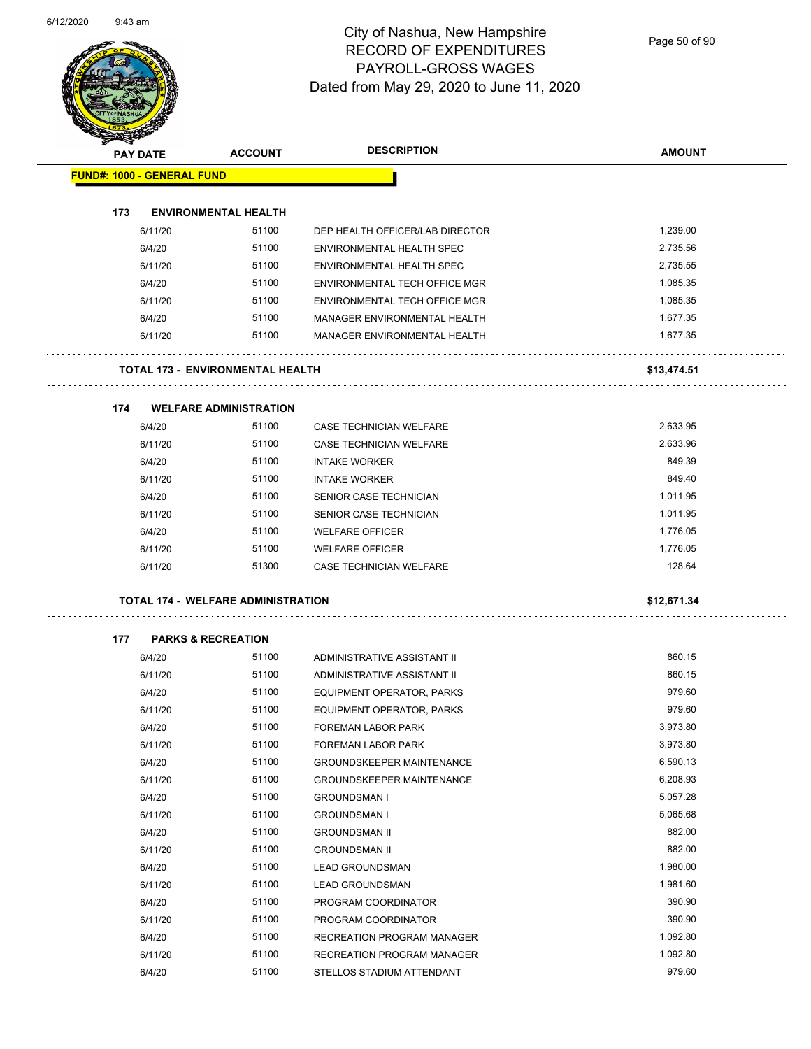# City of Nashua, New Hampshire
## RECORD OF EXPENDITURES
## PAYROLL-GROSS WAGES
### Dated from May 29, 2020 to June 11, 2020

| PAY DATE | ACCOUNT | DESCRIPTION | AMOUNT |
|---|---|---|---|
| **FUND#: 1000 - GENERAL FUND** | | | |
| **173 ENVIRONMENTAL HEALTH** | | | |
| 6/11/20 | 51100 | DEP HEALTH OFFICER/LAB DIRECTOR | 1,239.00 |
| 6/4/20 | 51100 | ENVIRONMENTAL HEALTH SPEC | 2,735.56 |
| 6/11/20 | 51100 | ENVIRONMENTAL HEALTH SPEC | 2,735.55 |
| 6/4/20 | 51100 | ENVIRONMENTAL TECH OFFICE MGR | 1,085.35 |
| 6/11/20 | 51100 | ENVIRONMENTAL TECH OFFICE MGR | 1,085.35 |
| 6/4/20 | 51100 | MANAGER ENVIRONMENTAL HEALTH | 1,677.35 |
| 6/11/20 | 51100 | MANAGER ENVIRONMENTAL HEALTH | 1,677.35 |
| **TOTAL 173 - ENVIRONMENTAL HEALTH** | | | **$13,474.51** |
| **174 WELFARE ADMINISTRATION** | | | |
| 6/4/20 | 51100 | CASE TECHNICIAN WELFARE | 2,633.95 |
| 6/11/20 | 51100 | CASE TECHNICIAN WELFARE | 2,633.96 |
| 6/4/20 | 51100 | INTAKE WORKER | 849.39 |
| 6/11/20 | 51100 | INTAKE WORKER | 849.40 |
| 6/4/20 | 51100 | SENIOR CASE TECHNICIAN | 1,011.95 |
| 6/11/20 | 51100 | SENIOR CASE TECHNICIAN | 1,011.95 |
| 6/4/20 | 51100 | WELFARE OFFICER | 1,776.05 |
| 6/11/20 | 51100 | WELFARE OFFICER | 1,776.05 |
| 6/11/20 | 51300 | CASE TECHNICIAN WELFARE | 128.64 |
| **TOTAL 174 - WELFARE ADMINISTRATION** | | | **$12,671.34** |
| **177 PARKS & RECREATION** | | | |
| 6/4/20 | 51100 | ADMINISTRATIVE ASSISTANT II | 860.15 |
| 6/11/20 | 51100 | ADMINISTRATIVE ASSISTANT II | 860.15 |
| 6/4/20 | 51100 | EQUIPMENT OPERATOR, PARKS | 979.60 |
| 6/11/20 | 51100 | EQUIPMENT OPERATOR, PARKS | 979.60 |
| 6/4/20 | 51100 | FOREMAN LABOR PARK | 3,973.80 |
| 6/11/20 | 51100 | FOREMAN LABOR PARK | 3,973.80 |
| 6/4/20 | 51100 | GROUNDSKEEPER MAINTENANCE | 6,590.13 |
| 6/11/20 | 51100 | GROUNDSKEEPER MAINTENANCE | 6,208.93 |
| 6/4/20 | 51100 | GROUNDSMAN I | 5,057.28 |
| 6/11/20 | 51100 | GROUNDSMAN I | 5,065.68 |
| 6/4/20 | 51100 | GROUNDSMAN II | 882.00 |
| 6/11/20 | 51100 | GROUNDSMAN II | 882.00 |
| 6/4/20 | 51100 | LEAD GROUNDSMAN | 1,980.00 |
| 6/11/20 | 51100 | LEAD GROUNDSMAN | 1,981.60 |
| 6/4/20 | 51100 | PROGRAM COORDINATOR | 390.90 |
| 6/11/20 | 51100 | PROGRAM COORDINATOR | 390.90 |
| 6/4/20 | 51100 | RECREATION PROGRAM MANAGER | 1,092.80 |
| 6/11/20 | 51100 | RECREATION PROGRAM MANAGER | 1,092.80 |
| 6/4/20 | 51100 | STELLOS STADIUM ATTENDANT | 979.60 |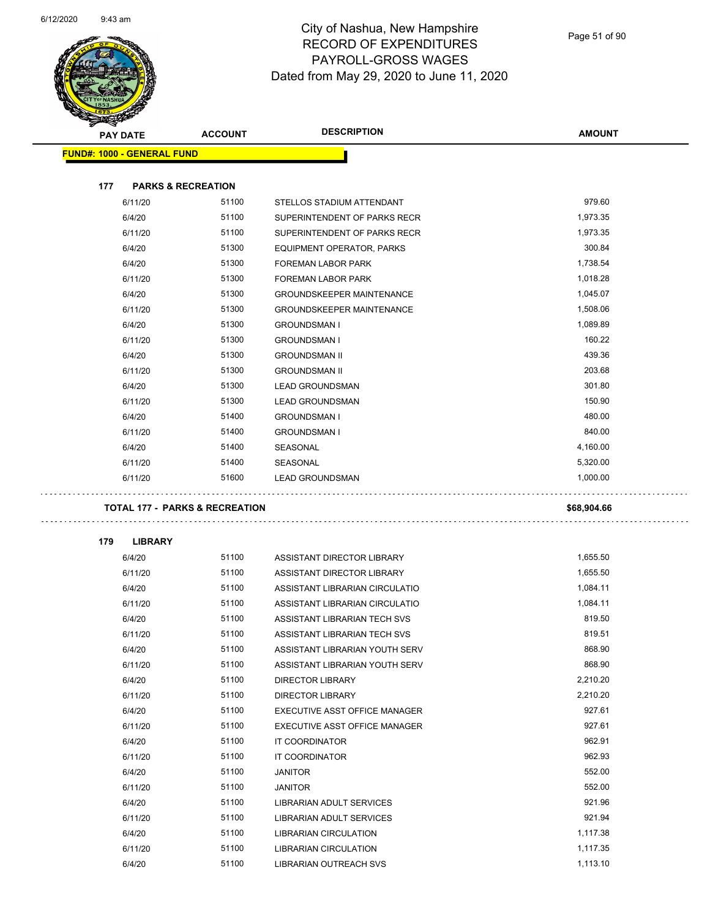# City of Nashua, New Hampshire
## RECORD OF EXPENDITURES
## PAYROLL-GROSS WAGES
## Dated from May 29, 2020 to June 11, 2020

| PAY DATE | ACCOUNT | DESCRIPTION | AMOUNT |
|---|---|---|---|
| **FUND#: 1000 - GENERAL FUND** | | | |
| **177 PARKS & RECREATION** | | | |
| 6/11/20 | 51100 | STELLOS STADIUM ATTENDANT | 979.60 |
| 6/4/20 | 51100 | SUPERINTENDENT OF PARKS RECR | 1,973.35 |
| 6/11/20 | 51100 | SUPERINTENDENT OF PARKS RECR | 1,973.35 |
| 6/4/20 | 51300 | EQUIPMENT OPERATOR, PARKS | 300.84 |
| 6/4/20 | 51300 | FOREMAN LABOR PARK | 1,738.54 |
| 6/11/20 | 51300 | FOREMAN LABOR PARK | 1,018.28 |
| 6/4/20 | 51300 | GROUNDSKEEPER MAINTENANCE | 1,045.07 |
| 6/11/20 | 51300 | GROUNDSKEEPER MAINTENANCE | 1,508.06 |
| 6/4/20 | 51300 | GROUNDSMAN I | 1,089.89 |
| 6/11/20 | 51300 | GROUNDSMAN I | 160.22 |
| 6/4/20 | 51300 | GROUNDSMAN II | 439.36 |
| 6/11/20 | 51300 | GROUNDSMAN II | 203.68 |
| 6/4/20 | 51300 | LEAD GROUNDSMAN | 301.80 |
| 6/11/20 | 51300 | LEAD GROUNDSMAN | 150.90 |
| 6/4/20 | 51400 | GROUNDSMAN I | 480.00 |
| 6/11/20 | 51400 | GROUNDSMAN I | 840.00 |
| 6/4/20 | 51400 | SEASONAL | 4,160.00 |
| 6/11/20 | 51400 | SEASONAL | 5,320.00 |
| 6/11/20 | 51600 | LEAD GROUNDSMAN | 1,000.00 |
| **TOTAL 177 - PARKS & RECREATION** | | | **$68,904.66** |
| **179 LIBRARY** | | | |
| 6/4/20 | 51100 | ASSISTANT DIRECTOR LIBRARY | 1,655.50 |
| 6/11/20 | 51100 | ASSISTANT DIRECTOR LIBRARY | 1,655.50 |
| 6/4/20 | 51100 | ASSISTANT LIBRARIAN CIRCULATIO | 1,084.11 |
| 6/11/20 | 51100 | ASSISTANT LIBRARIAN CIRCULATIO | 1,084.11 |
| 6/4/20 | 51100 | ASSISTANT LIBRARIAN TECH SVS | 819.50 |
| 6/11/20 | 51100 | ASSISTANT LIBRARIAN TECH SVS | 819.51 |
| 6/4/20 | 51100 | ASSISTANT LIBRARIAN YOUTH SERV | 868.90 |
| 6/11/20 | 51100 | ASSISTANT LIBRARIAN YOUTH SERV | 868.90 |
| 6/4/20 | 51100 | DIRECTOR LIBRARY | 2,210.20 |
| 6/11/20 | 51100 | DIRECTOR LIBRARY | 2,210.20 |
| 6/4/20 | 51100 | EXECUTIVE ASST OFFICE MANAGER | 927.61 |
| 6/11/20 | 51100 | EXECUTIVE ASST OFFICE MANAGER | 927.61 |
| 6/4/20 | 51100 | IT COORDINATOR | 962.91 |
| 6/11/20 | 51100 | IT COORDINATOR | 962.93 |
| 6/4/20 | 51100 | JANITOR | 552.00 |
| 6/11/20 | 51100 | JANITOR | 552.00 |
| 6/4/20 | 51100 | LIBRARIAN ADULT SERVICES | 921.96 |
| 6/11/20 | 51100 | LIBRARIAN ADULT SERVICES | 921.94 |
| 6/4/20 | 51100 | LIBRARIAN CIRCULATION | 1,117.38 |
| 6/11/20 | 51100 | LIBRARIAN CIRCULATION | 1,117.35 |
| 6/4/20 | 51100 | LIBRARIAN OUTREACH SVS | 1,113.10 |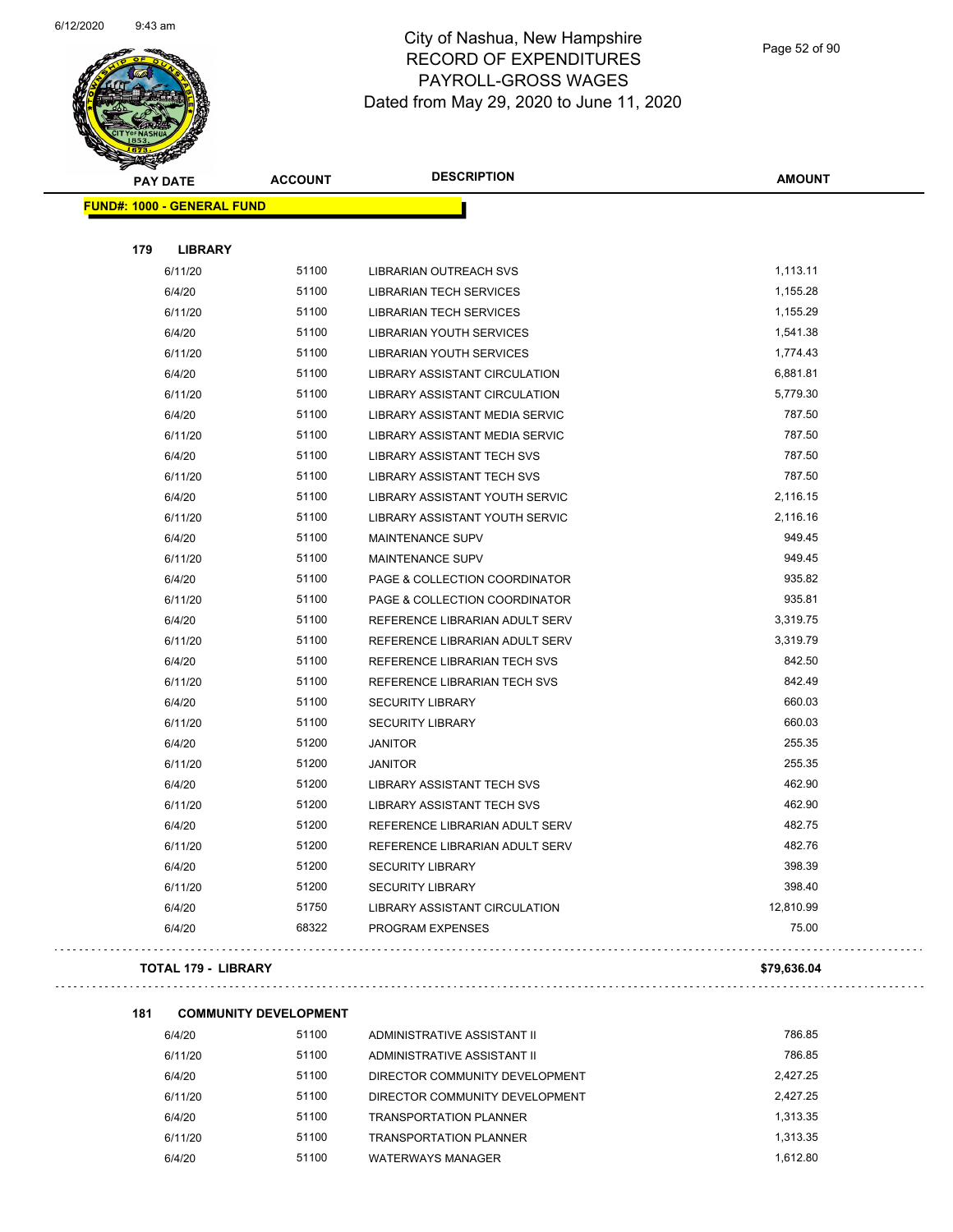# City of Nashua, New Hampshire
## RECORD OF EXPENDITURES
## PAYROLL-GROSS WAGES
## Dated from May 29, 2020 to June 11, 2020

| PAY DATE | ACCOUNT | DESCRIPTION | AMOUNT |
|---|---|---|---|
| **FUND#: 1000 - GENERAL FUND** | | | |
| **179 LIBRARY** | | | |
| 6/11/20 | 51100 | LIBRARIAN OUTREACH SVS | 1,113.11 |
| 6/4/20 | 51100 | LIBRARIAN TECH SERVICES | 1,155.28 |
| 6/11/20 | 51100 | LIBRARIAN TECH SERVICES | 1,155.29 |
| 6/4/20 | 51100 | LIBRARIAN YOUTH SERVICES | 1,541.38 |
| 6/11/20 | 51100 | LIBRARIAN YOUTH SERVICES | 1,774.43 |
| 6/4/20 | 51100 | LIBRARY ASSISTANT CIRCULATION | 6,881.81 |
| 6/11/20 | 51100 | LIBRARY ASSISTANT CIRCULATION | 5,779.30 |
| 6/4/20 | 51100 | LIBRARY ASSISTANT MEDIA SERVIC | 787.50 |
| 6/11/20 | 51100 | LIBRARY ASSISTANT MEDIA SERVIC | 787.50 |
| 6/4/20 | 51100 | LIBRARY ASSISTANT TECH SVS | 787.50 |
| 6/11/20 | 51100 | LIBRARY ASSISTANT TECH SVS | 787.50 |
| 6/4/20 | 51100 | LIBRARY ASSISTANT YOUTH SERVIC | 2,116.15 |
| 6/11/20 | 51100 | LIBRARY ASSISTANT YOUTH SERVIC | 2,116.16 |
| 6/4/20 | 51100 | MAINTENANCE SUPV | 949.45 |
| 6/11/20 | 51100 | MAINTENANCE SUPV | 949.45 |
| 6/4/20 | 51100 | PAGE & COLLECTION COORDINATOR | 935.82 |
| 6/11/20 | 51100 | PAGE & COLLECTION COORDINATOR | 935.81 |
| 6/4/20 | 51100 | REFERENCE LIBRARIAN ADULT SERV | 3,319.75 |
| 6/11/20 | 51100 | REFERENCE LIBRARIAN ADULT SERV | 3,319.79 |
| 6/4/20 | 51100 | REFERENCE LIBRARIAN TECH SVS | 842.50 |
| 6/11/20 | 51100 | REFERENCE LIBRARIAN TECH SVS | 842.49 |
| 6/4/20 | 51100 | SECURITY LIBRARY | 660.03 |
| 6/11/20 | 51100 | SECURITY LIBRARY | 660.03 |
| 6/4/20 | 51200 | JANITOR | 255.35 |
| 6/11/20 | 51200 | JANITOR | 255.35 |
| 6/4/20 | 51200 | LIBRARY ASSISTANT TECH SVS | 462.90 |
| 6/11/20 | 51200 | LIBRARY ASSISTANT TECH SVS | 462.90 |
| 6/4/20 | 51200 | REFERENCE LIBRARIAN ADULT SERV | 482.75 |
| 6/11/20 | 51200 | REFERENCE LIBRARIAN ADULT SERV | 482.76 |
| 6/4/20 | 51200 | SECURITY LIBRARY | 398.39 |
| 6/11/20 | 51200 | SECURITY LIBRARY | 398.40 |
| 6/4/20 | 51750 | LIBRARY ASSISTANT CIRCULATION | 12,810.99 |
| 6/4/20 | 68322 | PROGRAM EXPENSES | 75.00 |
| **TOTAL 179 - LIBRARY** | | | **$79,636.04** |
| **181 COMMUNITY DEVELOPMENT** | | | |
| 6/4/20 | 51100 | ADMINISTRATIVE ASSISTANT II | 786.85 |
| 6/11/20 | 51100 | ADMINISTRATIVE ASSISTANT II | 786.85 |
| 6/4/20 | 51100 | DIRECTOR COMMUNITY DEVELOPMENT | 2,427.25 |
| 6/11/20 | 51100 | DIRECTOR COMMUNITY DEVELOPMENT | 2,427.25 |
| 6/4/20 | 51100 | TRANSPORTATION PLANNER | 1,313.35 |
| 6/11/20 | 51100 | TRANSPORTATION PLANNER | 1,313.35 |
| 6/4/20 | 51100 | WATERWAYS MANAGER | 1,612.80 |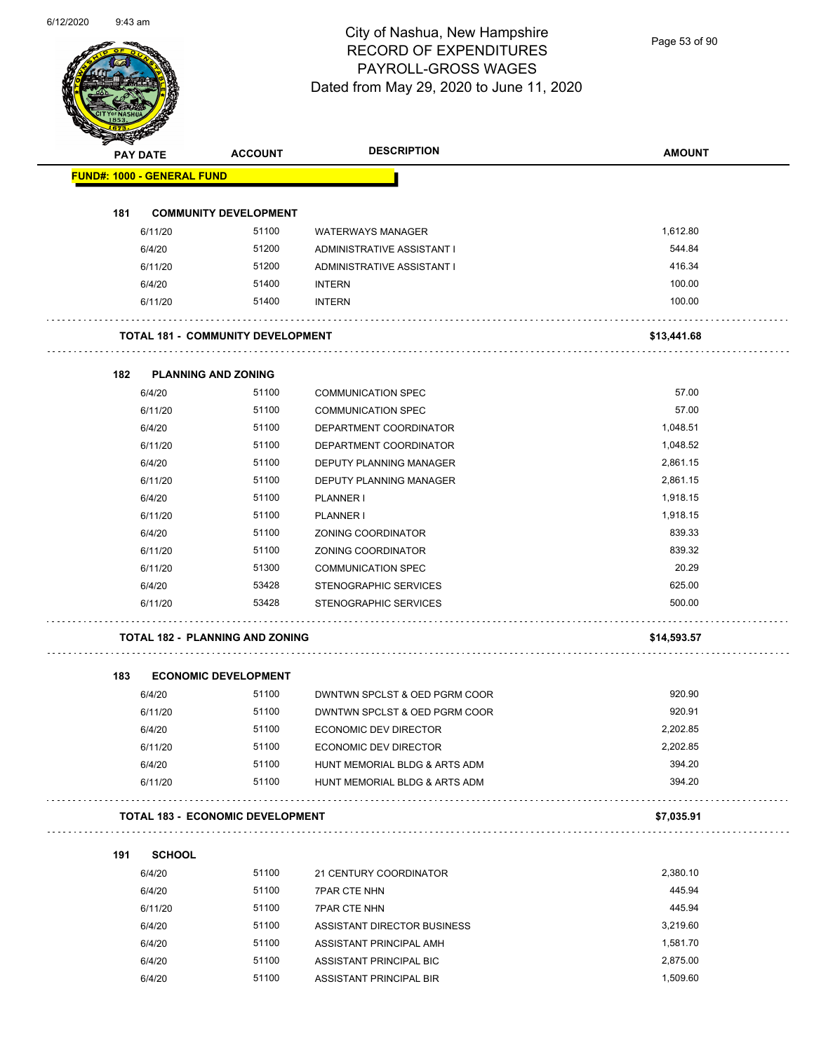# City of Nashua, New Hampshire
## RECORD OF EXPENDITURES
## PAYROLL-GROSS WAGES
## Dated from May 29, 2020 to June 11, 2020

| PAY DATE | ACCOUNT | DESCRIPTION | AMOUNT |
|---|---|---|---|
| **FUND#: 1000 - GENERAL FUND** | | | |
| **181 COMMUNITY DEVELOPMENT** | | | |
| 6/11/20 | 51100 | WATERWAYS MANAGER | 1,612.80 |
| 6/4/20 | 51200 | ADMINISTRATIVE ASSISTANT I | 544.84 |
| 6/11/20 | 51200 | ADMINISTRATIVE ASSISTANT I | 416.34 |
| 6/4/20 | 51400 | INTERN | 100.00 |
| 6/11/20 | 51400 | INTERN | 100.00 |
| **TOTAL 181 - COMMUNITY DEVELOPMENT** | | | **$13,441.68** |
| **182 PLANNING AND ZONING** | | | |
| 6/4/20 | 51100 | COMMUNICATION SPEC | 57.00 |
| 6/11/20 | 51100 | COMMUNICATION SPEC | 57.00 |
| 6/4/20 | 51100 | DEPARTMENT COORDINATOR | 1,048.51 |
| 6/11/20 | 51100 | DEPARTMENT COORDINATOR | 1,048.52 |
| 6/4/20 | 51100 | DEPUTY PLANNING MANAGER | 2,861.15 |
| 6/11/20 | 51100 | DEPUTY PLANNING MANAGER | 2,861.15 |
| 6/4/20 | 51100 | PLANNER I | 1,918.15 |
| 6/11/20 | 51100 | PLANNER I | 1,918.15 |
| 6/4/20 | 51100 | ZONING COORDINATOR | 839.33 |
| 6/11/20 | 51100 | ZONING COORDINATOR | 839.32 |
| 6/11/20 | 51300 | COMMUNICATION SPEC | 20.29 |
| 6/4/20 | 53428 | STENOGRAPHIC SERVICES | 625.00 |
| 6/11/20 | 53428 | STENOGRAPHIC SERVICES | 500.00 |
| **TOTAL 182 - PLANNING AND ZONING** | | | **$14,593.57** |
| **183 ECONOMIC DEVELOPMENT** | | | |
| 6/4/20 | 51100 | DWNTWN SPCLST & OED PGRM COOR | 920.90 |
| 6/11/20 | 51100 | DWNTWN SPCLST & OED PGRM COOR | 920.91 |
| 6/4/20 | 51100 | ECONOMIC DEV DIRECTOR | 2,202.85 |
| 6/11/20 | 51100 | ECONOMIC DEV DIRECTOR | 2,202.85 |
| 6/4/20 | 51100 | HUNT MEMORIAL BLDG & ARTS ADM | 394.20 |
| 6/11/20 | 51100 | HUNT MEMORIAL BLDG & ARTS ADM | 394.20 |
| **TOTAL 183 - ECONOMIC DEVELOPMENT** | | | **$7,035.91** |
| **191 SCHOOL** | | | |
| 6/4/20 | 51100 | 21 CENTURY COORDINATOR | 2,380.10 |
| 6/4/20 | 51100 | 7PAR CTE NHN | 445.94 |
| 6/11/20 | 51100 | 7PAR CTE NHN | 445.94 |
| 6/4/20 | 51100 | ASSISTANT DIRECTOR BUSINESS | 3,219.60 |
| 6/4/20 | 51100 | ASSISTANT PRINCIPAL AMH | 1,581.70 |
| 6/4/20 | 51100 | ASSISTANT PRINCIPAL BIC | 2,875.00 |
| 6/4/20 | 51100 | ASSISTANT PRINCIPAL BIR | 1,509.60 |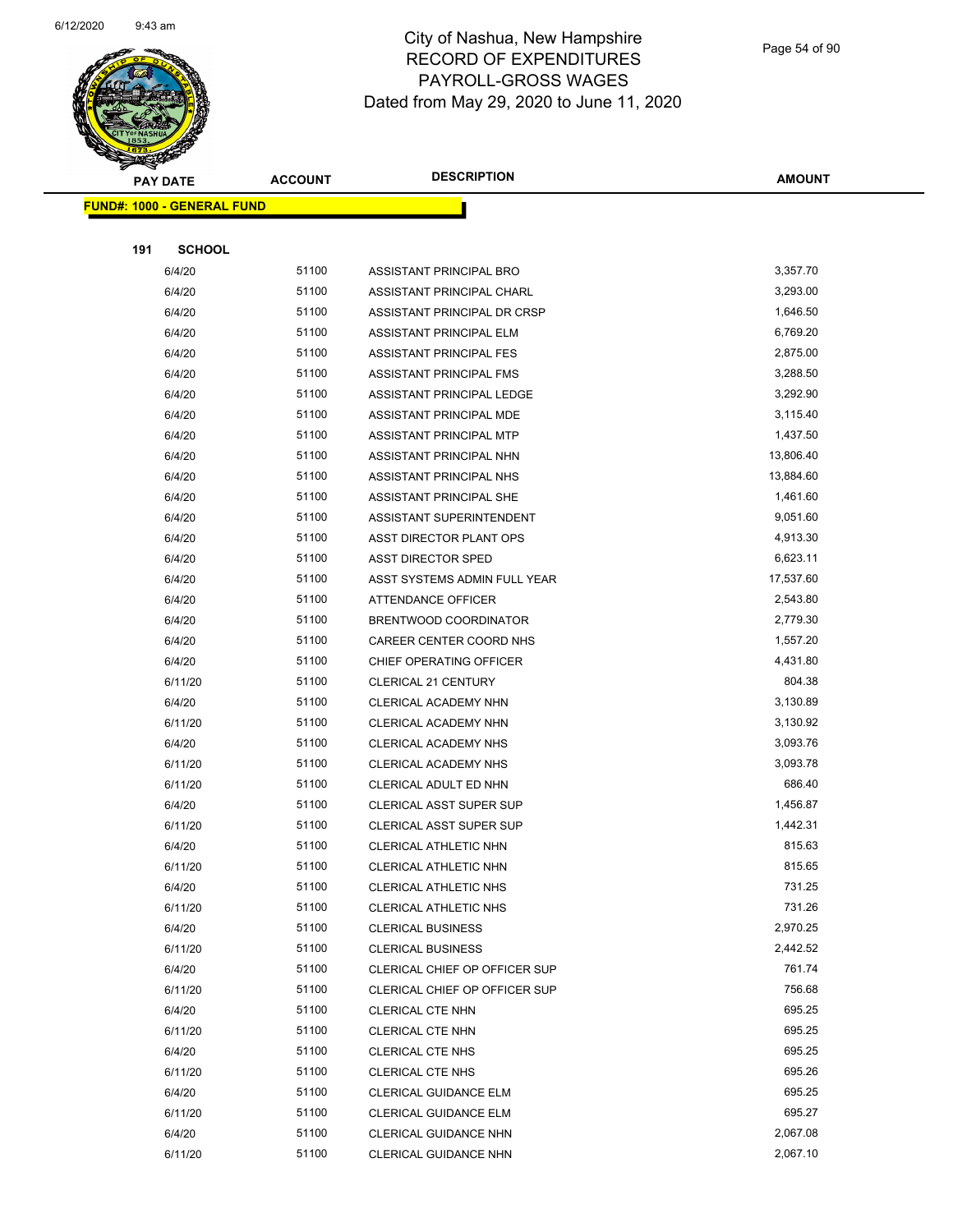# City of Nashua, New Hampshire
## RECORD OF EXPENDITURES
## PAYROLL-GROSS WAGES
### Dated from May 29, 2020 to June 11, 2020

**FUND#: 1000 - GENERAL FUND**

**191 SCHOOL**

| PAY DATE | ACCOUNT | DESCRIPTION | AMOUNT |
|---|---|---|---|
| 6/4/20 | 51100 | ASSISTANT PRINCIPAL BRO | 3,357.70 |
| 6/4/20 | 51100 | ASSISTANT PRINCIPAL CHARL | 3,293.00 |
| 6/4/20 | 51100 | ASSISTANT PRINCIPAL DR CRSP | 1,646.50 |
| 6/4/20 | 51100 | ASSISTANT PRINCIPAL ELM | 6,769.20 |
| 6/4/20 | 51100 | ASSISTANT PRINCIPAL FES | 2,875.00 |
| 6/4/20 | 51100 | ASSISTANT PRINCIPAL FMS | 3,288.50 |
| 6/4/20 | 51100 | ASSISTANT PRINCIPAL LEDGE | 3,292.90 |
| 6/4/20 | 51100 | ASSISTANT PRINCIPAL MDE | 3,115.40 |
| 6/4/20 | 51100 | ASSISTANT PRINCIPAL MTP | 1,437.50 |
| 6/4/20 | 51100 | ASSISTANT PRINCIPAL NHN | 13,806.40 |
| 6/4/20 | 51100 | ASSISTANT PRINCIPAL NHS | 13,884.60 |
| 6/4/20 | 51100 | ASSISTANT PRINCIPAL SHE | 1,461.60 |
| 6/4/20 | 51100 | ASSISTANT SUPERINTENDENT | 9,051.60 |
| 6/4/20 | 51100 | ASST DIRECTOR PLANT OPS | 4,913.30 |
| 6/4/20 | 51100 | ASST DIRECTOR SPED | 6,623.11 |
| 6/4/20 | 51100 | ASST SYSTEMS ADMIN FULL YEAR | 17,537.60 |
| 6/4/20 | 51100 | ATTENDANCE OFFICER | 2,543.80 |
| 6/4/20 | 51100 | BRENTWOOD COORDINATOR | 2,779.30 |
| 6/4/20 | 51100 | CAREER CENTER COORD NHS | 1,557.20 |
| 6/4/20 | 51100 | CHIEF OPERATING OFFICER | 4,431.80 |
| 6/11/20 | 51100 | CLERICAL 21 CENTURY | 804.38 |
| 6/4/20 | 51100 | CLERICAL ACADEMY NHN | 3,130.89 |
| 6/11/20 | 51100 | CLERICAL ACADEMY NHN | 3,130.92 |
| 6/4/20 | 51100 | CLERICAL ACADEMY NHS | 3,093.76 |
| 6/11/20 | 51100 | CLERICAL ACADEMY NHS | 3,093.78 |
| 6/11/20 | 51100 | CLERICAL ADULT ED NHN | 686.40 |
| 6/4/20 | 51100 | CLERICAL ASST SUPER SUP | 1,456.87 |
| 6/11/20 | 51100 | CLERICAL ASST SUPER SUP | 1,442.31 |
| 6/4/20 | 51100 | CLERICAL ATHLETIC NHN | 815.63 |
| 6/11/20 | 51100 | CLERICAL ATHLETIC NHN | 815.65 |
| 6/4/20 | 51100 | CLERICAL ATHLETIC NHS | 731.25 |
| 6/11/20 | 51100 | CLERICAL ATHLETIC NHS | 731.26 |
| 6/4/20 | 51100 | CLERICAL BUSINESS | 2,970.25 |
| 6/11/20 | 51100 | CLERICAL BUSINESS | 2,442.52 |
| 6/4/20 | 51100 | CLERICAL CHIEF OP OFFICER SUP | 761.74 |
| 6/11/20 | 51100 | CLERICAL CHIEF OP OFFICER SUP | 756.68 |
| 6/4/20 | 51100 | CLERICAL CTE NHN | 695.25 |
| 6/11/20 | 51100 | CLERICAL CTE NHN | 695.25 |
| 6/4/20 | 51100 | CLERICAL CTE NHS | 695.25 |
| 6/11/20 | 51100 | CLERICAL CTE NHS | 695.26 |
| 6/4/20 | 51100 | CLERICAL GUIDANCE ELM | 695.25 |
| 6/11/20 | 51100 | CLERICAL GUIDANCE ELM | 695.27 |
| 6/4/20 | 51100 | CLERICAL GUIDANCE NHN | 2,067.08 |
| 6/11/20 | 51100 | CLERICAL GUIDANCE NHN | 2,067.10 |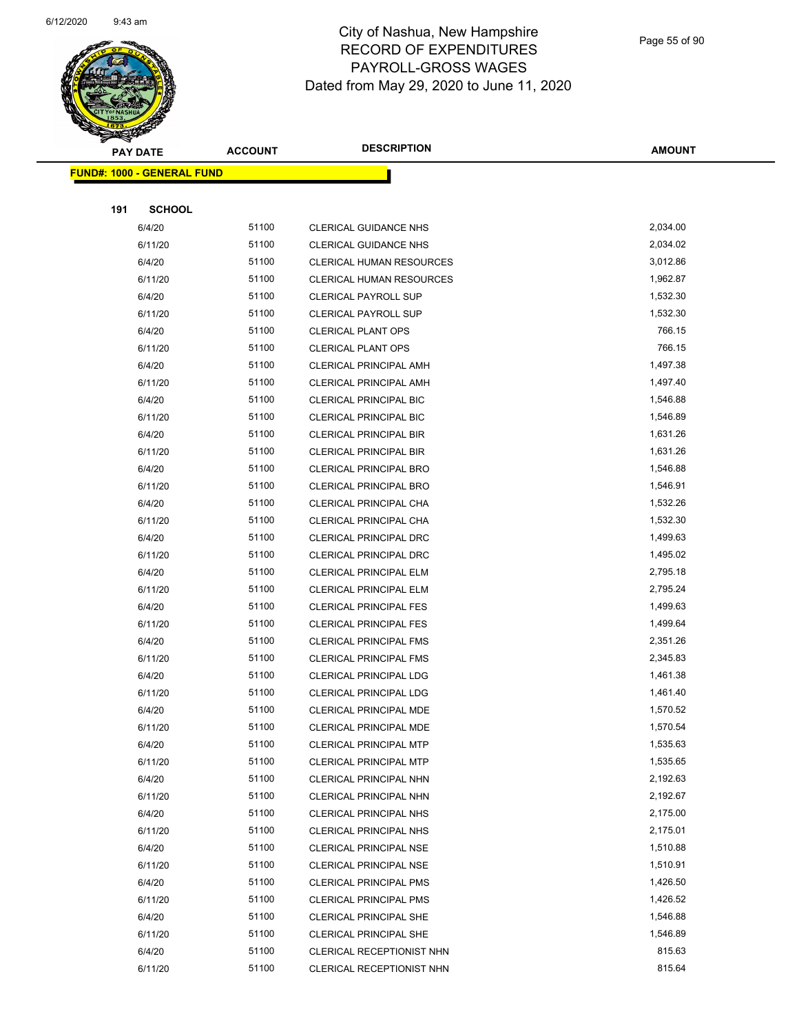# City of Nashua, New Hampshire
## RECORD OF EXPENDITURES
## PAYROLL-GROSS WAGES
## Dated from May 29, 2020 to June 11, 2020

| PAY DATE | ACCOUNT | DESCRIPTION | AMOUNT |
|---|---|---|---|
| **FUND#: 1000 - GENERAL FUND** | | | |
| **191 SCHOOL** | | | |
| 6/4/20 | 51100 | CLERICAL GUIDANCE NHS | 2,034.00 |
| 6/11/20 | 51100 | CLERICAL GUIDANCE NHS | 2,034.02 |
| 6/4/20 | 51100 | CLERICAL HUMAN RESOURCES | 3,012.86 |
| 6/11/20 | 51100 | CLERICAL HUMAN RESOURCES | 1,962.87 |
| 6/4/20 | 51100 | CLERICAL PAYROLL SUP | 1,532.30 |
| 6/11/20 | 51100 | CLERICAL PAYROLL SUP | 1,532.30 |
| 6/4/20 | 51100 | CLERICAL PLANT OPS | 766.15 |
| 6/11/20 | 51100 | CLERICAL PLANT OPS | 766.15 |
| 6/4/20 | 51100 | CLERICAL PRINCIPAL AMH | 1,497.38 |
| 6/11/20 | 51100 | CLERICAL PRINCIPAL AMH | 1,497.40 |
| 6/4/20 | 51100 | CLERICAL PRINCIPAL BIC | 1,546.88 |
| 6/11/20 | 51100 | CLERICAL PRINCIPAL BIC | 1,546.89 |
| 6/4/20 | 51100 | CLERICAL PRINCIPAL BIR | 1,631.26 |
| 6/11/20 | 51100 | CLERICAL PRINCIPAL BIR | 1,631.26 |
| 6/4/20 | 51100 | CLERICAL PRINCIPAL BRO | 1,546.88 |
| 6/11/20 | 51100 | CLERICAL PRINCIPAL BRO | 1,546.91 |
| 6/4/20 | 51100 | CLERICAL PRINCIPAL CHA | 1,532.26 |
| 6/11/20 | 51100 | CLERICAL PRINCIPAL CHA | 1,532.30 |
| 6/4/20 | 51100 | CLERICAL PRINCIPAL DRC | 1,499.63 |
| 6/11/20 | 51100 | CLERICAL PRINCIPAL DRC | 1,495.02 |
| 6/4/20 | 51100 | CLERICAL PRINCIPAL ELM | 2,795.18 |
| 6/11/20 | 51100 | CLERICAL PRINCIPAL ELM | 2,795.24 |
| 6/4/20 | 51100 | CLERICAL PRINCIPAL FES | 1,499.63 |
| 6/11/20 | 51100 | CLERICAL PRINCIPAL FES | 1,499.64 |
| 6/4/20 | 51100 | CLERICAL PRINCIPAL FMS | 2,351.26 |
| 6/11/20 | 51100 | CLERICAL PRINCIPAL FMS | 2,345.83 |
| 6/4/20 | 51100 | CLERICAL PRINCIPAL LDG | 1,461.38 |
| 6/11/20 | 51100 | CLERICAL PRINCIPAL LDG | 1,461.40 |
| 6/4/20 | 51100 | CLERICAL PRINCIPAL MDE | 1,570.52 |
| 6/11/20 | 51100 | CLERICAL PRINCIPAL MDE | 1,570.54 |
| 6/4/20 | 51100 | CLERICAL PRINCIPAL MTP | 1,535.63 |
| 6/11/20 | 51100 | CLERICAL PRINCIPAL MTP | 1,535.65 |
| 6/4/20 | 51100 | CLERICAL PRINCIPAL NHN | 2,192.63 |
| 6/11/20 | 51100 | CLERICAL PRINCIPAL NHN | 2,192.67 |
| 6/4/20 | 51100 | CLERICAL PRINCIPAL NHS | 2,175.00 |
| 6/11/20 | 51100 | CLERICAL PRINCIPAL NHS | 2,175.01 |
| 6/4/20 | 51100 | CLERICAL PRINCIPAL NSE | 1,510.88 |
| 6/11/20 | 51100 | CLERICAL PRINCIPAL NSE | 1,510.91 |
| 6/4/20 | 51100 | CLERICAL PRINCIPAL PMS | 1,426.50 |
| 6/11/20 | 51100 | CLERICAL PRINCIPAL PMS | 1,426.52 |
| 6/4/20 | 51100 | CLERICAL PRINCIPAL SHE | 1,546.88 |
| 6/11/20 | 51100 | CLERICAL PRINCIPAL SHE | 1,546.89 |
| 6/4/20 | 51100 | CLERICAL RECEPTIONIST NHN | 815.63 |
| 6/11/20 | 51100 | CLERICAL RECEPTIONIST NHN | 815.64 |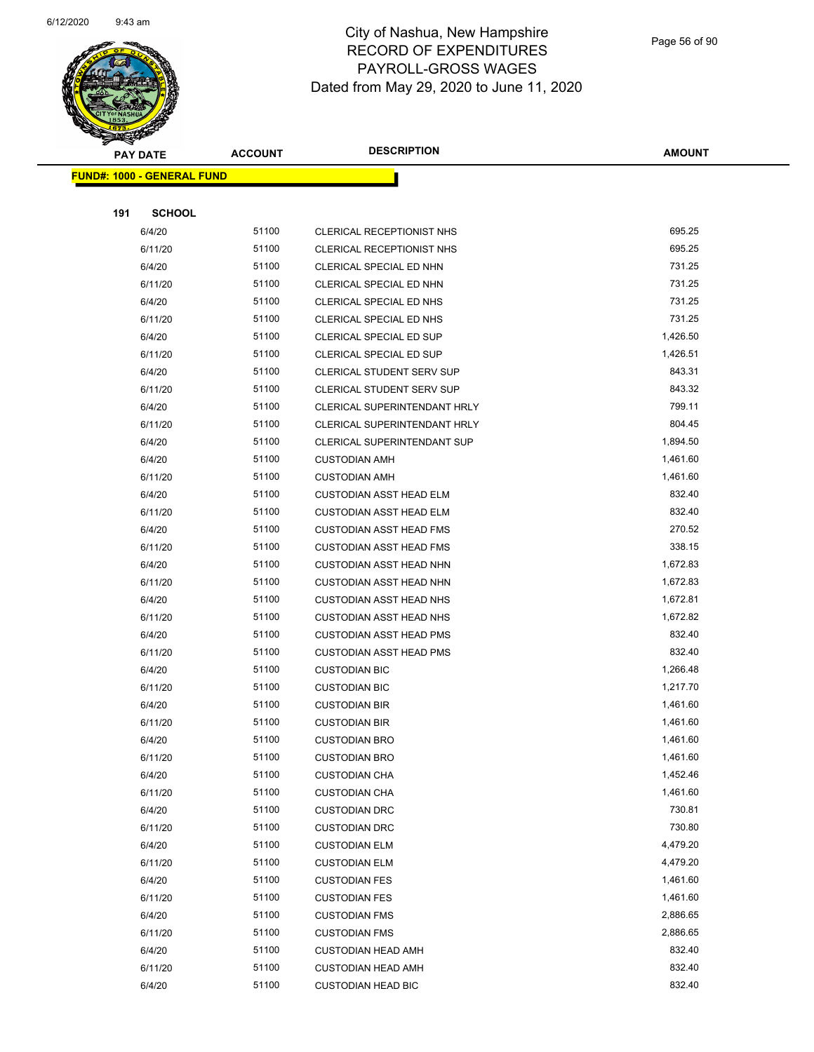# City of Nashua, New Hampshire
# RECORD OF EXPENDITURES
# PAYROLL-GROSS WAGES
# Dated from May 29, 2020 to June 11, 2020

| PAY DATE | ACCOUNT | DESCRIPTION | AMOUNT |
|---|---|---|---|
| **FUND#: 1000 - GENERAL FUND** | | | |
| **191 SCHOOL** | | | |
| 6/4/20 | 51100 | CLERICAL RECEPTIONIST NHS | 695.25 |
| 6/11/20 | 51100 | CLERICAL RECEPTIONIST NHS | 695.25 |
| 6/4/20 | 51100 | CLERICAL SPECIAL ED NHN | 731.25 |
| 6/11/20 | 51100 | CLERICAL SPECIAL ED NHN | 731.25 |
| 6/4/20 | 51100 | CLERICAL SPECIAL ED NHS | 731.25 |
| 6/11/20 | 51100 | CLERICAL SPECIAL ED NHS | 731.25 |
| 6/4/20 | 51100 | CLERICAL SPECIAL ED SUP | 1,426.50 |
| 6/11/20 | 51100 | CLERICAL SPECIAL ED SUP | 1,426.51 |
| 6/4/20 | 51100 | CLERICAL STUDENT SERV SUP | 843.31 |
| 6/11/20 | 51100 | CLERICAL STUDENT SERV SUP | 843.32 |
| 6/4/20 | 51100 | CLERICAL SUPERINTENDANT HRLY | 799.11 |
| 6/11/20 | 51100 | CLERICAL SUPERINTENDANT HRLY | 804.45 |
| 6/4/20 | 51100 | CLERICAL SUPERINTENDANT SUP | 1,894.50 |
| 6/4/20 | 51100 | CUSTODIAN AMH | 1,461.60 |
| 6/11/20 | 51100 | CUSTODIAN AMH | 1,461.60 |
| 6/4/20 | 51100 | CUSTODIAN ASST HEAD ELM | 832.40 |
| 6/11/20 | 51100 | CUSTODIAN ASST HEAD ELM | 832.40 |
| 6/4/20 | 51100 | CUSTODIAN ASST HEAD FMS | 270.52 |
| 6/11/20 | 51100 | CUSTODIAN ASST HEAD FMS | 338.15 |
| 6/4/20 | 51100 | CUSTODIAN ASST HEAD NHN | 1,672.83 |
| 6/11/20 | 51100 | CUSTODIAN ASST HEAD NHN | 1,672.83 |
| 6/4/20 | 51100 | CUSTODIAN ASST HEAD NHS | 1,672.81 |
| 6/11/20 | 51100 | CUSTODIAN ASST HEAD NHS | 1,672.82 |
| 6/4/20 | 51100 | CUSTODIAN ASST HEAD PMS | 832.40 |
| 6/11/20 | 51100 | CUSTODIAN ASST HEAD PMS | 832.40 |
| 6/4/20 | 51100 | CUSTODIAN BIC | 1,266.48 |
| 6/11/20 | 51100 | CUSTODIAN BIC | 1,217.70 |
| 6/4/20 | 51100 | CUSTODIAN BIR | 1,461.60 |
| 6/11/20 | 51100 | CUSTODIAN BIR | 1,461.60 |
| 6/4/20 | 51100 | CUSTODIAN BRO | 1,461.60 |
| 6/11/20 | 51100 | CUSTODIAN BRO | 1,461.60 |
| 6/4/20 | 51100 | CUSTODIAN CHA | 1,452.46 |
| 6/11/20 | 51100 | CUSTODIAN CHA | 1,461.60 |
| 6/4/20 | 51100 | CUSTODIAN DRC | 730.81 |
| 6/11/20 | 51100 | CUSTODIAN DRC | 730.80 |
| 6/4/20 | 51100 | CUSTODIAN ELM | 4,479.20 |
| 6/11/20 | 51100 | CUSTODIAN ELM | 4,479.20 |
| 6/4/20 | 51100 | CUSTODIAN FES | 1,461.60 |
| 6/11/20 | 51100 | CUSTODIAN FES | 1,461.60 |
| 6/4/20 | 51100 | CUSTODIAN FMS | 2,886.65 |
| 6/11/20 | 51100 | CUSTODIAN FMS | 2,886.65 |
| 6/4/20 | 51100 | CUSTODIAN HEAD AMH | 832.40 |
| 6/11/20 | 51100 | CUSTODIAN HEAD AMH | 832.40 |
| 6/4/20 | 51100 | CUSTODIAN HEAD BIC | 832.40 |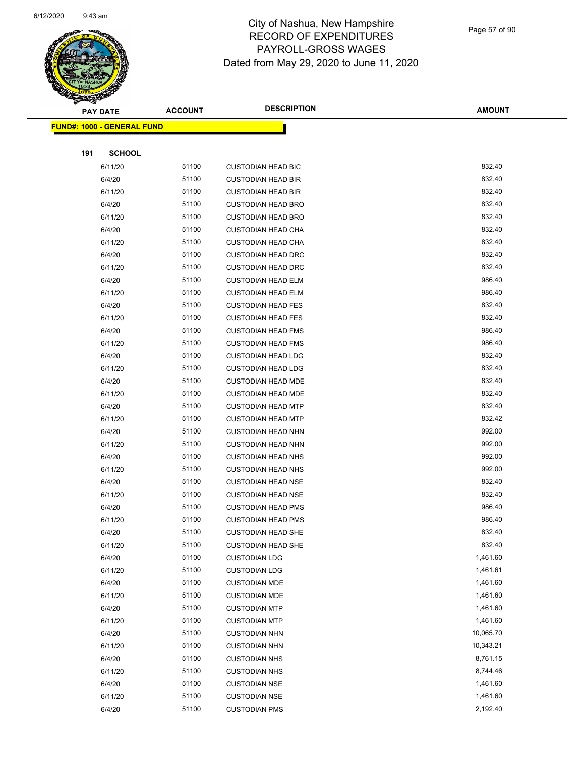# City of Nashua, New Hampshire
## RECORD OF EXPENDITURES
## PAYROLL-GROSS WAGES
## Dated from May 29, 2020 to June 11, 2020

| PAY DATE | ACCOUNT | DESCRIPTION | AMOUNT |
|---|---|---|---|
| **FUND#: 1000 - GENERAL FUND** | | | |
| **191 SCHOOL** | | | |
| 6/11/20 | 51100 | CUSTODIAN HEAD BIC | 832.40 |
| 6/4/20 | 51100 | CUSTODIAN HEAD BIR | 832.40 |
| 6/11/20 | 51100 | CUSTODIAN HEAD BIR | 832.40 |
| 6/4/20 | 51100 | CUSTODIAN HEAD BRO | 832.40 |
| 6/11/20 | 51100 | CUSTODIAN HEAD BRO | 832.40 |
| 6/4/20 | 51100 | CUSTODIAN HEAD CHA | 832.40 |
| 6/11/20 | 51100 | CUSTODIAN HEAD CHA | 832.40 |
| 6/4/20 | 51100 | CUSTODIAN HEAD DRC | 832.40 |
| 6/11/20 | 51100 | CUSTODIAN HEAD DRC | 832.40 |
| 6/4/20 | 51100 | CUSTODIAN HEAD ELM | 986.40 |
| 6/11/20 | 51100 | CUSTODIAN HEAD ELM | 986.40 |
| 6/4/20 | 51100 | CUSTODIAN HEAD FES | 832.40 |
| 6/11/20 | 51100 | CUSTODIAN HEAD FES | 832.40 |
| 6/4/20 | 51100 | CUSTODIAN HEAD FMS | 986.40 |
| 6/11/20 | 51100 | CUSTODIAN HEAD FMS | 986.40 |
| 6/4/20 | 51100 | CUSTODIAN HEAD LDG | 832.40 |
| 6/11/20 | 51100 | CUSTODIAN HEAD LDG | 832.40 |
| 6/4/20 | 51100 | CUSTODIAN HEAD MDE | 832.40 |
| 6/11/20 | 51100 | CUSTODIAN HEAD MDE | 832.40 |
| 6/4/20 | 51100 | CUSTODIAN HEAD MTP | 832.40 |
| 6/11/20 | 51100 | CUSTODIAN HEAD MTP | 832.42 |
| 6/4/20 | 51100 | CUSTODIAN HEAD NHN | 992.00 |
| 6/11/20 | 51100 | CUSTODIAN HEAD NHN | 992.00 |
| 6/4/20 | 51100 | CUSTODIAN HEAD NHS | 992.00 |
| 6/11/20 | 51100 | CUSTODIAN HEAD NHS | 992.00 |
| 6/4/20 | 51100 | CUSTODIAN HEAD NSE | 832.40 |
| 6/11/20 | 51100 | CUSTODIAN HEAD NSE | 832.40 |
| 6/4/20 | 51100 | CUSTODIAN HEAD PMS | 986.40 |
| 6/11/20 | 51100 | CUSTODIAN HEAD PMS | 986.40 |
| 6/4/20 | 51100 | CUSTODIAN HEAD SHE | 832.40 |
| 6/11/20 | 51100 | CUSTODIAN HEAD SHE | 832.40 |
| 6/4/20 | 51100 | CUSTODIAN LDG | 1,461.60 |
| 6/11/20 | 51100 | CUSTODIAN LDG | 1,461.61 |
| 6/4/20 | 51100 | CUSTODIAN MDE | 1,461.60 |
| 6/11/20 | 51100 | CUSTODIAN MDE | 1,461.60 |
| 6/4/20 | 51100 | CUSTODIAN MTP | 1,461.60 |
| 6/11/20 | 51100 | CUSTODIAN MTP | 1,461.60 |
| 6/4/20 | 51100 | CUSTODIAN NHN | 10,065.70 |
| 6/11/20 | 51100 | CUSTODIAN NHN | 10,343.21 |
| 6/4/20 | 51100 | CUSTODIAN NHS | 8,761.15 |
| 6/11/20 | 51100 | CUSTODIAN NHS | 8,744.46 |
| 6/4/20 | 51100 | CUSTODIAN NSE | 1,461.60 |
| 6/11/20 | 51100 | CUSTODIAN NSE | 1,461.60 |
| 6/4/20 | 51100 | CUSTODIAN PMS | 2,192.40 |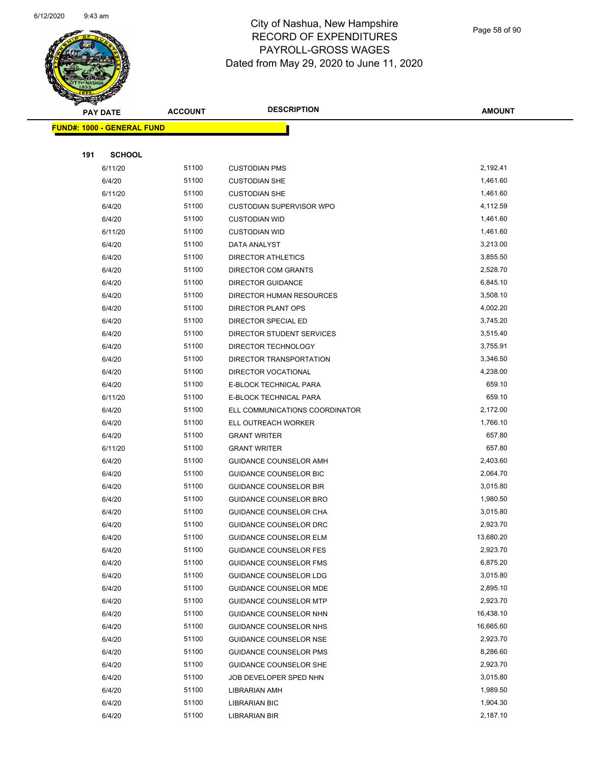# City of Nashua, New Hampshire
## RECORD OF EXPENDITURES
## PAYROLL-GROSS WAGES
## Dated from May 29, 2020 to June 11, 2020

**FUND#: 1000 - GENERAL FUND**

**191 SCHOOL**

| PAY DATE | ACCOUNT | DESCRIPTION | AMOUNT |
|---|---|---|---|
| 6/11/20 | 51100 | CUSTODIAN PMS | 2,192.41 |
| 6/4/20 | 51100 | CUSTODIAN SHE | 1,461.60 |
| 6/11/20 | 51100 | CUSTODIAN SHE | 1,461.60 |
| 6/4/20 | 51100 | CUSTODIAN SUPERVISOR WPO | 4,112.59 |
| 6/4/20 | 51100 | CUSTODIAN WID | 1,461.60 |
| 6/11/20 | 51100 | CUSTODIAN WID | 1,461.60 |
| 6/4/20 | 51100 | DATA ANALYST | 3,213.00 |
| 6/4/20 | 51100 | DIRECTOR ATHLETICS | 3,855.50 |
| 6/4/20 | 51100 | DIRECTOR COM GRANTS | 2,528.70 |
| 6/4/20 | 51100 | DIRECTOR GUIDANCE | 6,845.10 |
| 6/4/20 | 51100 | DIRECTOR HUMAN RESOURCES | 3,508.10 |
| 6/4/20 | 51100 | DIRECTOR PLANT OPS | 4,002.20 |
| 6/4/20 | 51100 | DIRECTOR SPECIAL ED | 3,745.20 |
| 6/4/20 | 51100 | DIRECTOR STUDENT SERVICES | 3,515.40 |
| 6/4/20 | 51100 | DIRECTOR TECHNOLOGY | 3,755.91 |
| 6/4/20 | 51100 | DIRECTOR TRANSPORTATION | 3,346.50 |
| 6/4/20 | 51100 | DIRECTOR VOCATIONAL | 4,238.00 |
| 6/4/20 | 51100 | E-BLOCK TECHNICAL PARA | 659.10 |
| 6/11/20 | 51100 | E-BLOCK TECHNICAL PARA | 659.10 |
| 6/4/20 | 51100 | ELL COMMUNICATIONS COORDINATOR | 2,172.00 |
| 6/4/20 | 51100 | ELL OUTREACH WORKER | 1,766.10 |
| 6/4/20 | 51100 | GRANT WRITER | 657.80 |
| 6/11/20 | 51100 | GRANT WRITER | 657.80 |
| 6/4/20 | 51100 | GUIDANCE COUNSELOR AMH | 2,403.60 |
| 6/4/20 | 51100 | GUIDANCE COUNSELOR BIC | 2,064.70 |
| 6/4/20 | 51100 | GUIDANCE COUNSELOR BIR | 3,015.80 |
| 6/4/20 | 51100 | GUIDANCE COUNSELOR BRO | 1,980.50 |
| 6/4/20 | 51100 | GUIDANCE COUNSELOR CHA | 3,015.80 |
| 6/4/20 | 51100 | GUIDANCE COUNSELOR DRC | 2,923.70 |
| 6/4/20 | 51100 | GUIDANCE COUNSELOR ELM | 13,680.20 |
| 6/4/20 | 51100 | GUIDANCE COUNSELOR FES | 2,923.70 |
| 6/4/20 | 51100 | GUIDANCE COUNSELOR FMS | 6,875.20 |
| 6/4/20 | 51100 | GUIDANCE COUNSELOR LDG | 3,015.80 |
| 6/4/20 | 51100 | GUIDANCE COUNSELOR MDE | 2,895.10 |
| 6/4/20 | 51100 | GUIDANCE COUNSELOR MTP | 2,923.70 |
| 6/4/20 | 51100 | GUIDANCE COUNSELOR NHN | 16,438.10 |
| 6/4/20 | 51100 | GUIDANCE COUNSELOR NHS | 16,665.60 |
| 6/4/20 | 51100 | GUIDANCE COUNSELOR NSE | 2,923.70 |
| 6/4/20 | 51100 | GUIDANCE COUNSELOR PMS | 8,286.60 |
| 6/4/20 | 51100 | GUIDANCE COUNSELOR SHE | 2,923.70 |
| 6/4/20 | 51100 | JOB DEVELOPER SPED NHN | 3,015.80 |
| 6/4/20 | 51100 | LIBRARIAN AMH | 1,989.50 |
| 6/4/20 | 51100 | LIBRARIAN BIC | 1,904.30 |
| 6/4/20 | 51100 | LIBRARIAN BIR | 2,187.10 |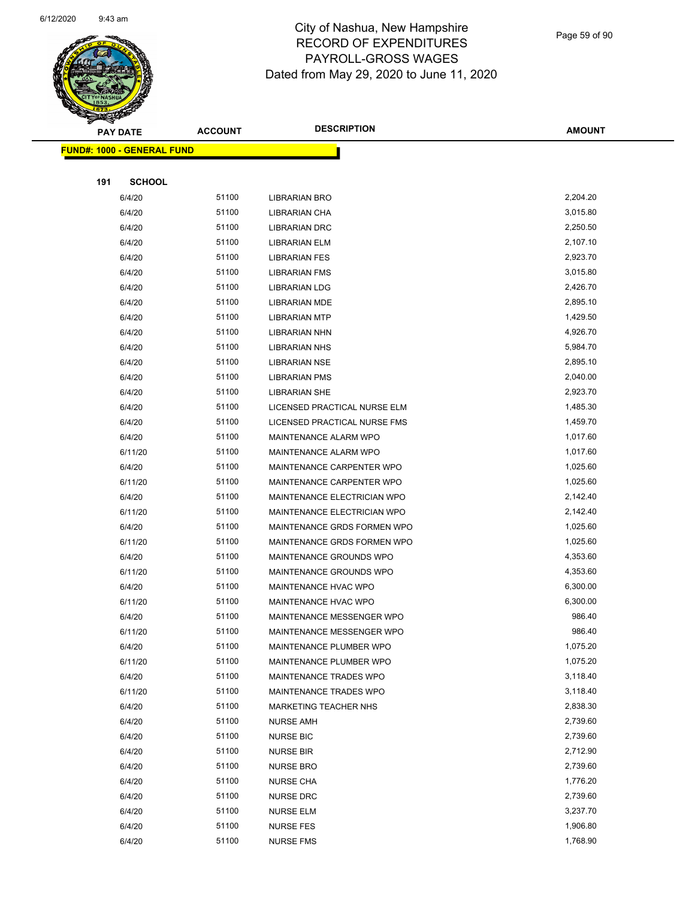# City of Nashua, New Hampshire
## RECORD OF EXPENDITURES
## PAYROLL-GROSS WAGES
## Dated from May 29, 2020 to June 11, 2020

| PAY DATE | ACCOUNT | DESCRIPTION | AMOUNT |
|---|---|---|---|
| **FUND#: 1000 - GENERAL FUND** | | | |
| **191 SCHOOL** | | | |
| 6/4/20 | 51100 | LIBRARIAN BRO | 2,204.20 |
| 6/4/20 | 51100 | LIBRARIAN CHA | 3,015.80 |
| 6/4/20 | 51100 | LIBRARIAN DRC | 2,250.50 |
| 6/4/20 | 51100 | LIBRARIAN ELM | 2,107.10 |
| 6/4/20 | 51100 | LIBRARIAN FES | 2,923.70 |
| 6/4/20 | 51100 | LIBRARIAN FMS | 3,015.80 |
| 6/4/20 | 51100 | LIBRARIAN LDG | 2,426.70 |
| 6/4/20 | 51100 | LIBRARIAN MDE | 2,895.10 |
| 6/4/20 | 51100 | LIBRARIAN MTP | 1,429.50 |
| 6/4/20 | 51100 | LIBRARIAN NHN | 4,926.70 |
| 6/4/20 | 51100 | LIBRARIAN NHS | 5,984.70 |
| 6/4/20 | 51100 | LIBRARIAN NSE | 2,895.10 |
| 6/4/20 | 51100 | LIBRARIAN PMS | 2,040.00 |
| 6/4/20 | 51100 | LIBRARIAN SHE | 2,923.70 |
| 6/4/20 | 51100 | LICENSED PRACTICAL NURSE ELM | 1,485.30 |
| 6/4/20 | 51100 | LICENSED PRACTICAL NURSE FMS | 1,459.70 |
| 6/4/20 | 51100 | MAINTENANCE ALARM WPO | 1,017.60 |
| 6/11/20 | 51100 | MAINTENANCE ALARM WPO | 1,017.60 |
| 6/4/20 | 51100 | MAINTENANCE CARPENTER WPO | 1,025.60 |
| 6/11/20 | 51100 | MAINTENANCE CARPENTER WPO | 1,025.60 |
| 6/4/20 | 51100 | MAINTENANCE ELECTRICIAN WPO | 2,142.40 |
| 6/11/20 | 51100 | MAINTENANCE ELECTRICIAN WPO | 2,142.40 |
| 6/4/20 | 51100 | MAINTENANCE GRDS FORMEN WPO | 1,025.60 |
| 6/11/20 | 51100 | MAINTENANCE GRDS FORMEN WPO | 1,025.60 |
| 6/4/20 | 51100 | MAINTENANCE GROUNDS WPO | 4,353.60 |
| 6/11/20 | 51100 | MAINTENANCE GROUNDS WPO | 4,353.60 |
| 6/4/20 | 51100 | MAINTENANCE HVAC WPO | 6,300.00 |
| 6/11/20 | 51100 | MAINTENANCE HVAC WPO | 6,300.00 |
| 6/4/20 | 51100 | MAINTENANCE MESSENGER WPO | 986.40 |
| 6/11/20 | 51100 | MAINTENANCE MESSENGER WPO | 986.40 |
| 6/4/20 | 51100 | MAINTENANCE PLUMBER WPO | 1,075.20 |
| 6/11/20 | 51100 | MAINTENANCE PLUMBER WPO | 1,075.20 |
| 6/4/20 | 51100 | MAINTENANCE TRADES WPO | 3,118.40 |
| 6/11/20 | 51100 | MAINTENANCE TRADES WPO | 3,118.40 |
| 6/4/20 | 51100 | MARKETING TEACHER NHS | 2,838.30 |
| 6/4/20 | 51100 | NURSE AMH | 2,739.60 |
| 6/4/20 | 51100 | NURSE BIC | 2,739.60 |
| 6/4/20 | 51100 | NURSE BIR | 2,712.90 |
| 6/4/20 | 51100 | NURSE BRO | 2,739.60 |
| 6/4/20 | 51100 | NURSE CHA | 1,776.20 |
| 6/4/20 | 51100 | NURSE DRC | 2,739.60 |
| 6/4/20 | 51100 | NURSE ELM | 3,237.70 |
| 6/4/20 | 51100 | NURSE FES | 1,906.80 |
| 6/4/20 | 51100 | NURSE FMS | 1,768.90 |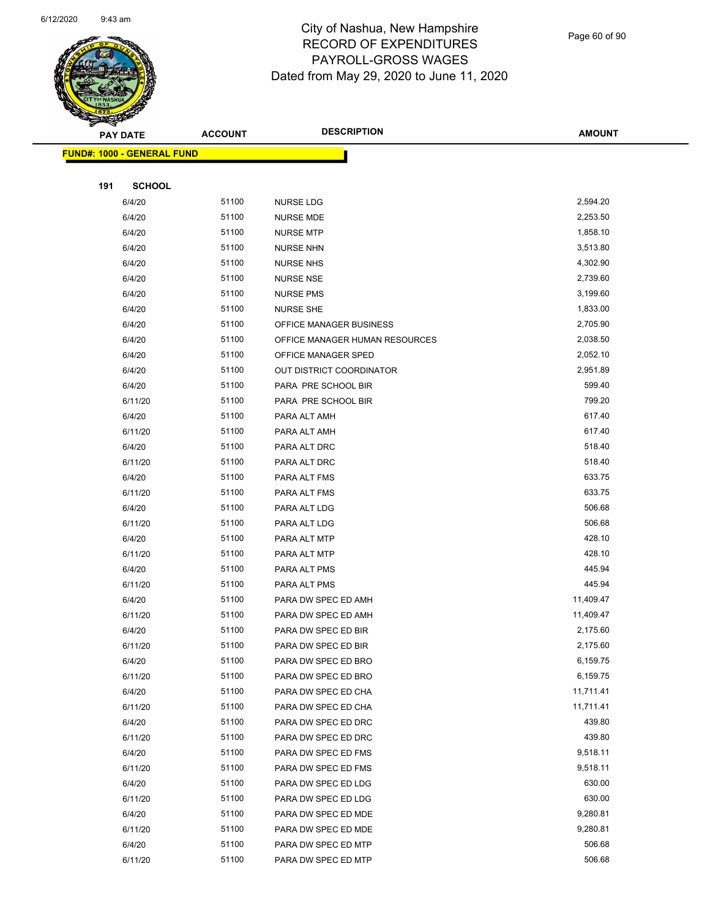# City of Nashua, New Hampshire
## RECORD OF EXPENDITURES
## PAYROLL-GROSS WAGES
## Dated from May 29, 2020 to June 11, 2020

| PAY DATE | ACCOUNT | DESCRIPTION | AMOUNT |
|---|---|---|---|

**FUND#: 1000 - GENERAL FUND**

**191 SCHOOL**

| PAY DATE | ACCOUNT | DESCRIPTION | AMOUNT |
|---|---|---|---|
| 6/4/20 | 51100 | NURSE LDG | 2,594.20 |
| 6/4/20 | 51100 | NURSE MDE | 2,253.50 |
| 6/4/20 | 51100 | NURSE MTP | 1,858.10 |
| 6/4/20 | 51100 | NURSE NHN | 3,513.80 |
| 6/4/20 | 51100 | NURSE NHS | 4,302.90 |
| 6/4/20 | 51100 | NURSE NSE | 2,739.60 |
| 6/4/20 | 51100 | NURSE PMS | 3,199.60 |
| 6/4/20 | 51100 | NURSE SHE | 1,833.00 |
| 6/4/20 | 51100 | OFFICE MANAGER BUSINESS | 2,705.90 |
| 6/4/20 | 51100 | OFFICE MANAGER HUMAN RESOURCES | 2,038.50 |
| 6/4/20 | 51100 | OFFICE MANAGER SPED | 2,052.10 |
| 6/4/20 | 51100 | OUT DISTRICT COORDINATOR | 2,951.89 |
| 6/4/20 | 51100 | PARA PRE SCHOOL BIR | 599.40 |
| 6/11/20 | 51100 | PARA PRE SCHOOL BIR | 799.20 |
| 6/4/20 | 51100 | PARA ALT AMH | 617.40 |
| 6/11/20 | 51100 | PARA ALT AMH | 617.40 |
| 6/4/20 | 51100 | PARA ALT DRC | 518.40 |
| 6/11/20 | 51100 | PARA ALT DRC | 518.40 |
| 6/4/20 | 51100 | PARA ALT FMS | 633.75 |
| 6/11/20 | 51100 | PARA ALT FMS | 633.75 |
| 6/4/20 | 51100 | PARA ALT LDG | 506.68 |
| 6/11/20 | 51100 | PARA ALT LDG | 506.68 |
| 6/4/20 | 51100 | PARA ALT MTP | 428.10 |
| 6/11/20 | 51100 | PARA ALT MTP | 428.10 |
| 6/4/20 | 51100 | PARA ALT PMS | 445.94 |
| 6/11/20 | 51100 | PARA ALT PMS | 445.94 |
| 6/4/20 | 51100 | PARA DW SPEC ED AMH | 11,409.47 |
| 6/11/20 | 51100 | PARA DW SPEC ED AMH | 11,409.47 |
| 6/4/20 | 51100 | PARA DW SPEC ED BIR | 2,175.60 |
| 6/11/20 | 51100 | PARA DW SPEC ED BIR | 2,175.60 |
| 6/4/20 | 51100 | PARA DW SPEC ED BRO | 6,159.75 |
| 6/11/20 | 51100 | PARA DW SPEC ED BRO | 6,159.75 |
| 6/4/20 | 51100 | PARA DW SPEC ED CHA | 11,711.41 |
| 6/11/20 | 51100 | PARA DW SPEC ED CHA | 11,711.41 |
| 6/4/20 | 51100 | PARA DW SPEC ED DRC | 439.80 |
| 6/11/20 | 51100 | PARA DW SPEC ED DRC | 439.80 |
| 6/4/20 | 51100 | PARA DW SPEC ED FMS | 9,518.11 |
| 6/11/20 | 51100 | PARA DW SPEC ED FMS | 9,518.11 |
| 6/4/20 | 51100 | PARA DW SPEC ED LDG | 630.00 |
| 6/11/20 | 51100 | PARA DW SPEC ED LDG | 630.00 |
| 6/4/20 | 51100 | PARA DW SPEC ED MDE | 9,280.81 |
| 6/11/20 | 51100 | PARA DW SPEC ED MDE | 9,280.81 |
| 6/4/20 | 51100 | PARA DW SPEC ED MTP | 506.68 |
| 6/11/20 | 51100 | PARA DW SPEC ED MTP | 506.68 |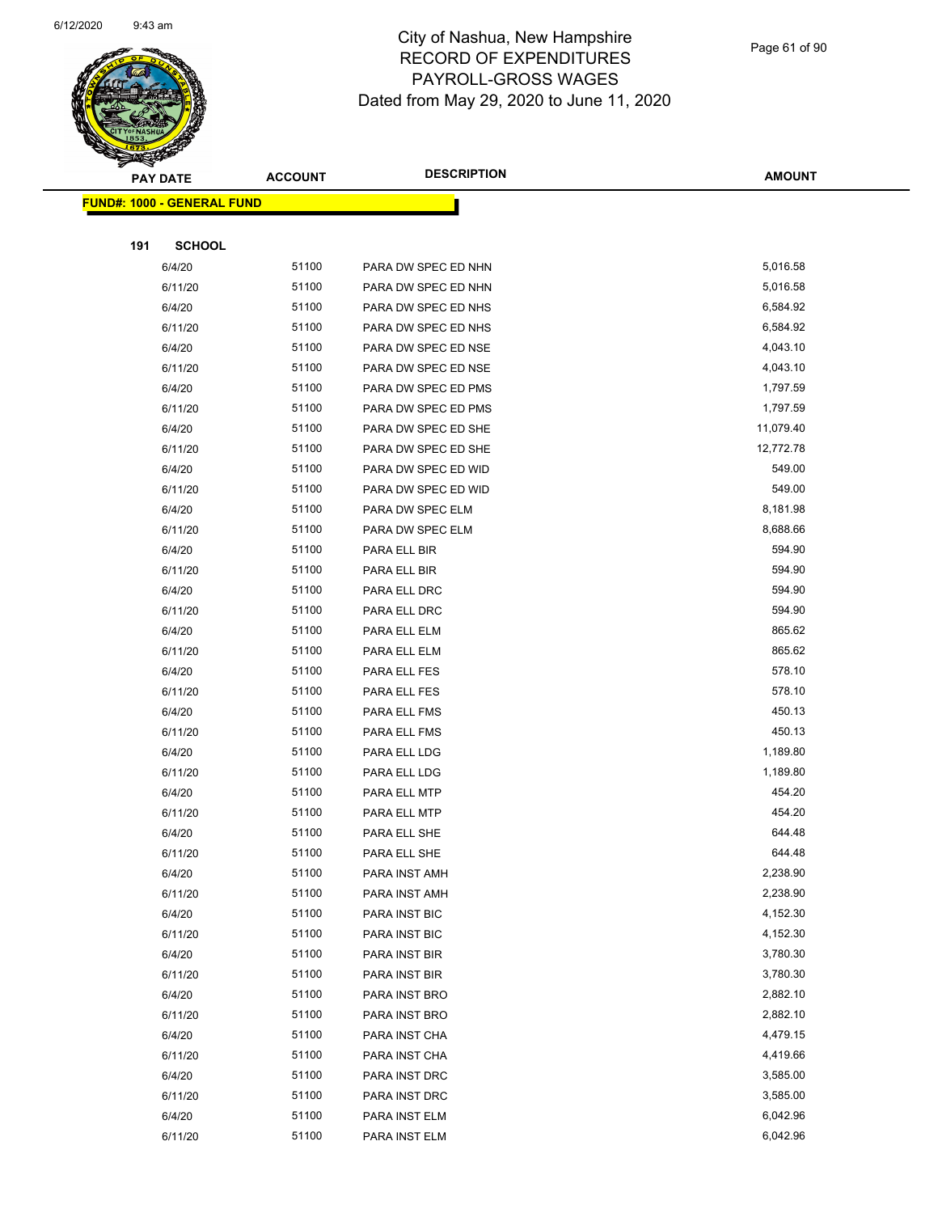# City of Nashua, New Hampshire
## RECORD OF EXPENDITURES
## PAYROLL-GROSS WAGES
Dated from May 29, 2020 to June 11, 2020

| PAY DATE | ACCOUNT | DESCRIPTION | AMOUNT |
|---|---|---|---|
| **FUND#: 1000 - GENERAL FUND** | | | |
| **191 SCHOOL** | | | |
| 6/4/20 | 51100 | PARA DW SPEC ED NHN | 5,016.58 |
| 6/11/20 | 51100 | PARA DW SPEC ED NHN | 5,016.58 |
| 6/4/20 | 51100 | PARA DW SPEC ED NHS | 6,584.92 |
| 6/11/20 | 51100 | PARA DW SPEC ED NHS | 6,584.92 |
| 6/4/20 | 51100 | PARA DW SPEC ED NSE | 4,043.10 |
| 6/11/20 | 51100 | PARA DW SPEC ED NSE | 4,043.10 |
| 6/4/20 | 51100 | PARA DW SPEC ED PMS | 1,797.59 |
| 6/11/20 | 51100 | PARA DW SPEC ED PMS | 1,797.59 |
| 6/4/20 | 51100 | PARA DW SPEC ED SHE | 11,079.40 |
| 6/11/20 | 51100 | PARA DW SPEC ED SHE | 12,772.78 |
| 6/4/20 | 51100 | PARA DW SPEC ED WID | 549.00 |
| 6/11/20 | 51100 | PARA DW SPEC ED WID | 549.00 |
| 6/4/20 | 51100 | PARA DW SPEC ELM | 8,181.98 |
| 6/11/20 | 51100 | PARA DW SPEC ELM | 8,688.66 |
| 6/4/20 | 51100 | PARA ELL BIR | 594.90 |
| 6/11/20 | 51100 | PARA ELL BIR | 594.90 |
| 6/4/20 | 51100 | PARA ELL DRC | 594.90 |
| 6/11/20 | 51100 | PARA ELL DRC | 594.90 |
| 6/4/20 | 51100 | PARA ELL ELM | 865.62 |
| 6/11/20 | 51100 | PARA ELL ELM | 865.62 |
| 6/4/20 | 51100 | PARA ELL FES | 578.10 |
| 6/11/20 | 51100 | PARA ELL FES | 578.10 |
| 6/4/20 | 51100 | PARA ELL FMS | 450.13 |
| 6/11/20 | 51100 | PARA ELL FMS | 450.13 |
| 6/4/20 | 51100 | PARA ELL LDG | 1,189.80 |
| 6/11/20 | 51100 | PARA ELL LDG | 1,189.80 |
| 6/4/20 | 51100 | PARA ELL MTP | 454.20 |
| 6/11/20 | 51100 | PARA ELL MTP | 454.20 |
| 6/4/20 | 51100 | PARA ELL SHE | 644.48 |
| 6/11/20 | 51100 | PARA ELL SHE | 644.48 |
| 6/4/20 | 51100 | PARA INST AMH | 2,238.90 |
| 6/11/20 | 51100 | PARA INST AMH | 2,238.90 |
| 6/4/20 | 51100 | PARA INST BIC | 4,152.30 |
| 6/11/20 | 51100 | PARA INST BIC | 4,152.30 |
| 6/4/20 | 51100 | PARA INST BIR | 3,780.30 |
| 6/11/20 | 51100 | PARA INST BIR | 3,780.30 |
| 6/4/20 | 51100 | PARA INST BRO | 2,882.10 |
| 6/11/20 | 51100 | PARA INST BRO | 2,882.10 |
| 6/4/20 | 51100 | PARA INST CHA | 4,479.15 |
| 6/11/20 | 51100 | PARA INST CHA | 4,419.66 |
| 6/4/20 | 51100 | PARA INST DRC | 3,585.00 |
| 6/11/20 | 51100 | PARA INST DRC | 3,585.00 |
| 6/4/20 | 51100 | PARA INST ELM | 6,042.96 |
| 6/11/20 | 51100 | PARA INST ELM | 6,042.96 |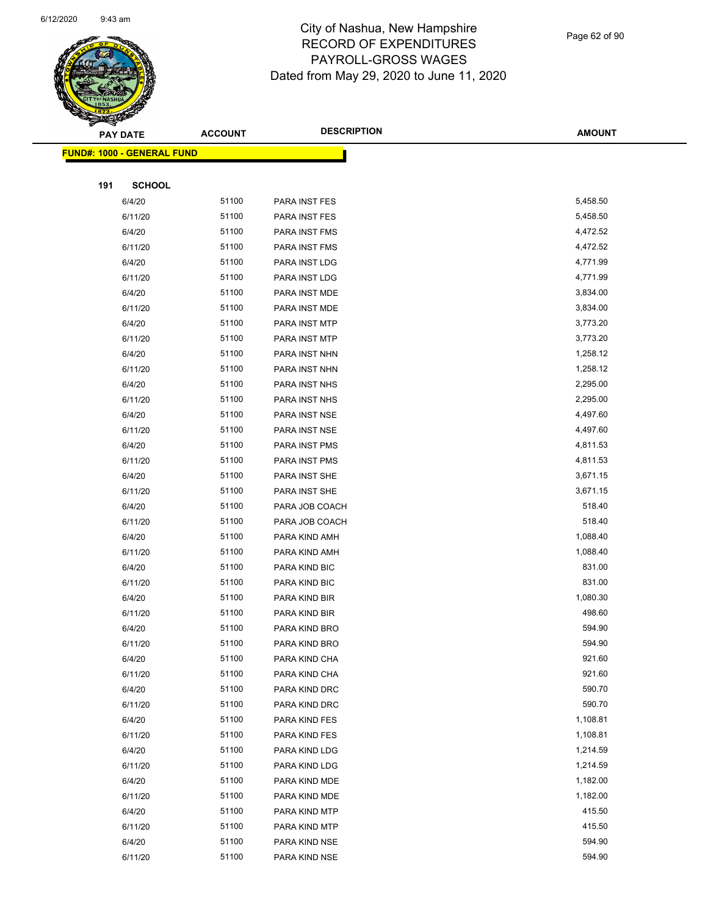# City of Nashua, New Hampshire
## RECORD OF EXPENDITURES
## PAYROLL-GROSS WAGES
## Dated from May 29, 2020 to June 11, 2020

| PAY DATE | ACCOUNT | DESCRIPTION | AMOUNT |
|---|---|---|---|
| **FUND#: 1000 - GENERAL FUND** | | | |
| **191 SCHOOL** | | | |
| 6/4/20 | 51100 | PARA INST FES | 5,458.50 |
| 6/11/20 | 51100 | PARA INST FES | 5,458.50 |
| 6/4/20 | 51100 | PARA INST FMS | 4,472.52 |
| 6/11/20 | 51100 | PARA INST FMS | 4,472.52 |
| 6/4/20 | 51100 | PARA INST LDG | 4,771.99 |
| 6/11/20 | 51100 | PARA INST LDG | 4,771.99 |
| 6/4/20 | 51100 | PARA INST MDE | 3,834.00 |
| 6/11/20 | 51100 | PARA INST MDE | 3,834.00 |
| 6/4/20 | 51100 | PARA INST MTP | 3,773.20 |
| 6/11/20 | 51100 | PARA INST MTP | 3,773.20 |
| 6/4/20 | 51100 | PARA INST NHN | 1,258.12 |
| 6/11/20 | 51100 | PARA INST NHN | 1,258.12 |
| 6/4/20 | 51100 | PARA INST NHS | 2,295.00 |
| 6/11/20 | 51100 | PARA INST NHS | 2,295.00 |
| 6/4/20 | 51100 | PARA INST NSE | 4,497.60 |
| 6/11/20 | 51100 | PARA INST NSE | 4,497.60 |
| 6/4/20 | 51100 | PARA INST PMS | 4,811.53 |
| 6/11/20 | 51100 | PARA INST PMS | 4,811.53 |
| 6/4/20 | 51100 | PARA INST SHE | 3,671.15 |
| 6/11/20 | 51100 | PARA INST SHE | 3,671.15 |
| 6/4/20 | 51100 | PARA JOB COACH | 518.40 |
| 6/11/20 | 51100 | PARA JOB COACH | 518.40 |
| 6/4/20 | 51100 | PARA KIND AMH | 1,088.40 |
| 6/11/20 | 51100 | PARA KIND AMH | 1,088.40 |
| 6/4/20 | 51100 | PARA KIND BIC | 831.00 |
| 6/11/20 | 51100 | PARA KIND BIC | 831.00 |
| 6/4/20 | 51100 | PARA KIND BIR | 1,080.30 |
| 6/11/20 | 51100 | PARA KIND BIR | 498.60 |
| 6/4/20 | 51100 | PARA KIND BRO | 594.90 |
| 6/11/20 | 51100 | PARA KIND BRO | 594.90 |
| 6/4/20 | 51100 | PARA KIND CHA | 921.60 |
| 6/11/20 | 51100 | PARA KIND CHA | 921.60 |
| 6/4/20 | 51100 | PARA KIND DRC | 590.70 |
| 6/11/20 | 51100 | PARA KIND DRC | 590.70 |
| 6/4/20 | 51100 | PARA KIND FES | 1,108.81 |
| 6/11/20 | 51100 | PARA KIND FES | 1,108.81 |
| 6/4/20 | 51100 | PARA KIND LDG | 1,214.59 |
| 6/11/20 | 51100 | PARA KIND LDG | 1,214.59 |
| 6/4/20 | 51100 | PARA KIND MDE | 1,182.00 |
| 6/11/20 | 51100 | PARA KIND MDE | 1,182.00 |
| 6/4/20 | 51100 | PARA KIND MTP | 415.50 |
| 6/11/20 | 51100 | PARA KIND MTP | 415.50 |
| 6/4/20 | 51100 | PARA KIND NSE | 594.90 |
| 6/11/20 | 51100 | PARA KIND NSE | 594.90 |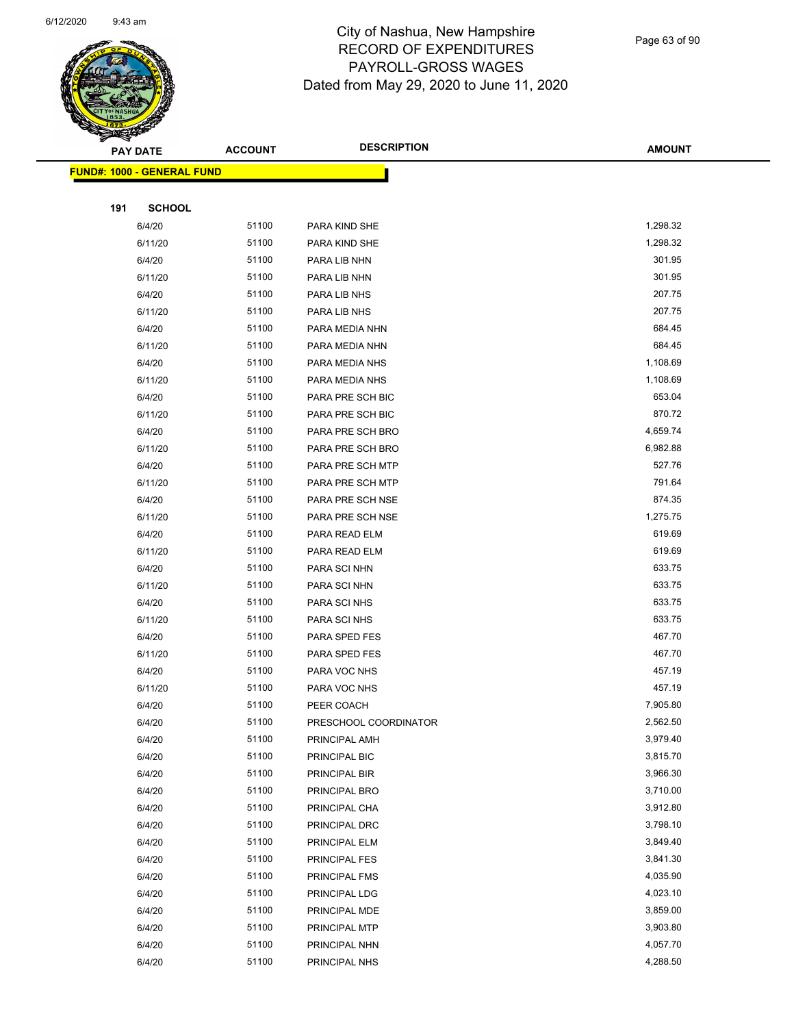# City of Nashua, New Hampshire
## RECORD OF EXPENDITURES
## PAYROLL-GROSS WAGES
### Dated from May 29, 2020 to June 11, 2020

| PAY DATE | ACCOUNT | DESCRIPTION | AMOUNT |
|---|---|---|---|
| **FUND#: 1000 - GENERAL FUND** | | | |
| **191 SCHOOL** | | | |
| 6/4/20 | 51100 | PARA KIND SHE | 1,298.32 |
| 6/11/20 | 51100 | PARA KIND SHE | 1,298.32 |
| 6/4/20 | 51100 | PARA LIB NHN | 301.95 |
| 6/11/20 | 51100 | PARA LIB NHN | 301.95 |
| 6/4/20 | 51100 | PARA LIB NHS | 207.75 |
| 6/11/20 | 51100 | PARA LIB NHS | 207.75 |
| 6/4/20 | 51100 | PARA MEDIA NHN | 684.45 |
| 6/11/20 | 51100 | PARA MEDIA NHN | 684.45 |
| 6/4/20 | 51100 | PARA MEDIA NHS | 1,108.69 |
| 6/11/20 | 51100 | PARA MEDIA NHS | 1,108.69 |
| 6/4/20 | 51100 | PARA PRE SCH BIC | 653.04 |
| 6/11/20 | 51100 | PARA PRE SCH BIC | 870.72 |
| 6/4/20 | 51100 | PARA PRE SCH BRO | 4,659.74 |
| 6/11/20 | 51100 | PARA PRE SCH BRO | 6,982.88 |
| 6/4/20 | 51100 | PARA PRE SCH MTP | 527.76 |
| 6/11/20 | 51100 | PARA PRE SCH MTP | 791.64 |
| 6/4/20 | 51100 | PARA PRE SCH NSE | 874.35 |
| 6/11/20 | 51100 | PARA PRE SCH NSE | 1,275.75 |
| 6/4/20 | 51100 | PARA READ ELM | 619.69 |
| 6/11/20 | 51100 | PARA READ ELM | 619.69 |
| 6/4/20 | 51100 | PARA SCI NHN | 633.75 |
| 6/11/20 | 51100 | PARA SCI NHN | 633.75 |
| 6/4/20 | 51100 | PARA SCI NHS | 633.75 |
| 6/11/20 | 51100 | PARA SCI NHS | 633.75 |
| 6/4/20 | 51100 | PARA SPED FES | 467.70 |
| 6/11/20 | 51100 | PARA SPED FES | 467.70 |
| 6/4/20 | 51100 | PARA VOC NHS | 457.19 |
| 6/11/20 | 51100 | PARA VOC NHS | 457.19 |
| 6/4/20 | 51100 | PEER COACH | 7,905.80 |
| 6/4/20 | 51100 | PRESCHOOL COORDINATOR | 2,562.50 |
| 6/4/20 | 51100 | PRINCIPAL AMH | 3,979.40 |
| 6/4/20 | 51100 | PRINCIPAL BIC | 3,815.70 |
| 6/4/20 | 51100 | PRINCIPAL BIR | 3,966.30 |
| 6/4/20 | 51100 | PRINCIPAL BRO | 3,710.00 |
| 6/4/20 | 51100 | PRINCIPAL CHA | 3,912.80 |
| 6/4/20 | 51100 | PRINCIPAL DRC | 3,798.10 |
| 6/4/20 | 51100 | PRINCIPAL ELM | 3,849.40 |
| 6/4/20 | 51100 | PRINCIPAL FES | 3,841.30 |
| 6/4/20 | 51100 | PRINCIPAL FMS | 4,035.90 |
| 6/4/20 | 51100 | PRINCIPAL LDG | 4,023.10 |
| 6/4/20 | 51100 | PRINCIPAL MDE | 3,859.00 |
| 6/4/20 | 51100 | PRINCIPAL MTP | 3,903.80 |
| 6/4/20 | 51100 | PRINCIPAL NHN | 4,057.70 |
| 6/4/20 | 51100 | PRINCIPAL NHS | 4,288.50 |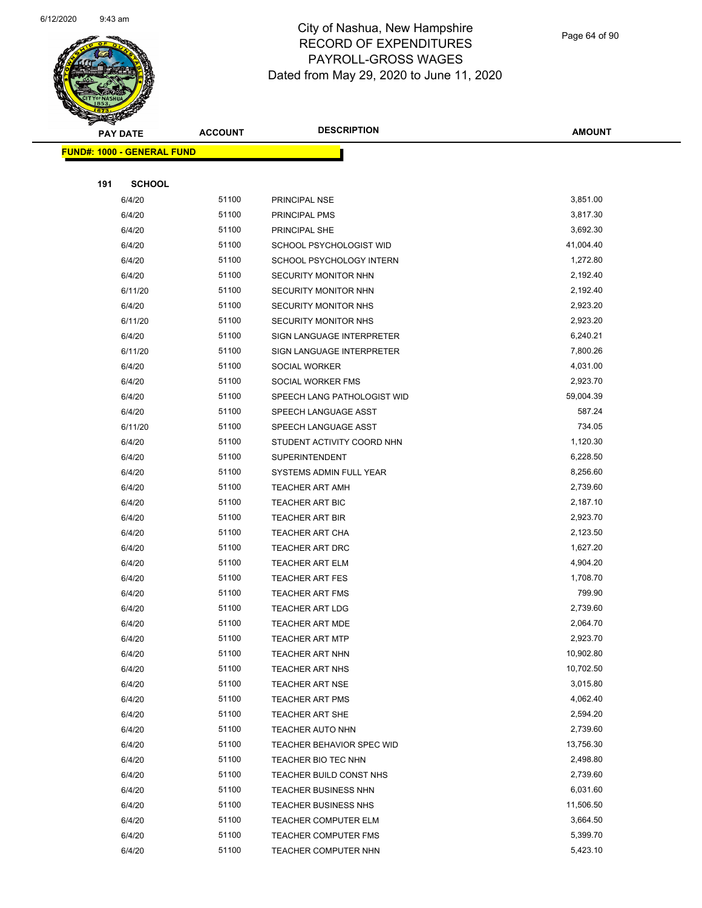# City of Nashua, New Hampshire
# RECORD OF EXPENDITURES
# PAYROLL-GROSS WAGES
Dated from May 29, 2020 to June 11, 2020

| PAY DATE | ACCOUNT | DESCRIPTION | AMOUNT |
|---|---|---|---|
| **FUND#: 1000 - GENERAL FUND** | | | |
| **191 SCHOOL** | | | |
| 6/4/20 | 51100 | PRINCIPAL NSE | 3,851.00 |
| 6/4/20 | 51100 | PRINCIPAL PMS | 3,817.30 |
| 6/4/20 | 51100 | PRINCIPAL SHE | 3,692.30 |
| 6/4/20 | 51100 | SCHOOL PSYCHOLOGIST WID | 41,004.40 |
| 6/4/20 | 51100 | SCHOOL PSYCHOLOGY INTERN | 1,272.80 |
| 6/4/20 | 51100 | SECURITY MONITOR NHN | 2,192.40 |
| 6/11/20 | 51100 | SECURITY MONITOR NHN | 2,192.40 |
| 6/4/20 | 51100 | SECURITY MONITOR NHS | 2,923.20 |
| 6/11/20 | 51100 | SECURITY MONITOR NHS | 2,923.20 |
| 6/4/20 | 51100 | SIGN LANGUAGE INTERPRETER | 6,240.21 |
| 6/11/20 | 51100 | SIGN LANGUAGE INTERPRETER | 7,800.26 |
| 6/4/20 | 51100 | SOCIAL WORKER | 4,031.00 |
| 6/4/20 | 51100 | SOCIAL WORKER FMS | 2,923.70 |
| 6/4/20 | 51100 | SPEECH LANG PATHOLOGIST WID | 59,004.39 |
| 6/4/20 | 51100 | SPEECH LANGUAGE ASST | 587.24 |
| 6/11/20 | 51100 | SPEECH LANGUAGE ASST | 734.05 |
| 6/4/20 | 51100 | STUDENT ACTIVITY COORD NHN | 1,120.30 |
| 6/4/20 | 51100 | SUPERINTENDENT | 6,228.50 |
| 6/4/20 | 51100 | SYSTEMS ADMIN FULL YEAR | 8,256.60 |
| 6/4/20 | 51100 | TEACHER ART AMH | 2,739.60 |
| 6/4/20 | 51100 | TEACHER ART BIC | 2,187.10 |
| 6/4/20 | 51100 | TEACHER ART BIR | 2,923.70 |
| 6/4/20 | 51100 | TEACHER ART CHA | 2,123.50 |
| 6/4/20 | 51100 | TEACHER ART DRC | 1,627.20 |
| 6/4/20 | 51100 | TEACHER ART ELM | 4,904.20 |
| 6/4/20 | 51100 | TEACHER ART FES | 1,708.70 |
| 6/4/20 | 51100 | TEACHER ART FMS | 799.90 |
| 6/4/20 | 51100 | TEACHER ART LDG | 2,739.60 |
| 6/4/20 | 51100 | TEACHER ART MDE | 2,064.70 |
| 6/4/20 | 51100 | TEACHER ART MTP | 2,923.70 |
| 6/4/20 | 51100 | TEACHER ART NHN | 10,902.80 |
| 6/4/20 | 51100 | TEACHER ART NHS | 10,702.50 |
| 6/4/20 | 51100 | TEACHER ART NSE | 3,015.80 |
| 6/4/20 | 51100 | TEACHER ART PMS | 4,062.40 |
| 6/4/20 | 51100 | TEACHER ART SHE | 2,594.20 |
| 6/4/20 | 51100 | TEACHER AUTO NHN | 2,739.60 |
| 6/4/20 | 51100 | TEACHER BEHAVIOR SPEC WID | 13,756.30 |
| 6/4/20 | 51100 | TEACHER BIO TEC NHN | 2,498.80 |
| 6/4/20 | 51100 | TEACHER BUILD CONST NHS | 2,739.60 |
| 6/4/20 | 51100 | TEACHER BUSINESS NHN | 6,031.60 |
| 6/4/20 | 51100 | TEACHER BUSINESS NHS | 11,506.50 |
| 6/4/20 | 51100 | TEACHER COMPUTER ELM | 3,664.50 |
| 6/4/20 | 51100 | TEACHER COMPUTER FMS | 5,399.70 |
| 6/4/20 | 51100 | TEACHER COMPUTER NHN | 5,423.10 |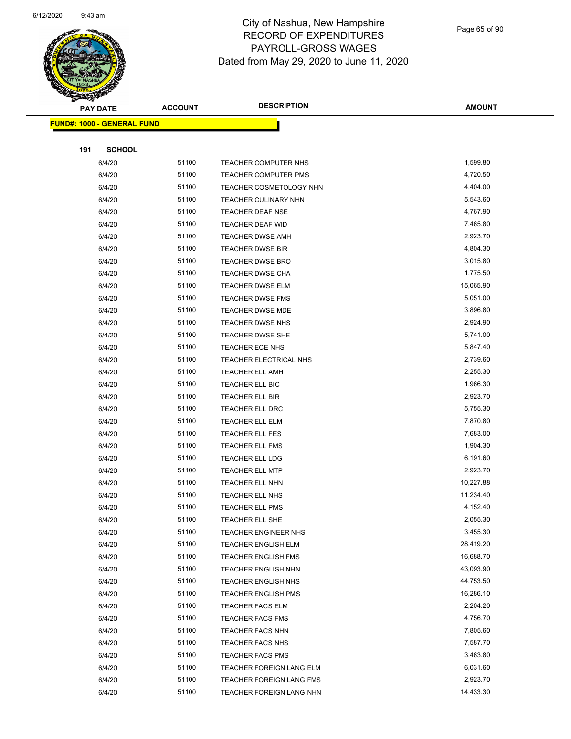# City of Nashua, New Hampshire
## RECORD OF EXPENDITURES
## PAYROLL-GROSS WAGES
### Dated from May 29, 2020 to June 11, 2020

| PAY DATE | ACCOUNT | DESCRIPTION | AMOUNT |
|---|---|---|---|
| **FUND#: 1000 - GENERAL FUND** | | | |
| **191 SCHOOL** | | | |
| 6/4/20 | 51100 | TEACHER COMPUTER NHS | 1,599.80 |
| 6/4/20 | 51100 | TEACHER COMPUTER PMS | 4,720.50 |
| 6/4/20 | 51100 | TEACHER COSMETOLOGY NHN | 4,404.00 |
| 6/4/20 | 51100 | TEACHER CULINARY NHN | 5,543.60 |
| 6/4/20 | 51100 | TEACHER DEAF NSE | 4,767.90 |
| 6/4/20 | 51100 | TEACHER DEAF WID | 7,465.80 |
| 6/4/20 | 51100 | TEACHER DWSE AMH | 2,923.70 |
| 6/4/20 | 51100 | TEACHER DWSE BIR | 4,804.30 |
| 6/4/20 | 51100 | TEACHER DWSE BRO | 3,015.80 |
| 6/4/20 | 51100 | TEACHER DWSE CHA | 1,775.50 |
| 6/4/20 | 51100 | TEACHER DWSE ELM | 15,065.90 |
| 6/4/20 | 51100 | TEACHER DWSE FMS | 5,051.00 |
| 6/4/20 | 51100 | TEACHER DWSE MDE | 3,896.80 |
| 6/4/20 | 51100 | TEACHER DWSE NHS | 2,924.90 |
| 6/4/20 | 51100 | TEACHER DWSE SHE | 5,741.00 |
| 6/4/20 | 51100 | TEACHER ECE NHS | 5,847.40 |
| 6/4/20 | 51100 | TEACHER ELECTRICAL NHS | 2,739.60 |
| 6/4/20 | 51100 | TEACHER ELL AMH | 2,255.30 |
| 6/4/20 | 51100 | TEACHER ELL BIC | 1,966.30 |
| 6/4/20 | 51100 | TEACHER ELL BIR | 2,923.70 |
| 6/4/20 | 51100 | TEACHER ELL DRC | 5,755.30 |
| 6/4/20 | 51100 | TEACHER ELL ELM | 7,870.80 |
| 6/4/20 | 51100 | TEACHER ELL FES | 7,683.00 |
| 6/4/20 | 51100 | TEACHER ELL FMS | 1,904.30 |
| 6/4/20 | 51100 | TEACHER ELL LDG | 6,191.60 |
| 6/4/20 | 51100 | TEACHER ELL MTP | 2,923.70 |
| 6/4/20 | 51100 | TEACHER ELL NHN | 10,227.88 |
| 6/4/20 | 51100 | TEACHER ELL NHS | 11,234.40 |
| 6/4/20 | 51100 | TEACHER ELL PMS | 4,152.40 |
| 6/4/20 | 51100 | TEACHER ELL SHE | 2,055.30 |
| 6/4/20 | 51100 | TEACHER ENGINEER NHS | 3,455.30 |
| 6/4/20 | 51100 | TEACHER ENGLISH ELM | 28,419.20 |
| 6/4/20 | 51100 | TEACHER ENGLISH FMS | 16,688.70 |
| 6/4/20 | 51100 | TEACHER ENGLISH NHN | 43,093.90 |
| 6/4/20 | 51100 | TEACHER ENGLISH NHS | 44,753.50 |
| 6/4/20 | 51100 | TEACHER ENGLISH PMS | 16,286.10 |
| 6/4/20 | 51100 | TEACHER FACS ELM | 2,204.20 |
| 6/4/20 | 51100 | TEACHER FACS FMS | 4,756.70 |
| 6/4/20 | 51100 | TEACHER FACS NHN | 7,805.60 |
| 6/4/20 | 51100 | TEACHER FACS NHS | 7,587.70 |
| 6/4/20 | 51100 | TEACHER FACS PMS | 3,463.80 |
| 6/4/20 | 51100 | TEACHER FOREIGN LANG ELM | 6,031.60 |
| 6/4/20 | 51100 | TEACHER FOREIGN LANG FMS | 2,923.70 |
| 6/4/20 | 51100 | TEACHER FOREIGN LANG NHN | 14,433.30 |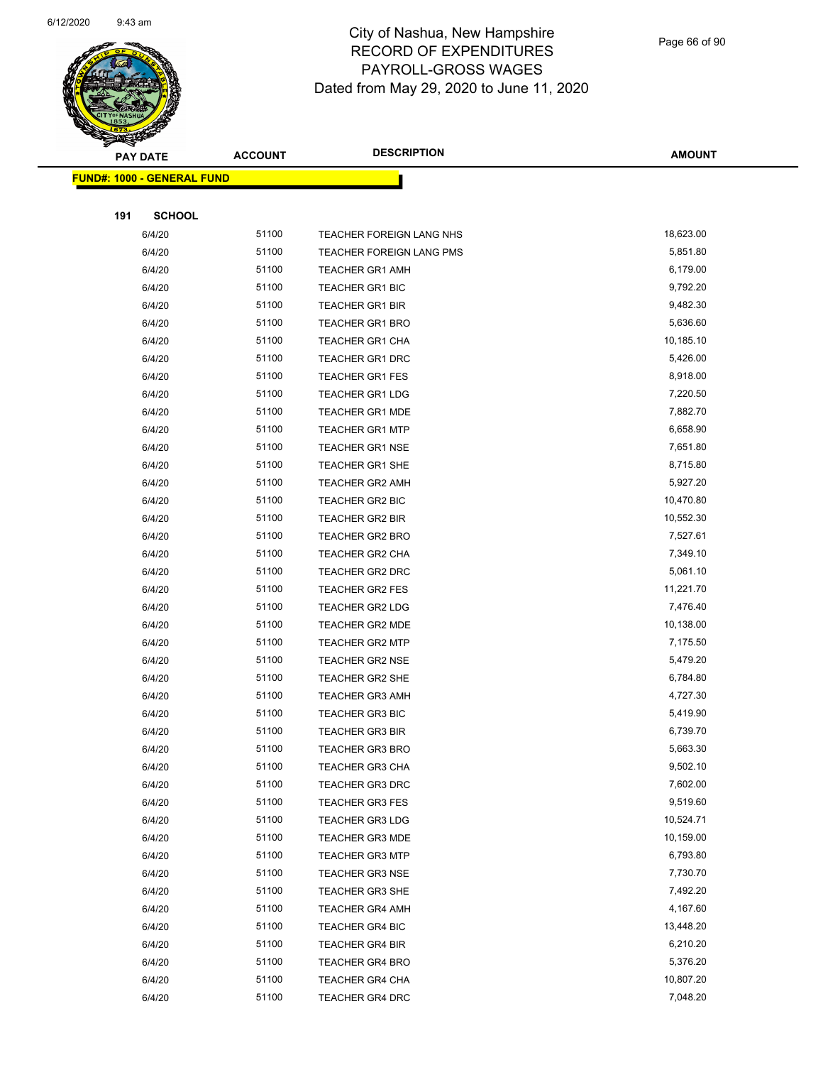# City of Nashua, New Hampshire
## RECORD OF EXPENDITURES
## PAYROLL-GROSS WAGES
### Dated from May 29, 2020 to June 11, 2020

**FUND#: 1000 - GENERAL FUND**

**191 SCHOOL**

| PAY DATE | ACCOUNT | DESCRIPTION | AMOUNT |
|---|---|---|---|
| 6/4/20 | 51100 | TEACHER FOREIGN LANG NHS | 18,623.00 |
| 6/4/20 | 51100 | TEACHER FOREIGN LANG PMS | 5,851.80 |
| 6/4/20 | 51100 | TEACHER GR1 AMH | 6,179.00 |
| 6/4/20 | 51100 | TEACHER GR1 BIC | 9,792.20 |
| 6/4/20 | 51100 | TEACHER GR1 BIR | 9,482.30 |
| 6/4/20 | 51100 | TEACHER GR1 BRO | 5,636.60 |
| 6/4/20 | 51100 | TEACHER GR1 CHA | 10,185.10 |
| 6/4/20 | 51100 | TEACHER GR1 DRC | 5,426.00 |
| 6/4/20 | 51100 | TEACHER GR1 FES | 8,918.00 |
| 6/4/20 | 51100 | TEACHER GR1 LDG | 7,220.50 |
| 6/4/20 | 51100 | TEACHER GR1 MDE | 7,882.70 |
| 6/4/20 | 51100 | TEACHER GR1 MTP | 6,658.90 |
| 6/4/20 | 51100 | TEACHER GR1 NSE | 7,651.80 |
| 6/4/20 | 51100 | TEACHER GR1 SHE | 8,715.80 |
| 6/4/20 | 51100 | TEACHER GR2 AMH | 5,927.20 |
| 6/4/20 | 51100 | TEACHER GR2 BIC | 10,470.80 |
| 6/4/20 | 51100 | TEACHER GR2 BIR | 10,552.30 |
| 6/4/20 | 51100 | TEACHER GR2 BRO | 7,527.61 |
| 6/4/20 | 51100 | TEACHER GR2 CHA | 7,349.10 |
| 6/4/20 | 51100 | TEACHER GR2 DRC | 5,061.10 |
| 6/4/20 | 51100 | TEACHER GR2 FES | 11,221.70 |
| 6/4/20 | 51100 | TEACHER GR2 LDG | 7,476.40 |
| 6/4/20 | 51100 | TEACHER GR2 MDE | 10,138.00 |
| 6/4/20 | 51100 | TEACHER GR2 MTP | 7,175.50 |
| 6/4/20 | 51100 | TEACHER GR2 NSE | 5,479.20 |
| 6/4/20 | 51100 | TEACHER GR2 SHE | 6,784.80 |
| 6/4/20 | 51100 | TEACHER GR3 AMH | 4,727.30 |
| 6/4/20 | 51100 | TEACHER GR3 BIC | 5,419.90 |
| 6/4/20 | 51100 | TEACHER GR3 BIR | 6,739.70 |
| 6/4/20 | 51100 | TEACHER GR3 BRO | 5,663.30 |
| 6/4/20 | 51100 | TEACHER GR3 CHA | 9,502.10 |
| 6/4/20 | 51100 | TEACHER GR3 DRC | 7,602.00 |
| 6/4/20 | 51100 | TEACHER GR3 FES | 9,519.60 |
| 6/4/20 | 51100 | TEACHER GR3 LDG | 10,524.71 |
| 6/4/20 | 51100 | TEACHER GR3 MDE | 10,159.00 |
| 6/4/20 | 51100 | TEACHER GR3 MTP | 6,793.80 |
| 6/4/20 | 51100 | TEACHER GR3 NSE | 7,730.70 |
| 6/4/20 | 51100 | TEACHER GR3 SHE | 7,492.20 |
| 6/4/20 | 51100 | TEACHER GR4 AMH | 4,167.60 |
| 6/4/20 | 51100 | TEACHER GR4 BIC | 13,448.20 |
| 6/4/20 | 51100 | TEACHER GR4 BIR | 6,210.20 |
| 6/4/20 | 51100 | TEACHER GR4 BRO | 5,376.20 |
| 6/4/20 | 51100 | TEACHER GR4 CHA | 10,807.20 |
| 6/4/20 | 51100 | TEACHER GR4 DRC | 7,048.20 |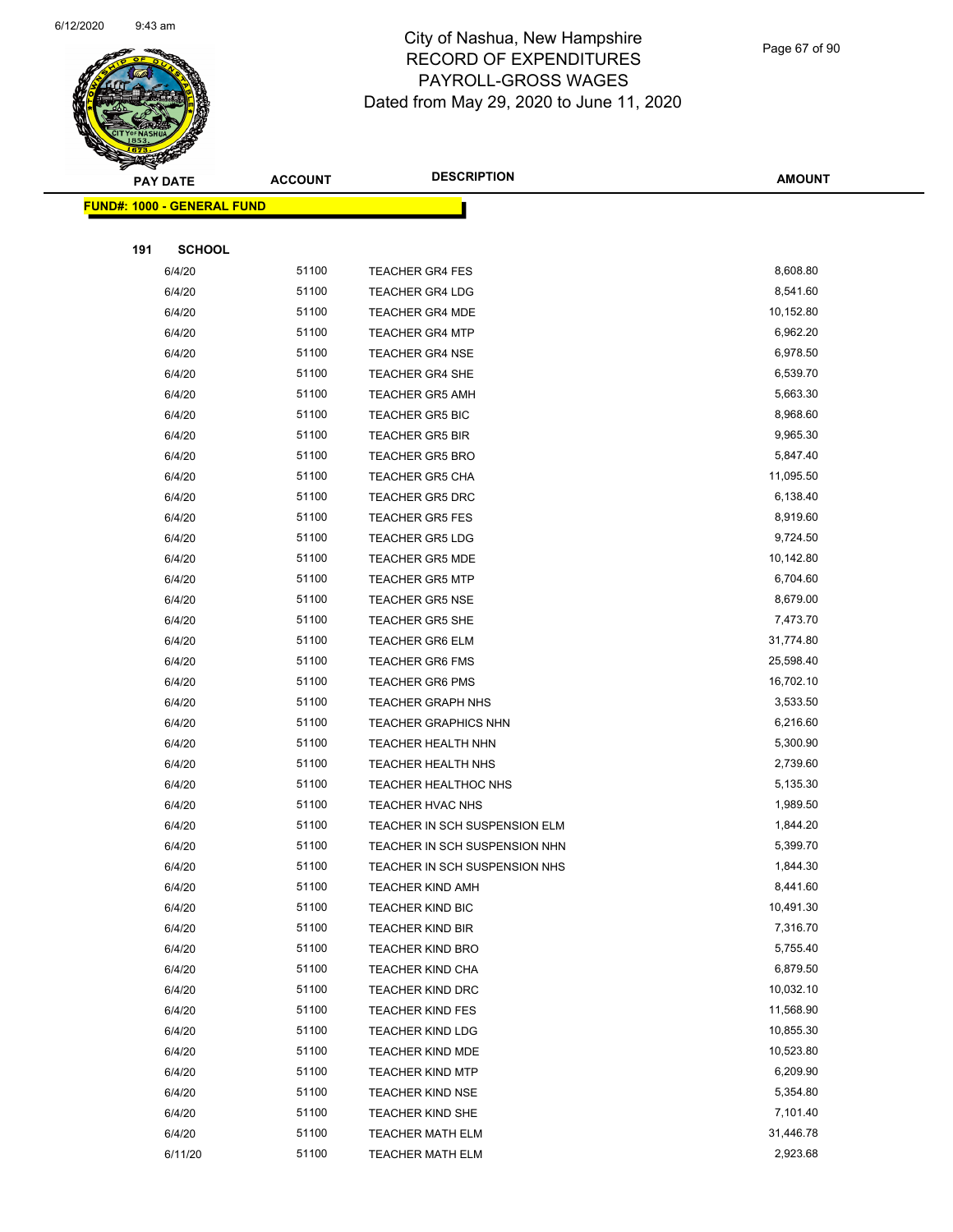# City of Nashua, New Hampshire
## RECORD OF EXPENDITURES
## PAYROLL-GROSS WAGES
## Dated from May 29, 2020 to June 11, 2020

| PAY DATE | ACCOUNT | DESCRIPTION | AMOUNT |
|---|---|---|---|

**FUND#: 1000 - GENERAL FUND**

**191 SCHOOL**

| PAY DATE | ACCOUNT | DESCRIPTION | AMOUNT |
|---|---|---|---|
| 6/4/20 | 51100 | TEACHER GR4 FES | 8,608.80 |
| 6/4/20 | 51100 | TEACHER GR4 LDG | 8,541.60 |
| 6/4/20 | 51100 | TEACHER GR4 MDE | 10,152.80 |
| 6/4/20 | 51100 | TEACHER GR4 MTP | 6,962.20 |
| 6/4/20 | 51100 | TEACHER GR4 NSE | 6,978.50 |
| 6/4/20 | 51100 | TEACHER GR4 SHE | 6,539.70 |
| 6/4/20 | 51100 | TEACHER GR5 AMH | 5,663.30 |
| 6/4/20 | 51100 | TEACHER GR5 BIC | 8,968.60 |
| 6/4/20 | 51100 | TEACHER GR5 BIR | 9,965.30 |
| 6/4/20 | 51100 | TEACHER GR5 BRO | 5,847.40 |
| 6/4/20 | 51100 | TEACHER GR5 CHA | 11,095.50 |
| 6/4/20 | 51100 | TEACHER GR5 DRC | 6,138.40 |
| 6/4/20 | 51100 | TEACHER GR5 FES | 8,919.60 |
| 6/4/20 | 51100 | TEACHER GR5 LDG | 9,724.50 |
| 6/4/20 | 51100 | TEACHER GR5 MDE | 10,142.80 |
| 6/4/20 | 51100 | TEACHER GR5 MTP | 6,704.60 |
| 6/4/20 | 51100 | TEACHER GR5 NSE | 8,679.00 |
| 6/4/20 | 51100 | TEACHER GR5 SHE | 7,473.70 |
| 6/4/20 | 51100 | TEACHER GR6 ELM | 31,774.80 |
| 6/4/20 | 51100 | TEACHER GR6 FMS | 25,598.40 |
| 6/4/20 | 51100 | TEACHER GR6 PMS | 16,702.10 |
| 6/4/20 | 51100 | TEACHER GRAPH NHS | 3,533.50 |
| 6/4/20 | 51100 | TEACHER GRAPHICS NHN | 6,216.60 |
| 6/4/20 | 51100 | TEACHER HEALTH NHN | 5,300.90 |
| 6/4/20 | 51100 | TEACHER HEALTH NHS | 2,739.60 |
| 6/4/20 | 51100 | TEACHER HEALTHOC NHS | 5,135.30 |
| 6/4/20 | 51100 | TEACHER HVAC NHS | 1,989.50 |
| 6/4/20 | 51100 | TEACHER IN SCH SUSPENSION ELM | 1,844.20 |
| 6/4/20 | 51100 | TEACHER IN SCH SUSPENSION NHN | 5,399.70 |
| 6/4/20 | 51100 | TEACHER IN SCH SUSPENSION NHS | 1,844.30 |
| 6/4/20 | 51100 | TEACHER KIND AMH | 8,441.60 |
| 6/4/20 | 51100 | TEACHER KIND BIC | 10,491.30 |
| 6/4/20 | 51100 | TEACHER KIND BIR | 7,316.70 |
| 6/4/20 | 51100 | TEACHER KIND BRO | 5,755.40 |
| 6/4/20 | 51100 | TEACHER KIND CHA | 6,879.50 |
| 6/4/20 | 51100 | TEACHER KIND DRC | 10,032.10 |
| 6/4/20 | 51100 | TEACHER KIND FES | 11,568.90 |
| 6/4/20 | 51100 | TEACHER KIND LDG | 10,855.30 |
| 6/4/20 | 51100 | TEACHER KIND MDE | 10,523.80 |
| 6/4/20 | 51100 | TEACHER KIND MTP | 6,209.90 |
| 6/4/20 | 51100 | TEACHER KIND NSE | 5,354.80 |
| 6/4/20 | 51100 | TEACHER KIND SHE | 7,101.40 |
| 6/4/20 | 51100 | TEACHER MATH ELM | 31,446.78 |
| 6/11/20 | 51100 | TEACHER MATH ELM | 2,923.68 |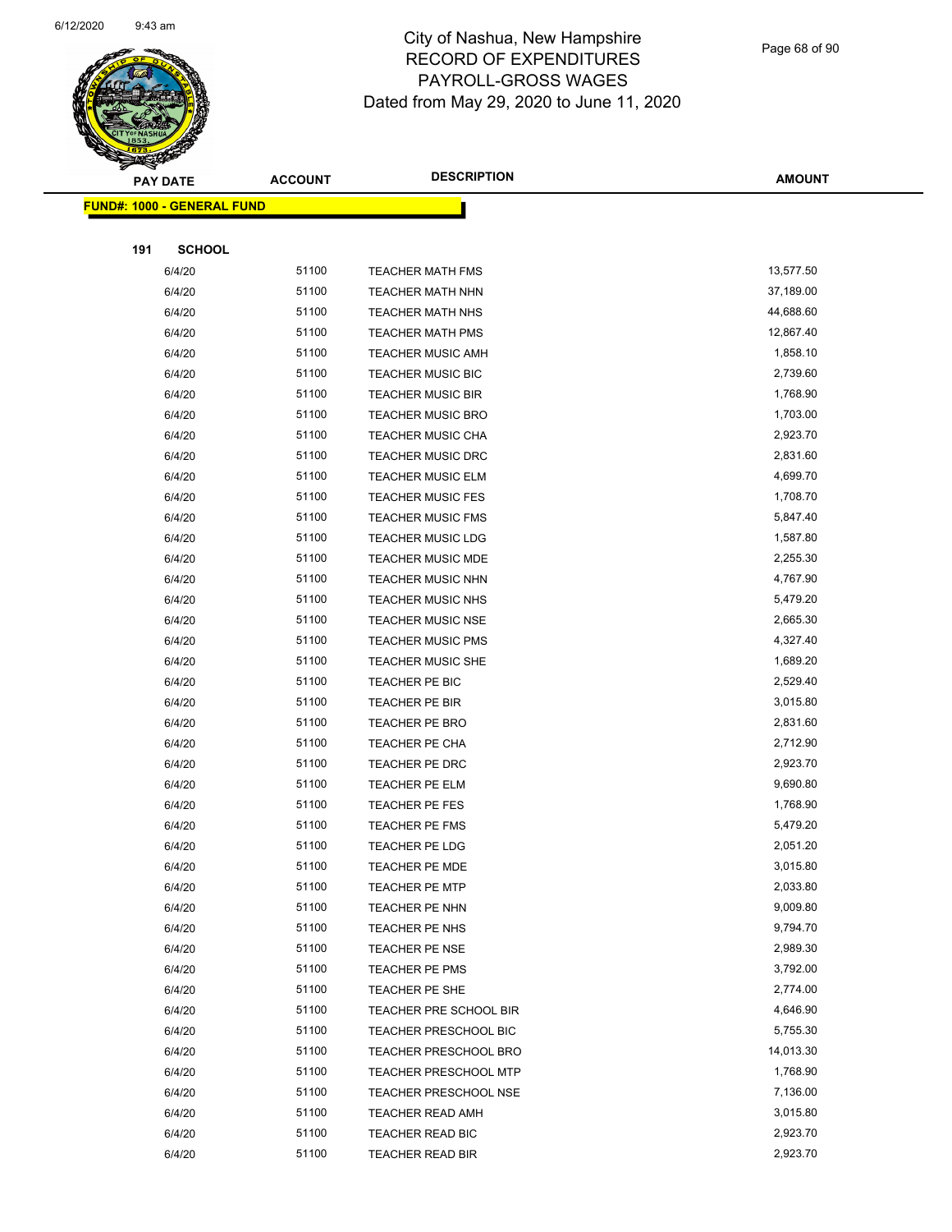# City of Nashua, New Hampshire
## RECORD OF EXPENDITURES
## PAYROLL-GROSS WAGES
## Dated from May 29, 2020 to June 11, 2020

| PAY DATE | ACCOUNT | DESCRIPTION | AMOUNT |
|---|---|---|---|

**FUND#: 1000 - GENERAL FUND**

**191 SCHOOL**

| PAY DATE | ACCOUNT | DESCRIPTION | AMOUNT |
|---|---|---|---|
| 6/4/20 | 51100 | TEACHER MATH FMS | 13,577.50 |
| 6/4/20 | 51100 | TEACHER MATH NHN | 37,189.00 |
| 6/4/20 | 51100 | TEACHER MATH NHS | 44,688.60 |
| 6/4/20 | 51100 | TEACHER MATH PMS | 12,867.40 |
| 6/4/20 | 51100 | TEACHER MUSIC AMH | 1,858.10 |
| 6/4/20 | 51100 | TEACHER MUSIC BIC | 2,739.60 |
| 6/4/20 | 51100 | TEACHER MUSIC BIR | 1,768.90 |
| 6/4/20 | 51100 | TEACHER MUSIC BRO | 1,703.00 |
| 6/4/20 | 51100 | TEACHER MUSIC CHA | 2,923.70 |
| 6/4/20 | 51100 | TEACHER MUSIC DRC | 2,831.60 |
| 6/4/20 | 51100 | TEACHER MUSIC ELM | 4,699.70 |
| 6/4/20 | 51100 | TEACHER MUSIC FES | 1,708.70 |
| 6/4/20 | 51100 | TEACHER MUSIC FMS | 5,847.40 |
| 6/4/20 | 51100 | TEACHER MUSIC LDG | 1,587.80 |
| 6/4/20 | 51100 | TEACHER MUSIC MDE | 2,255.30 |
| 6/4/20 | 51100 | TEACHER MUSIC NHN | 4,767.90 |
| 6/4/20 | 51100 | TEACHER MUSIC NHS | 5,479.20 |
| 6/4/20 | 51100 | TEACHER MUSIC NSE | 2,665.30 |
| 6/4/20 | 51100 | TEACHER MUSIC PMS | 4,327.40 |
| 6/4/20 | 51100 | TEACHER MUSIC SHE | 1,689.20 |
| 6/4/20 | 51100 | TEACHER PE BIC | 2,529.40 |
| 6/4/20 | 51100 | TEACHER PE BIR | 3,015.80 |
| 6/4/20 | 51100 | TEACHER PE BRO | 2,831.60 |
| 6/4/20 | 51100 | TEACHER PE CHA | 2,712.90 |
| 6/4/20 | 51100 | TEACHER PE DRC | 2,923.70 |
| 6/4/20 | 51100 | TEACHER PE ELM | 9,690.80 |
| 6/4/20 | 51100 | TEACHER PE FES | 1,768.90 |
| 6/4/20 | 51100 | TEACHER PE FMS | 5,479.20 |
| 6/4/20 | 51100 | TEACHER PE LDG | 2,051.20 |
| 6/4/20 | 51100 | TEACHER PE MDE | 3,015.80 |
| 6/4/20 | 51100 | TEACHER PE MTP | 2,033.80 |
| 6/4/20 | 51100 | TEACHER PE NHN | 9,009.80 |
| 6/4/20 | 51100 | TEACHER PE NHS | 9,794.70 |
| 6/4/20 | 51100 | TEACHER PE NSE | 2,989.30 |
| 6/4/20 | 51100 | TEACHER PE PMS | 3,792.00 |
| 6/4/20 | 51100 | TEACHER PE SHE | 2,774.00 |
| 6/4/20 | 51100 | TEACHER PRE SCHOOL BIR | 4,646.90 |
| 6/4/20 | 51100 | TEACHER PRESCHOOL BIC | 5,755.30 |
| 6/4/20 | 51100 | TEACHER PRESCHOOL BRO | 14,013.30 |
| 6/4/20 | 51100 | TEACHER PRESCHOOL MTP | 1,768.90 |
| 6/4/20 | 51100 | TEACHER PRESCHOOL NSE | 7,136.00 |
| 6/4/20 | 51100 | TEACHER READ AMH | 3,015.80 |
| 6/4/20 | 51100 | TEACHER READ BIC | 2,923.70 |
| 6/4/20 | 51100 | TEACHER READ BIR | 2,923.70 |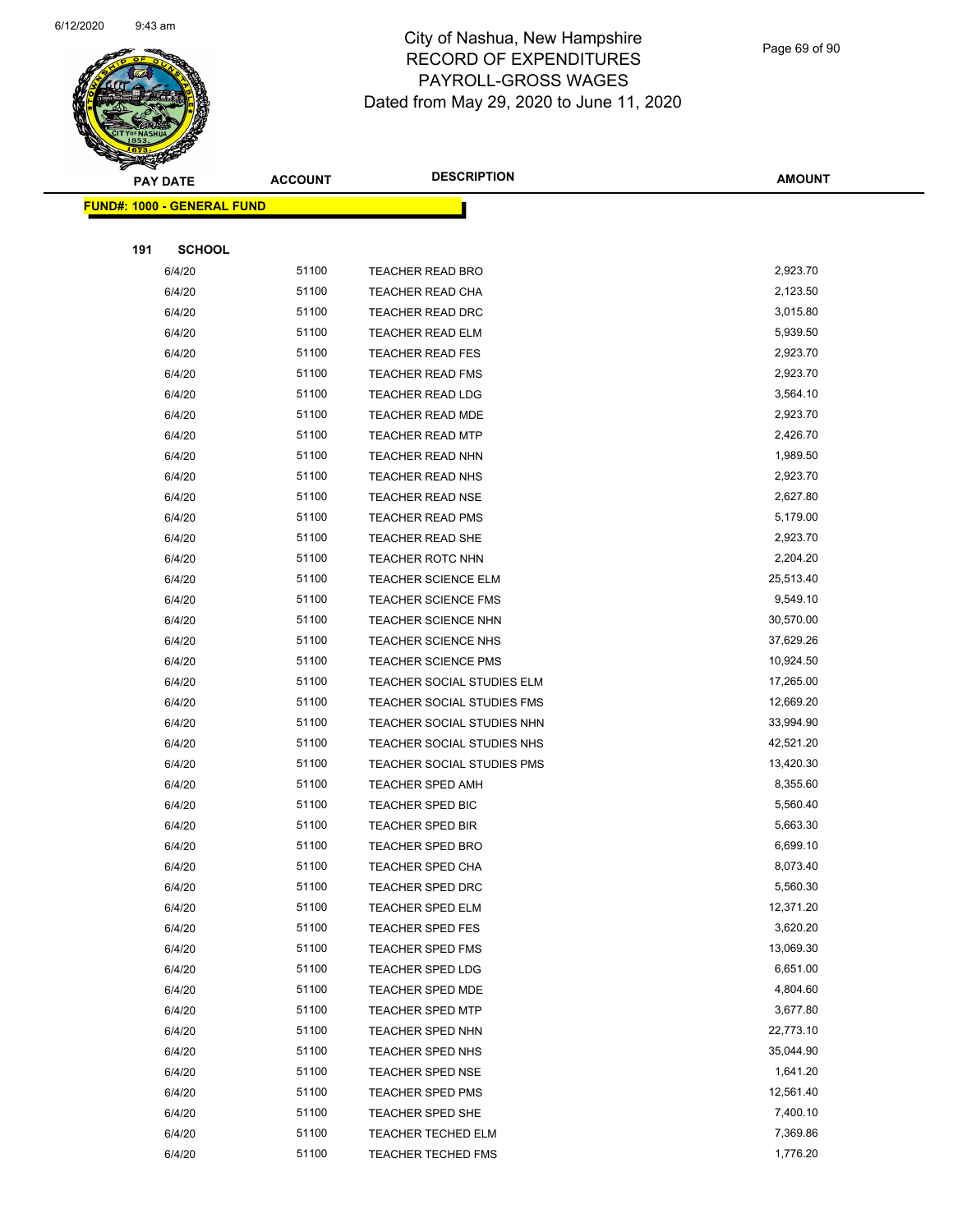City of Nashua, New Hampshire
RECORD OF EXPENDITURES
PAYROLL-GROSS WAGES
Dated from May 29, 2020 to June 11, 2020

| PAY DATE | ACCOUNT | DESCRIPTION | AMOUNT |
|---|---|---|---|
| **FUND#: 1000 - GENERAL FUND** | | | |
| **191 SCHOOL** | | | |
| 6/4/20 | 51100 | TEACHER READ BRO | 2,923.70 |
| 6/4/20 | 51100 | TEACHER READ CHA | 2,123.50 |
| 6/4/20 | 51100 | TEACHER READ DRC | 3,015.80 |
| 6/4/20 | 51100 | TEACHER READ ELM | 5,939.50 |
| 6/4/20 | 51100 | TEACHER READ FES | 2,923.70 |
| 6/4/20 | 51100 | TEACHER READ FMS | 2,923.70 |
| 6/4/20 | 51100 | TEACHER READ LDG | 3,564.10 |
| 6/4/20 | 51100 | TEACHER READ MDE | 2,923.70 |
| 6/4/20 | 51100 | TEACHER READ MTP | 2,426.70 |
| 6/4/20 | 51100 | TEACHER READ NHN | 1,989.50 |
| 6/4/20 | 51100 | TEACHER READ NHS | 2,923.70 |
| 6/4/20 | 51100 | TEACHER READ NSE | 2,627.80 |
| 6/4/20 | 51100 | TEACHER READ PMS | 5,179.00 |
| 6/4/20 | 51100 | TEACHER READ SHE | 2,923.70 |
| 6/4/20 | 51100 | TEACHER ROTC NHN | 2,204.20 |
| 6/4/20 | 51100 | TEACHER SCIENCE ELM | 25,513.40 |
| 6/4/20 | 51100 | TEACHER SCIENCE FMS | 9,549.10 |
| 6/4/20 | 51100 | TEACHER SCIENCE NHN | 30,570.00 |
| 6/4/20 | 51100 | TEACHER SCIENCE NHS | 37,629.26 |
| 6/4/20 | 51100 | TEACHER SCIENCE PMS | 10,924.50 |
| 6/4/20 | 51100 | TEACHER SOCIAL STUDIES ELM | 17,265.00 |
| 6/4/20 | 51100 | TEACHER SOCIAL STUDIES FMS | 12,669.20 |
| 6/4/20 | 51100 | TEACHER SOCIAL STUDIES NHN | 33,994.90 |
| 6/4/20 | 51100 | TEACHER SOCIAL STUDIES NHS | 42,521.20 |
| 6/4/20 | 51100 | TEACHER SOCIAL STUDIES PMS | 13,420.30 |
| 6/4/20 | 51100 | TEACHER SPED AMH | 8,355.60 |
| 6/4/20 | 51100 | TEACHER SPED BIC | 5,560.40 |
| 6/4/20 | 51100 | TEACHER SPED BIR | 5,663.30 |
| 6/4/20 | 51100 | TEACHER SPED BRO | 6,699.10 |
| 6/4/20 | 51100 | TEACHER SPED CHA | 8,073.40 |
| 6/4/20 | 51100 | TEACHER SPED DRC | 5,560.30 |
| 6/4/20 | 51100 | TEACHER SPED ELM | 12,371.20 |
| 6/4/20 | 51100 | TEACHER SPED FES | 3,620.20 |
| 6/4/20 | 51100 | TEACHER SPED FMS | 13,069.30 |
| 6/4/20 | 51100 | TEACHER SPED LDG | 6,651.00 |
| 6/4/20 | 51100 | TEACHER SPED MDE | 4,804.60 |
| 6/4/20 | 51100 | TEACHER SPED MTP | 3,677.80 |
| 6/4/20 | 51100 | TEACHER SPED NHN | 22,773.10 |
| 6/4/20 | 51100 | TEACHER SPED NHS | 35,044.90 |
| 6/4/20 | 51100 | TEACHER SPED NSE | 1,641.20 |
| 6/4/20 | 51100 | TEACHER SPED PMS | 12,561.40 |
| 6/4/20 | 51100 | TEACHER SPED SHE | 7,400.10 |
| 6/4/20 | 51100 | TEACHER TECHED ELM | 7,369.86 |
| 6/4/20 | 51100 | TEACHER TECHED FMS | 1,776.20 |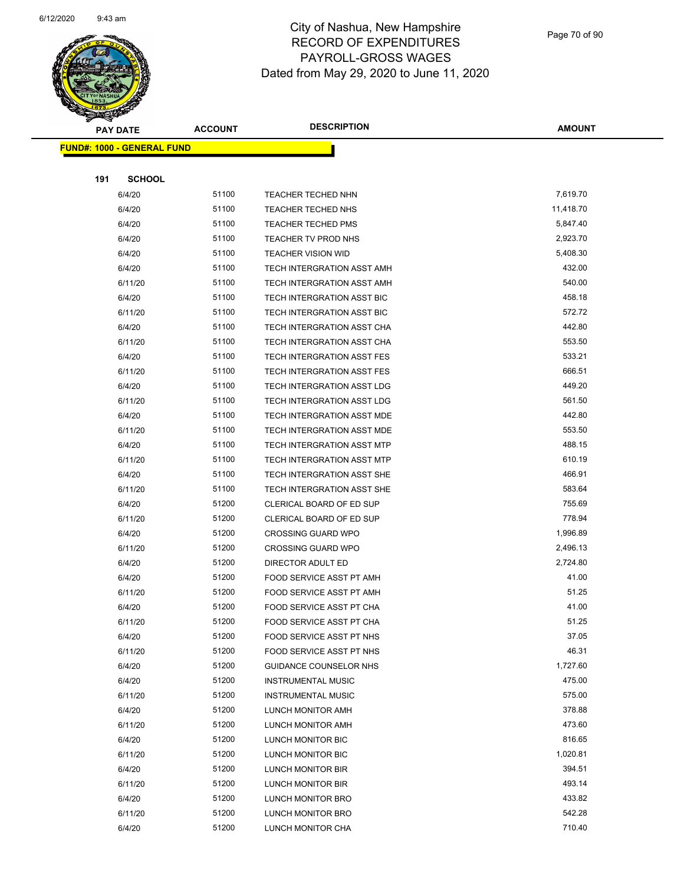# City of Nashua, New Hampshire
## RECORD OF EXPENDITURES
## PAYROLL-GROSS WAGES
### Dated from May 29, 2020 to June 11, 2020

| PAY DATE | ACCOUNT | DESCRIPTION | AMOUNT |
|---|---|---|---|
| **FUND#: 1000 - GENERAL FUND** | | | |
| **191 SCHOOL** | | | |
| 6/4/20 | 51100 | TEACHER TECHED NHN | 7,619.70 |
| 6/4/20 | 51100 | TEACHER TECHED NHS | 11,418.70 |
| 6/4/20 | 51100 | TEACHER TECHED PMS | 5,847.40 |
| 6/4/20 | 51100 | TEACHER TV PROD NHS | 2,923.70 |
| 6/4/20 | 51100 | TEACHER VISION WID | 5,408.30 |
| 6/4/20 | 51100 | TECH INTERGRATION ASST AMH | 432.00 |
| 6/11/20 | 51100 | TECH INTERGRATION ASST AMH | 540.00 |
| 6/4/20 | 51100 | TECH INTERGRATION ASST BIC | 458.18 |
| 6/11/20 | 51100 | TECH INTERGRATION ASST BIC | 572.72 |
| 6/4/20 | 51100 | TECH INTERGRATION ASST CHA | 442.80 |
| 6/11/20 | 51100 | TECH INTERGRATION ASST CHA | 553.50 |
| 6/4/20 | 51100 | TECH INTERGRATION ASST FES | 533.21 |
| 6/11/20 | 51100 | TECH INTERGRATION ASST FES | 666.51 |
| 6/4/20 | 51100 | TECH INTERGRATION ASST LDG | 449.20 |
| 6/11/20 | 51100 | TECH INTERGRATION ASST LDG | 561.50 |
| 6/4/20 | 51100 | TECH INTERGRATION ASST MDE | 442.80 |
| 6/11/20 | 51100 | TECH INTERGRATION ASST MDE | 553.50 |
| 6/4/20 | 51100 | TECH INTERGRATION ASST MTP | 488.15 |
| 6/11/20 | 51100 | TECH INTERGRATION ASST MTP | 610.19 |
| 6/4/20 | 51100 | TECH INTERGRATION ASST SHE | 466.91 |
| 6/11/20 | 51100 | TECH INTERGRATION ASST SHE | 583.64 |
| 6/4/20 | 51200 | CLERICAL BOARD OF ED SUP | 755.69 |
| 6/11/20 | 51200 | CLERICAL BOARD OF ED SUP | 778.94 |
| 6/4/20 | 51200 | CROSSING GUARD WPO | 1,996.89 |
| 6/11/20 | 51200 | CROSSING GUARD WPO | 2,496.13 |
| 6/4/20 | 51200 | DIRECTOR ADULT ED | 2,724.80 |
| 6/4/20 | 51200 | FOOD SERVICE ASST PT AMH | 41.00 |
| 6/11/20 | 51200 | FOOD SERVICE ASST PT AMH | 51.25 |
| 6/4/20 | 51200 | FOOD SERVICE ASST PT CHA | 41.00 |
| 6/11/20 | 51200 | FOOD SERVICE ASST PT CHA | 51.25 |
| 6/4/20 | 51200 | FOOD SERVICE ASST PT NHS | 37.05 |
| 6/11/20 | 51200 | FOOD SERVICE ASST PT NHS | 46.31 |
| 6/4/20 | 51200 | GUIDANCE COUNSELOR NHS | 1,727.60 |
| 6/4/20 | 51200 | INSTRUMENTAL MUSIC | 475.00 |
| 6/11/20 | 51200 | INSTRUMENTAL MUSIC | 575.00 |
| 6/4/20 | 51200 | LUNCH MONITOR AMH | 378.88 |
| 6/11/20 | 51200 | LUNCH MONITOR AMH | 473.60 |
| 6/4/20 | 51200 | LUNCH MONITOR BIC | 816.65 |
| 6/11/20 | 51200 | LUNCH MONITOR BIC | 1,020.81 |
| 6/4/20 | 51200 | LUNCH MONITOR BIR | 394.51 |
| 6/11/20 | 51200 | LUNCH MONITOR BIR | 493.14 |
| 6/4/20 | 51200 | LUNCH MONITOR BRO | 433.82 |
| 6/11/20 | 51200 | LUNCH MONITOR BRO | 542.28 |
| 6/4/20 | 51200 | LUNCH MONITOR CHA | 710.40 |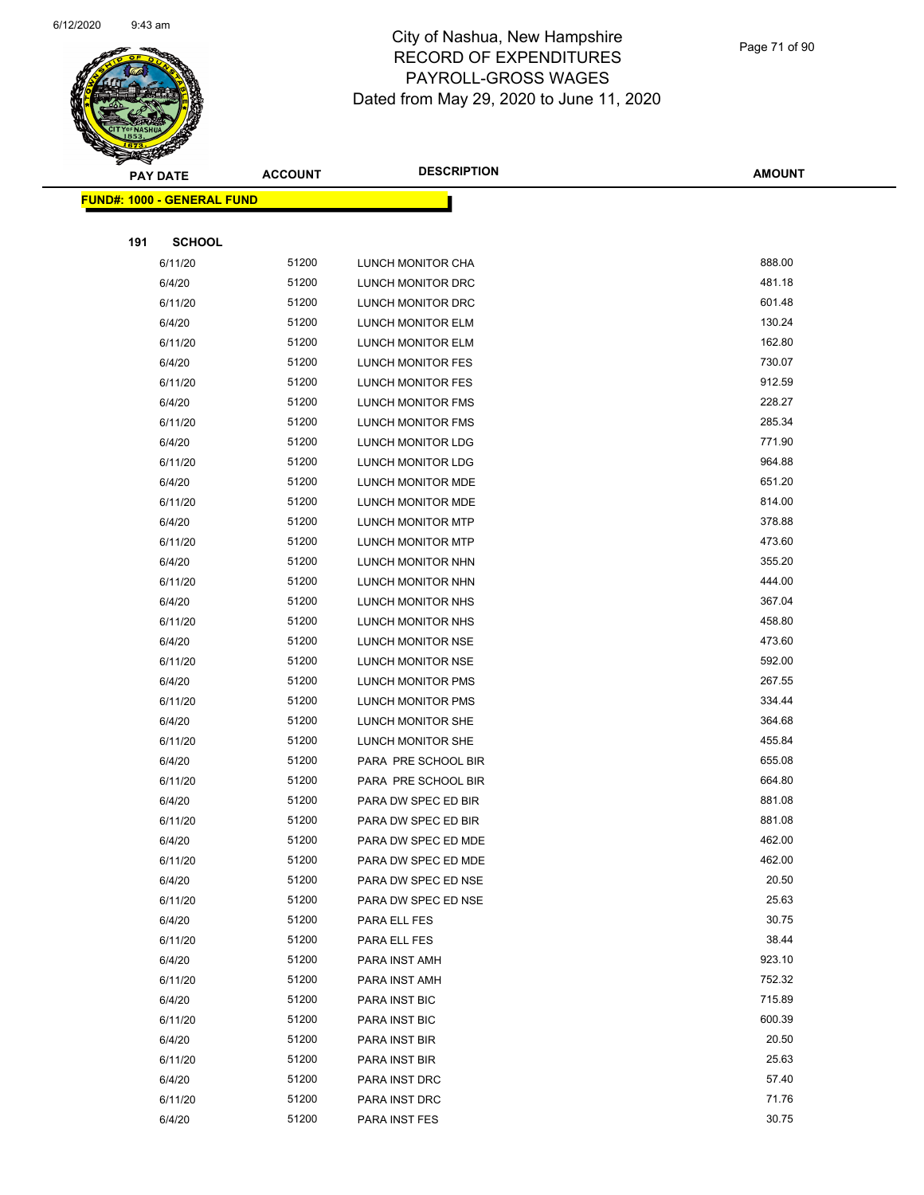# City of Nashua, New Hampshire
## RECORD OF EXPENDITURES
## PAYROLL-GROSS WAGES
## Dated from May 29, 2020 to June 11, 2020

| PAY DATE | ACCOUNT | DESCRIPTION | AMOUNT |
|---|---|---|---|
| **FUND#: 1000 - GENERAL FUND** | | | |
| **191 SCHOOL** | | | |
| 6/11/20 | 51200 | LUNCH MONITOR CHA | 888.00 |
| 6/4/20 | 51200 | LUNCH MONITOR DRC | 481.18 |
| 6/11/20 | 51200 | LUNCH MONITOR DRC | 601.48 |
| 6/4/20 | 51200 | LUNCH MONITOR ELM | 130.24 |
| 6/11/20 | 51200 | LUNCH MONITOR ELM | 162.80 |
| 6/4/20 | 51200 | LUNCH MONITOR FES | 730.07 |
| 6/11/20 | 51200 | LUNCH MONITOR FES | 912.59 |
| 6/4/20 | 51200 | LUNCH MONITOR FMS | 228.27 |
| 6/11/20 | 51200 | LUNCH MONITOR FMS | 285.34 |
| 6/4/20 | 51200 | LUNCH MONITOR LDG | 771.90 |
| 6/11/20 | 51200 | LUNCH MONITOR LDG | 964.88 |
| 6/4/20 | 51200 | LUNCH MONITOR MDE | 651.20 |
| 6/11/20 | 51200 | LUNCH MONITOR MDE | 814.00 |
| 6/4/20 | 51200 | LUNCH MONITOR MTP | 378.88 |
| 6/11/20 | 51200 | LUNCH MONITOR MTP | 473.60 |
| 6/4/20 | 51200 | LUNCH MONITOR NHN | 355.20 |
| 6/11/20 | 51200 | LUNCH MONITOR NHN | 444.00 |
| 6/4/20 | 51200 | LUNCH MONITOR NHS | 367.04 |
| 6/11/20 | 51200 | LUNCH MONITOR NHS | 458.80 |
| 6/4/20 | 51200 | LUNCH MONITOR NSE | 473.60 |
| 6/11/20 | 51200 | LUNCH MONITOR NSE | 592.00 |
| 6/4/20 | 51200 | LUNCH MONITOR PMS | 267.55 |
| 6/11/20 | 51200 | LUNCH MONITOR PMS | 334.44 |
| 6/4/20 | 51200 | LUNCH MONITOR SHE | 364.68 |
| 6/11/20 | 51200 | LUNCH MONITOR SHE | 455.84 |
| 6/4/20 | 51200 | PARA PRE SCHOOL BIR | 655.08 |
| 6/11/20 | 51200 | PARA PRE SCHOOL BIR | 664.80 |
| 6/4/20 | 51200 | PARA DW SPEC ED BIR | 881.08 |
| 6/11/20 | 51200 | PARA DW SPEC ED BIR | 881.08 |
| 6/4/20 | 51200 | PARA DW SPEC ED MDE | 462.00 |
| 6/11/20 | 51200 | PARA DW SPEC ED MDE | 462.00 |
| 6/4/20 | 51200 | PARA DW SPEC ED NSE | 20.50 |
| 6/11/20 | 51200 | PARA DW SPEC ED NSE | 25.63 |
| 6/4/20 | 51200 | PARA ELL FES | 30.75 |
| 6/11/20 | 51200 | PARA ELL FES | 38.44 |
| 6/4/20 | 51200 | PARA INST AMH | 923.10 |
| 6/11/20 | 51200 | PARA INST AMH | 752.32 |
| 6/4/20 | 51200 | PARA INST BIC | 715.89 |
| 6/11/20 | 51200 | PARA INST BIC | 600.39 |
| 6/4/20 | 51200 | PARA INST BIR | 20.50 |
| 6/11/20 | 51200 | PARA INST BIR | 25.63 |
| 6/4/20 | 51200 | PARA INST DRC | 57.40 |
| 6/11/20 | 51200 | PARA INST DRC | 71.76 |
| 6/4/20 | 51200 | PARA INST FES | 30.75 |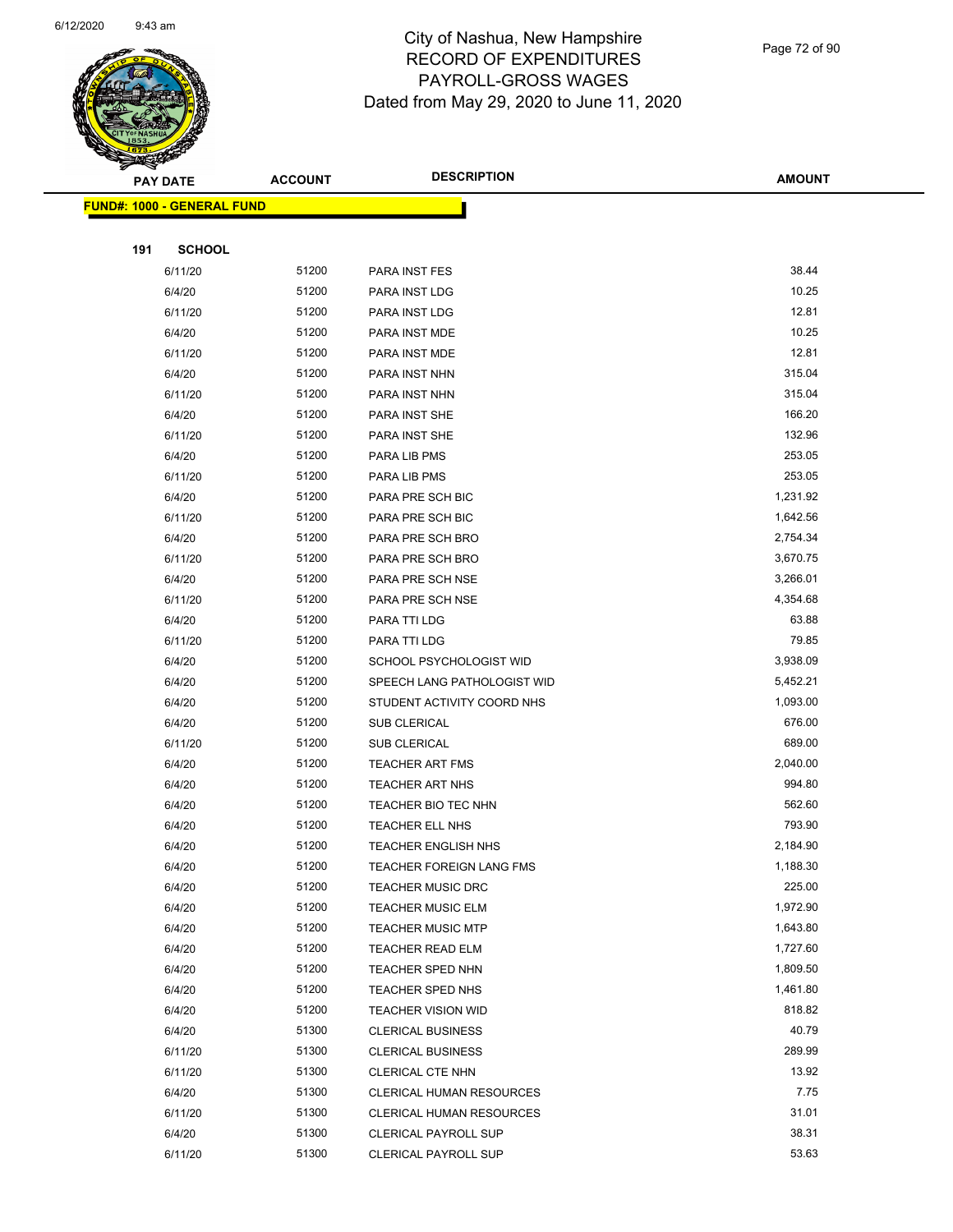# City of Nashua, New Hampshire
## RECORD OF EXPENDITURES
## PAYROLL-GROSS WAGES
### Dated from May 29, 2020 to June 11, 2020

| PAY DATE | ACCOUNT | DESCRIPTION | AMOUNT |
|---|---|---|---|
| **FUND#: 1000 - GENERAL FUND** | | | |
| **191 SCHOOL** | | | |
| 6/11/20 | 51200 | PARA INST FES | 38.44 |
| 6/4/20 | 51200 | PARA INST LDG | 10.25 |
| 6/11/20 | 51200 | PARA INST LDG | 12.81 |
| 6/4/20 | 51200 | PARA INST MDE | 10.25 |
| 6/11/20 | 51200 | PARA INST MDE | 12.81 |
| 6/4/20 | 51200 | PARA INST NHN | 315.04 |
| 6/11/20 | 51200 | PARA INST NHN | 315.04 |
| 6/4/20 | 51200 | PARA INST SHE | 166.20 |
| 6/11/20 | 51200 | PARA INST SHE | 132.96 |
| 6/4/20 | 51200 | PARA LIB PMS | 253.05 |
| 6/11/20 | 51200 | PARA LIB PMS | 253.05 |
| 6/4/20 | 51200 | PARA PRE SCH BIC | 1,231.92 |
| 6/11/20 | 51200 | PARA PRE SCH BIC | 1,642.56 |
| 6/4/20 | 51200 | PARA PRE SCH BRO | 2,754.34 |
| 6/11/20 | 51200 | PARA PRE SCH BRO | 3,670.75 |
| 6/4/20 | 51200 | PARA PRE SCH NSE | 3,266.01 |
| 6/11/20 | 51200 | PARA PRE SCH NSE | 4,354.68 |
| 6/4/20 | 51200 | PARA TTI LDG | 63.88 |
| 6/11/20 | 51200 | PARA TTI LDG | 79.85 |
| 6/4/20 | 51200 | SCHOOL PSYCHOLOGIST WID | 3,938.09 |
| 6/4/20 | 51200 | SPEECH LANG PATHOLOGIST WID | 5,452.21 |
| 6/4/20 | 51200 | STUDENT ACTIVITY COORD NHS | 1,093.00 |
| 6/4/20 | 51200 | SUB CLERICAL | 676.00 |
| 6/11/20 | 51200 | SUB CLERICAL | 689.00 |
| 6/4/20 | 51200 | TEACHER ART FMS | 2,040.00 |
| 6/4/20 | 51200 | TEACHER ART NHS | 994.80 |
| 6/4/20 | 51200 | TEACHER BIO TEC NHN | 562.60 |
| 6/4/20 | 51200 | TEACHER ELL NHS | 793.90 |
| 6/4/20 | 51200 | TEACHER ENGLISH NHS | 2,184.90 |
| 6/4/20 | 51200 | TEACHER FOREIGN LANG FMS | 1,188.30 |
| 6/4/20 | 51200 | TEACHER MUSIC DRC | 225.00 |
| 6/4/20 | 51200 | TEACHER MUSIC ELM | 1,972.90 |
| 6/4/20 | 51200 | TEACHER MUSIC MTP | 1,643.80 |
| 6/4/20 | 51200 | TEACHER READ ELM | 1,727.60 |
| 6/4/20 | 51200 | TEACHER SPED NHN | 1,809.50 |
| 6/4/20 | 51200 | TEACHER SPED NHS | 1,461.80 |
| 6/4/20 | 51200 | TEACHER VISION WID | 818.82 |
| 6/4/20 | 51300 | CLERICAL BUSINESS | 40.79 |
| 6/11/20 | 51300 | CLERICAL BUSINESS | 289.99 |
| 6/11/20 | 51300 | CLERICAL CTE NHN | 13.92 |
| 6/4/20 | 51300 | CLERICAL HUMAN RESOURCES | 7.75 |
| 6/11/20 | 51300 | CLERICAL HUMAN RESOURCES | 31.01 |
| 6/4/20 | 51300 | CLERICAL PAYROLL SUP | 38.31 |
| 6/11/20 | 51300 | CLERICAL PAYROLL SUP | 53.63 |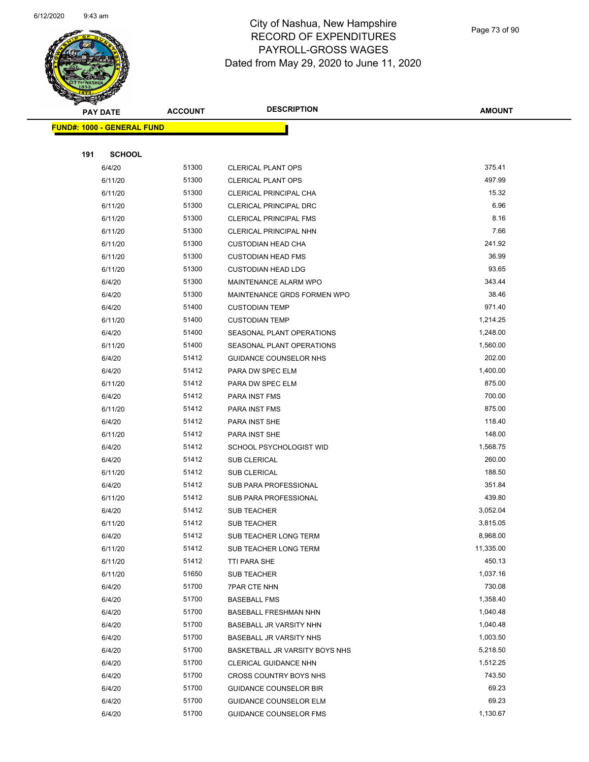# City of Nashua, New Hampshire
## RECORD OF EXPENDITURES
## PAYROLL-GROSS WAGES
Dated from May 29, 2020 to June 11, 2020

| PAY DATE | ACCOUNT | DESCRIPTION | AMOUNT |
|---|---|---|---|

**FUND#: 1000 - GENERAL FUND**

**191 SCHOOL**

| PAY DATE | ACCOUNT | DESCRIPTION | AMOUNT |
|---|---|---|---|
| 6/4/20 | 51300 | CLERICAL PLANT OPS | 375.41 |
| 6/11/20 | 51300 | CLERICAL PLANT OPS | 497.99 |
| 6/11/20 | 51300 | CLERICAL PRINCIPAL CHA | 15.32 |
| 6/11/20 | 51300 | CLERICAL PRINCIPAL DRC | 6.96 |
| 6/11/20 | 51300 | CLERICAL PRINCIPAL FMS | 8.16 |
| 6/11/20 | 51300 | CLERICAL PRINCIPAL NHN | 7.66 |
| 6/11/20 | 51300 | CUSTODIAN HEAD CHA | 241.92 |
| 6/11/20 | 51300 | CUSTODIAN HEAD FMS | 36.99 |
| 6/11/20 | 51300 | CUSTODIAN HEAD LDG | 93.65 |
| 6/4/20 | 51300 | MAINTENANCE ALARM WPO | 343.44 |
| 6/4/20 | 51300 | MAINTENANCE GRDS FORMEN WPO | 38.46 |
| 6/4/20 | 51400 | CUSTODIAN TEMP | 971.40 |
| 6/11/20 | 51400 | CUSTODIAN TEMP | 1,214.25 |
| 6/4/20 | 51400 | SEASONAL PLANT OPERATIONS | 1,248.00 |
| 6/11/20 | 51400 | SEASONAL PLANT OPERATIONS | 1,560.00 |
| 6/4/20 | 51412 | GUIDANCE COUNSELOR NHS | 202.00 |
| 6/4/20 | 51412 | PARA DW SPEC ELM | 1,400.00 |
| 6/11/20 | 51412 | PARA DW SPEC ELM | 875.00 |
| 6/4/20 | 51412 | PARA INST FMS | 700.00 |
| 6/11/20 | 51412 | PARA INST FMS | 875.00 |
| 6/4/20 | 51412 | PARA INST SHE | 118.40 |
| 6/11/20 | 51412 | PARA INST SHE | 148.00 |
| 6/4/20 | 51412 | SCHOOL PSYCHOLOGIST WID | 1,568.75 |
| 6/4/20 | 51412 | SUB CLERICAL | 260.00 |
| 6/11/20 | 51412 | SUB CLERICAL | 188.50 |
| 6/4/20 | 51412 | SUB PARA PROFESSIONAL | 351.84 |
| 6/11/20 | 51412 | SUB PARA PROFESSIONAL | 439.80 |
| 6/4/20 | 51412 | SUB TEACHER | 3,052.04 |
| 6/11/20 | 51412 | SUB TEACHER | 3,815.05 |
| 6/4/20 | 51412 | SUB TEACHER LONG TERM | 8,968.00 |
| 6/11/20 | 51412 | SUB TEACHER LONG TERM | 11,335.00 |
| 6/11/20 | 51412 | TTI PARA SHE | 450.13 |
| 6/11/20 | 51650 | SUB TEACHER | 1,037.16 |
| 6/4/20 | 51700 | 7PAR CTE NHN | 730.08 |
| 6/4/20 | 51700 | BASEBALL FMS | 1,358.40 |
| 6/4/20 | 51700 | BASEBALL FRESHMAN NHN | 1,040.48 |
| 6/4/20 | 51700 | BASEBALL JR VARSITY NHN | 1,040.48 |
| 6/4/20 | 51700 | BASEBALL JR VARSITY NHS | 1,003.50 |
| 6/4/20 | 51700 | BASKETBALL JR VARSITY BOYS NHS | 5,218.50 |
| 6/4/20 | 51700 | CLERICAL GUIDANCE NHN | 1,512.25 |
| 6/4/20 | 51700 | CROSS COUNTRY BOYS NHS | 743.50 |
| 6/4/20 | 51700 | GUIDANCE COUNSELOR BIR | 69.23 |
| 6/4/20 | 51700 | GUIDANCE COUNSELOR ELM | 69.23 |
| 6/4/20 | 51700 | GUIDANCE COUNSELOR FMS | 1,130.67 |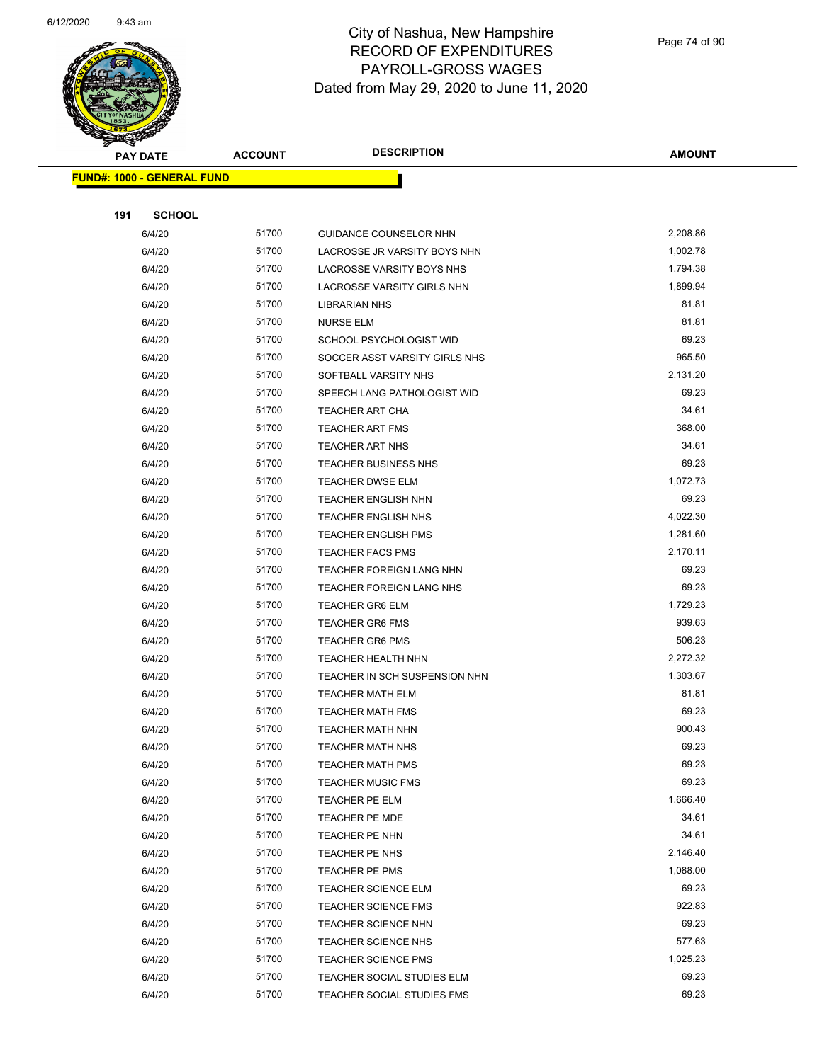# City of Nashua, New Hampshire
## RECORD OF EXPENDITURES
## PAYROLL-GROSS WAGES
## Dated from May 29, 2020 to June 11, 2020

| PAY DATE | ACCOUNT | DESCRIPTION | AMOUNT |
|---|---|---|---|
| **FUND#: 1000 - GENERAL FUND** | | | |
| **191 SCHOOL** | | | |
| 6/4/20 | 51700 | GUIDANCE COUNSELOR NHN | 2,208.86 |
| 6/4/20 | 51700 | LACROSSE JR VARSITY BOYS NHN | 1,002.78 |
| 6/4/20 | 51700 | LACROSSE VARSITY BOYS NHS | 1,794.38 |
| 6/4/20 | 51700 | LACROSSE VARSITY GIRLS NHN | 1,899.94 |
| 6/4/20 | 51700 | LIBRARIAN NHS | 81.81 |
| 6/4/20 | 51700 | NURSE ELM | 81.81 |
| 6/4/20 | 51700 | SCHOOL PSYCHOLOGIST WID | 69.23 |
| 6/4/20 | 51700 | SOCCER ASST VARSITY GIRLS NHS | 965.50 |
| 6/4/20 | 51700 | SOFTBALL VARSITY NHS | 2,131.20 |
| 6/4/20 | 51700 | SPEECH LANG PATHOLOGIST WID | 69.23 |
| 6/4/20 | 51700 | TEACHER ART CHA | 34.61 |
| 6/4/20 | 51700 | TEACHER ART FMS | 368.00 |
| 6/4/20 | 51700 | TEACHER ART NHS | 34.61 |
| 6/4/20 | 51700 | TEACHER BUSINESS NHS | 69.23 |
| 6/4/20 | 51700 | TEACHER DWSE ELM | 1,072.73 |
| 6/4/20 | 51700 | TEACHER ENGLISH NHN | 69.23 |
| 6/4/20 | 51700 | TEACHER ENGLISH NHS | 4,022.30 |
| 6/4/20 | 51700 | TEACHER ENGLISH PMS | 1,281.60 |
| 6/4/20 | 51700 | TEACHER FACS PMS | 2,170.11 |
| 6/4/20 | 51700 | TEACHER FOREIGN LANG NHN | 69.23 |
| 6/4/20 | 51700 | TEACHER FOREIGN LANG NHS | 69.23 |
| 6/4/20 | 51700 | TEACHER GR6 ELM | 1,729.23 |
| 6/4/20 | 51700 | TEACHER GR6 FMS | 939.63 |
| 6/4/20 | 51700 | TEACHER GR6 PMS | 506.23 |
| 6/4/20 | 51700 | TEACHER HEALTH NHN | 2,272.32 |
| 6/4/20 | 51700 | TEACHER IN SCH SUSPENSION NHN | 1,303.67 |
| 6/4/20 | 51700 | TEACHER MATH ELM | 81.81 |
| 6/4/20 | 51700 | TEACHER MATH FMS | 69.23 |
| 6/4/20 | 51700 | TEACHER MATH NHN | 900.43 |
| 6/4/20 | 51700 | TEACHER MATH NHS | 69.23 |
| 6/4/20 | 51700 | TEACHER MATH PMS | 69.23 |
| 6/4/20 | 51700 | TEACHER MUSIC FMS | 69.23 |
| 6/4/20 | 51700 | TEACHER PE ELM | 1,666.40 |
| 6/4/20 | 51700 | TEACHER PE MDE | 34.61 |
| 6/4/20 | 51700 | TEACHER PE NHN | 34.61 |
| 6/4/20 | 51700 | TEACHER PE NHS | 2,146.40 |
| 6/4/20 | 51700 | TEACHER PE PMS | 1,088.00 |
| 6/4/20 | 51700 | TEACHER SCIENCE ELM | 69.23 |
| 6/4/20 | 51700 | TEACHER SCIENCE FMS | 922.83 |
| 6/4/20 | 51700 | TEACHER SCIENCE NHN | 69.23 |
| 6/4/20 | 51700 | TEACHER SCIENCE NHS | 577.63 |
| 6/4/20 | 51700 | TEACHER SCIENCE PMS | 1,025.23 |
| 6/4/20 | 51700 | TEACHER SOCIAL STUDIES ELM | 69.23 |
| 6/4/20 | 51700 | TEACHER SOCIAL STUDIES FMS | 69.23 |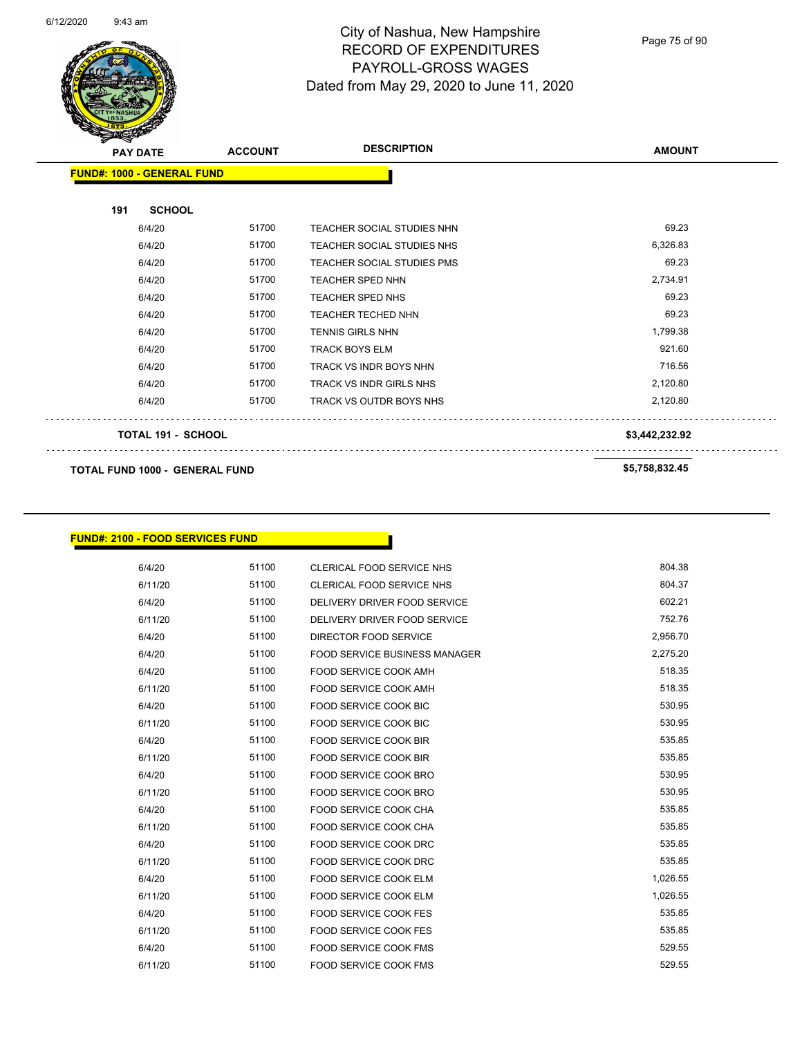# City of Nashua, New Hampshire
# RECORD OF EXPENDITURES
# PAYROLL-GROSS WAGES
# Dated from May 29, 2020 to June 11, 2020

| PAY DATE | ACCOUNT | DESCRIPTION | AMOUNT |
|---|---|---|---|
| **FUND#: 1000 - GENERAL FUND** | | | |
| **191 SCHOOL** | | | |
| 6/4/20 | 51700 | TEACHER SOCIAL STUDIES NHN | 69.23 |
| 6/4/20 | 51700 | TEACHER SOCIAL STUDIES NHS | 6,326.83 |
| 6/4/20 | 51700 | TEACHER SOCIAL STUDIES PMS | 69.23 |
| 6/4/20 | 51700 | TEACHER SPED NHN | 2,734.91 |
| 6/4/20 | 51700 | TEACHER SPED NHS | 69.23 |
| 6/4/20 | 51700 | TEACHER TECHED NHN | 69.23 |
| 6/4/20 | 51700 | TENNIS GIRLS NHN | 1,799.38 |
| 6/4/20 | 51700 | TRACK BOYS ELM | 921.60 |
| 6/4/20 | 51700 | TRACK VS INDR BOYS NHN | 716.56 |
| 6/4/20 | 51700 | TRACK VS INDR GIRLS NHS | 2,120.80 |
| 6/4/20 | 51700 | TRACK VS OUTDR BOYS NHS | 2,120.80 |
| **TOTAL 191 - SCHOOL** | | | **$3,442,232.92** |
| **TOTAL FUND 1000 - GENERAL FUND** | | | **$5,758,832.45** |

| PAY DATE | ACCOUNT | DESCRIPTION | AMOUNT |
|---|---|---|---|
| **FUND#: 2100 - FOOD SERVICES FUND** | | | |
| 6/4/20 | 51100 | CLERICAL FOOD SERVICE NHS | 804.38 |
| 6/11/20 | 51100 | CLERICAL FOOD SERVICE NHS | 804.37 |
| 6/4/20 | 51100 | DELIVERY DRIVER FOOD SERVICE | 602.21 |
| 6/11/20 | 51100 | DELIVERY DRIVER FOOD SERVICE | 752.76 |
| 6/4/20 | 51100 | DIRECTOR FOOD SERVICE | 2,956.70 |
| 6/4/20 | 51100 | FOOD SERVICE BUSINESS MANAGER | 2,275.20 |
| 6/4/20 | 51100 | FOOD SERVICE COOK AMH | 518.35 |
| 6/11/20 | 51100 | FOOD SERVICE COOK AMH | 518.35 |
| 6/4/20 | 51100 | FOOD SERVICE COOK BIC | 530.95 |
| 6/11/20 | 51100 | FOOD SERVICE COOK BIC | 530.95 |
| 6/4/20 | 51100 | FOOD SERVICE COOK BIR | 535.85 |
| 6/11/20 | 51100 | FOOD SERVICE COOK BIR | 535.85 |
| 6/4/20 | 51100 | FOOD SERVICE COOK BRO | 530.95 |
| 6/11/20 | 51100 | FOOD SERVICE COOK BRO | 530.95 |
| 6/4/20 | 51100 | FOOD SERVICE COOK CHA | 535.85 |
| 6/11/20 | 51100 | FOOD SERVICE COOK CHA | 535.85 |
| 6/4/20 | 51100 | FOOD SERVICE COOK DRC | 535.85 |
| 6/11/20 | 51100 | FOOD SERVICE COOK DRC | 535.85 |
| 6/4/20 | 51100 | FOOD SERVICE COOK ELM | 1,026.55 |
| 6/11/20 | 51100 | FOOD SERVICE COOK ELM | 1,026.55 |
| 6/4/20 | 51100 | FOOD SERVICE COOK FES | 535.85 |
| 6/11/20 | 51100 | FOOD SERVICE COOK FES | 535.85 |
| 6/4/20 | 51100 | FOOD SERVICE COOK FMS | 529.55 |
| 6/11/20 | 51100 | FOOD SERVICE COOK FMS | 529.55 |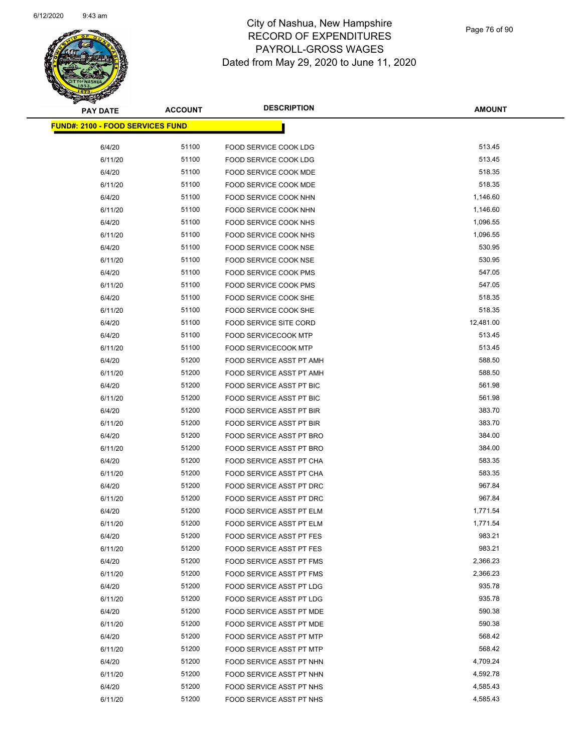# City of Nashua, New Hampshire
## RECORD OF EXPENDITURES
## PAYROLL-GROSS WAGES
## Dated from May 29, 2020 to June 11, 2020

| PAY DATE | ACCOUNT | DESCRIPTION | AMOUNT |
|---|---|---|---|
| **FUND#: 2100 - FOOD SERVICES FUND** | | | |
| 6/4/20 | 51100 | FOOD SERVICE COOK LDG | 513.45 |
| 6/11/20 | 51100 | FOOD SERVICE COOK LDG | 513.45 |
| 6/4/20 | 51100 | FOOD SERVICE COOK MDE | 518.35 |
| 6/11/20 | 51100 | FOOD SERVICE COOK MDE | 518.35 |
| 6/4/20 | 51100 | FOOD SERVICE COOK NHN | 1,146.60 |
| 6/11/20 | 51100 | FOOD SERVICE COOK NHN | 1,146.60 |
| 6/4/20 | 51100 | FOOD SERVICE COOK NHS | 1,096.55 |
| 6/11/20 | 51100 | FOOD SERVICE COOK NHS | 1,096.55 |
| 6/4/20 | 51100 | FOOD SERVICE COOK NSE | 530.95 |
| 6/11/20 | 51100 | FOOD SERVICE COOK NSE | 530.95 |
| 6/4/20 | 51100 | FOOD SERVICE COOK PMS | 547.05 |
| 6/11/20 | 51100 | FOOD SERVICE COOK PMS | 547.05 |
| 6/4/20 | 51100 | FOOD SERVICE COOK SHE | 518.35 |
| 6/11/20 | 51100 | FOOD SERVICE COOK SHE | 518.35 |
| 6/4/20 | 51100 | FOOD SERVICE SITE CORD | 12,481.00 |
| 6/4/20 | 51100 | FOOD SERVICECOOK MTP | 513.45 |
| 6/11/20 | 51100 | FOOD SERVICECOOK MTP | 513.45 |
| 6/4/20 | 51200 | FOOD SERVICE ASST PT AMH | 588.50 |
| 6/11/20 | 51200 | FOOD SERVICE ASST PT AMH | 588.50 |
| 6/4/20 | 51200 | FOOD SERVICE ASST PT BIC | 561.98 |
| 6/11/20 | 51200 | FOOD SERVICE ASST PT BIC | 561.98 |
| 6/4/20 | 51200 | FOOD SERVICE ASST PT BIR | 383.70 |
| 6/11/20 | 51200 | FOOD SERVICE ASST PT BIR | 383.70 |
| 6/4/20 | 51200 | FOOD SERVICE ASST PT BRO | 384.00 |
| 6/11/20 | 51200 | FOOD SERVICE ASST PT BRO | 384.00 |
| 6/4/20 | 51200 | FOOD SERVICE ASST PT CHA | 583.35 |
| 6/11/20 | 51200 | FOOD SERVICE ASST PT CHA | 583.35 |
| 6/4/20 | 51200 | FOOD SERVICE ASST PT DRC | 967.84 |
| 6/11/20 | 51200 | FOOD SERVICE ASST PT DRC | 967.84 |
| 6/4/20 | 51200 | FOOD SERVICE ASST PT ELM | 1,771.54 |
| 6/11/20 | 51200 | FOOD SERVICE ASST PT ELM | 1,771.54 |
| 6/4/20 | 51200 | FOOD SERVICE ASST PT FES | 983.21 |
| 6/11/20 | 51200 | FOOD SERVICE ASST PT FES | 983.21 |
| 6/4/20 | 51200 | FOOD SERVICE ASST PT FMS | 2,366.23 |
| 6/11/20 | 51200 | FOOD SERVICE ASST PT FMS | 2,366.23 |
| 6/4/20 | 51200 | FOOD SERVICE ASST PT LDG | 935.78 |
| 6/11/20 | 51200 | FOOD SERVICE ASST PT LDG | 935.78 |
| 6/4/20 | 51200 | FOOD SERVICE ASST PT MDE | 590.38 |
| 6/11/20 | 51200 | FOOD SERVICE ASST PT MDE | 590.38 |
| 6/4/20 | 51200 | FOOD SERVICE ASST PT MTP | 568.42 |
| 6/11/20 | 51200 | FOOD SERVICE ASST PT MTP | 568.42 |
| 6/4/20 | 51200 | FOOD SERVICE ASST PT NHN | 4,709.24 |
| 6/11/20 | 51200 | FOOD SERVICE ASST PT NHN | 4,592.78 |
| 6/4/20 | 51200 | FOOD SERVICE ASST PT NHS | 4,585.43 |
| 6/11/20 | 51200 | FOOD SERVICE ASST PT NHS | 4,585.43 |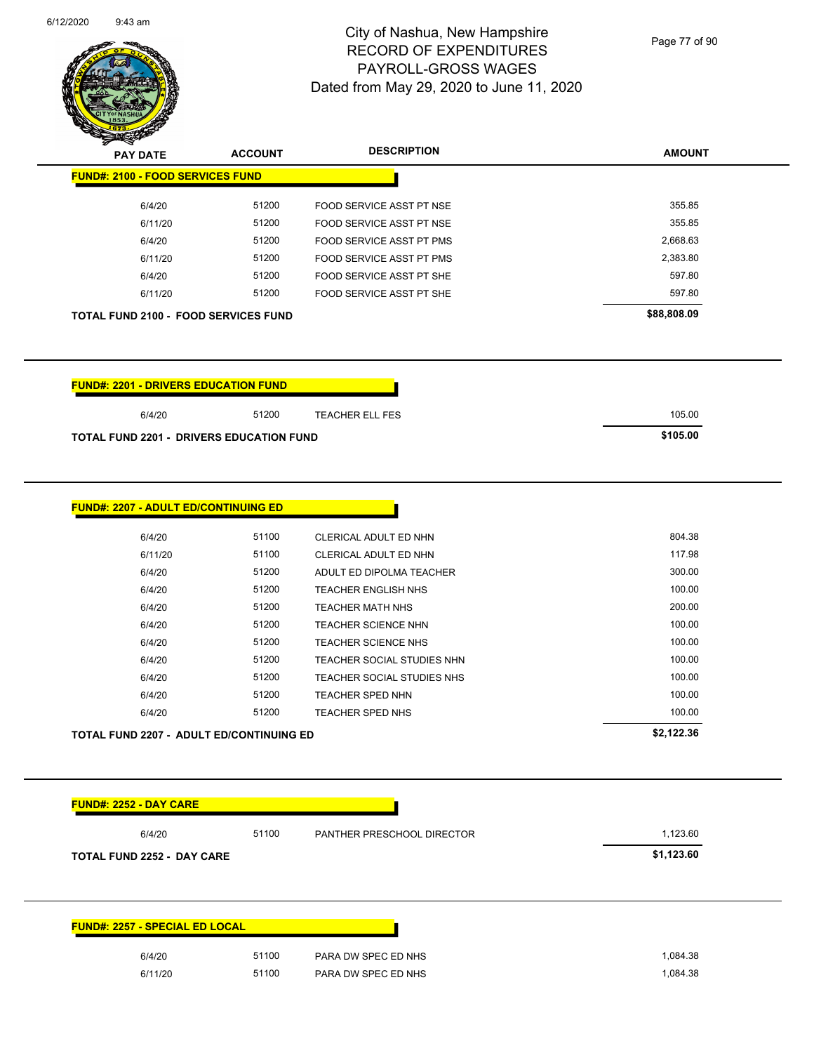City of Nashua, New Hampshire
RECORD OF EXPENDITURES
PAYROLL-GROSS WAGES
Dated from May 29, 2020 to June 11, 2020

| PAY DATE | ACCOUNT | DESCRIPTION | AMOUNT |
|---|---|---|---|
| **FUND#: 2100 - FOOD SERVICES FUND** | | | |
| 6/4/20 | 51200 | FOOD SERVICE ASST PT NSE | 355.85 |
| 6/11/20 | 51200 | FOOD SERVICE ASST PT NSE | 355.85 |
| 6/4/20 | 51200 | FOOD SERVICE ASST PT PMS | 2,668.63 |
| 6/11/20 | 51200 | FOOD SERVICE ASST PT PMS | 2,383.80 |
| 6/4/20 | 51200 | FOOD SERVICE ASST PT SHE | 597.80 |
| 6/11/20 | 51200 | FOOD SERVICE ASST PT SHE | 597.80 |
| **TOTAL FUND 2100 - FOOD SERVICES FUND** | | | **$88,808.09** |

| PAY DATE | ACCOUNT | DESCRIPTION | AMOUNT |
|---|---|---|---|
| **FUND#: 2201 - DRIVERS EDUCATION FUND** | | | |
| 6/4/20 | 51200 | TEACHER ELL FES | 105.00 |
| **TOTAL FUND 2201 - DRIVERS EDUCATION FUND** | | | **$105.00** |

| PAY DATE | ACCOUNT | DESCRIPTION | AMOUNT |
|---|---|---|---|
| **FUND#: 2207 - ADULT ED/CONTINUING ED** | | | |
| 6/4/20 | 51100 | CLERICAL ADULT ED NHN | 804.38 |
| 6/11/20 | 51100 | CLERICAL ADULT ED NHN | 117.98 |
| 6/4/20 | 51200 | ADULT ED DIPOLMA TEACHER | 300.00 |
| 6/4/20 | 51200 | TEACHER ENGLISH NHS | 100.00 |
| 6/4/20 | 51200 | TEACHER MATH NHS | 200.00 |
| 6/4/20 | 51200 | TEACHER SCIENCE NHN | 100.00 |
| 6/4/20 | 51200 | TEACHER SCIENCE NHS | 100.00 |
| 6/4/20 | 51200 | TEACHER SOCIAL STUDIES NHN | 100.00 |
| 6/4/20 | 51200 | TEACHER SOCIAL STUDIES NHS | 100.00 |
| 6/4/20 | 51200 | TEACHER SPED NHN | 100.00 |
| 6/4/20 | 51200 | TEACHER SPED NHS | 100.00 |
| **TOTAL FUND 2207 - ADULT ED/CONTINUING ED** | | | **$2,122.36** |

| PAY DATE | ACCOUNT | DESCRIPTION | AMOUNT |
|---|---|---|---|
| **FUND#: 2252 - DAY CARE** | | | |
| 6/4/20 | 51100 | PANTHER PRESCHOOL DIRECTOR | 1,123.60 |
| **TOTAL FUND 2252 - DAY CARE** | | | **$1,123.60** |

| PAY DATE | ACCOUNT | DESCRIPTION | AMOUNT |
|---|---|---|---|
| **FUND#: 2257 - SPECIAL ED LOCAL** | | | |
| 6/4/20 | 51100 | PARA DW SPEC ED NHS | 1,084.38 |
| 6/11/20 | 51100 | PARA DW SPEC ED NHS | 1,084.38 |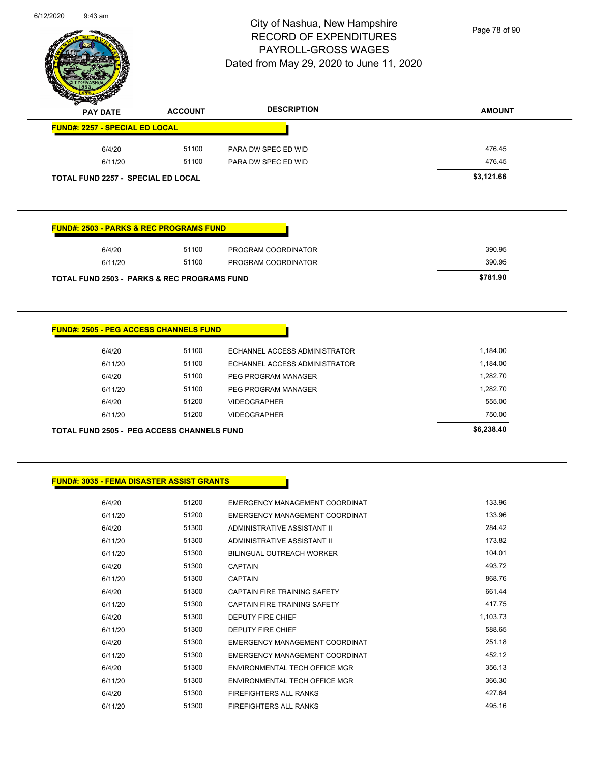City of Nashua, New Hampshire
RECORD OF EXPENDITURES
PAYROLL-GROSS WAGES
Dated from May 29, 2020 to June 11, 2020

| PAY DATE | ACCOUNT | DESCRIPTION | AMOUNT |
|---|---|---|---|
| **FUND#: 2257 - SPECIAL ED LOCAL** | | | |
| 6/4/20 | 51100 | PARA DW SPEC ED WID | 476.45 |
| 6/11/20 | 51100 | PARA DW SPEC ED WID | 476.45 |
| **TOTAL FUND 2257 - SPECIAL ED LOCAL** | | | **$3,121.66** |

| PAY DATE | ACCOUNT | DESCRIPTION | AMOUNT |
|---|---|---|---|
| **FUND#: 2503 - PARKS & REC PROGRAMS FUND** | | | |
| 6/4/20 | 51100 | PROGRAM COORDINATOR | 390.95 |
| 6/11/20 | 51100 | PROGRAM COORDINATOR | 390.95 |
| **TOTAL FUND 2503 - PARKS & REC PROGRAMS FUND** | | | **$781.90** |

| PAY DATE | ACCOUNT | DESCRIPTION | AMOUNT |
|---|---|---|---|
| **FUND#: 2505 - PEG ACCESS CHANNELS FUND** | | | |
| 6/4/20 | 51100 | ECHANNEL ACCESS ADMINISTRATOR | 1,184.00 |
| 6/11/20 | 51100 | ECHANNEL ACCESS ADMINISTRATOR | 1,184.00 |
| 6/4/20 | 51100 | PEG PROGRAM MANAGER | 1,282.70 |
| 6/11/20 | 51100 | PEG PROGRAM MANAGER | 1,282.70 |
| 6/4/20 | 51200 | VIDEOGRAPHER | 555.00 |
| 6/11/20 | 51200 | VIDEOGRAPHER | 750.00 |
| **TOTAL FUND 2505 - PEG ACCESS CHANNELS FUND** | | | **$6,238.40** |

| PAY DATE | ACCOUNT | DESCRIPTION | AMOUNT |
|---|---|---|---|
| **FUND#: 3035 - FEMA DISASTER ASSIST GRANTS** | | | |
| 6/4/20 | 51200 | EMERGENCY MANAGEMENT COORDINAT | 133.96 |
| 6/11/20 | 51200 | EMERGENCY MANAGEMENT COORDINAT | 133.96 |
| 6/4/20 | 51300 | ADMINISTRATIVE ASSISTANT II | 284.42 |
| 6/11/20 | 51300 | ADMINISTRATIVE ASSISTANT II | 173.82 |
| 6/11/20 | 51300 | BILINGUAL OUTREACH WORKER | 104.01 |
| 6/4/20 | 51300 | CAPTAIN | 493.72 |
| 6/11/20 | 51300 | CAPTAIN | 868.76 |
| 6/4/20 | 51300 | CAPTAIN FIRE TRAINING SAFETY | 661.44 |
| 6/11/20 | 51300 | CAPTAIN FIRE TRAINING SAFETY | 417.75 |
| 6/4/20 | 51300 | DEPUTY FIRE CHIEF | 1,103.73 |
| 6/11/20 | 51300 | DEPUTY FIRE CHIEF | 588.65 |
| 6/4/20 | 51300 | EMERGENCY MANAGEMENT COORDINAT | 251.18 |
| 6/11/20 | 51300 | EMERGENCY MANAGEMENT COORDINAT | 452.12 |
| 6/4/20 | 51300 | ENVIRONMENTAL TECH OFFICE MGR | 356.13 |
| 6/11/20 | 51300 | ENVIRONMENTAL TECH OFFICE MGR | 366.30 |
| 6/4/20 | 51300 | FIREFIGHTERS ALL RANKS | 427.64 |
| 6/11/20 | 51300 | FIREFIGHTERS ALL RANKS | 495.16 |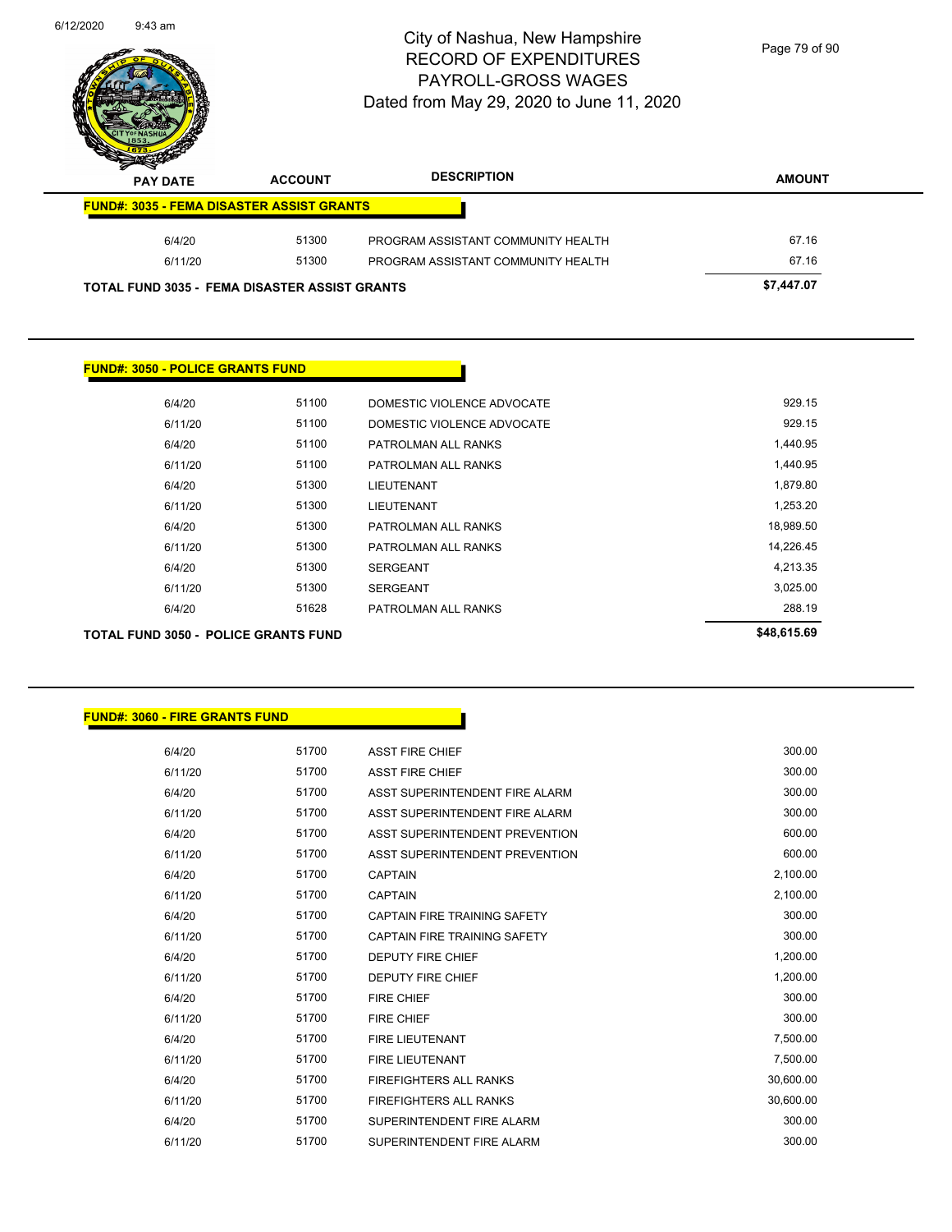# City of Nashua, New Hampshire
## RECORD OF EXPENDITURES
## PAYROLL-GROSS WAGES
## Dated from May 29, 2020 to June 11, 2020

| PAY DATE | ACCOUNT | DESCRIPTION | AMOUNT |
|---|---|---|---|
| **FUND#: 3035 - FEMA DISASTER ASSIST GRANTS** | | | |
| 6/4/20 | 51300 | PROGRAM ASSISTANT COMMUNITY HEALTH | 67.16 |
| 6/11/20 | 51300 | PROGRAM ASSISTANT COMMUNITY HEALTH | 67.16 |
| **TOTAL FUND 3035 - FEMA DISASTER ASSIST GRANTS** | | | **$7,447.07** |

| PAY DATE | ACCOUNT | DESCRIPTION | AMOUNT |
|---|---|---|---|
| **FUND#: 3050 - POLICE GRANTS FUND** | | | |
| 6/4/20 | 51100 | DOMESTIC VIOLENCE ADVOCATE | 929.15 |
| 6/11/20 | 51100 | DOMESTIC VIOLENCE ADVOCATE | 929.15 |
| 6/4/20 | 51100 | PATROLMAN ALL RANKS | 1,440.95 |
| 6/11/20 | 51100 | PATROLMAN ALL RANKS | 1,440.95 |
| 6/4/20 | 51300 | LIEUTENANT | 1,879.80 |
| 6/11/20 | 51300 | LIEUTENANT | 1,253.20 |
| 6/4/20 | 51300 | PATROLMAN ALL RANKS | 18,989.50 |
| 6/11/20 | 51300 | PATROLMAN ALL RANKS | 14,226.45 |
| 6/4/20 | 51300 | SERGEANT | 4,213.35 |
| 6/11/20 | 51300 | SERGEANT | 3,025.00 |
| 6/4/20 | 51628 | PATROLMAN ALL RANKS | 288.19 |
| **TOTAL FUND 3050 - POLICE GRANTS FUND** | | | **$48,615.69** |

| PAY DATE | ACCOUNT | DESCRIPTION | AMOUNT |
|---|---|---|---|
| **FUND#: 3060 - FIRE GRANTS FUND** | | | |
| 6/4/20 | 51700 | ASST FIRE CHIEF | 300.00 |
| 6/11/20 | 51700 | ASST FIRE CHIEF | 300.00 |
| 6/4/20 | 51700 | ASST SUPERINTENDENT FIRE ALARM | 300.00 |
| 6/11/20 | 51700 | ASST SUPERINTENDENT FIRE ALARM | 300.00 |
| 6/4/20 | 51700 | ASST SUPERINTENDENT PREVENTION | 600.00 |
| 6/11/20 | 51700 | ASST SUPERINTENDENT PREVENTION | 600.00 |
| 6/4/20 | 51700 | CAPTAIN | 2,100.00 |
| 6/11/20 | 51700 | CAPTAIN | 2,100.00 |
| 6/4/20 | 51700 | CAPTAIN FIRE TRAINING SAFETY | 300.00 |
| 6/11/20 | 51700 | CAPTAIN FIRE TRAINING SAFETY | 300.00 |
| 6/4/20 | 51700 | DEPUTY FIRE CHIEF | 1,200.00 |
| 6/11/20 | 51700 | DEPUTY FIRE CHIEF | 1,200.00 |
| 6/4/20 | 51700 | FIRE CHIEF | 300.00 |
| 6/11/20 | 51700 | FIRE CHIEF | 300.00 |
| 6/4/20 | 51700 | FIRE LIEUTENANT | 7,500.00 |
| 6/11/20 | 51700 | FIRE LIEUTENANT | 7,500.00 |
| 6/4/20 | 51700 | FIREFIGHTERS ALL RANKS | 30,600.00 |
| 6/11/20 | 51700 | FIREFIGHTERS ALL RANKS | 30,600.00 |
| 6/4/20 | 51700 | SUPERINTENDENT FIRE ALARM | 300.00 |
| 6/11/20 | 51700 | SUPERINTENDENT FIRE ALARM | 300.00 |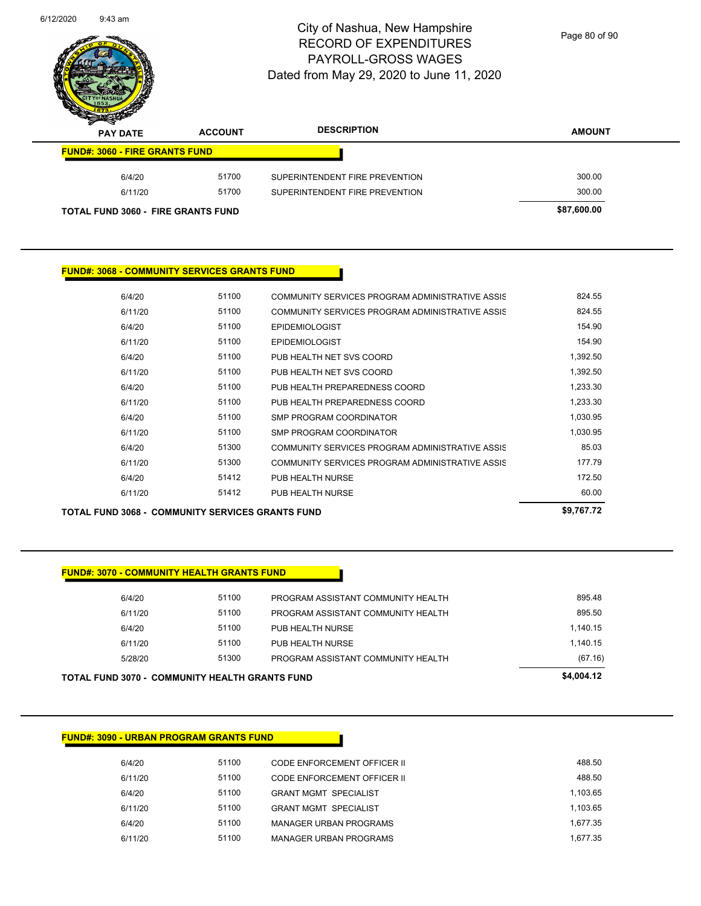# City of Nashua, New Hampshire
# RECORD OF EXPENDITURES
# PAYROLL-GROSS WAGES
## Dated from May 29, 2020 to June 11, 2020

6/12/2020 9:43 am

| PAY DATE | ACCOUNT | DESCRIPTION | AMOUNT |
|---|---|---|---|
| **FUND#: 3060 - FIRE GRANTS FUND** | | | |
| 6/4/20 | 51700 | SUPERINTENDENT FIRE PREVENTION | 300.00 |
| 6/11/20 | 51700 | SUPERINTENDENT FIRE PREVENTION | 300.00 |
| **TOTAL FUND 3060 - FIRE GRANTS FUND** | | | **$87,600.00** |

| PAY DATE | ACCOUNT | DESCRIPTION | AMOUNT |
|---|---|---|---|
| **FUND#: 3068 - COMMUNITY SERVICES GRANTS FUND** | | | |
| 6/4/20 | 51100 | COMMUNITY SERVICES PROGRAM ADMINISTRATIVE ASSIS | 824.55 |
| 6/11/20 | 51100 | COMMUNITY SERVICES PROGRAM ADMINISTRATIVE ASSIS | 824.55 |
| 6/4/20 | 51100 | EPIDEMIOLOGIST | 154.90 |
| 6/11/20 | 51100 | EPIDEMIOLOGIST | 154.90 |
| 6/4/20 | 51100 | PUB HEALTH NET SVS COORD | 1,392.50 |
| 6/11/20 | 51100 | PUB HEALTH NET SVS COORD | 1,392.50 |
| 6/4/20 | 51100 | PUB HEALTH PREPAREDNESS COORD | 1,233.30 |
| 6/11/20 | 51100 | PUB HEALTH PREPAREDNESS COORD | 1,233.30 |
| 6/4/20 | 51100 | SMP PROGRAM COORDINATOR | 1,030.95 |
| 6/11/20 | 51100 | SMP PROGRAM COORDINATOR | 1,030.95 |
| 6/4/20 | 51300 | COMMUNITY SERVICES PROGRAM ADMINISTRATIVE ASSIS | 85.03 |
| 6/11/20 | 51300 | COMMUNITY SERVICES PROGRAM ADMINISTRATIVE ASSIS | 177.79 |
| 6/4/20 | 51412 | PUB HEALTH NURSE | 172.50 |
| 6/11/20 | 51412 | PUB HEALTH NURSE | 60.00 |
| **TOTAL FUND 3068 - COMMUNITY SERVICES GRANTS FUND** | | | **$9,767.72** |

| PAY DATE | ACCOUNT | DESCRIPTION | AMOUNT |
|---|---|---|---|
| **FUND#: 3070 - COMMUNITY HEALTH GRANTS FUND** | | | |
| 6/4/20 | 51100 | PROGRAM ASSISTANT COMMUNITY HEALTH | 895.48 |
| 6/11/20 | 51100 | PROGRAM ASSISTANT COMMUNITY HEALTH | 895.50 |
| 6/4/20 | 51100 | PUB HEALTH NURSE | 1,140.15 |
| 6/11/20 | 51100 | PUB HEALTH NURSE | 1,140.15 |
| 5/28/20 | 51300 | PROGRAM ASSISTANT COMMUNITY HEALTH | (67.16) |
| **TOTAL FUND 3070 - COMMUNITY HEALTH GRANTS FUND** | | | **$4,004.12** |

| PAY DATE | ACCOUNT | DESCRIPTION | AMOUNT |
|---|---|---|---|
| **FUND#: 3090 - URBAN PROGRAM GRANTS FUND** | | | |
| 6/4/20 | 51100 | CODE ENFORCEMENT OFFICER II | 488.50 |
| 6/11/20 | 51100 | CODE ENFORCEMENT OFFICER II | 488.50 |
| 6/4/20 | 51100 | GRANT MGMT SPECIALIST | 1,103.65 |
| 6/11/20 | 51100 | GRANT MGMT SPECIALIST | 1,103.65 |
| 6/4/20 | 51100 | MANAGER URBAN PROGRAMS | 1,677.35 |
| 6/11/20 | 51100 | MANAGER URBAN PROGRAMS | 1,677.35 |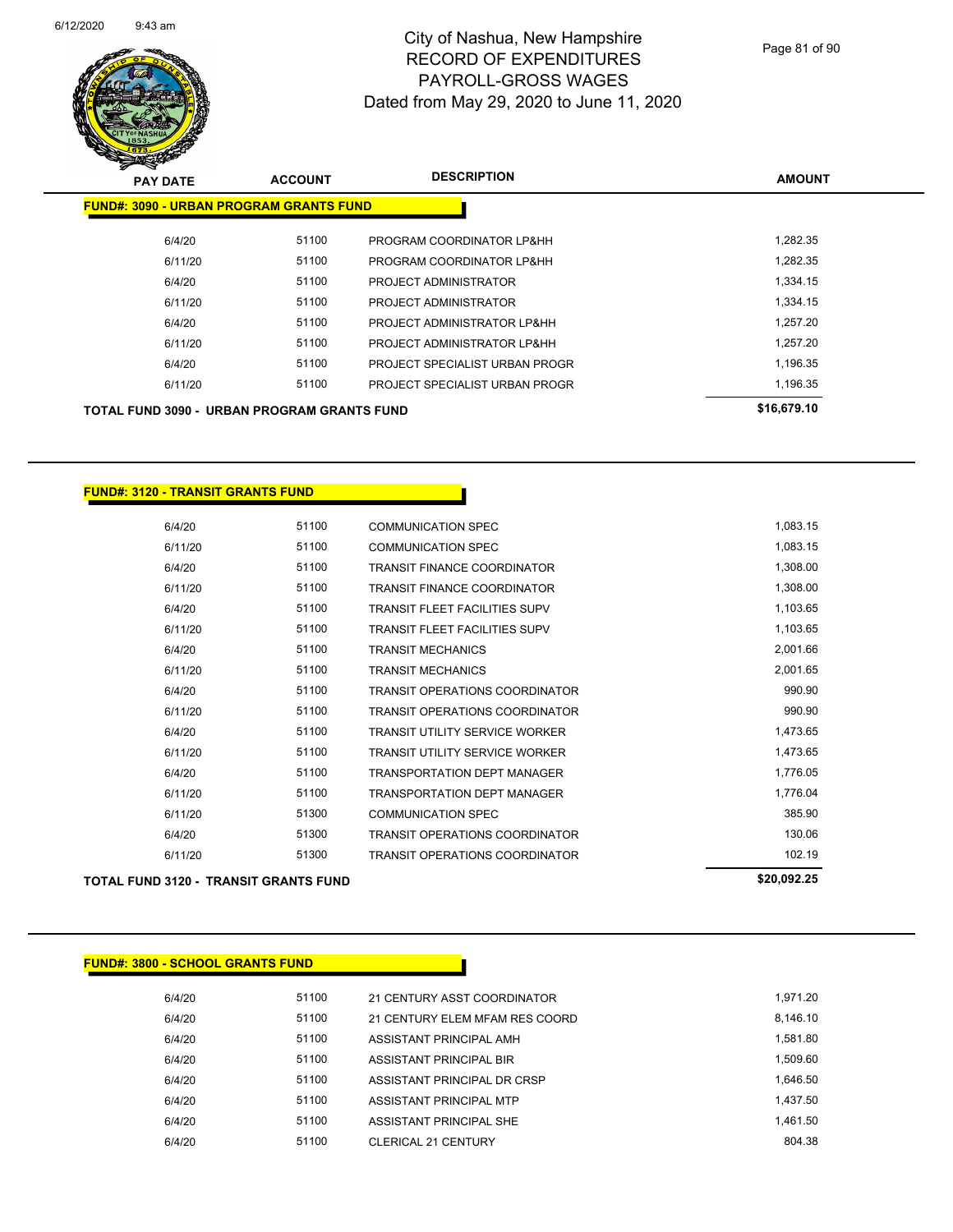City of Nashua, New Hampshire
RECORD OF EXPENDITURES
PAYROLL-GROSS WAGES
Dated from May 29, 2020 to June 11, 2020

| PAY DATE | ACCOUNT | DESCRIPTION | AMOUNT |
|---|---|---|---|
| **FUND#: 3090 - URBAN PROGRAM GRANTS FUND** | | | |
| 6/4/20 | 51100 | PROGRAM COORDINATOR LP&HH | 1,282.35 |
| 6/11/20 | 51100 | PROGRAM COORDINATOR LP&HH | 1,282.35 |
| 6/4/20 | 51100 | PROJECT ADMINISTRATOR | 1,334.15 |
| 6/11/20 | 51100 | PROJECT ADMINISTRATOR | 1,334.15 |
| 6/4/20 | 51100 | PROJECT ADMINISTRATOR LP&HH | 1,257.20 |
| 6/11/20 | 51100 | PROJECT ADMINISTRATOR LP&HH | 1,257.20 |
| 6/4/20 | 51100 | PROJECT SPECIALIST URBAN PROGR | 1,196.35 |
| 6/11/20 | 51100 | PROJECT SPECIALIST URBAN PROGR | 1,196.35 |
| **TOTAL FUND 3090 - URBAN PROGRAM GRANTS FUND** | | | **$16,679.10** |

| PAY DATE | ACCOUNT | DESCRIPTION | AMOUNT |
|---|---|---|---|
| **FUND#: 3120 - TRANSIT GRANTS FUND** | | | |
| 6/4/20 | 51100 | COMMUNICATION SPEC | 1,083.15 |
| 6/11/20 | 51100 | COMMUNICATION SPEC | 1,083.15 |
| 6/4/20 | 51100 | TRANSIT FINANCE COORDINATOR | 1,308.00 |
| 6/11/20 | 51100 | TRANSIT FINANCE COORDINATOR | 1,308.00 |
| 6/4/20 | 51100 | TRANSIT FLEET FACILITIES SUPV | 1,103.65 |
| 6/11/20 | 51100 | TRANSIT FLEET FACILITIES SUPV | 1,103.65 |
| 6/4/20 | 51100 | TRANSIT MECHANICS | 2,001.66 |
| 6/11/20 | 51100 | TRANSIT MECHANICS | 2,001.65 |
| 6/4/20 | 51100 | TRANSIT OPERATIONS COORDINATOR | 990.90 |
| 6/11/20 | 51100 | TRANSIT OPERATIONS COORDINATOR | 990.90 |
| 6/4/20 | 51100 | TRANSIT UTILITY SERVICE WORKER | 1,473.65 |
| 6/11/20 | 51100 | TRANSIT UTILITY SERVICE WORKER | 1,473.65 |
| 6/4/20 | 51100 | TRANSPORTATION DEPT MANAGER | 1,776.05 |
| 6/11/20 | 51100 | TRANSPORTATION DEPT MANAGER | 1,776.04 |
| 6/11/20 | 51300 | COMMUNICATION SPEC | 385.90 |
| 6/4/20 | 51300 | TRANSIT OPERATIONS COORDINATOR | 130.06 |
| 6/11/20 | 51300 | TRANSIT OPERATIONS COORDINATOR | 102.19 |
| **TOTAL FUND 3120 - TRANSIT GRANTS FUND** | | | **$20,092.25** |

| PAY DATE | ACCOUNT | DESCRIPTION | AMOUNT |
|---|---|---|---|
| **FUND#: 3800 - SCHOOL GRANTS FUND** | | | |
| 6/4/20 | 51100 | 21 CENTURY ASST COORDINATOR | 1,971.20 |
| 6/4/20 | 51100 | 21 CENTURY ELEM MFAM RES COORD | 8,146.10 |
| 6/4/20 | 51100 | ASSISTANT PRINCIPAL AMH | 1,581.80 |
| 6/4/20 | 51100 | ASSISTANT PRINCIPAL BIR | 1,509.60 |
| 6/4/20 | 51100 | ASSISTANT PRINCIPAL DR CRSP | 1,646.50 |
| 6/4/20 | 51100 | ASSISTANT PRINCIPAL MTP | 1,437.50 |
| 6/4/20 | 51100 | ASSISTANT PRINCIPAL SHE | 1,461.50 |
| 6/4/20 | 51100 | CLERICAL 21 CENTURY | 804.38 |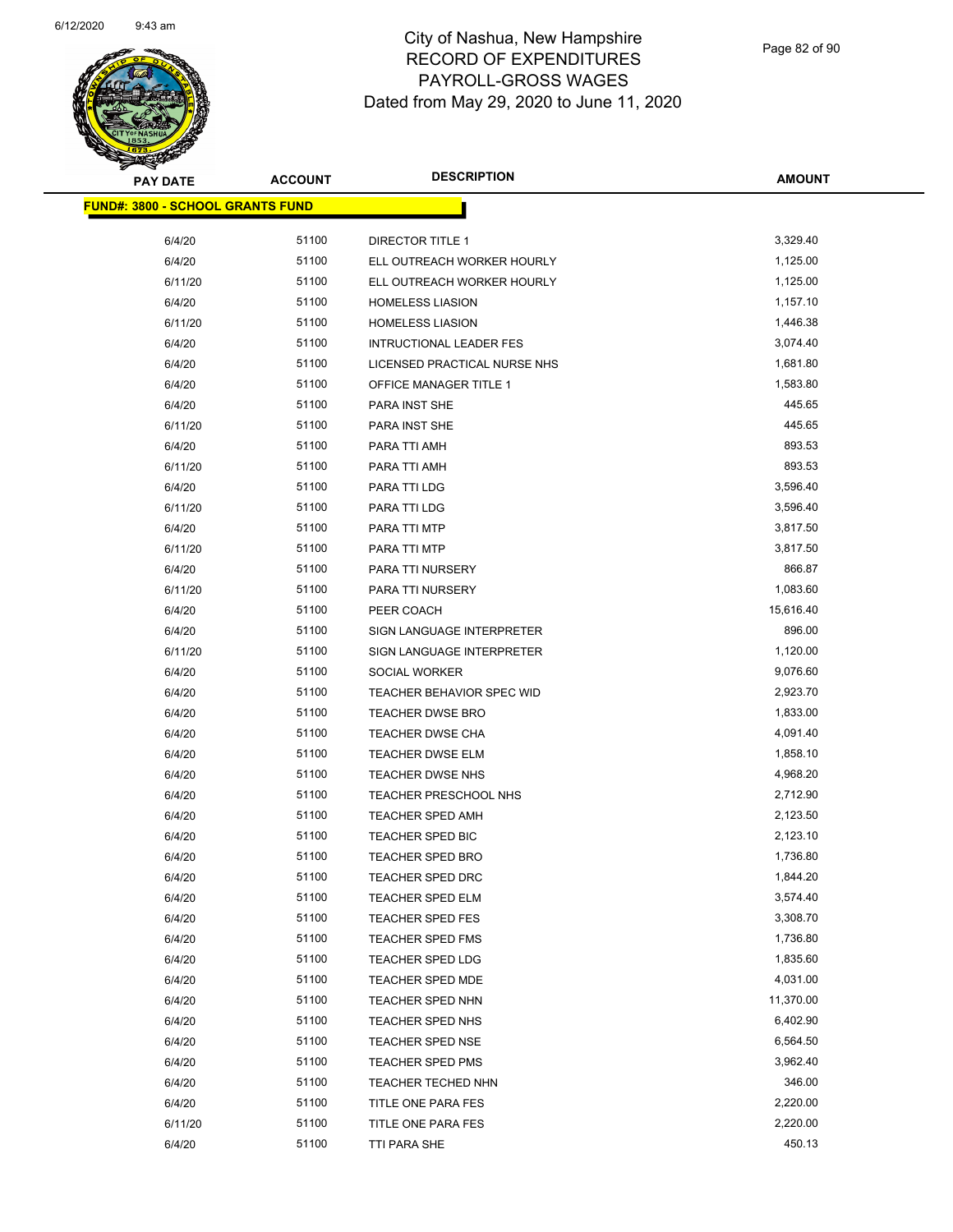# City of Nashua, New Hampshire
# RECORD OF EXPENDITURES
# PAYROLL-GROSS WAGES
# Dated from May 29, 2020 to June 11, 2020

| PAY DATE | ACCOUNT | DESCRIPTION | AMOUNT |
|---|---|---|---|
| **FUND#: 3800 - SCHOOL GRANTS FUND** | | | |
| 6/4/20 | 51100 | DIRECTOR TITLE 1 | 3,329.40 |
| 6/4/20 | 51100 | ELL OUTREACH WORKER HOURLY | 1,125.00 |
| 6/11/20 | 51100 | ELL OUTREACH WORKER HOURLY | 1,125.00 |
| 6/4/20 | 51100 | HOMELESS LIASION | 1,157.10 |
| 6/11/20 | 51100 | HOMELESS LIASION | 1,446.38 |
| 6/4/20 | 51100 | INTRUCTIONAL LEADER FES | 3,074.40 |
| 6/4/20 | 51100 | LICENSED PRACTICAL NURSE NHS | 1,681.80 |
| 6/4/20 | 51100 | OFFICE MANAGER TITLE 1 | 1,583.80 |
| 6/4/20 | 51100 | PARA INST SHE | 445.65 |
| 6/11/20 | 51100 | PARA INST SHE | 445.65 |
| 6/4/20 | 51100 | PARA TTI AMH | 893.53 |
| 6/11/20 | 51100 | PARA TTI AMH | 893.53 |
| 6/4/20 | 51100 | PARA TTI LDG | 3,596.40 |
| 6/11/20 | 51100 | PARA TTI LDG | 3,596.40 |
| 6/4/20 | 51100 | PARA TTI MTP | 3,817.50 |
| 6/11/20 | 51100 | PARA TTI MTP | 3,817.50 |
| 6/4/20 | 51100 | PARA TTI NURSERY | 866.87 |
| 6/11/20 | 51100 | PARA TTI NURSERY | 1,083.60 |
| 6/4/20 | 51100 | PEER COACH | 15,616.40 |
| 6/4/20 | 51100 | SIGN LANGUAGE INTERPRETER | 896.00 |
| 6/11/20 | 51100 | SIGN LANGUAGE INTERPRETER | 1,120.00 |
| 6/4/20 | 51100 | SOCIAL WORKER | 9,076.60 |
| 6/4/20 | 51100 | TEACHER BEHAVIOR SPEC WID | 2,923.70 |
| 6/4/20 | 51100 | TEACHER DWSE BRO | 1,833.00 |
| 6/4/20 | 51100 | TEACHER DWSE CHA | 4,091.40 |
| 6/4/20 | 51100 | TEACHER DWSE ELM | 1,858.10 |
| 6/4/20 | 51100 | TEACHER DWSE NHS | 4,968.20 |
| 6/4/20 | 51100 | TEACHER PRESCHOOL NHS | 2,712.90 |
| 6/4/20 | 51100 | TEACHER SPED AMH | 2,123.50 |
| 6/4/20 | 51100 | TEACHER SPED BIC | 2,123.10 |
| 6/4/20 | 51100 | TEACHER SPED BRO | 1,736.80 |
| 6/4/20 | 51100 | TEACHER SPED DRC | 1,844.20 |
| 6/4/20 | 51100 | TEACHER SPED ELM | 3,574.40 |
| 6/4/20 | 51100 | TEACHER SPED FES | 3,308.70 |
| 6/4/20 | 51100 | TEACHER SPED FMS | 1,736.80 |
| 6/4/20 | 51100 | TEACHER SPED LDG | 1,835.60 |
| 6/4/20 | 51100 | TEACHER SPED MDE | 4,031.00 |
| 6/4/20 | 51100 | TEACHER SPED NHN | 11,370.00 |
| 6/4/20 | 51100 | TEACHER SPED NHS | 6,402.90 |
| 6/4/20 | 51100 | TEACHER SPED NSE | 6,564.50 |
| 6/4/20 | 51100 | TEACHER SPED PMS | 3,962.40 |
| 6/4/20 | 51100 | TEACHER TECHED NHN | 346.00 |
| 6/4/20 | 51100 | TITLE ONE PARA FES | 2,220.00 |
| 6/11/20 | 51100 | TITLE ONE PARA FES | 2,220.00 |
| 6/4/20 | 51100 | TTI PARA SHE | 450.13 |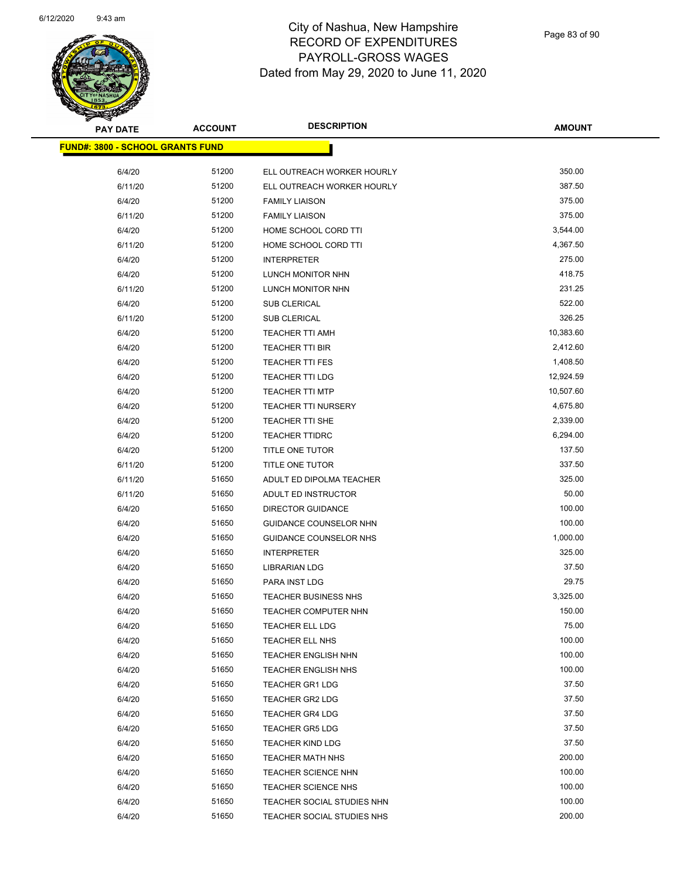# City of Nashua, New Hampshire
# RECORD OF EXPENDITURES
# PAYROLL-GROSS WAGES
# Dated from May 29, 2020 to June 11, 2020

| PAY DATE | ACCOUNT | DESCRIPTION | AMOUNT |
|---|---|---|---|
| **FUND#: 3800 - SCHOOL GRANTS FUND** | | | |
| 6/4/20 | 51200 | ELL OUTREACH WORKER HOURLY | 350.00 |
| 6/11/20 | 51200 | ELL OUTREACH WORKER HOURLY | 387.50 |
| 6/4/20 | 51200 | FAMILY LIAISON | 375.00 |
| 6/11/20 | 51200 | FAMILY LIAISON | 375.00 |
| 6/4/20 | 51200 | HOME SCHOOL CORD TTI | 3,544.00 |
| 6/11/20 | 51200 | HOME SCHOOL CORD TTI | 4,367.50 |
| 6/4/20 | 51200 | INTERPRETER | 275.00 |
| 6/4/20 | 51200 | LUNCH MONITOR NHN | 418.75 |
| 6/11/20 | 51200 | LUNCH MONITOR NHN | 231.25 |
| 6/4/20 | 51200 | SUB CLERICAL | 522.00 |
| 6/11/20 | 51200 | SUB CLERICAL | 326.25 |
| 6/4/20 | 51200 | TEACHER TTI AMH | 10,383.60 |
| 6/4/20 | 51200 | TEACHER TTI BIR | 2,412.60 |
| 6/4/20 | 51200 | TEACHER TTI FES | 1,408.50 |
| 6/4/20 | 51200 | TEACHER TTI LDG | 12,924.59 |
| 6/4/20 | 51200 | TEACHER TTI MTP | 10,507.60 |
| 6/4/20 | 51200 | TEACHER TTI NURSERY | 4,675.80 |
| 6/4/20 | 51200 | TEACHER TTI SHE | 2,339.00 |
| 6/4/20 | 51200 | TEACHER TTIDRC | 6,294.00 |
| 6/4/20 | 51200 | TITLE ONE TUTOR | 137.50 |
| 6/11/20 | 51200 | TITLE ONE TUTOR | 337.50 |
| 6/11/20 | 51650 | ADULT ED DIPOLMA TEACHER | 325.00 |
| 6/11/20 | 51650 | ADULT ED INSTRUCTOR | 50.00 |
| 6/4/20 | 51650 | DIRECTOR GUIDANCE | 100.00 |
| 6/4/20 | 51650 | GUIDANCE COUNSELOR NHN | 100.00 |
| 6/4/20 | 51650 | GUIDANCE COUNSELOR NHS | 1,000.00 |
| 6/4/20 | 51650 | INTERPRETER | 325.00 |
| 6/4/20 | 51650 | LIBRARIAN LDG | 37.50 |
| 6/4/20 | 51650 | PARA INST LDG | 29.75 |
| 6/4/20 | 51650 | TEACHER BUSINESS NHS | 3,325.00 |
| 6/4/20 | 51650 | TEACHER COMPUTER NHN | 150.00 |
| 6/4/20 | 51650 | TEACHER ELL LDG | 75.00 |
| 6/4/20 | 51650 | TEACHER ELL NHS | 100.00 |
| 6/4/20 | 51650 | TEACHER ENGLISH NHN | 100.00 |
| 6/4/20 | 51650 | TEACHER ENGLISH NHS | 100.00 |
| 6/4/20 | 51650 | TEACHER GR1 LDG | 37.50 |
| 6/4/20 | 51650 | TEACHER GR2 LDG | 37.50 |
| 6/4/20 | 51650 | TEACHER GR4 LDG | 37.50 |
| 6/4/20 | 51650 | TEACHER GR5 LDG | 37.50 |
| 6/4/20 | 51650 | TEACHER KIND LDG | 37.50 |
| 6/4/20 | 51650 | TEACHER MATH NHS | 200.00 |
| 6/4/20 | 51650 | TEACHER SCIENCE NHN | 100.00 |
| 6/4/20 | 51650 | TEACHER SCIENCE NHS | 100.00 |
| 6/4/20 | 51650 | TEACHER SOCIAL STUDIES NHN | 100.00 |
| 6/4/20 | 51650 | TEACHER SOCIAL STUDIES NHS | 200.00 |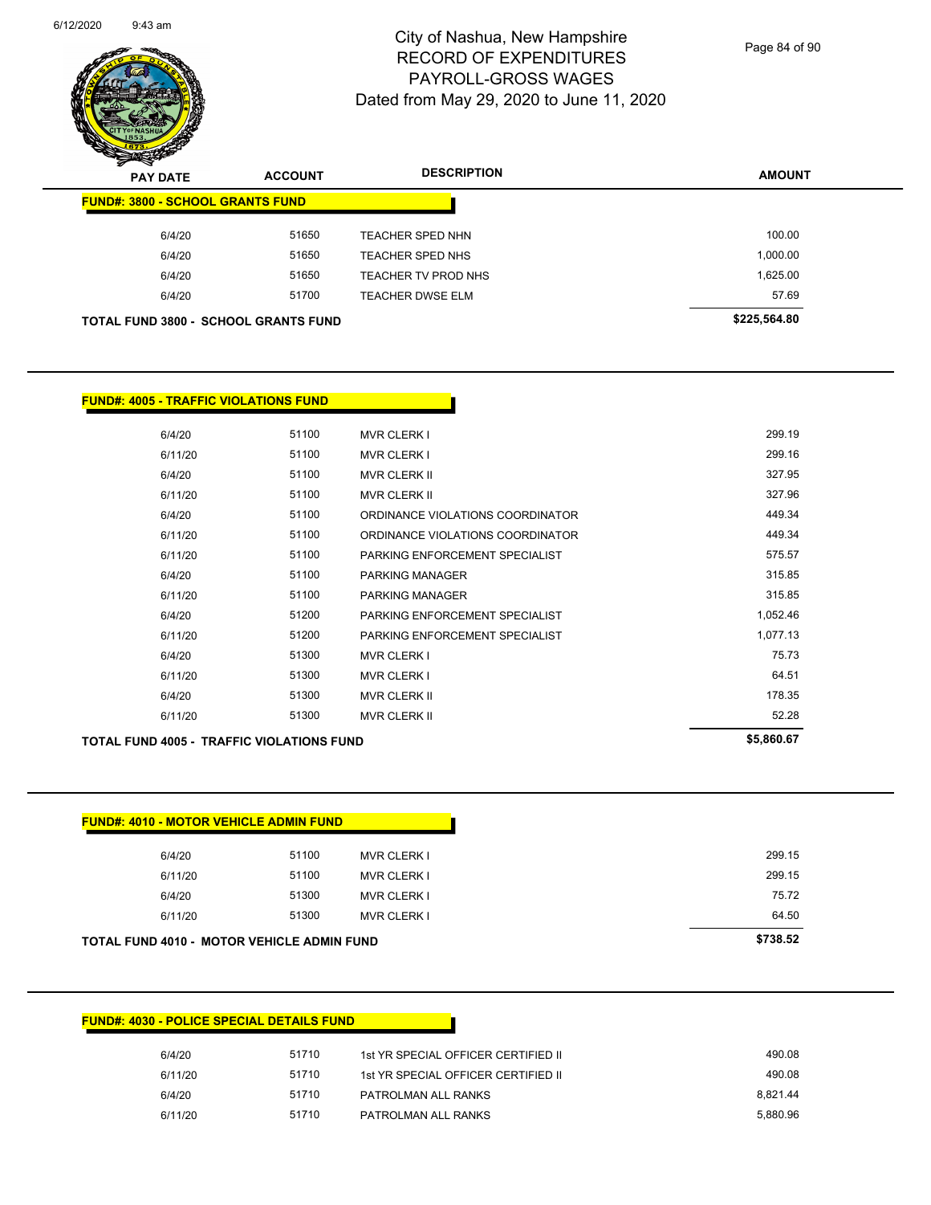# City of Nashua, New Hampshire
## RECORD OF EXPENDITURES
## PAYROLL-GROSS WAGES
## Dated from May 29, 2020 to June 11, 2020

| PAY DATE | ACCOUNT | DESCRIPTION | AMOUNT |
|---|---|---|---|
| **FUND#: 3800 - SCHOOL GRANTS FUND** | | | |
| 6/4/20 | 51650 | TEACHER SPED NHN | 100.00 |
| 6/4/20 | 51650 | TEACHER SPED NHS | 1,000.00 |
| 6/4/20 | 51650 | TEACHER TV PROD NHS | 1,625.00 |
| 6/4/20 | 51700 | TEACHER DWSE ELM | 57.69 |
| **TOTAL FUND 3800 - SCHOOL GRANTS FUND** | | | **$225,564.80** |

| PAY DATE | ACCOUNT | DESCRIPTION | AMOUNT |
|---|---|---|---|
| **FUND#: 4005 - TRAFFIC VIOLATIONS FUND** | | | |
| 6/4/20 | 51100 | MVR CLERK I | 299.19 |
| 6/11/20 | 51100 | MVR CLERK I | 299.16 |
| 6/4/20 | 51100 | MVR CLERK II | 327.95 |
| 6/11/20 | 51100 | MVR CLERK II | 327.96 |
| 6/4/20 | 51100 | ORDINANCE VIOLATIONS COORDINATOR | 449.34 |
| 6/11/20 | 51100 | ORDINANCE VIOLATIONS COORDINATOR | 449.34 |
| 6/11/20 | 51100 | PARKING ENFORCEMENT SPECIALIST | 575.57 |
| 6/4/20 | 51100 | PARKING MANAGER | 315.85 |
| 6/11/20 | 51100 | PARKING MANAGER | 315.85 |
| 6/4/20 | 51200 | PARKING ENFORCEMENT SPECIALIST | 1,052.46 |
| 6/11/20 | 51200 | PARKING ENFORCEMENT SPECIALIST | 1,077.13 |
| 6/4/20 | 51300 | MVR CLERK I | 75.73 |
| 6/11/20 | 51300 | MVR CLERK I | 64.51 |
| 6/4/20 | 51300 | MVR CLERK II | 178.35 |
| 6/11/20 | 51300 | MVR CLERK II | 52.28 |
| **TOTAL FUND 4005 - TRAFFIC VIOLATIONS FUND** | | | **$5,860.67** |

| PAY DATE | ACCOUNT | DESCRIPTION | AMOUNT |
|---|---|---|---|
| **FUND#: 4010 - MOTOR VEHICLE ADMIN FUND** | | | |
| 6/4/20 | 51100 | MVR CLERK I | 299.15 |
| 6/11/20 | 51100 | MVR CLERK I | 299.15 |
| 6/4/20 | 51300 | MVR CLERK I | 75.72 |
| 6/11/20 | 51300 | MVR CLERK I | 64.50 |
| **TOTAL FUND 4010 - MOTOR VEHICLE ADMIN FUND** | | | **$738.52** |

| PAY DATE | ACCOUNT | DESCRIPTION | AMOUNT |
|---|---|---|---|
| **FUND#: 4030 - POLICE SPECIAL DETAILS FUND** | | | |
| 6/4/20 | 51710 | 1st YR SPECIAL OFFICER CERTIFIED II | 490.08 |
| 6/11/20 | 51710 | 1st YR SPECIAL OFFICER CERTIFIED II | 490.08 |
| 6/4/20 | 51710 | PATROLMAN ALL RANKS | 8,821.44 |
| 6/11/20 | 51710 | PATROLMAN ALL RANKS | 5,880.96 |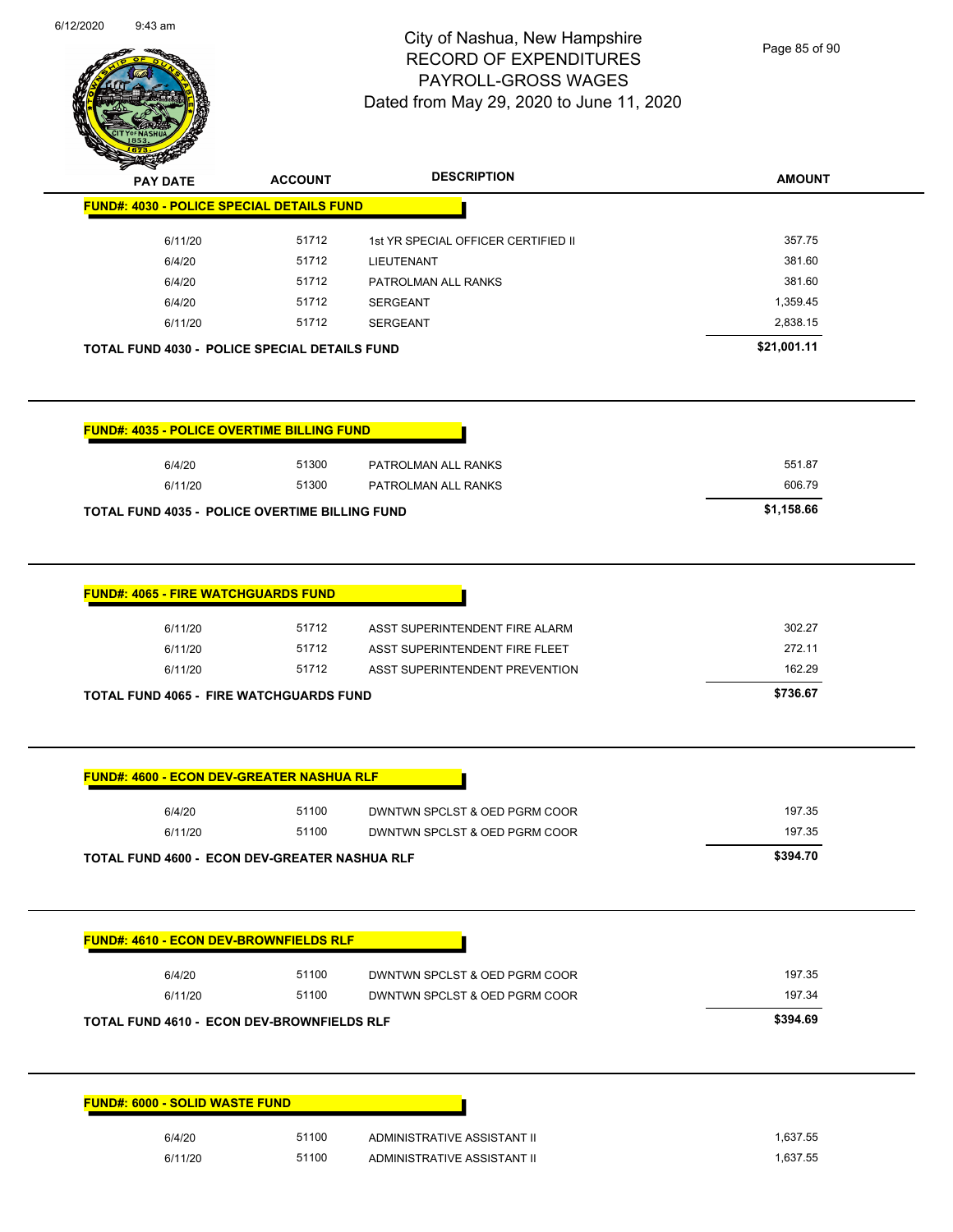| PAY DATE | ACCOUNT | DESCRIPTION | AMOUNT |
|---|---|---|---|

**FUND#: 4030 - POLICE SPECIAL DETAILS FUND**

| PAY DATE | ACCOUNT | DESCRIPTION | AMOUNT |
|---|---|---|---|
| 6/11/20 | 51712 | 1st YR SPECIAL OFFICER CERTIFIED II | 357.75 |
| 6/4/20 | 51712 | LIEUTENANT | 381.60 |
| 6/4/20 | 51712 | PATROLMAN ALL RANKS | 381.60 |
| 6/4/20 | 51712 | SERGEANT | 1,359.45 |
| 6/11/20 | 51712 | SERGEANT | 2,838.15 |
| **TOTAL FUND 4030 - POLICE SPECIAL DETAILS FUND** | | | **$21,001.11** |

**FUND#: 4035 - POLICE OVERTIME BILLING FUND**

| PAY DATE | ACCOUNT | DESCRIPTION | AMOUNT |
|---|---|---|---|
| 6/4/20 | 51300 | PATROLMAN ALL RANKS | 551.87 |
| 6/11/20 | 51300 | PATROLMAN ALL RANKS | 606.79 |
| **TOTAL FUND 4035 - POLICE OVERTIME BILLING FUND** | | | **$1,158.66** |

**FUND#: 4065 - FIRE WATCHGUARDS FUND**

| PAY DATE | ACCOUNT | DESCRIPTION | AMOUNT |
|---|---|---|---|
| 6/11/20 | 51712 | ASST SUPERINTENDENT FIRE ALARM | 302.27 |
| 6/11/20 | 51712 | ASST SUPERINTENDENT FIRE FLEET | 272.11 |
| 6/11/20 | 51712 | ASST SUPERINTENDENT PREVENTION | 162.29 |
| **TOTAL FUND 4065 - FIRE WATCHGUARDS FUND** | | | **$736.67** |

**FUND#: 4600 - ECON DEV-GREATER NASHUA RLF**

| PAY DATE | ACCOUNT | DESCRIPTION | AMOUNT |
|---|---|---|---|
| 6/4/20 | 51100 | DWNTWN SPCLST & OED PGRM COOR | 197.35 |
| 6/11/20 | 51100 | DWNTWN SPCLST & OED PGRM COOR | 197.35 |
| **TOTAL FUND 4600 - ECON DEV-GREATER NASHUA RLF** | | | **$394.70** |

**FUND#: 4610 - ECON DEV-BROWNFIELDS RLF**

| PAY DATE | ACCOUNT | DESCRIPTION | AMOUNT |
|---|---|---|---|
| 6/4/20 | 51100 | DWNTWN SPCLST & OED PGRM COOR | 197.35 |
| 6/11/20 | 51100 | DWNTWN SPCLST & OED PGRM COOR | 197.34 |
| **TOTAL FUND 4610 - ECON DEV-BROWNFIELDS RLF** | | | **$394.69** |

**FUND#: 6000 - SOLID WASTE FUND**

| PAY DATE | ACCOUNT | DESCRIPTION | AMOUNT |
|---|---|---|---|
| 6/4/20 | 51100 | ADMINISTRATIVE ASSISTANT II | 1,637.55 |
| 6/11/20 | 51100 | ADMINISTRATIVE ASSISTANT II | 1,637.55 |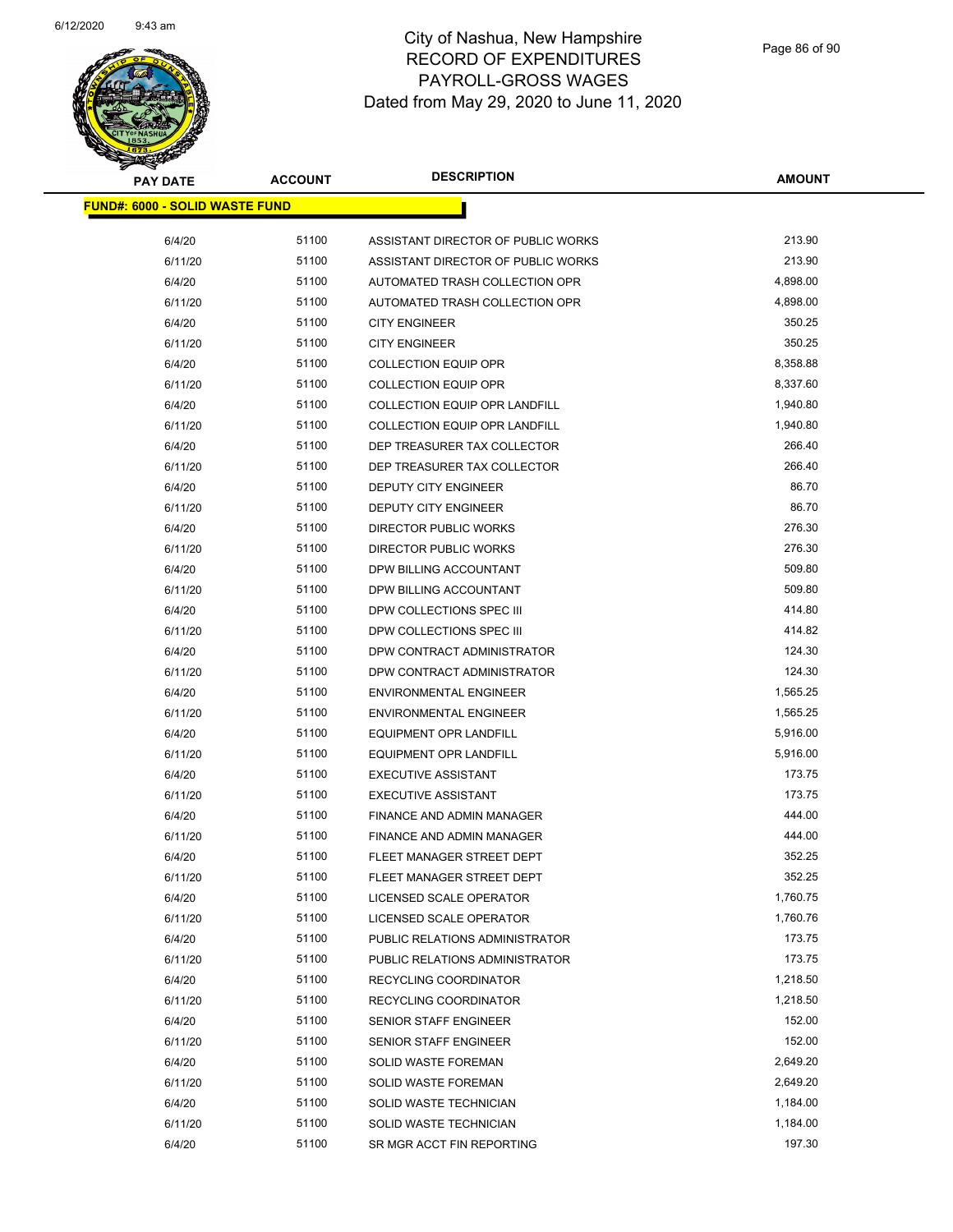# City of Nashua, New Hampshire
## RECORD OF EXPENDITURES
## PAYROLL-GROSS WAGES
## Dated from May 29, 2020 to June 11, 2020

| PAY DATE | ACCOUNT | DESCRIPTION | AMOUNT |
|---|---|---|---|
| **FUND#: 6000 - SOLID WASTE FUND** | | | |
| 6/4/20 | 51100 | ASSISTANT DIRECTOR OF PUBLIC WORKS | 213.90 |
| 6/11/20 | 51100 | ASSISTANT DIRECTOR OF PUBLIC WORKS | 213.90 |
| 6/4/20 | 51100 | AUTOMATED TRASH COLLECTION OPR | 4,898.00 |
| 6/11/20 | 51100 | AUTOMATED TRASH COLLECTION OPR | 4,898.00 |
| 6/4/20 | 51100 | CITY ENGINEER | 350.25 |
| 6/11/20 | 51100 | CITY ENGINEER | 350.25 |
| 6/4/20 | 51100 | COLLECTION EQUIP OPR | 8,358.88 |
| 6/11/20 | 51100 | COLLECTION EQUIP OPR | 8,337.60 |
| 6/4/20 | 51100 | COLLECTION EQUIP OPR LANDFILL | 1,940.80 |
| 6/11/20 | 51100 | COLLECTION EQUIP OPR LANDFILL | 1,940.80 |
| 6/4/20 | 51100 | DEP TREASURER TAX COLLECTOR | 266.40 |
| 6/11/20 | 51100 | DEP TREASURER TAX COLLECTOR | 266.40 |
| 6/4/20 | 51100 | DEPUTY CITY ENGINEER | 86.70 |
| 6/11/20 | 51100 | DEPUTY CITY ENGINEER | 86.70 |
| 6/4/20 | 51100 | DIRECTOR PUBLIC WORKS | 276.30 |
| 6/11/20 | 51100 | DIRECTOR PUBLIC WORKS | 276.30 |
| 6/4/20 | 51100 | DPW BILLING ACCOUNTANT | 509.80 |
| 6/11/20 | 51100 | DPW BILLING ACCOUNTANT | 509.80 |
| 6/4/20 | 51100 | DPW COLLECTIONS SPEC III | 414.80 |
| 6/11/20 | 51100 | DPW COLLECTIONS SPEC III | 414.82 |
| 6/4/20 | 51100 | DPW CONTRACT ADMINISTRATOR | 124.30 |
| 6/11/20 | 51100 | DPW CONTRACT ADMINISTRATOR | 124.30 |
| 6/4/20 | 51100 | ENVIRONMENTAL ENGINEER | 1,565.25 |
| 6/11/20 | 51100 | ENVIRONMENTAL ENGINEER | 1,565.25 |
| 6/4/20 | 51100 | EQUIPMENT OPR LANDFILL | 5,916.00 |
| 6/11/20 | 51100 | EQUIPMENT OPR LANDFILL | 5,916.00 |
| 6/4/20 | 51100 | EXECUTIVE ASSISTANT | 173.75 |
| 6/11/20 | 51100 | EXECUTIVE ASSISTANT | 173.75 |
| 6/4/20 | 51100 | FINANCE AND ADMIN MANAGER | 444.00 |
| 6/11/20 | 51100 | FINANCE AND ADMIN MANAGER | 444.00 |
| 6/4/20 | 51100 | FLEET MANAGER STREET DEPT | 352.25 |
| 6/11/20 | 51100 | FLEET MANAGER STREET DEPT | 352.25 |
| 6/4/20 | 51100 | LICENSED SCALE OPERATOR | 1,760.75 |
| 6/11/20 | 51100 | LICENSED SCALE OPERATOR | 1,760.76 |
| 6/4/20 | 51100 | PUBLIC RELATIONS ADMINISTRATOR | 173.75 |
| 6/11/20 | 51100 | PUBLIC RELATIONS ADMINISTRATOR | 173.75 |
| 6/4/20 | 51100 | RECYCLING COORDINATOR | 1,218.50 |
| 6/11/20 | 51100 | RECYCLING COORDINATOR | 1,218.50 |
| 6/4/20 | 51100 | SENIOR STAFF ENGINEER | 152.00 |
| 6/11/20 | 51100 | SENIOR STAFF ENGINEER | 152.00 |
| 6/4/20 | 51100 | SOLID WASTE FOREMAN | 2,649.20 |
| 6/11/20 | 51100 | SOLID WASTE FOREMAN | 2,649.20 |
| 6/4/20 | 51100 | SOLID WASTE TECHNICIAN | 1,184.00 |
| 6/11/20 | 51100 | SOLID WASTE TECHNICIAN | 1,184.00 |
| 6/4/20 | 51100 | SR MGR ACCT FIN REPORTING | 197.30 |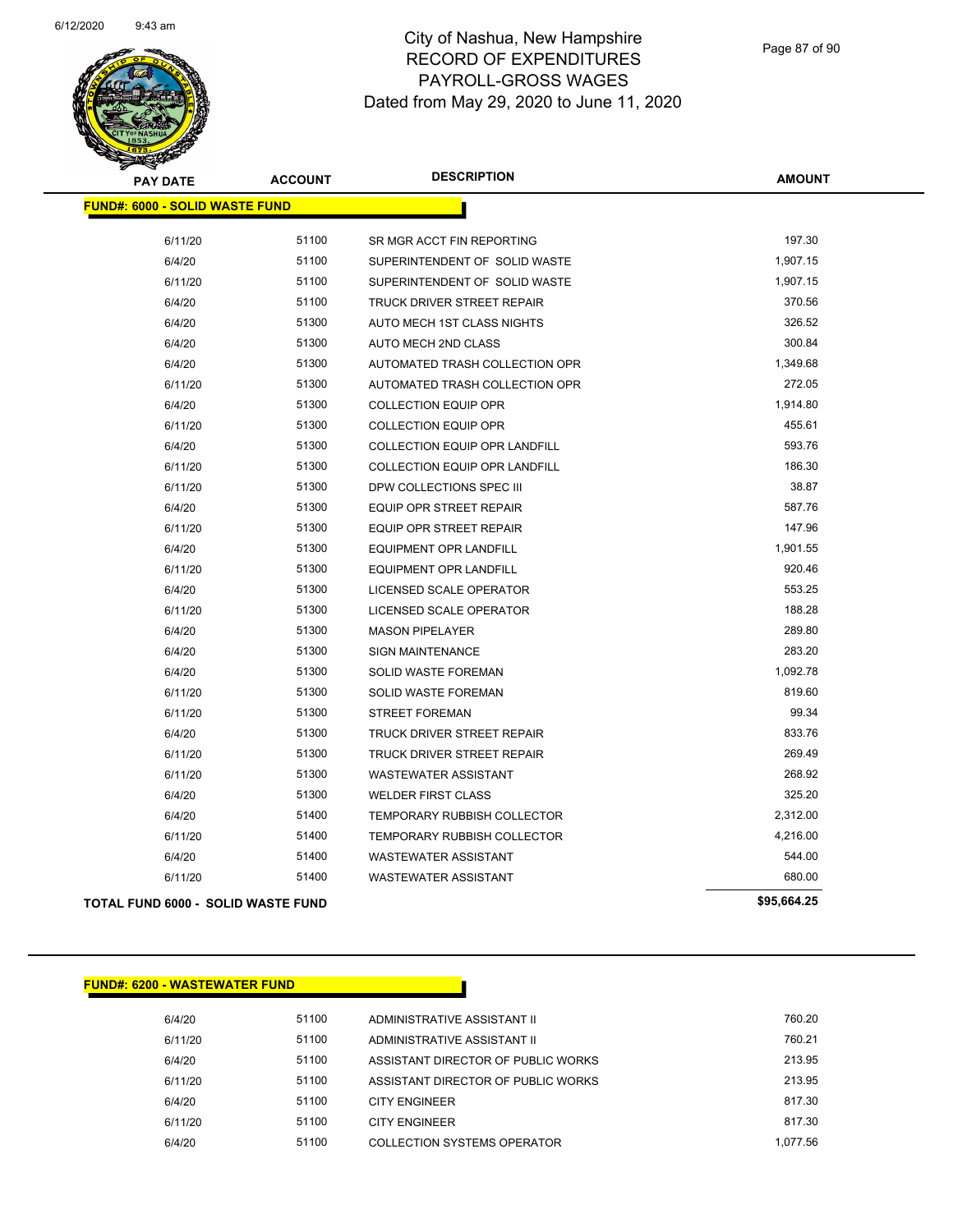# City of Nashua, New Hampshire
# RECORD OF EXPENDITURES
# PAYROLL-GROSS WAGES
# Dated from May 29, 2020 to June 11, 2020

| PAY DATE | ACCOUNT | DESCRIPTION | AMOUNT |
|---|---|---|---|
| **FUND#: 6000 - SOLID WASTE FUND** | | | |
| 6/11/20 | 51100 | SR MGR ACCT FIN REPORTING | 197.30 |
| 6/4/20 | 51100 | SUPERINTENDENT OF SOLID WASTE | 1,907.15 |
| 6/11/20 | 51100 | SUPERINTENDENT OF SOLID WASTE | 1,907.15 |
| 6/4/20 | 51100 | TRUCK DRIVER STREET REPAIR | 370.56 |
| 6/4/20 | 51300 | AUTO MECH 1ST CLASS NIGHTS | 326.52 |
| 6/4/20 | 51300 | AUTO MECH 2ND CLASS | 300.84 |
| 6/4/20 | 51300 | AUTOMATED TRASH COLLECTION OPR | 1,349.68 |
| 6/11/20 | 51300 | AUTOMATED TRASH COLLECTION OPR | 272.05 |
| 6/4/20 | 51300 | COLLECTION EQUIP OPR | 1,914.80 |
| 6/11/20 | 51300 | COLLECTION EQUIP OPR | 455.61 |
| 6/4/20 | 51300 | COLLECTION EQUIP OPR LANDFILL | 593.76 |
| 6/11/20 | 51300 | COLLECTION EQUIP OPR LANDFILL | 186.30 |
| 6/11/20 | 51300 | DPW COLLECTIONS SPEC III | 38.87 |
| 6/4/20 | 51300 | EQUIP OPR STREET REPAIR | 587.76 |
| 6/11/20 | 51300 | EQUIP OPR STREET REPAIR | 147.96 |
| 6/4/20 | 51300 | EQUIPMENT OPR LANDFILL | 1,901.55 |
| 6/11/20 | 51300 | EQUIPMENT OPR LANDFILL | 920.46 |
| 6/4/20 | 51300 | LICENSED SCALE OPERATOR | 553.25 |
| 6/11/20 | 51300 | LICENSED SCALE OPERATOR | 188.28 |
| 6/4/20 | 51300 | MASON PIPELAYER | 289.80 |
| 6/4/20 | 51300 | SIGN MAINTENANCE | 283.20 |
| 6/4/20 | 51300 | SOLID WASTE FOREMAN | 1,092.78 |
| 6/11/20 | 51300 | SOLID WASTE FOREMAN | 819.60 |
| 6/11/20 | 51300 | STREET FOREMAN | 99.34 |
| 6/4/20 | 51300 | TRUCK DRIVER STREET REPAIR | 833.76 |
| 6/11/20 | 51300 | TRUCK DRIVER STREET REPAIR | 269.49 |
| 6/11/20 | 51300 | WASTEWATER ASSISTANT | 268.92 |
| 6/4/20 | 51300 | WELDER FIRST CLASS | 325.20 |
| 6/4/20 | 51400 | TEMPORARY RUBBISH COLLECTOR | 2,312.00 |
| 6/11/20 | 51400 | TEMPORARY RUBBISH COLLECTOR | 4,216.00 |
| 6/4/20 | 51400 | WASTEWATER ASSISTANT | 544.00 |
| 6/11/20 | 51400 | WASTEWATER ASSISTANT | 680.00 |
| **TOTAL FUND 6000 - SOLID WASTE FUND** | | | **$95,664.25** |

| PAY DATE | ACCOUNT | DESCRIPTION | AMOUNT |
|---|---|---|---|
| **FUND#: 6200 - WASTEWATER FUND** | | | |
| 6/4/20 | 51100 | ADMINISTRATIVE ASSISTANT II | 760.20 |
| 6/11/20 | 51100 | ADMINISTRATIVE ASSISTANT II | 760.21 |
| 6/4/20 | 51100 | ASSISTANT DIRECTOR OF PUBLIC WORKS | 213.95 |
| 6/11/20 | 51100 | ASSISTANT DIRECTOR OF PUBLIC WORKS | 213.95 |
| 6/4/20 | 51100 | CITY ENGINEER | 817.30 |
| 6/11/20 | 51100 | CITY ENGINEER | 817.30 |
| 6/4/20 | 51100 | COLLECTION SYSTEMS OPERATOR | 1,077.56 |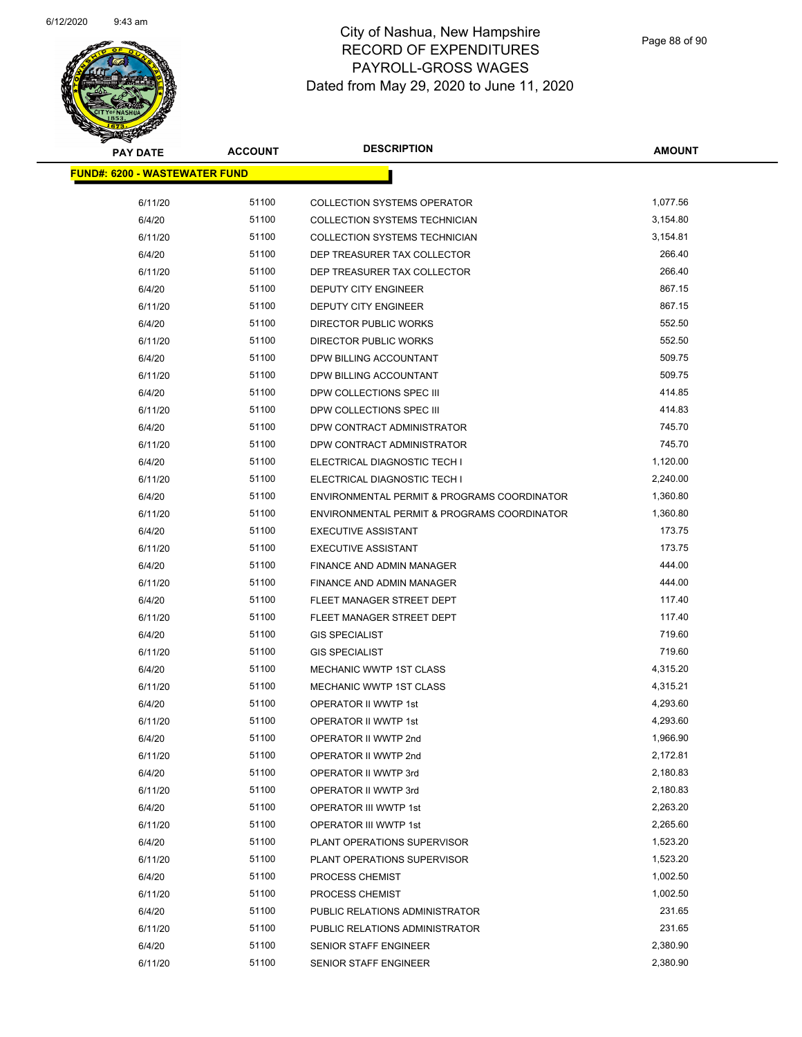# City of Nashua, New Hampshire
## RECORD OF EXPENDITURES
## PAYROLL-GROSS WAGES
## Dated from May 29, 2020 to June 11, 2020

| PAY DATE | ACCOUNT | DESCRIPTION | AMOUNT |
|---|---|---|---|
| **FUND#: 6200 - WASTEWATER FUND** | | | |
| 6/11/20 | 51100 | COLLECTION SYSTEMS OPERATOR | 1,077.56 |
| 6/4/20 | 51100 | COLLECTION SYSTEMS TECHNICIAN | 3,154.80 |
| 6/11/20 | 51100 | COLLECTION SYSTEMS TECHNICIAN | 3,154.81 |
| 6/4/20 | 51100 | DEP TREASURER TAX COLLECTOR | 266.40 |
| 6/11/20 | 51100 | DEP TREASURER TAX COLLECTOR | 266.40 |
| 6/4/20 | 51100 | DEPUTY CITY ENGINEER | 867.15 |
| 6/11/20 | 51100 | DEPUTY CITY ENGINEER | 867.15 |
| 6/4/20 | 51100 | DIRECTOR PUBLIC WORKS | 552.50 |
| 6/11/20 | 51100 | DIRECTOR PUBLIC WORKS | 552.50 |
| 6/4/20 | 51100 | DPW BILLING ACCOUNTANT | 509.75 |
| 6/11/20 | 51100 | DPW BILLING ACCOUNTANT | 509.75 |
| 6/4/20 | 51100 | DPW COLLECTIONS SPEC III | 414.85 |
| 6/11/20 | 51100 | DPW COLLECTIONS SPEC III | 414.83 |
| 6/4/20 | 51100 | DPW CONTRACT ADMINISTRATOR | 745.70 |
| 6/11/20 | 51100 | DPW CONTRACT ADMINISTRATOR | 745.70 |
| 6/4/20 | 51100 | ELECTRICAL DIAGNOSTIC TECH I | 1,120.00 |
| 6/11/20 | 51100 | ELECTRICAL DIAGNOSTIC TECH I | 2,240.00 |
| 6/4/20 | 51100 | ENVIRONMENTAL PERMIT & PROGRAMS COORDINATOR | 1,360.80 |
| 6/11/20 | 51100 | ENVIRONMENTAL PERMIT & PROGRAMS COORDINATOR | 1,360.80 |
| 6/4/20 | 51100 | EXECUTIVE ASSISTANT | 173.75 |
| 6/11/20 | 51100 | EXECUTIVE ASSISTANT | 173.75 |
| 6/4/20 | 51100 | FINANCE AND ADMIN MANAGER | 444.00 |
| 6/11/20 | 51100 | FINANCE AND ADMIN MANAGER | 444.00 |
| 6/4/20 | 51100 | FLEET MANAGER STREET DEPT | 117.40 |
| 6/11/20 | 51100 | FLEET MANAGER STREET DEPT | 117.40 |
| 6/4/20 | 51100 | GIS SPECIALIST | 719.60 |
| 6/11/20 | 51100 | GIS SPECIALIST | 719.60 |
| 6/4/20 | 51100 | MECHANIC WWTP 1ST CLASS | 4,315.20 |
| 6/11/20 | 51100 | MECHANIC WWTP 1ST CLASS | 4,315.21 |
| 6/4/20 | 51100 | OPERATOR II WWTP 1st | 4,293.60 |
| 6/11/20 | 51100 | OPERATOR II WWTP 1st | 4,293.60 |
| 6/4/20 | 51100 | OPERATOR II WWTP 2nd | 1,966.90 |
| 6/11/20 | 51100 | OPERATOR II WWTP 2nd | 2,172.81 |
| 6/4/20 | 51100 | OPERATOR II WWTP 3rd | 2,180.83 |
| 6/11/20 | 51100 | OPERATOR II WWTP 3rd | 2,180.83 |
| 6/4/20 | 51100 | OPERATOR III WWTP 1st | 2,263.20 |
| 6/11/20 | 51100 | OPERATOR III WWTP 1st | 2,265.60 |
| 6/4/20 | 51100 | PLANT OPERATIONS SUPERVISOR | 1,523.20 |
| 6/11/20 | 51100 | PLANT OPERATIONS SUPERVISOR | 1,523.20 |
| 6/4/20 | 51100 | PROCESS CHEMIST | 1,002.50 |
| 6/11/20 | 51100 | PROCESS CHEMIST | 1,002.50 |
| 6/4/20 | 51100 | PUBLIC RELATIONS ADMINISTRATOR | 231.65 |
| 6/11/20 | 51100 | PUBLIC RELATIONS ADMINISTRATOR | 231.65 |
| 6/4/20 | 51100 | SENIOR STAFF ENGINEER | 2,380.90 |
| 6/11/20 | 51100 | SENIOR STAFF ENGINEER | 2,380.90 |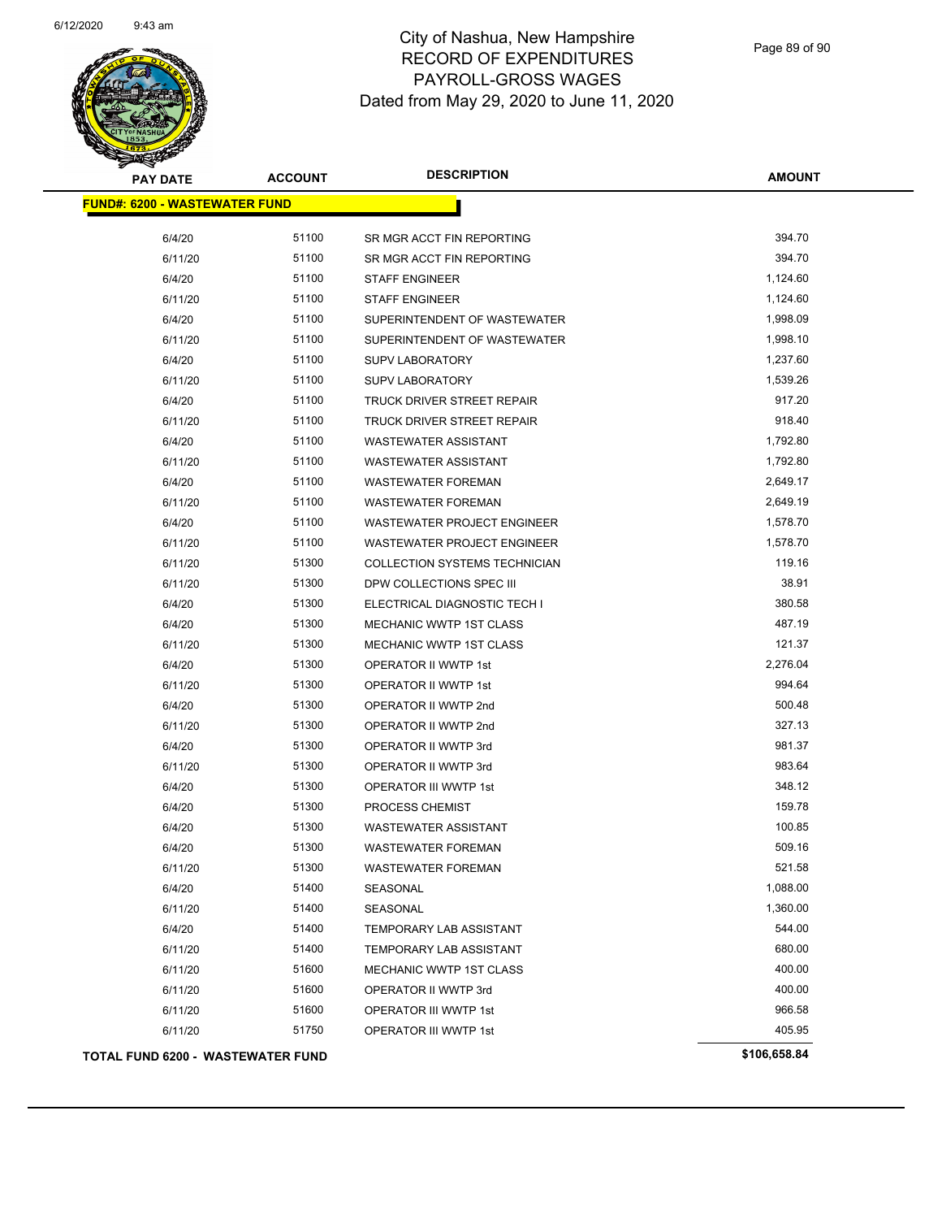City of Nashua, New Hampshire
RECORD OF EXPENDITURES
PAYROLL-GROSS WAGES
Dated from May 29, 2020 to June 11, 2020

| PAY DATE | ACCOUNT | DESCRIPTION | AMOUNT |
|---|---|---|---|
| **FUND#: 6200 - WASTEWATER FUND** | | | |
| 6/4/20 | 51100 | SR MGR ACCT FIN REPORTING | 394.70 |
| 6/11/20 | 51100 | SR MGR ACCT FIN REPORTING | 394.70 |
| 6/4/20 | 51100 | STAFF ENGINEER | 1,124.60 |
| 6/11/20 | 51100 | STAFF ENGINEER | 1,124.60 |
| 6/4/20 | 51100 | SUPERINTENDENT OF WASTEWATER | 1,998.09 |
| 6/11/20 | 51100 | SUPERINTENDENT OF WASTEWATER | 1,998.10 |
| 6/4/20 | 51100 | SUPV LABORATORY | 1,237.60 |
| 6/11/20 | 51100 | SUPV LABORATORY | 1,539.26 |
| 6/4/20 | 51100 | TRUCK DRIVER STREET REPAIR | 917.20 |
| 6/11/20 | 51100 | TRUCK DRIVER STREET REPAIR | 918.40 |
| 6/4/20 | 51100 | WASTEWATER ASSISTANT | 1,792.80 |
| 6/11/20 | 51100 | WASTEWATER ASSISTANT | 1,792.80 |
| 6/4/20 | 51100 | WASTEWATER FOREMAN | 2,649.17 |
| 6/11/20 | 51100 | WASTEWATER FOREMAN | 2,649.19 |
| 6/4/20 | 51100 | WASTEWATER PROJECT ENGINEER | 1,578.70 |
| 6/11/20 | 51100 | WASTEWATER PROJECT ENGINEER | 1,578.70 |
| 6/11/20 | 51300 | COLLECTION SYSTEMS TECHNICIAN | 119.16 |
| 6/11/20 | 51300 | DPW COLLECTIONS SPEC III | 38.91 |
| 6/4/20 | 51300 | ELECTRICAL DIAGNOSTIC TECH I | 380.58 |
| 6/4/20 | 51300 | MECHANIC WWTP 1ST CLASS | 487.19 |
| 6/11/20 | 51300 | MECHANIC WWTP 1ST CLASS | 121.37 |
| 6/4/20 | 51300 | OPERATOR II WWTP 1st | 2,276.04 |
| 6/11/20 | 51300 | OPERATOR II WWTP 1st | 994.64 |
| 6/4/20 | 51300 | OPERATOR II WWTP 2nd | 500.48 |
| 6/11/20 | 51300 | OPERATOR II WWTP 2nd | 327.13 |
| 6/4/20 | 51300 | OPERATOR II WWTP 3rd | 981.37 |
| 6/11/20 | 51300 | OPERATOR II WWTP 3rd | 983.64 |
| 6/4/20 | 51300 | OPERATOR III WWTP 1st | 348.12 |
| 6/4/20 | 51300 | PROCESS CHEMIST | 159.78 |
| 6/4/20 | 51300 | WASTEWATER ASSISTANT | 100.85 |
| 6/4/20 | 51300 | WASTEWATER FOREMAN | 509.16 |
| 6/11/20 | 51300 | WASTEWATER FOREMAN | 521.58 |
| 6/4/20 | 51400 | SEASONAL | 1,088.00 |
| 6/11/20 | 51400 | SEASONAL | 1,360.00 |
| 6/4/20 | 51400 | TEMPORARY LAB ASSISTANT | 544.00 |
| 6/11/20 | 51400 | TEMPORARY LAB ASSISTANT | 680.00 |
| 6/11/20 | 51600 | MECHANIC WWTP 1ST CLASS | 400.00 |
| 6/11/20 | 51600 | OPERATOR II WWTP 3rd | 400.00 |
| 6/11/20 | 51600 | OPERATOR III WWTP 1st | 966.58 |
| 6/11/20 | 51750 | OPERATOR III WWTP 1st | 405.95 |
| **TOTAL FUND 6200 - WASTEWATER FUND** | | | **$106,658.84** |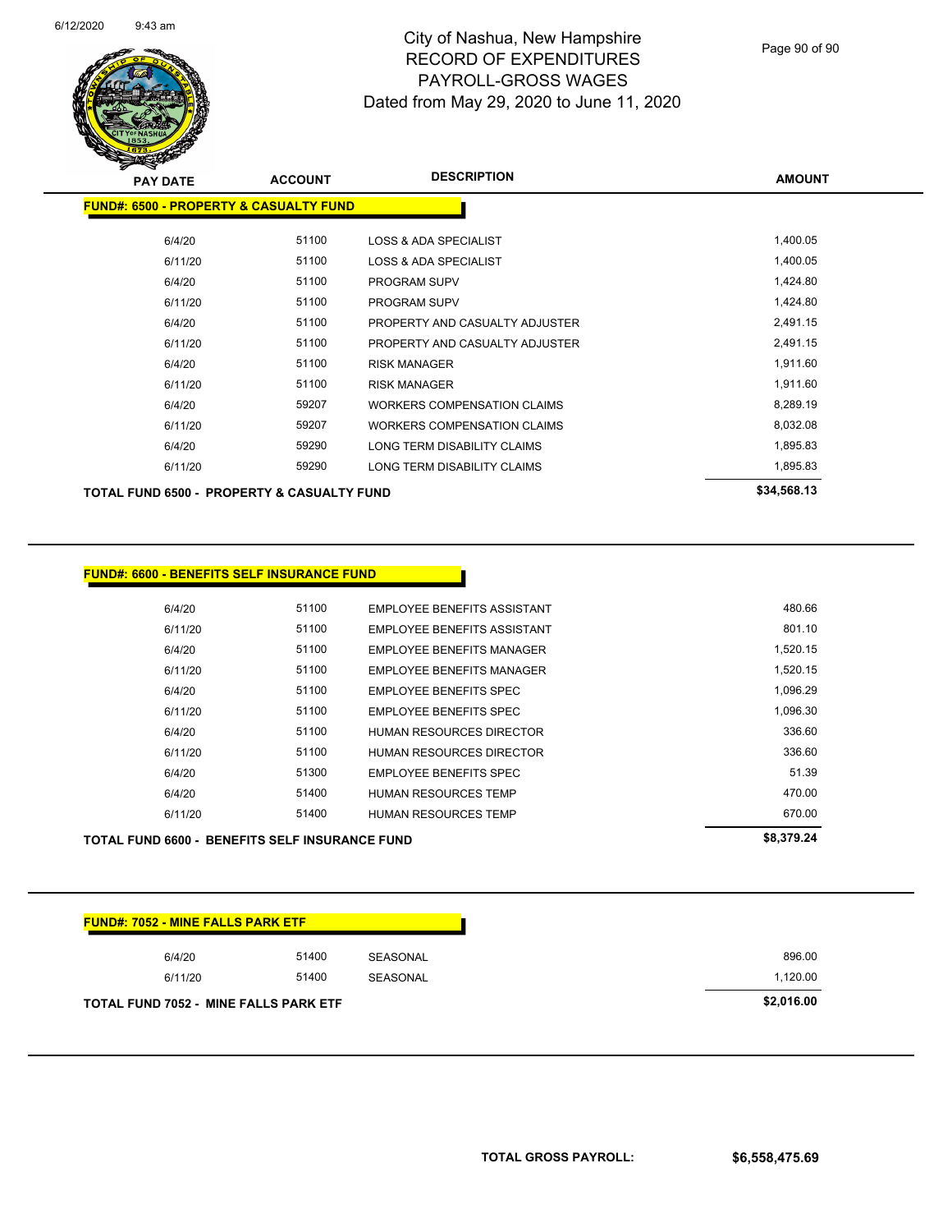# City of Nashua, New Hampshire
# RECORD OF EXPENDITURES
# PAYROLL-GROSS WAGES
# Dated from May 29, 2020 to June 11, 2020

**FUND#: 6500 - PROPERTY & CASUALTY FUND**

| PAY DATE | ACCOUNT | DESCRIPTION | AMOUNT |
|---|---|---|---|
| 6/4/20 | 51100 | LOSS & ADA SPECIALIST | 1,400.05 |
| 6/11/20 | 51100 | LOSS & ADA SPECIALIST | 1,400.05 |
| 6/4/20 | 51100 | PROGRAM SUPV | 1,424.80 |
| 6/11/20 | 51100 | PROGRAM SUPV | 1,424.80 |
| 6/4/20 | 51100 | PROPERTY AND CASUALTY ADJUSTER | 2,491.15 |
| 6/11/20 | 51100 | PROPERTY AND CASUALTY ADJUSTER | 2,491.15 |
| 6/4/20 | 51100 | RISK MANAGER | 1,911.60 |
| 6/11/20 | 51100 | RISK MANAGER | 1,911.60 |
| 6/4/20 | 59207 | WORKERS COMPENSATION CLAIMS | 8,289.19 |
| 6/11/20 | 59207 | WORKERS COMPENSATION CLAIMS | 8,032.08 |
| 6/4/20 | 59290 | LONG TERM DISABILITY CLAIMS | 1,895.83 |
| 6/11/20 | 59290 | LONG TERM DISABILITY CLAIMS | 1,895.83 |
| **TOTAL FUND 6500 - PROPERTY & CASUALTY FUND** | | | **$34,568.13** |

**FUND#: 6600 - BENEFITS SELF INSURANCE FUND**

| PAY DATE | ACCOUNT | DESCRIPTION | AMOUNT |
|---|---|---|---|
| 6/4/20 | 51100 | EMPLOYEE BENEFITS ASSISTANT | 480.66 |
| 6/11/20 | 51100 | EMPLOYEE BENEFITS ASSISTANT | 801.10 |
| 6/4/20 | 51100 | EMPLOYEE BENEFITS MANAGER | 1,520.15 |
| 6/11/20 | 51100 | EMPLOYEE BENEFITS MANAGER | 1,520.15 |
| 6/4/20 | 51100 | EMPLOYEE BENEFITS SPEC | 1,096.29 |
| 6/11/20 | 51100 | EMPLOYEE BENEFITS SPEC | 1,096.30 |
| 6/4/20 | 51100 | HUMAN RESOURCES DIRECTOR | 336.60 |
| 6/11/20 | 51100 | HUMAN RESOURCES DIRECTOR | 336.60 |
| 6/4/20 | 51300 | EMPLOYEE BENEFITS SPEC | 51.39 |
| 6/4/20 | 51400 | HUMAN RESOURCES TEMP | 470.00 |
| 6/11/20 | 51400 | HUMAN RESOURCES TEMP | 670.00 |
| **TOTAL FUND 6600 - BENEFITS SELF INSURANCE FUND** | | | **$8,379.24** |

**FUND#: 7052 - MINE FALLS PARK ETF**

| PAY DATE | ACCOUNT | DESCRIPTION | AMOUNT |
|---|---|---|---|
| 6/4/20 | 51400 | SEASONAL | 896.00 |
| 6/11/20 | 51400 | SEASONAL | 1,120.00 |
| **TOTAL FUND 7052 - MINE FALLS PARK ETF** | | | **$2,016.00** |

**TOTAL GROSS PAYROLL: $6,558,475.69**